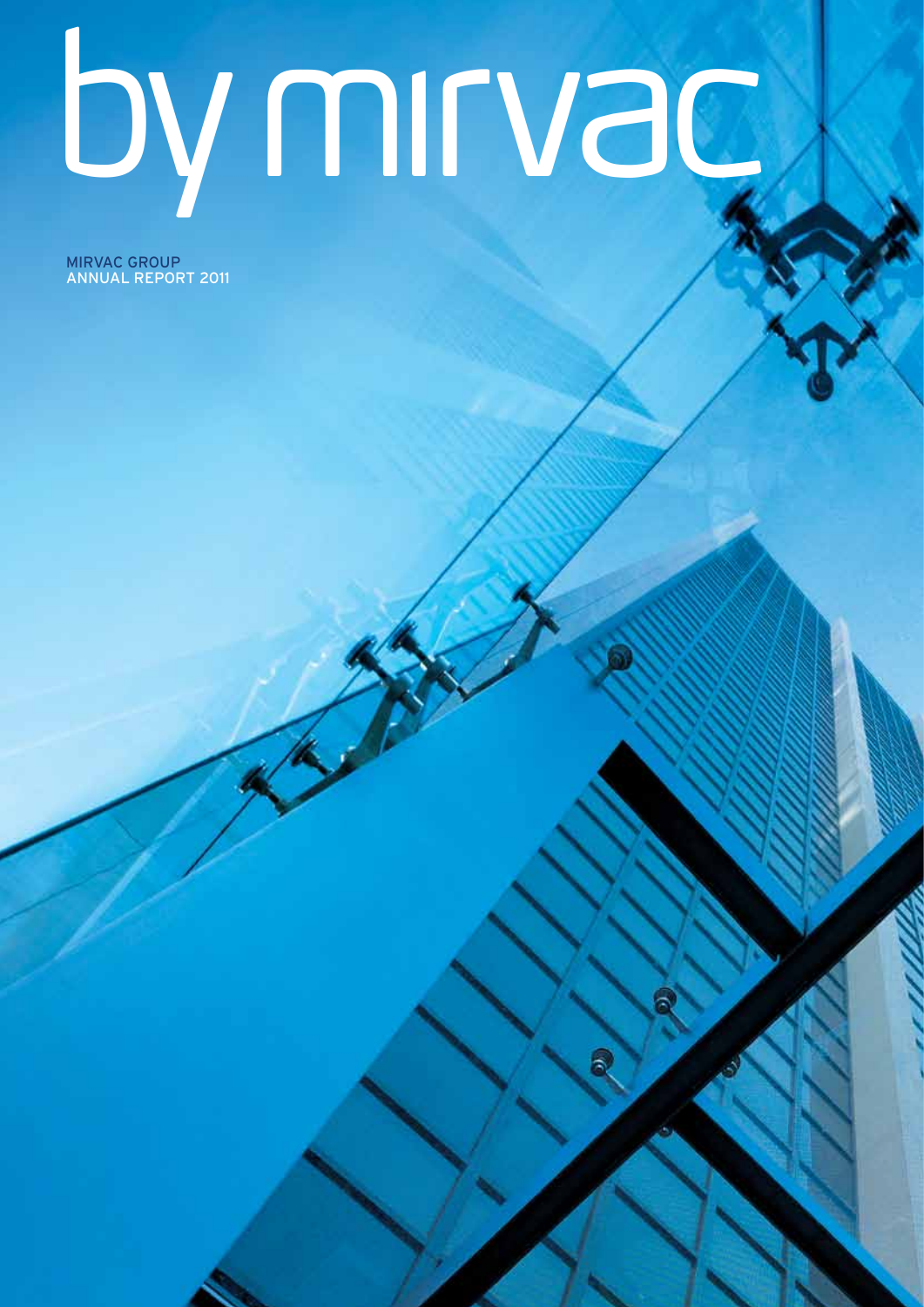# by mirvac

MIRVAC GROUP
ANNUAL REPORT 2011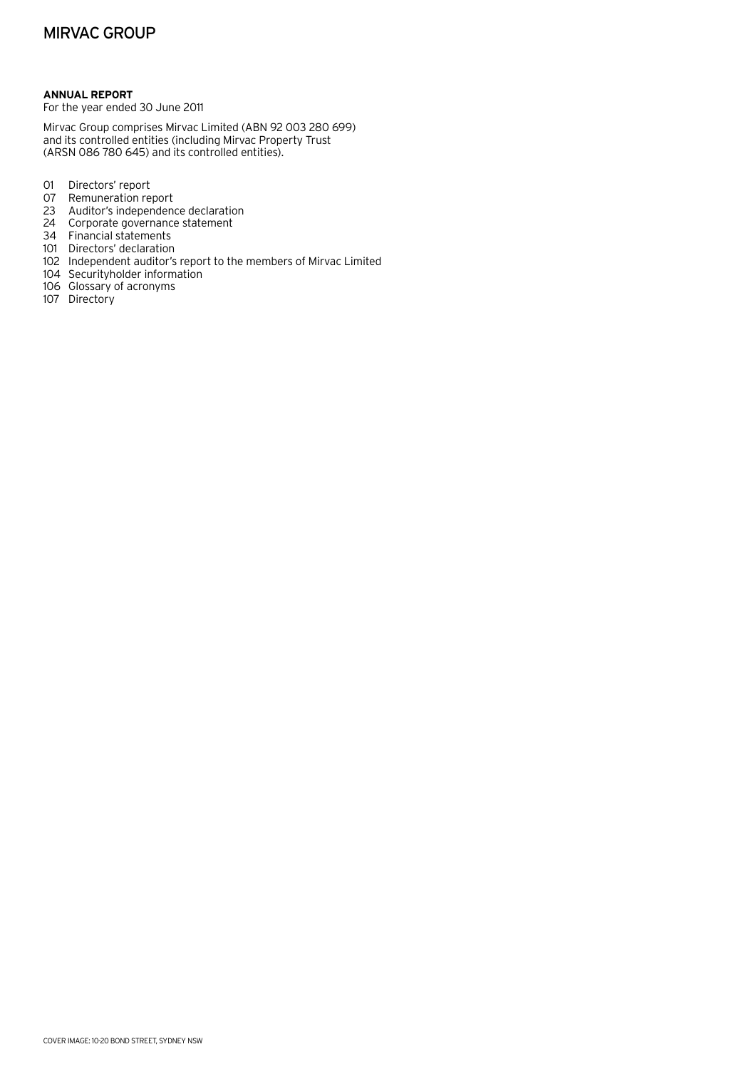# MIRVAC GROUP

**ANNUAL REPORT**
For the year ended 30 June 2011

Mirvac Group comprises Mirvac Limited (ABN 92 003 280 699) and its controlled entities (including Mirvac Property Trust (ARSN 086 780 645) and its controlled entities).

- 01 Directors' report
- 07 Remuneration report
- 23 Auditor's independence declaration
- 24 Corporate governance statement
- 34 Financial statements
- 101 Directors' declaration
- 102 Independent auditor's report to the members of Mirvac Limited
- 104 Securityholder information
- 106 Glossary of acronyms
- 107 Directory

COVER IMAGE: 10-20 BOND STREET, SYDNEY NSW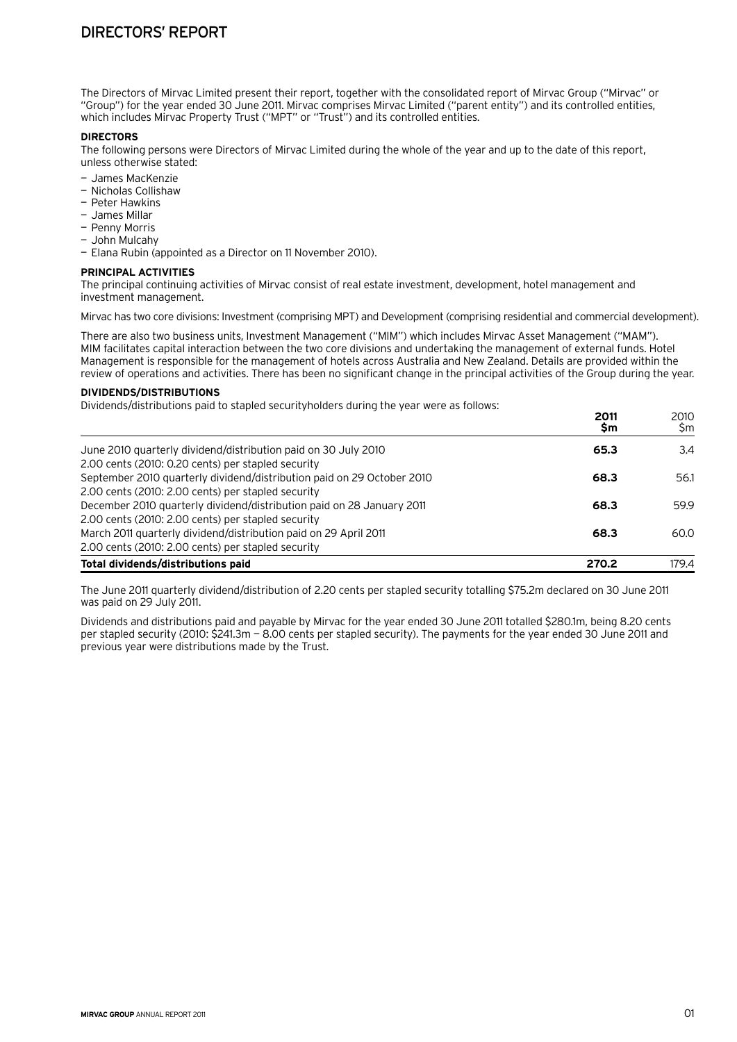# DIRECTORS' REPORT

The Directors of Mirvac Limited present their report, together with the consolidated report of Mirvac Group ("Mirvac" or "Group") for the year ended 30 June 2011. Mirvac comprises Mirvac Limited ("parent entity") and its controlled entities, which includes Mirvac Property Trust ("MPT" or "Trust") and its controlled entities.

### DIRECTORS

The following persons were Directors of Mirvac Limited during the whole of the year and up to the date of this report, unless otherwise stated:

- James MacKenzie
- Nicholas Collishaw
- Peter Hawkins
- James Millar
- Penny Morris
- John Mulcahy
- Elana Rubin (appointed as a Director on 11 November 2010).

### PRINCIPAL ACTIVITIES

The principal continuing activities of Mirvac consist of real estate investment, development, hotel management and investment management.

Mirvac has two core divisions: Investment (comprising MPT) and Development (comprising residential and commercial development).

There are also two business units, Investment Management ("MIM") which includes Mirvac Asset Management ("MAM"). MIM facilitates capital interaction between the two core divisions and undertaking the management of external funds. Hotel Management is responsible for the management of hotels across Australia and New Zealand. Details are provided within the review of operations and activities. There has been no significant change in the principal activities of the Group during the year.

### DIVIDENDS/DISTRIBUTIONS

Dividends/distributions paid to stapled securityholders during the year were as follows:

| | 2011 $m | 2010 $m |
|---|---|---|
| June 2010 quarterly dividend/distribution paid on 30 July 2010<br>2.00 cents (2010: 0.20 cents) per stapled security | **65.3** | 3.4 |
| September 2010 quarterly dividend/distribution paid on 29 October 2010<br>2.00 cents (2010: 2.00 cents) per stapled security | **68.3** | 56.1 |
| December 2010 quarterly dividend/distribution paid on 28 January 2011<br>2.00 cents (2010: 2.00 cents) per stapled security | **68.3** | 59.9 |
| March 2011 quarterly dividend/distribution paid on 29 April 2011<br>2.00 cents (2010: 2.00 cents) per stapled security | **68.3** | 60.0 |
| **Total dividends/distributions paid** | **270.2** | 179.4 |

The June 2011 quarterly dividend/distribution of 2.20 cents per stapled security totalling $75.2m declared on 30 June 2011 was paid on 29 July 2011.

Dividends and distributions paid and payable by Mirvac for the year ended 30 June 2011 totalled $280.1m, being 8.20 cents per stapled security (2010: $241.3m — 8.00 cents per stapled security). The payments for the year ended 30 June 2011 and previous year were distributions made by the Trust.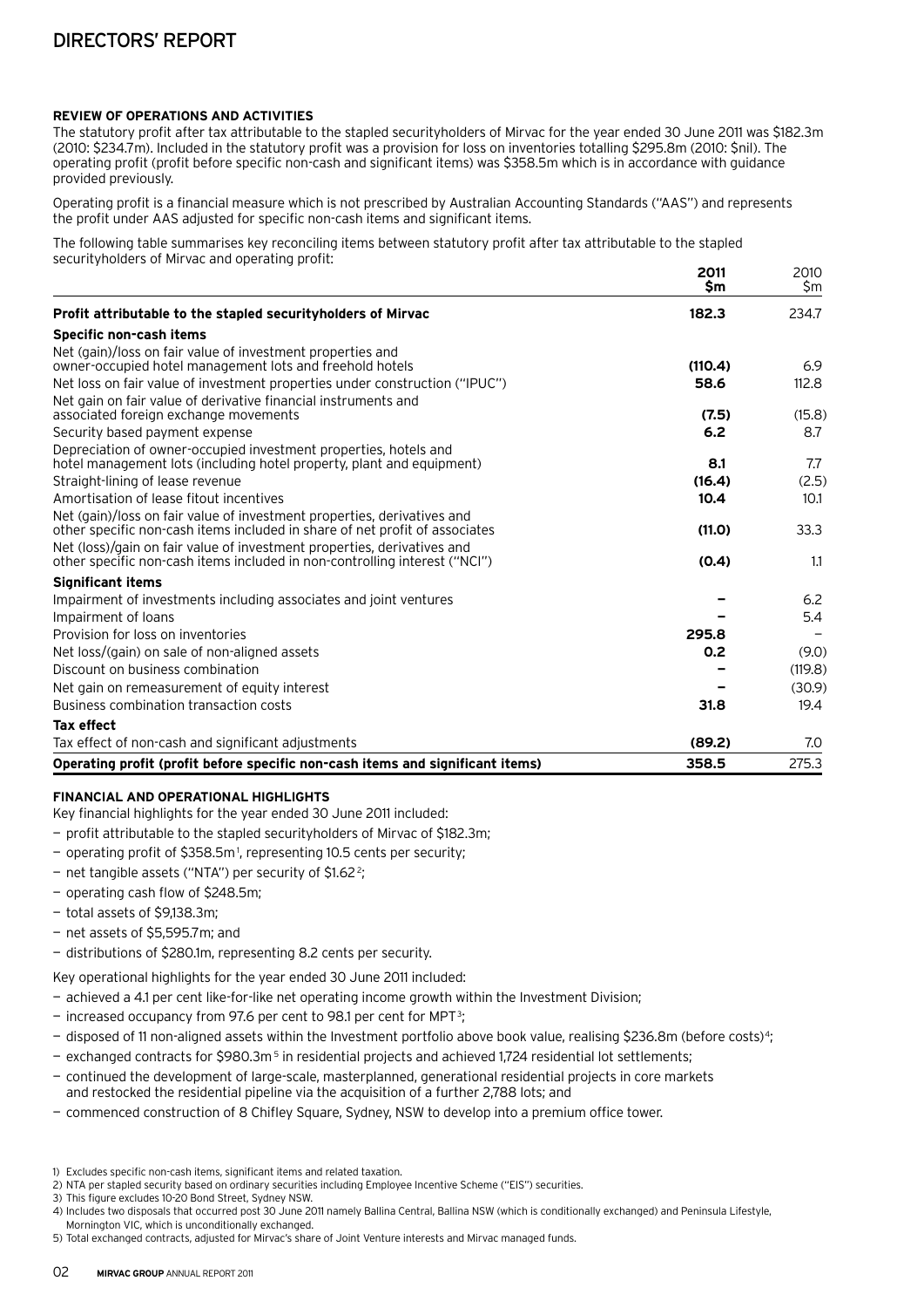# DIRECTORS' REPORT

**REVIEW OF OPERATIONS AND ACTIVITIES**

The statutory profit after tax attributable to the stapled securityholders of Mirvac for the year ended 30 June 2011 was $182.3m (2010: $234.7m). Included in the statutory profit was a provision for loss on inventories totalling $295.8m (2010: $nil). The operating profit (profit before specific non-cash and significant items) was $358.5m which is in accordance with guidance provided previously.

Operating profit is a financial measure which is not prescribed by Australian Accounting Standards ("AAS") and represents the profit under AAS adjusted for specific non-cash items and significant items.

The following table summarises key reconciling items between statutory profit after tax attributable to the stapled securityholders of Mirvac and operating profit:

| | **2011 $m** | 2010 $m |
|---|---|---|
| **Profit attributable to the stapled securityholders of Mirvac** | **182.3** | 234.7 |
| **Specific non-cash items** | | |
| Net (gain)/loss on fair value of investment properties and owner-occupied hotel management lots and freehold hotels | **(110.4)** | 6.9 |
| Net loss on fair value of investment properties under construction ("IPUC") | **58.6** | 112.8 |
| Net gain on fair value of derivative financial instruments and associated foreign exchange movements | **(7.5)** | (15.8) |
| Security based payment expense | **6.2** | 8.7 |
| Depreciation of owner-occupied investment properties, hotels and hotel management lots (including hotel property, plant and equipment) | **8.1** | 7.7 |
| Straight-lining of lease revenue | **(16.4)** | (2.5) |
| Amortisation of lease fitout incentives | **10.4** | 10.1 |
| Net (gain)/loss on fair value of investment properties, derivatives and other specific non-cash items included in share of net profit of associates | **(11.0)** | 33.3 |
| Net (loss)/gain on fair value of investment properties, derivatives and other specific non-cash items included in non-controlling interest ("NCI") | **(0.4)** | 1.1 |
| **Significant items** | | |
| Impairment of investments including associates and joint ventures | **–** | 6.2 |
| Impairment of loans | **–** | 5.4 |
| Provision for loss on inventories | **295.8** | – |
| Net loss/(gain) on sale of non-aligned assets | **0.2** | (9.0) |
| Discount on business combination | **–** | (119.8) |
| Net gain on remeasurement of equity interest | **–** | (30.9) |
| Business combination transaction costs | **31.8** | 19.4 |
| **Tax effect** | | |
| Tax effect of non-cash and significant adjustments | **(89.2)** | 7.0 |
| **Operating profit (profit before specific non-cash items and significant items)** | **358.5** | 275.3 |

**FINANCIAL AND OPERATIONAL HIGHLIGHTS**

Key financial highlights for the year ended 30 June 2011 included:

- profit attributable to the stapled securityholders of Mirvac of $182.3m;
- operating profit of $358.5m[1], representing 10.5 cents per security;
- net tangible assets ("NTA") per security of $1.62[2];
- operating cash flow of $248.5m;
- total assets of $9,138.3m;
- net assets of $5,595.7m; and
- distributions of $280.1m, representing 8.2 cents per security.

Key operational highlights for the year ended 30 June 2011 included:

- achieved a 4.1 per cent like-for-like net operating income growth within the Investment Division;
- increased occupancy from 97.6 per cent to 98.1 per cent for MPT[3];
- disposed of 11 non-aligned assets within the Investment portfolio above book value, realising $236.8m (before costs)[4];
- exchanged contracts for $980.3m[5] in residential projects and achieved 1,724 residential lot settlements;
- continued the development of large-scale, masterplanned, generational residential projects in core markets and restocked the residential pipeline via the acquisition of a further 2,788 lots; and
- commenced construction of 8 Chifley Square, Sydney, NSW to develop into a premium office tower.

1) Excludes specific non-cash items, significant items and related taxation.
2) NTA per stapled security based on ordinary securities including Employee Incentive Scheme ("EIS") securities.
3) This figure excludes 10-20 Bond Street, Sydney NSW.
4) Includes two disposals that occurred post 30 June 2011 namely Ballina Central, Ballina NSW (which is conditionally exchanged) and Peninsula Lifestyle, Mornington VIC, which is unconditionally exchanged.
5) Total exchanged contracts, adjusted for Mirvac's share of Joint Venture interests and Mirvac managed funds.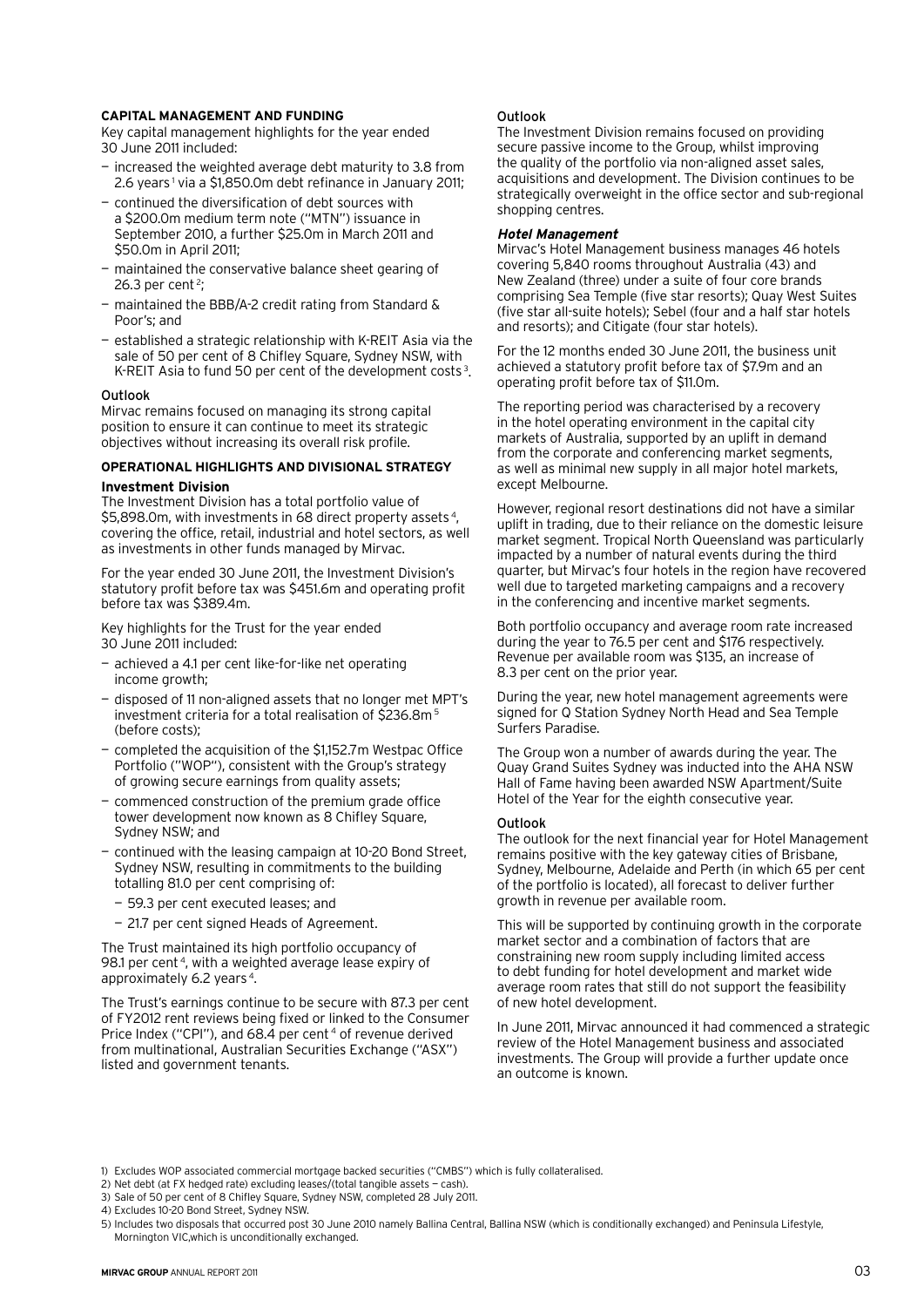## CAPITAL MANAGEMENT AND FUNDING

Key capital management highlights for the year ended 30 June 2011 included:

- increased the weighted average debt maturity to 3.8 from 2.6 years[1] via a $1,850.0m debt refinance in January 2011;
- continued the diversification of debt sources with a $200.0m medium term note ("MTN") issuance in September 2010, a further $25.0m in March 2011 and $50.0m in April 2011;
- maintained the conservative balance sheet gearing of 26.3 per cent[2];
- maintained the BBB/A-2 credit rating from Standard & Poor's; and
- established a strategic relationship with K-REIT Asia via the sale of 50 per cent of 8 Chifley Square, Sydney NSW, with K-REIT Asia to fund 50 per cent of the development costs[3].

### Outlook

Mirvac remains focused on managing its strong capital position to ensure it can continue to meet its strategic objectives without increasing its overall risk profile.

## OPERATIONAL HIGHLIGHTS AND DIVISIONAL STRATEGY

### Investment Division

The Investment Division has a total portfolio value of $5,898.0m, with investments in 68 direct property assets[4], covering the office, retail, industrial and hotel sectors, as well as investments in other funds managed by Mirvac.

For the year ended 30 June 2011, the Investment Division's statutory profit before tax was $451.6m and operating profit before tax was $389.4m.

Key highlights for the Trust for the year ended 30 June 2011 included:

- achieved a 4.1 per cent like-for-like net operating income growth;
- disposed of 11 non-aligned assets that no longer met MPT's investment criteria for a total realisation of $236.8m[5] (before costs);
- completed the acquisition of the $1,152.7m Westpac Office Portfolio ("WOP"), consistent with the Group's strategy of growing secure earnings from quality assets;
- commenced construction of the premium grade office tower development now known as 8 Chifley Square, Sydney NSW; and
- continued with the leasing campaign at 10-20 Bond Street, Sydney NSW, resulting in commitments to the building totalling 81.0 per cent comprising of:
  - 59.3 per cent executed leases; and
  - 21.7 per cent signed Heads of Agreement.

The Trust maintained its high portfolio occupancy of 98.1 per cent[4], with a weighted average lease expiry of approximately 6.2 years[4].

The Trust's earnings continue to be secure with 87.3 per cent of FY2012 rent reviews being fixed or linked to the Consumer Price Index ("CPI"), and 68.4 per cent[4] of revenue derived from multinational, Australian Securities Exchange ("ASX") listed and government tenants.

#### Outlook

The Investment Division remains focused on providing secure passive income to the Group, whilst improving the quality of the portfolio via non-aligned asset sales, acquisitions and development. The Division continues to be strategically overweight in the office sector and sub-regional shopping centres.

### *Hotel Management*

Mirvac's Hotel Management business manages 46 hotels covering 5,840 rooms throughout Australia (43) and New Zealand (three) under a suite of four core brands comprising Sea Temple (five star resorts); Quay West Suites (five star all-suite hotels); Sebel (four and a half star hotels and resorts); and Citigate (four star hotels).

For the 12 months ended 30 June 2011, the business unit achieved a statutory profit before tax of $7.9m and an operating profit before tax of $11.0m.

The reporting period was characterised by a recovery in the hotel operating environment in the capital city markets of Australia, supported by an uplift in demand from the corporate and conferencing market segments, as well as minimal new supply in all major hotel markets, except Melbourne.

However, regional resort destinations did not have a similar uplift in trading, due to their reliance on the domestic leisure market segment. Tropical North Queensland was particularly impacted by a number of natural events during the third quarter, but Mirvac's four hotels in the region have recovered well due to targeted marketing campaigns and a recovery in the conferencing and incentive market segments.

Both portfolio occupancy and average room rate increased during the year to 76.5 per cent and $176 respectively. Revenue per available room was $135, an increase of 8.3 per cent on the prior year.

During the year, new hotel management agreements were signed for Q Station Sydney North Head and Sea Temple Surfers Paradise.

The Group won a number of awards during the year. The Quay Grand Suites Sydney was inducted into the AHA NSW Hall of Fame having been awarded NSW Apartment/Suite Hotel of the Year for the eighth consecutive year.

#### Outlook

The outlook for the next financial year for Hotel Management remains positive with the key gateway cities of Brisbane, Sydney, Melbourne, Adelaide and Perth (in which 65 per cent of the portfolio is located), all forecast to deliver further growth in revenue per available room.

This will be supported by continuing growth in the corporate market sector and a combination of factors that are constraining new room supply including limited access to debt funding for hotel development and market wide average room rates that still do not support the feasibility of new hotel development.

In June 2011, Mirvac announced it had commenced a strategic review of the Hotel Management business and associated investments. The Group will provide a further update once an outcome is known.

1) Excludes WOP associated commercial mortgage backed securities ("CMBS") which is fully collateralised.
2) Net debt (at FX hedged rate) excluding leases/(total tangible assets — cash).
3) Sale of 50 per cent of 8 Chifley Square, Sydney NSW, completed 28 July 2011.
4) Excludes 10-20 Bond Street, Sydney NSW.
5) Includes two disposals that occurred post 30 June 2010 namely Ballina Central, Ballina NSW (which is conditionally exchanged) and Peninsula Lifestyle, Mornington VIC,which is unconditionally exchanged.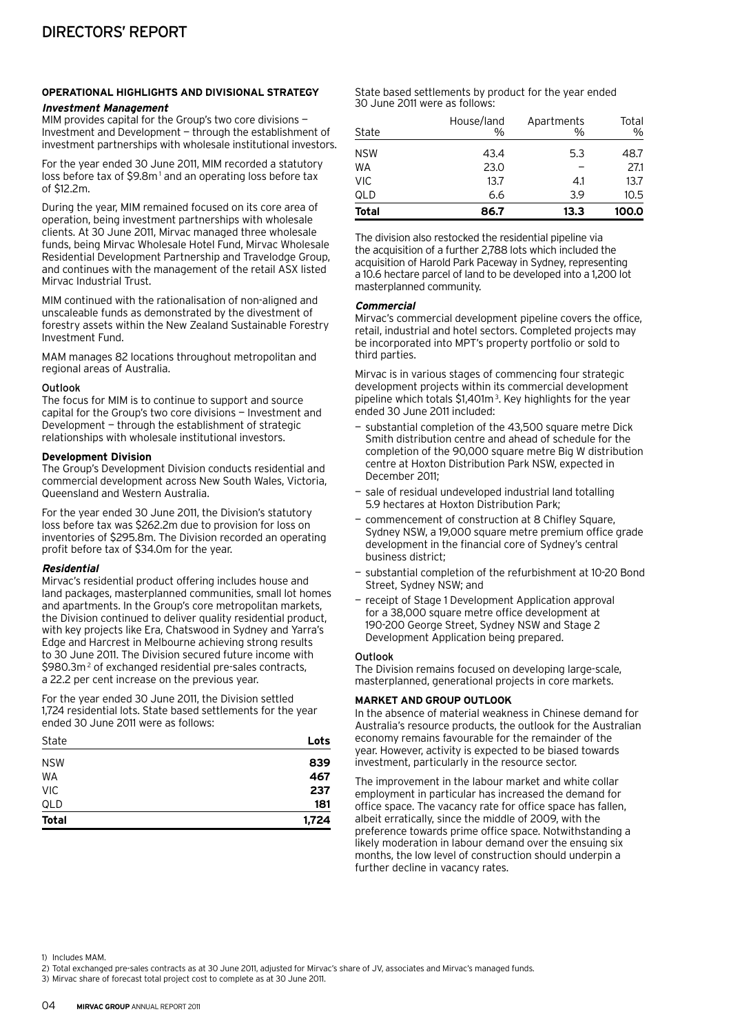# DIRECTORS' REPORT

**OPERATIONAL HIGHLIGHTS AND DIVISIONAL STRATEGY**

***Investment Management***

MIM provides capital for the Group's two core divisions — Investment and Development — through the establishment of investment partnerships with wholesale institutional investors.

For the year ended 30 June 2011, MIM recorded a statutory loss before tax of $9.8m[1] and an operating loss before tax of $12.2m.

During the year, MIM remained focused on its core area of operation, being investment partnerships with wholesale clients. At 30 June 2011, Mirvac managed three wholesale funds, being Mirvac Wholesale Hotel Fund, Mirvac Wholesale Residential Development Partnership and Travelodge Group, and continues with the management of the retail ASX listed Mirvac Industrial Trust.

MIM continued with the rationalisation of non-aligned and unscaleable funds as demonstrated by the divestment of forestry assets within the New Zealand Sustainable Forestry Investment Fund.

MAM manages 82 locations throughout metropolitan and regional areas of Australia.

Outlook

The focus for MIM is to continue to support and source capital for the Group's two core divisions — Investment and Development — through the establishment of strategic relationships with wholesale institutional investors.

**Development Division**

The Group's Development Division conducts residential and commercial development across New South Wales, Victoria, Queensland and Western Australia.

For the year ended 30 June 2011, the Division's statutory loss before tax was $262.2m due to provision for loss on inventories of $295.8m. The Division recorded an operating profit before tax of $34.0m for the year.

***Residential***

Mirvac's residential product offering includes house and land packages, masterplanned communities, small lot homes and apartments. In the Group's core metropolitan markets, the Division continued to deliver quality residential product, with key projects like Era, Chatswood in Sydney and Yarra's Edge and Harcrest in Melbourne achieving strong results to 30 June 2011. The Division secured future income with $980.3m[2] of exchanged residential pre-sales contracts, a 22.2 per cent increase on the previous year.

For the year ended 30 June 2011, the Division settled 1,724 residential lots. State based settlements for the year ended 30 June 2011 were as follows:

| State | Lots |
|---|---|
| NSW | **839** |
| WA | **467** |
| VIC | **237** |
| QLD | **181** |
| **Total** | **1,724** |

State based settlements by product for the year ended 30 June 2011 were as follows:

| State | House/land % | Apartments % | Total % |
|---|---|---|---|
| NSW | 43.4 | 5.3 | 48.7 |
| WA | 23.0 | – | 27.1 |
| VIC | 13.7 | 4.1 | 13.7 |
| QLD | 6.6 | 3.9 | 10.5 |
| **Total** | **86.7** | **13.3** | **100.0** |

The division also restocked the residential pipeline via the acquisition of a further 2,788 lots which included the acquisition of Harold Park Paceway in Sydney, representing a 10.6 hectare parcel of land to be developed into a 1,200 lot masterplanned community.

***Commercial***

Mirvac's commercial development pipeline covers the office, retail, industrial and hotel sectors. Completed projects may be incorporated into MPT's property portfolio or sold to third parties.

Mirvac is in various stages of commencing four strategic development projects within its commercial development pipeline which totals $1,401m[3]. Key highlights for the year ended 30 June 2011 included:

- substantial completion of the 43,500 square metre Dick Smith distribution centre and ahead of schedule for the completion of the 90,000 square metre Big W distribution centre at Hoxton Distribution Park NSW, expected in December 2011;
- sale of residual undeveloped industrial land totalling 5.9 hectares at Hoxton Distribution Park;
- commencement of construction at 8 Chifley Square, Sydney NSW, a 19,000 square metre premium office grade development in the financial core of Sydney's central business district;
- substantial completion of the refurbishment at 10-20 Bond Street, Sydney NSW; and
- receipt of Stage 1 Development Application approval for a 38,000 square metre office development at 190-200 George Street, Sydney NSW and Stage 2 Development Application being prepared.

Outlook

The Division remains focused on developing large-scale, masterplanned, generational projects in core markets.

**MARKET AND GROUP OUTLOOK**

In the absence of material weakness in Chinese demand for Australia's resource products, the outlook for the Australian economy remains favourable for the remainder of the year. However, activity is expected to be biased towards investment, particularly in the resource sector.

The improvement in the labour market and white collar employment in particular has increased the demand for office space. The vacancy rate for office space has fallen, albeit erratically, since the middle of 2009, with the preference towards prime office space. Notwithstanding a likely moderation in labour demand over the ensuing six months, the low level of construction should underpin a further decline in vacancy rates.

1) Includes MAM.
2) Total exchanged pre-sales contracts as at 30 June 2011, adjusted for Mirvac's share of JV, associates and Mirvac's managed funds.
3) Mirvac share of forecast total project cost to complete as at 30 June 2011.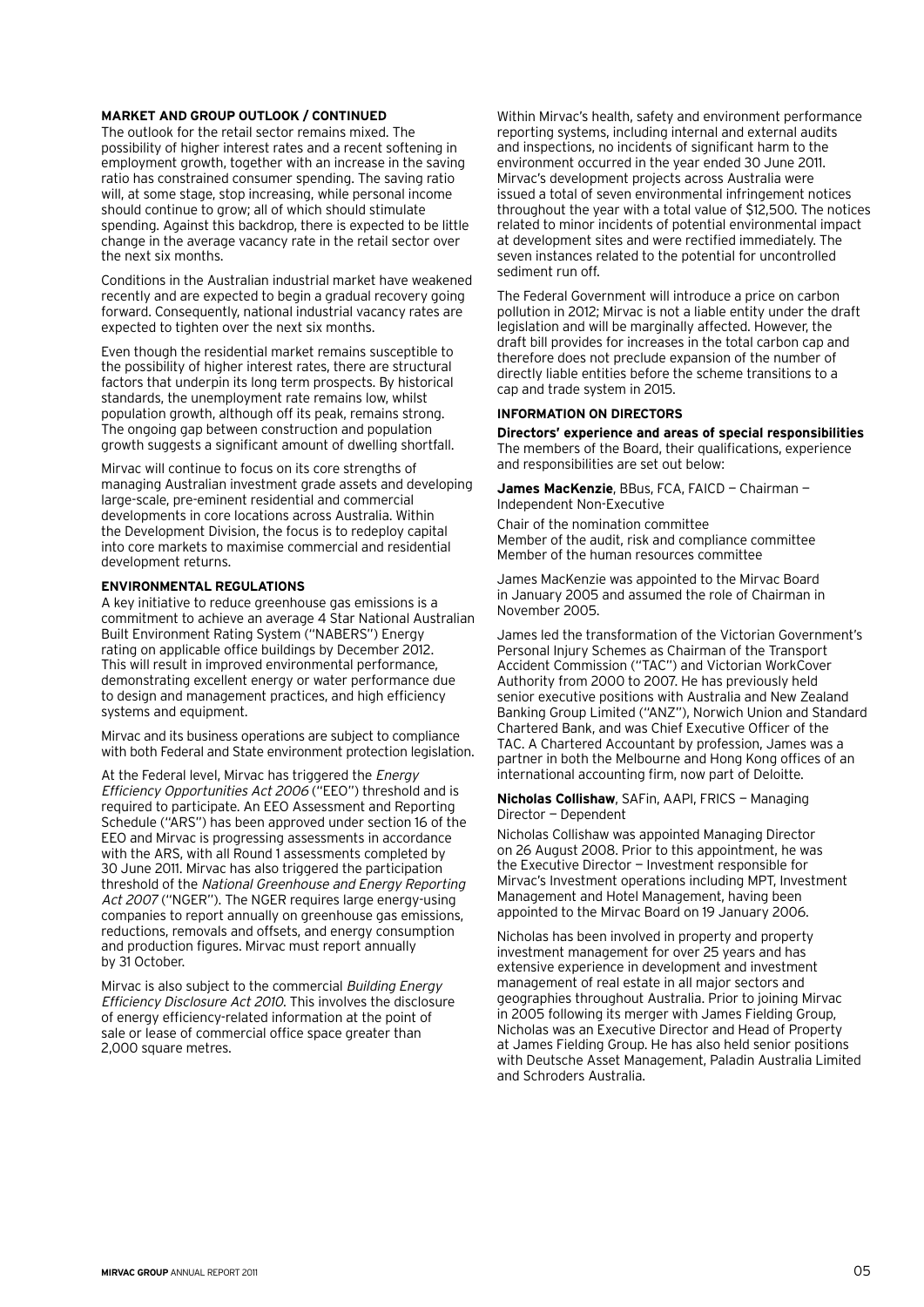## MARKET AND GROUP OUTLOOK / CONTINUED

The outlook for the retail sector remains mixed. The possibility of higher interest rates and a recent softening in employment growth, together with an increase in the saving ratio has constrained consumer spending. The saving ratio will, at some stage, stop increasing, while personal income should continue to grow; all of which should stimulate spending. Against this backdrop, there is expected to be little change in the average vacancy rate in the retail sector over the next six months.

Conditions in the Australian industrial market have weakened recently and are expected to begin a gradual recovery going forward. Consequently, national industrial vacancy rates are expected to tighten over the next six months.

Even though the residential market remains susceptible to the possibility of higher interest rates, there are structural factors that underpin its long term prospects. By historical standards, the unemployment rate remains low, whilst population growth, although off its peak, remains strong. The ongoing gap between construction and population growth suggests a significant amount of dwelling shortfall.

Mirvac will continue to focus on its core strengths of managing Australian investment grade assets and developing large-scale, pre-eminent residential and commercial developments in core locations across Australia. Within the Development Division, the focus is to redeploy capital into core markets to maximise commercial and residential development returns.

## ENVIRONMENTAL REGULATIONS

A key initiative to reduce greenhouse gas emissions is a commitment to achieve an average 4 Star National Australian Built Environment Rating System ("NABERS") Energy rating on applicable office buildings by December 2012. This will result in improved environmental performance, demonstrating excellent energy or water performance due to design and management practices, and high efficiency systems and equipment.

Mirvac and its business operations are subject to compliance with both Federal and State environment protection legislation.

At the Federal level, Mirvac has triggered the *Energy Efficiency Opportunities Act 2006* ("EEO") threshold and is required to participate. An EEO Assessment and Reporting Schedule ("ARS") has been approved under section 16 of the EEO and Mirvac is progressing assessments in accordance with the ARS, with all Round 1 assessments completed by 30 June 2011. Mirvac has also triggered the participation threshold of the *National Greenhouse and Energy Reporting Act 2007* ("NGER"). The NGER requires large energy-using companies to report annually on greenhouse gas emissions, reductions, removals and offsets, and energy consumption and production figures. Mirvac must report annually by 31 October.

Mirvac is also subject to the commercial *Building Energy Efficiency Disclosure Act 2010*. This involves the disclosure of energy efficiency-related information at the point of sale or lease of commercial office space greater than 2,000 square metres.

Within Mirvac's health, safety and environment performance reporting systems, including internal and external audits and inspections, no incidents of significant harm to the environment occurred in the year ended 30 June 2011. Mirvac's development projects across Australia were issued a total of seven environmental infringement notices throughout the year with a total value of $12,500. The notices related to minor incidents of potential environmental impact at development sites and were rectified immediately. The seven instances related to the potential for uncontrolled sediment run off.

The Federal Government will introduce a price on carbon pollution in 2012; Mirvac is not a liable entity under the draft legislation and will be marginally affected. However, the draft bill provides for increases in the total carbon cap and therefore does not preclude expansion of the number of directly liable entities before the scheme transitions to a cap and trade system in 2015.

## INFORMATION ON DIRECTORS

### Directors' experience and areas of special responsibilities

The members of the Board, their qualifications, experience and responsibilities are set out below:

**James MacKenzie**, BBus, FCA, FAICD — Chairman — Independent Non-Executive

Chair of the nomination committee
Member of the audit, risk and compliance committee
Member of the human resources committee

James MacKenzie was appointed to the Mirvac Board in January 2005 and assumed the role of Chairman in November 2005.

James led the transformation of the Victorian Government's Personal Injury Schemes as Chairman of the Transport Accident Commission ("TAC") and Victorian WorkCover Authority from 2000 to 2007. He has previously held senior executive positions with Australia and New Zealand Banking Group Limited ("ANZ"), Norwich Union and Standard Chartered Bank, and was Chief Executive Officer of the TAC. A Chartered Accountant by profession, James was a partner in both the Melbourne and Hong Kong offices of an international accounting firm, now part of Deloitte.

**Nicholas Collishaw**, SAFin, AAPI, FRICS — Managing Director — Dependent

Nicholas Collishaw was appointed Managing Director on 26 August 2008. Prior to this appointment, he was the Executive Director — Investment responsible for Mirvac's Investment operations including MPT, Investment Management and Hotel Management, having been appointed to the Mirvac Board on 19 January 2006.

Nicholas has been involved in property and property investment management for over 25 years and has extensive experience in development and investment management of real estate in all major sectors and geographies throughout Australia. Prior to joining Mirvac in 2005 following its merger with James Fielding Group, Nicholas was an Executive Director and Head of Property at James Fielding Group. He has also held senior positions with Deutsche Asset Management, Paladin Australia Limited and Schroders Australia.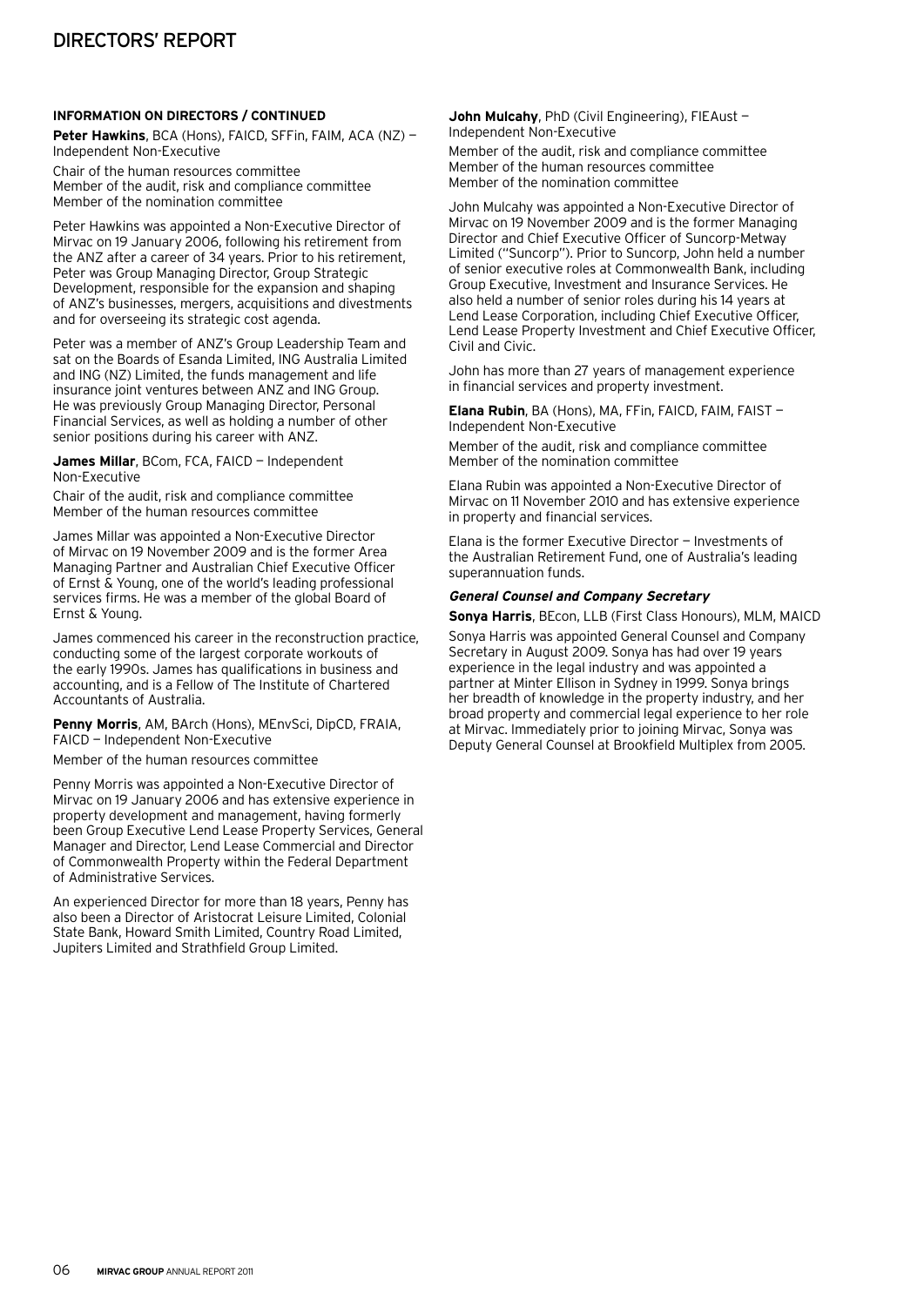# DIRECTORS' REPORT

### INFORMATION ON DIRECTORS / CONTINUED

**Peter Hawkins**, BCA (Hons), FAICD, SFFin, FAIM, ACA (NZ) — Independent Non-Executive

Chair of the human resources committee
Member of the audit, risk and compliance committee
Member of the nomination committee

Peter Hawkins was appointed a Non-Executive Director of Mirvac on 19 January 2006, following his retirement from the ANZ after a career of 34 years. Prior to his retirement, Peter was Group Managing Director, Group Strategic Development, responsible for the expansion and shaping of ANZ's businesses, mergers, acquisitions and divestments and for overseeing its strategic cost agenda.

Peter was a member of ANZ's Group Leadership Team and sat on the Boards of Esanda Limited, ING Australia Limited and ING (NZ) Limited, the funds management and life insurance joint ventures between ANZ and ING Group. He was previously Group Managing Director, Personal Financial Services, as well as holding a number of other senior positions during his career with ANZ.

**James Millar**, BCom, FCA, FAICD — Independent Non-Executive

Chair of the audit, risk and compliance committee
Member of the human resources committee

James Millar was appointed a Non-Executive Director of Mirvac on 19 November 2009 and is the former Area Managing Partner and Australian Chief Executive Officer of Ernst & Young, one of the world's leading professional services firms. He was a member of the global Board of Ernst & Young.

James commenced his career in the reconstruction practice, conducting some of the largest corporate workouts of the early 1990s. James has qualifications in business and accounting, and is a Fellow of The Institute of Chartered Accountants of Australia.

**Penny Morris**, AM, BArch (Hons), MEnvSci, DipCD, FRAIA, FAICD — Independent Non-Executive

Member of the human resources committee

Penny Morris was appointed a Non-Executive Director of Mirvac on 19 January 2006 and has extensive experience in property development and management, having formerly been Group Executive Lend Lease Property Services, General Manager and Director, Lend Lease Commercial and Director of Commonwealth Property within the Federal Department of Administrative Services.

An experienced Director for more than 18 years, Penny has also been a Director of Aristocrat Leisure Limited, Colonial State Bank, Howard Smith Limited, Country Road Limited, Jupiters Limited and Strathfield Group Limited.

**John Mulcahy**, PhD (Civil Engineering), FIEAust — Independent Non-Executive

Member of the audit, risk and compliance committee
Member of the human resources committee
Member of the nomination committee

John Mulcahy was appointed a Non-Executive Director of Mirvac on 19 November 2009 and is the former Managing Director and Chief Executive Officer of Suncorp-Metway Limited ("Suncorp"). Prior to Suncorp, John held a number of senior executive roles at Commonwealth Bank, including Group Executive, Investment and Insurance Services. He also held a number of senior roles during his 14 years at Lend Lease Corporation, including Chief Executive Officer, Lend Lease Property Investment and Chief Executive Officer, Civil and Civic.

John has more than 27 years of management experience in financial services and property investment.

**Elana Rubin**, BA (Hons), MA, FFin, FAICD, FAIM, FAIST — Independent Non-Executive

Member of the audit, risk and compliance committee
Member of the nomination committee

Elana Rubin was appointed a Non-Executive Director of Mirvac on 11 November 2010 and has extensive experience in property and financial services.

Elana is the former Executive Director — Investments of the Australian Retirement Fund, one of Australia's leading superannuation funds.

#### *General Counsel and Company Secretary*

**Sonya Harris**, BEcon, LLB (First Class Honours), MLM, MAICD

Sonya Harris was appointed General Counsel and Company Secretary in August 2009. Sonya has had over 19 years experience in the legal industry and was appointed a partner at Minter Ellison in Sydney in 1999. Sonya brings her breadth of knowledge in the property industry, and her broad property and commercial legal experience to her role at Mirvac. Immediately prior to joining Mirvac, Sonya was Deputy General Counsel at Brookfield Multiplex from 2005.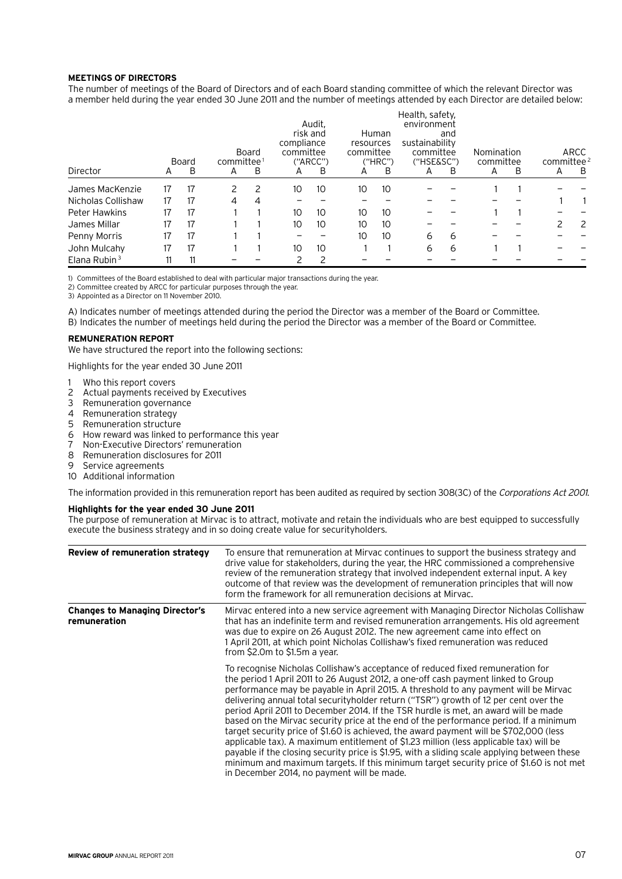**MEETINGS OF DIRECTORS**

The number of meetings of the Board of Directors and of each Board standing committee of which the relevant Director was a member held during the year ended 30 June 2011 and the number of meetings attended by each Director are detailed below:

| Director | Board | | Board committee[1] | | Audit, risk and compliance committee ("ARCC") | | Human resources committee ("HRC") | | Health, safety, environment and sustainability committee ("HSE&SC") | | Nomination committee | | ARCC committee[2] | |
|---|---|---|---|---|---|---|---|---|---|---|---|---|---|---|
| | A | B | A | B | A | B | A | B | A | B | A | B | A | B |
| James MacKenzie | 17 | 17 | 2 | 2 | 10 | 10 | 10 | 10 | – | – | 1 | 1 | – | – |
| Nicholas Collishaw | 17 | 17 | 4 | 4 | – | – | – | – | – | – | – | – | 1 | 1 |
| Peter Hawkins | 17 | 17 | 1 | 1 | 10 | 10 | 10 | 10 | – | – | 1 | 1 | – | – |
| James Millar | 17 | 17 | 1 | 1 | 10 | 10 | 10 | 10 | – | – | – | – | 2 | 2 |
| Penny Morris | 17 | 17 | 1 | 1 | – | – | 10 | 10 | 6 | 6 | – | – | – | – |
| John Mulcahy | 17 | 17 | 1 | 1 | 10 | 10 | 1 | 1 | 6 | 6 | 1 | 1 | – | – |
| Elana Rubin[3] | 11 | 11 | – | – | 2 | 2 | – | – | – | – | – | – | – | – |

1) Committees of the Board established to deal with particular major transactions during the year.
2) Committee created by ARCC for particular purposes through the year.
3) Appointed as a Director on 11 November 2010.

A) Indicates number of meetings attended during the period the Director was a member of the Board or Committee.
B) Indicates the number of meetings held during the period the Director was a member of the Board or Committee.

**REMUNERATION REPORT**

We have structured the report into the following sections:

Highlights for the year ended 30 June 2011

1 Who this report covers
2 Actual payments received by Executives
3 Remuneration governance
4 Remuneration strategy
5 Remuneration structure
6 How reward was linked to performance this year
7 Non-Executive Directors' remuneration
8 Remuneration disclosures for 2011
9 Service agreements
10 Additional information

The information provided in this remuneration report has been audited as required by section 308(3C) of the *Corporations Act 2001*.

**Highlights for the year ended 30 June 2011**

The purpose of remuneration at Mirvac is to attract, motivate and retain the individuals who are best equipped to successfully execute the business strategy and in so doing create value for securityholders.

| | |
|---|---|
| **Review of remuneration strategy** | To ensure that remuneration at Mirvac continues to support the business strategy and drive value for stakeholders, during the year, the HRC commissioned a comprehensive review of the remuneration strategy that involved independent external input. A key outcome of that review was the development of remuneration principles that will now form the framework for all remuneration decisions at Mirvac. |
| **Changes to Managing Director's remuneration** | Mirvac entered into a new service agreement with Managing Director Nicholas Collishaw that has an indefinite term and revised remuneration arrangements. His old agreement was due to expire on 26 August 2012. The new agreement came into effect on 1 April 2011, at which point Nicholas Collishaw's fixed remuneration was reduced from $2.0m to $1.5m a year.<br><br>To recognise Nicholas Collishaw's acceptance of reduced fixed remuneration for the period 1 April 2011 to 26 August 2012, a one-off cash payment linked to Group performance may be payable in April 2015. A threshold to any payment will be Mirvac delivering annual total securityholder return ("TSR") growth of 12 per cent over the period April 2011 to December 2014. If the TSR hurdle is met, an award will be made based on the Mirvac security price at the end of the performance period. If a minimum target security price of $1.60 is achieved, the award payment will be $702,000 (less applicable tax). A maximum entitlement of $1.23 million (less applicable tax) will be payable if the closing security price is $1.95, with a sliding scale applying between these minimum and maximum targets. If this minimum target security price of $1.60 is not met in December 2014, no payment will be made. |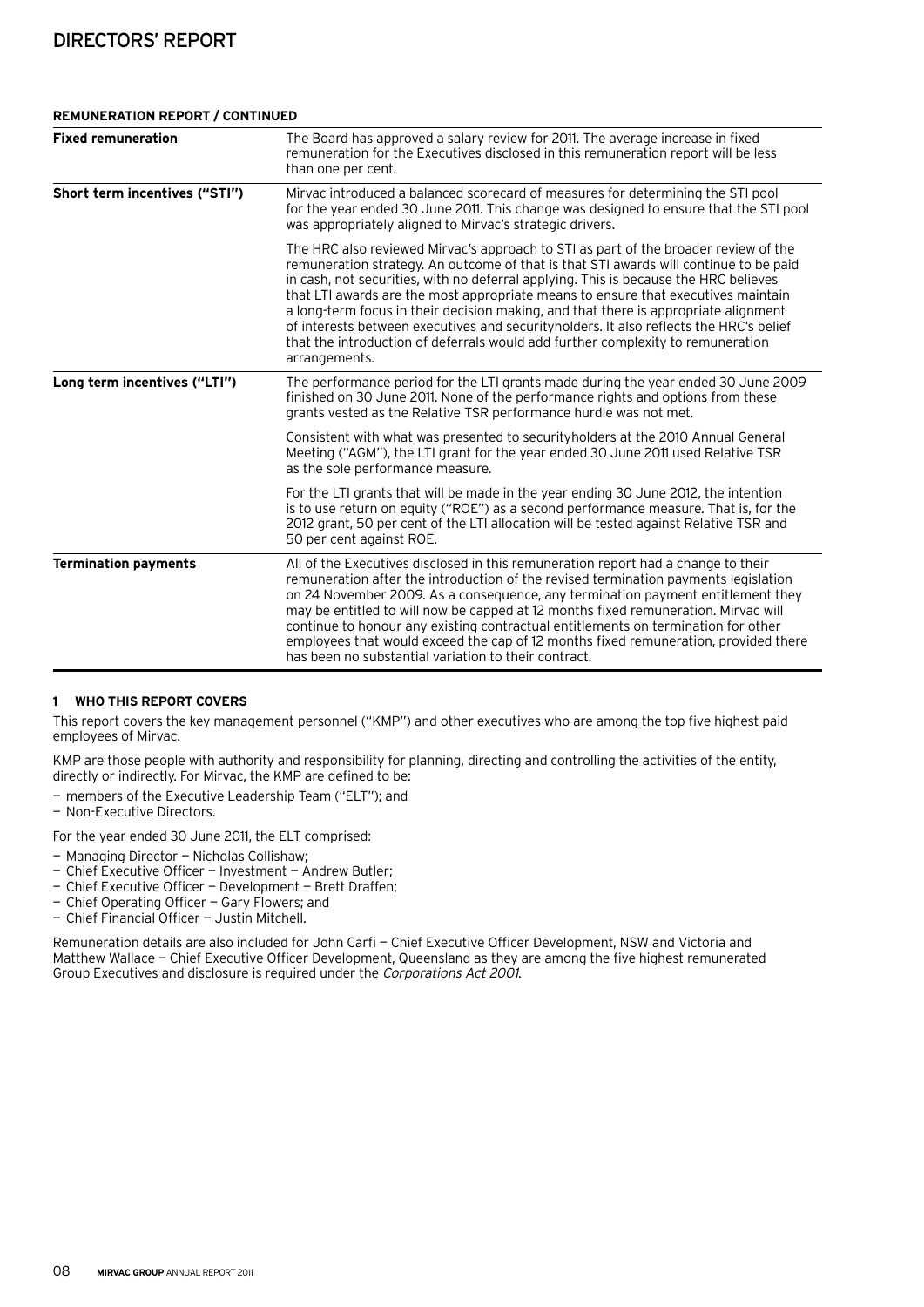## REMUNERATION REPORT / CONTINUED

| | |
|---|---|
| **Fixed remuneration** | The Board has approved a salary review for 2011. The average increase in fixed remuneration for the Executives disclosed in this remuneration report will be less than one per cent. |
| **Short term incentives ("STI")** | Mirvac introduced a balanced scorecard of measures for determining the STI pool for the year ended 30 June 2011. This change was designed to ensure that the STI pool was appropriately aligned to Mirvac's strategic drivers. |
| | The HRC also reviewed Mirvac's approach to STI as part of the broader review of the remuneration strategy. An outcome of that is that STI awards will continue to be paid in cash, not securities, with no deferral applying. This is because the HRC believes that LTI awards are the most appropriate means to ensure that executives maintain a long-term focus in their decision making, and that there is appropriate alignment of interests between executives and securityholders. It also reflects the HRC's belief that the introduction of deferrals would add further complexity to remuneration arrangements. |
| **Long term incentives ("LTI")** | The performance period for the LTI grants made during the year ended 30 June 2009 finished on 30 June 2011. None of the performance rights and options from these grants vested as the Relative TSR performance hurdle was not met. |
| | Consistent with what was presented to securityholders at the 2010 Annual General Meeting ("AGM"), the LTI grant for the year ended 30 June 2011 used Relative TSR as the sole performance measure. |
| | For the LTI grants that will be made in the year ending 30 June 2012, the intention is to use return on equity ("ROE") as a second performance measure. That is, for the 2012 grant, 50 per cent of the LTI allocation will be tested against Relative TSR and 50 per cent against ROE. |
| **Termination payments** | All of the Executives disclosed in this remuneration report had a change to their remuneration after the introduction of the revised termination payments legislation on 24 November 2009. As a consequence, any termination payment entitlement they may be entitled to will now be capped at 12 months fixed remuneration. Mirvac will continue to honour any existing contractual entitlements on termination for other employees that would exceed the cap of 12 months fixed remuneration, provided there has been no substantial variation to their contract. |

### 1 WHO THIS REPORT COVERS

This report covers the key management personnel ("KMP") and other executives who are among the top five highest paid employees of Mirvac.

KMP are those people with authority and responsibility for planning, directing and controlling the activities of the entity, directly or indirectly. For Mirvac, the KMP are defined to be:

- members of the Executive Leadership Team ("ELT"); and
- Non-Executive Directors.

For the year ended 30 June 2011, the ELT comprised:

- Managing Director — Nicholas Collishaw;
- Chief Executive Officer — Investment — Andrew Butler;
- Chief Executive Officer — Development — Brett Draffen;
- Chief Operating Officer — Gary Flowers; and
- Chief Financial Officer — Justin Mitchell.

Remuneration details are also included for John Carfi — Chief Executive Officer Development, NSW and Victoria and Matthew Wallace — Chief Executive Officer Development, Queensland as they are among the five highest remunerated Group Executives and disclosure is required under the *Corporations Act 2001*.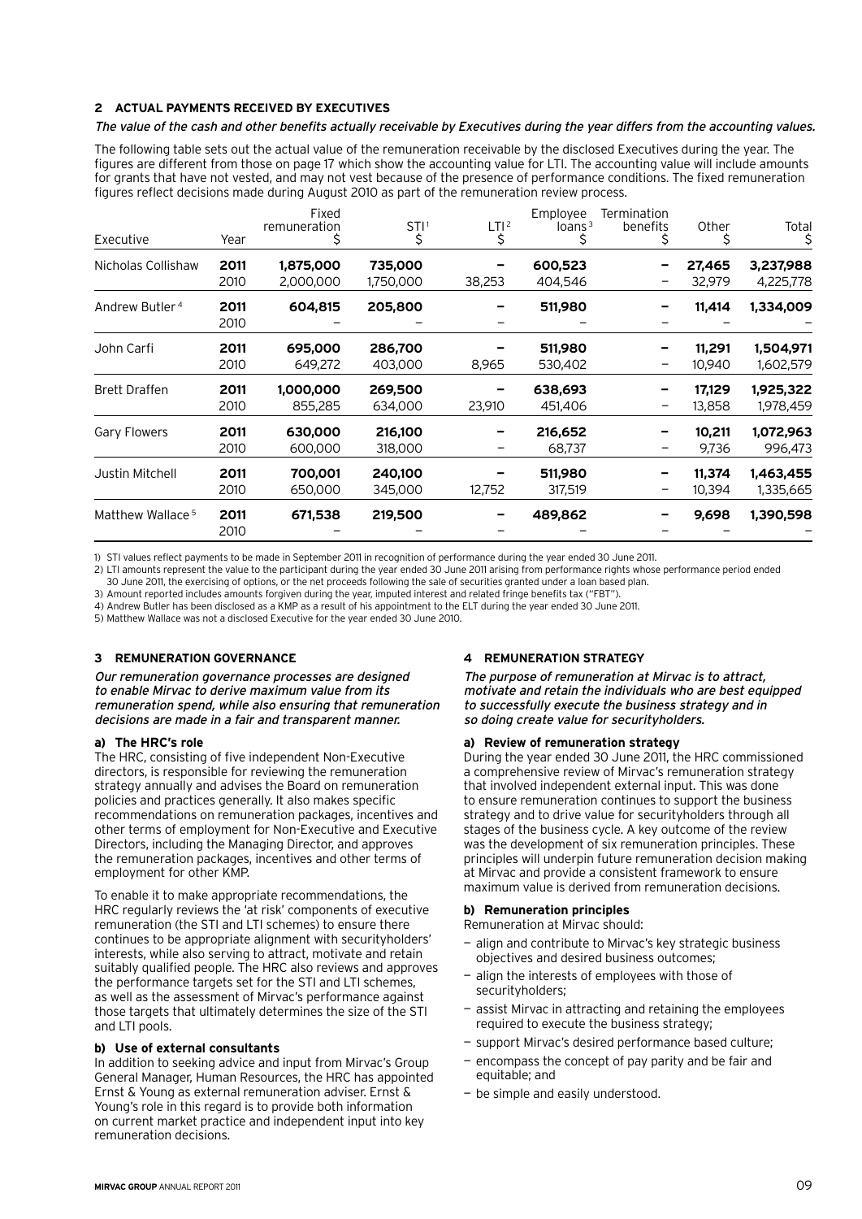### 2 ACTUAL PAYMENTS RECEIVED BY EXECUTIVES

*The value of the cash and other benefits actually receivable by Executives during the year differs from the accounting values.*

The following table sets out the actual value of the remuneration receivable by the disclosed Executives during the year. The figures are different from those on page 17 which show the accounting value for LTI. The accounting value will include amounts for grants that have not vested, and may not vest because of the presence of performance conditions. The fixed remuneration figures reflect decisions made during August 2010 as part of the remuneration review process.

| Executive | Year | Fixed remuneration $ | STI[1] $ | LTI[2] $ | Employee loans[3] $ | Termination benefits $ | Other $ | Total $ |
|---|---|---|---|---|---|---|---|---|
| Nicholas Collishaw | **2011** | **1,875,000** | **735,000** | **–** | **600,523** | **–** | **27,465** | **3,237,988** |
| | 2010 | 2,000,000 | 1,750,000 | 38,253 | 404,546 | – | 32,979 | 4,225,778 |
| Andrew Butler[4] | **2011** | **604,815** | **205,800** | **–** | **511,980** | **–** | **11,414** | **1,334,009** |
| | 2010 | – | – | – | – | – | – | – |
| John Carfi | **2011** | **695,000** | **286,700** | **–** | **511,980** | **–** | **11,291** | **1,504,971** |
| | 2010 | 649,272 | 403,000 | 8,965 | 530,402 | – | 10,940 | 1,602,579 |
| Brett Draffen | **2011** | **1,000,000** | **269,500** | **–** | **638,693** | **–** | **17,129** | **1,925,322** |
| | 2010 | 855,285 | 634,000 | 23,910 | 451,406 | – | 13,858 | 1,978,459 |
| Gary Flowers | **2011** | **630,000** | **216,100** | **–** | **216,652** | **–** | **10,211** | **1,072,963** |
| | 2010 | 600,000 | 318,000 | – | 68,737 | – | 9,736 | 996,473 |
| Justin Mitchell | **2011** | **700,001** | **240,100** | **–** | **511,980** | **–** | **11,374** | **1,463,455** |
| | 2010 | 650,000 | 345,000 | 12,752 | 317,519 | – | 10,394 | 1,335,665 |
| Matthew Wallace[5] | **2011** | **671,538** | **219,500** | **–** | **489,862** | **–** | **9,698** | **1,390,598** |
| | 2010 | – | – | – | – | – | – | – |

1) STI values reflect payments to be made in September 2011 in recognition of performance during the year ended 30 June 2011.
2) LTI amounts represent the value to the participant during the year ended 30 June 2011 arising from performance rights whose performance period ended 30 June 2011, the exercising of options, or the net proceeds following the sale of securities granted under a loan based plan.
3) Amount reported includes amounts forgiven during the year, imputed interest and related fringe benefits tax ("FBT").
4) Andrew Butler has been disclosed as a KMP as a result of his appointment to the ELT during the year ended 30 June 2011.
5) Matthew Wallace was not a disclosed Executive for the year ended 30 June 2010.

### 3 REMUNERATION GOVERNANCE

*Our remuneration governance processes are designed to enable Mirvac to derive maximum value from its remuneration spend, while also ensuring that remuneration decisions are made in a fair and transparent manner.*

**a) The HRC's role**

The HRC, consisting of five independent Non-Executive directors, is responsible for reviewing the remuneration strategy annually and advises the Board on remuneration policies and practices generally. It also makes specific recommendations on remuneration packages, incentives and other terms of employment for Non-Executive and Executive Directors, including the Managing Director, and approves the remuneration packages, incentives and other terms of employment for other KMP.

To enable it to make appropriate recommendations, the HRC regularly reviews the 'at risk' components of executive remuneration (the STI and LTI schemes) to ensure there continues to be appropriate alignment with securityholders' interests, while also serving to attract, motivate and retain suitably qualified people. The HRC also reviews and approves the performance targets set for the STI and LTI schemes, as well as the assessment of Mirvac's performance against those targets that ultimately determines the size of the STI and LTI pools.

**b) Use of external consultants**

In addition to seeking advice and input from Mirvac's Group General Manager, Human Resources, the HRC has appointed Ernst & Young as external remuneration adviser. Ernst & Young's role in this regard is to provide both information on current market practice and independent input into key remuneration decisions.

### 4 REMUNERATION STRATEGY

*The purpose of remuneration at Mirvac is to attract, motivate and retain the individuals who are best equipped to successfully execute the business strategy and in so doing create value for securityholders.*

**a) Review of remuneration strategy**

During the year ended 30 June 2011, the HRC commissioned a comprehensive review of Mirvac's remuneration strategy that involved independent external input. This was done to ensure remuneration continues to support the business strategy and to drive value for securityholders through all stages of the business cycle. A key outcome of the review was the development of six remuneration principles. These principles will underpin future remuneration decision making at Mirvac and provide a consistent framework to ensure maximum value is derived from remuneration decisions.

**b) Remuneration principles**

Remuneration at Mirvac should:

- align and contribute to Mirvac's key strategic business objectives and desired business outcomes;
- align the interests of employees with those of securityholders;
- assist Mirvac in attracting and retaining the employees required to execute the business strategy;
- support Mirvac's desired performance based culture;
- encompass the concept of pay parity and be fair and equitable; and
- be simple and easily understood.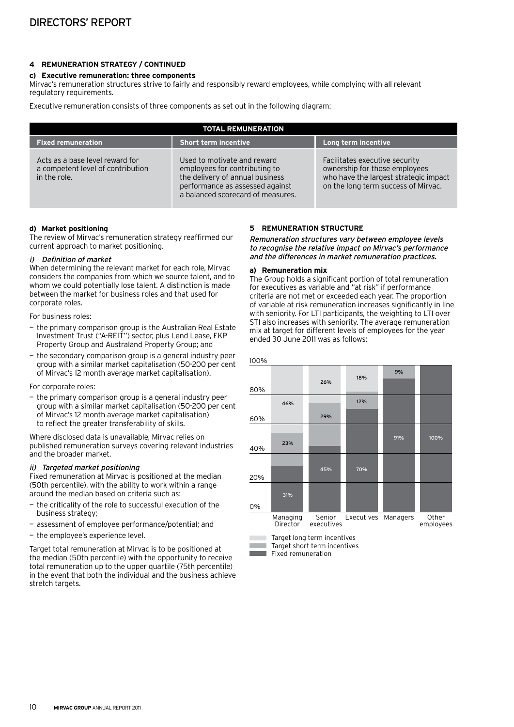### 4 REMUNERATION STRATEGY / CONTINUED

#### c) Executive remuneration: three components

Mirvac's remuneration structures strive to fairly and responsibly reward employees, while complying with all relevant regulatory requirements.

Executive remuneration consists of three components as set out in the following diagram:

| TOTAL REMUNERATION | | |
|---|---|---|
| **Fixed remuneration** | **Short term incentive** | **Long term incentive** |
| Acts as a base level reward for a competent level of contribution in the role. | Used to motivate and reward employees for contributing to the delivery of annual business performance as assessed against a balanced scorecard of measures. | Facilitates executive security ownership for those employees who have the largest strategic impact on the long term success of Mirvac. |

#### d) Market positioning

The review of Mirvac's remuneration strategy reaffirmed our current approach to market positioning.

*i) Definition of market*

When determining the relevant market for each role, Mirvac considers the companies from which we source talent, and to whom we could potentially lose talent. A distinction is made between the market for business roles and that used for corporate roles.

For business roles:

- the primary comparison group is the Australian Real Estate Investment Trust ("A-REIT") sector, plus Lend Lease, FKP Property Group and Australand Property Group; and
- the secondary comparison group is a general industry peer group with a similar market capitalisation (50-200 per cent of Mirvac's 12 month average market capitalisation).

For corporate roles:

- the primary comparison group is a general industry peer group with a similar market capitalisation (50-200 per cent of Mirvac's 12 month average market capitalisation) to reflect the greater transferability of skills.

Where disclosed data is unavailable, Mirvac relies on published remuneration surveys covering relevant industries and the broader market.

*ii) Targeted market positioning*

Fixed remuneration at Mirvac is positioned at the median (50th percentile), with the ability to work within a range around the median based on criteria such as:

- the criticality of the role to successful execution of the business strategy;
- assessment of employee performance/potential; and
- the employee's experience level.

Target total remuneration at Mirvac is to be positioned at the median (50th percentile) with the opportunity to receive total remuneration up to the upper quartile (75th percentile) in the event that both the individual and the business achieve stretch targets.

### 5 REMUNERATION STRUCTURE

*Remuneration structures vary between employee levels to recognise the relative impact on Mirvac's performance and the differences in market remuneration practices.*

#### a) Remuneration mix

The Group holds a significant portion of total remuneration for executives as variable and "at risk" if performance criteria are not met or exceeded each year. The proportion of variable at risk remuneration increases significantly in line with seniority. For LTI participants, the weighting to LTI over STI also increases with seniority. The average remuneration mix at target for different levels of employees for the year ended 30 June 2011 was as follows:

| | Managing Director | Senior executives | Executives | Managers | Other employees |
|---|---|---|---|---|---|
| Target long term incentives | 46% | 26% | 18% | | |
| Target short term incentives | 23% | 29% | 12% | 9% | |
| Fixed remuneration | 31% | 45% | 70% | 91% | 100% |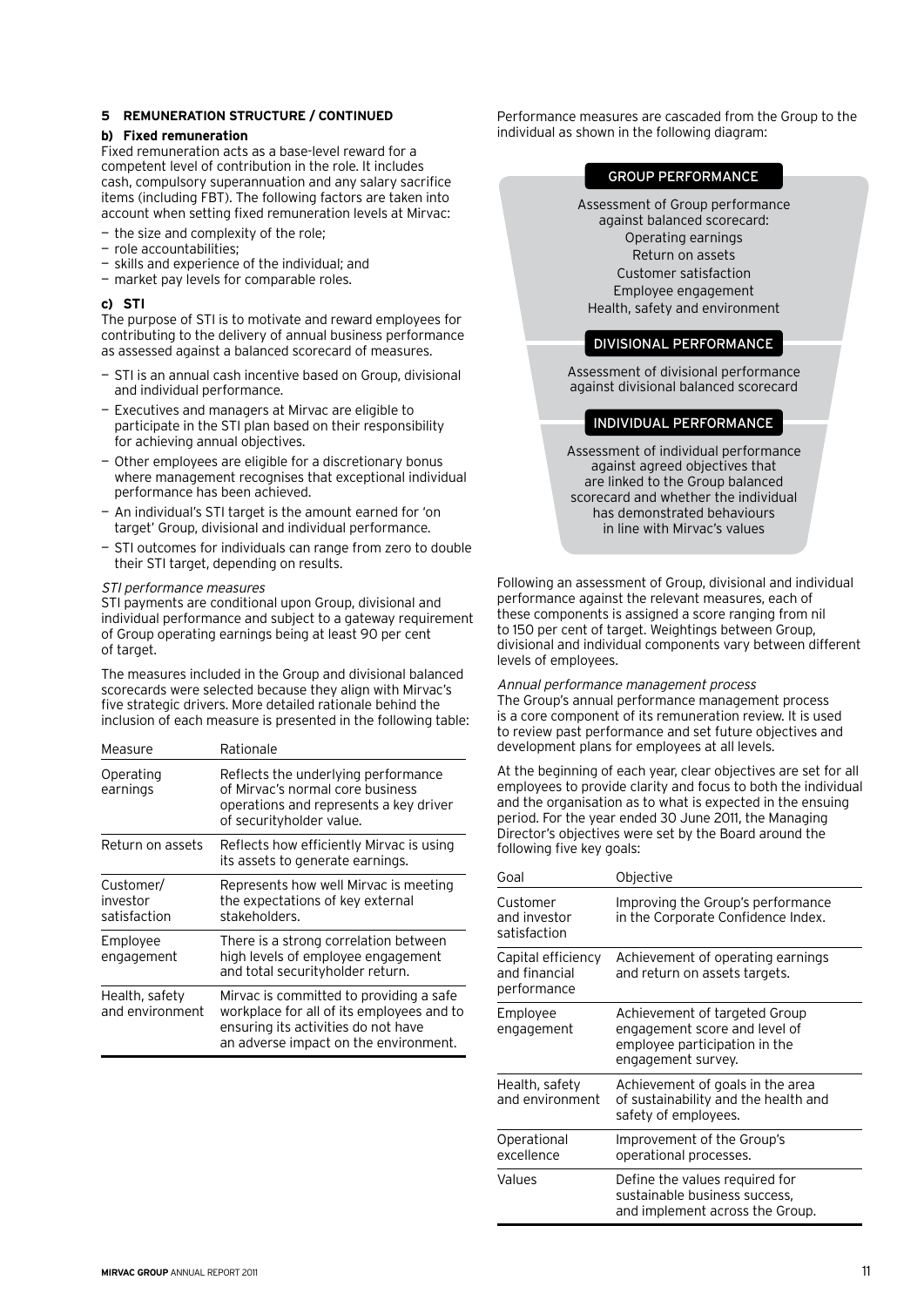## 5 REMUNERATION STRUCTURE / CONTINUED

### b) Fixed remuneration

Fixed remuneration acts as a base-level reward for a competent level of contribution in the role. It includes cash, compulsory superannuation and any salary sacrifice items (including FBT). The following factors are taken into account when setting fixed remuneration levels at Mirvac:

- the size and complexity of the role;
- role accountabilities;
- skills and experience of the individual; and
- market pay levels for comparable roles.

### c) STI

The purpose of STI is to motivate and reward employees for contributing to the delivery of annual business performance as assessed against a balanced scorecard of measures.

- STI is an annual cash incentive based on Group, divisional and individual performance.
- Executives and managers at Mirvac are eligible to participate in the STI plan based on their responsibility for achieving annual objectives.
- Other employees are eligible for a discretionary bonus where management recognises that exceptional individual performance has been achieved.
- An individual's STI target is the amount earned for 'on target' Group, divisional and individual performance.
- STI outcomes for individuals can range from zero to double their STI target, depending on results.

*STI performance measures*

STI payments are conditional upon Group, divisional and individual performance and subject to a gateway requirement of Group operating earnings being at least 90 per cent of target.

The measures included in the Group and divisional balanced scorecards were selected because they align with Mirvac's five strategic drivers. More detailed rationale behind the inclusion of each measure is presented in the following table:

| Measure | Rationale |
|---|---|
| Operating earnings | Reflects the underlying performance of Mirvac's normal core business operations and represents a key driver of securityholder value. |
| Return on assets | Reflects how efficiently Mirvac is using its assets to generate earnings. |
| Customer/ investor satisfaction | Represents how well Mirvac is meeting the expectations of key external stakeholders. |
| Employee engagement | There is a strong correlation between high levels of employee engagement and total securityholder return. |
| Health, safety and environment | Mirvac is committed to providing a safe workplace for all of its employees and to ensuring its activities do not have an adverse impact on the environment. |

Performance measures are cascaded from the Group to the individual as shown in the following diagram:

**GROUP PERFORMANCE**

Assessment of Group performance against balanced scorecard:
Operating earnings
Return on assets
Customer satisfaction
Employee engagement
Health, safety and environment

**DIVISIONAL PERFORMANCE**

Assessment of divisional performance against divisional balanced scorecard

**INDIVIDUAL PERFORMANCE**

Assessment of individual performance against agreed objectives that are linked to the Group balanced scorecard and whether the individual has demonstrated behaviours in line with Mirvac's values

Following an assessment of Group, divisional and individual performance against the relevant measures, each of these components is assigned a score ranging from nil to 150 per cent of target. Weightings between Group, divisional and individual components vary between different levels of employees.

*Annual performance management process*

The Group's annual performance management process is a core component of its remuneration review. It is used to review past performance and set future objectives and development plans for employees at all levels.

At the beginning of each year, clear objectives are set for all employees to provide clarity and focus to both the individual and the organisation as to what is expected in the ensuing period. For the year ended 30 June 2011, the Managing Director's objectives were set by the Board around the following five key goals:

| Goal | Objective |
|---|---|
| Customer and investor satisfaction | Improving the Group's performance in the Corporate Confidence Index. |
| Capital efficiency and financial performance | Achievement of operating earnings and return on assets targets. |
| Employee engagement | Achievement of targeted Group engagement score and level of employee participation in the engagement survey. |
| Health, safety and environment | Achievement of goals in the area of sustainability and the health and safety of employees. |
| Operational excellence | Improvement of the Group's operational processes. |
| Values | Define the values required for sustainable business success, and implement across the Group. |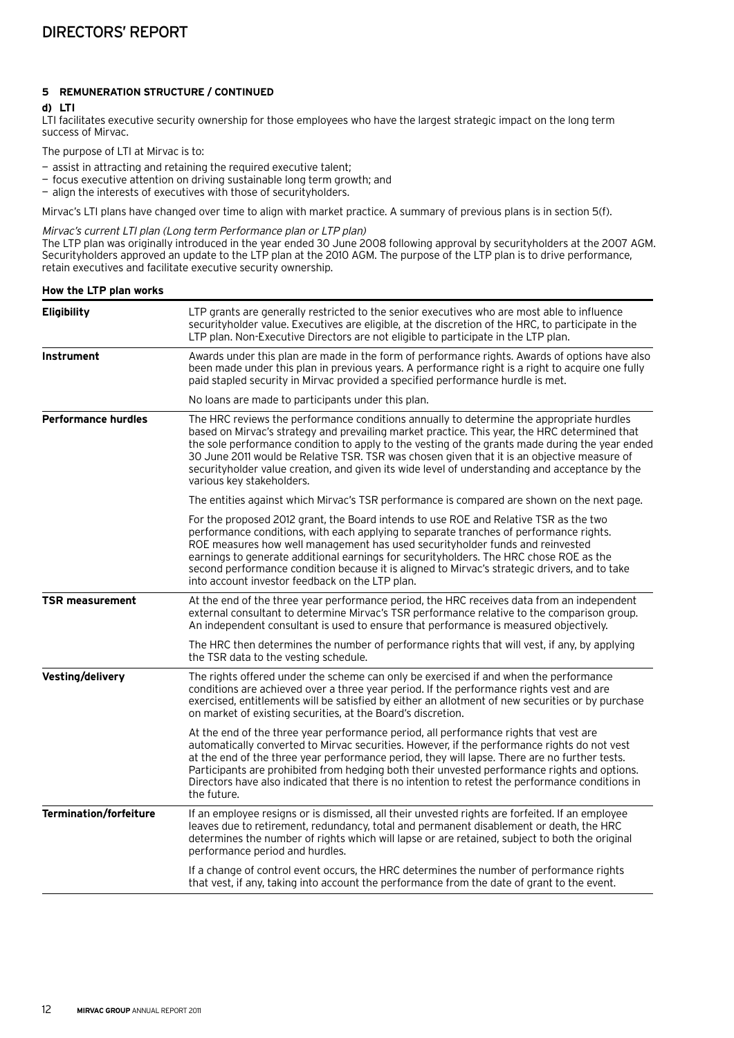## 5 REMUNERATION STRUCTURE / CONTINUED

### d) LTI

LTI facilitates executive security ownership for those employees who have the largest strategic impact on the long term success of Mirvac.

The purpose of LTI at Mirvac is to:

- assist in attracting and retaining the required executive talent;
- focus executive attention on driving sustainable long term growth; and
- align the interests of executives with those of securityholders.

Mirvac's LTI plans have changed over time to align with market practice. A summary of previous plans is in section 5(f).

*Mirvac's current LTI plan (Long term Performance plan or LTP plan)*

The LTP plan was originally introduced in the year ended 30 June 2008 following approval by securityholders at the 2007 AGM. Securityholders approved an update to the LTP plan at the 2010 AGM. The purpose of the LTP plan is to drive performance, retain executives and facilitate executive security ownership.

**How the LTP plan works**

| | |
|---|---|
| **Eligibility** | LTP grants are generally restricted to the senior executives who are most able to influence securityholder value. Executives are eligible, at the discretion of the HRC, to participate in the LTP plan. Non-Executive Directors are not eligible to participate in the LTP plan. |
| **Instrument** | Awards under this plan are made in the form of performance rights. Awards of options have also been made under this plan in previous years. A performance right is a right to acquire one fully paid stapled security in Mirvac provided a specified performance hurdle is met. |
| | No loans are made to participants under this plan. |
| **Performance hurdles** | The HRC reviews the performance conditions annually to determine the appropriate hurdles based on Mirvac's strategy and prevailing market practice. This year, the HRC determined that the sole performance condition to apply to the vesting of the grants made during the year ended 30 June 2011 would be Relative TSR. TSR was chosen given that it is an objective measure of securityholder value creation, and given its wide level of understanding and acceptance by the various key stakeholders. |
| | The entities against which Mirvac's TSR performance is compared are shown on the next page. |
| | For the proposed 2012 grant, the Board intends to use ROE and Relative TSR as the two performance conditions, with each applying to separate tranches of performance rights. ROE measures how well management has used securityholder funds and reinvested earnings to generate additional earnings for securityholders. The HRC chose ROE as the second performance condition because it is aligned to Mirvac's strategic drivers, and to take into account investor feedback on the LTP plan. |
| **TSR measurement** | At the end of the three year performance period, the HRC receives data from an independent external consultant to determine Mirvac's TSR performance relative to the comparison group. An independent consultant is used to ensure that performance is measured objectively. |
| | The HRC then determines the number of performance rights that will vest, if any, by applying the TSR data to the vesting schedule. |
| **Vesting/delivery** | The rights offered under the scheme can only be exercised if and when the performance conditions are achieved over a three year period. If the performance rights vest and are exercised, entitlements will be satisfied by either an allotment of new securities or by purchase on market of existing securities, at the Board's discretion. |
| | At the end of the three year performance period, all performance rights that vest are automatically converted to Mirvac securities. However, if the performance rights do not vest at the end of the three year performance period, they will lapse. There are no further tests. Participants are prohibited from hedging both their unvested performance rights and options. Directors have also indicated that there is no intention to retest the performance conditions in the future. |
| **Termination/forfeiture** | If an employee resigns or is dismissed, all their unvested rights are forfeited. If an employee leaves due to retirement, redundancy, total and permanent disablement or death, the HRC determines the number of rights which will lapse or are retained, subject to both the original performance period and hurdles. |
| | If a change of control event occurs, the HRC determines the number of performance rights that vest, if any, taking into account the performance from the date of grant to the event. |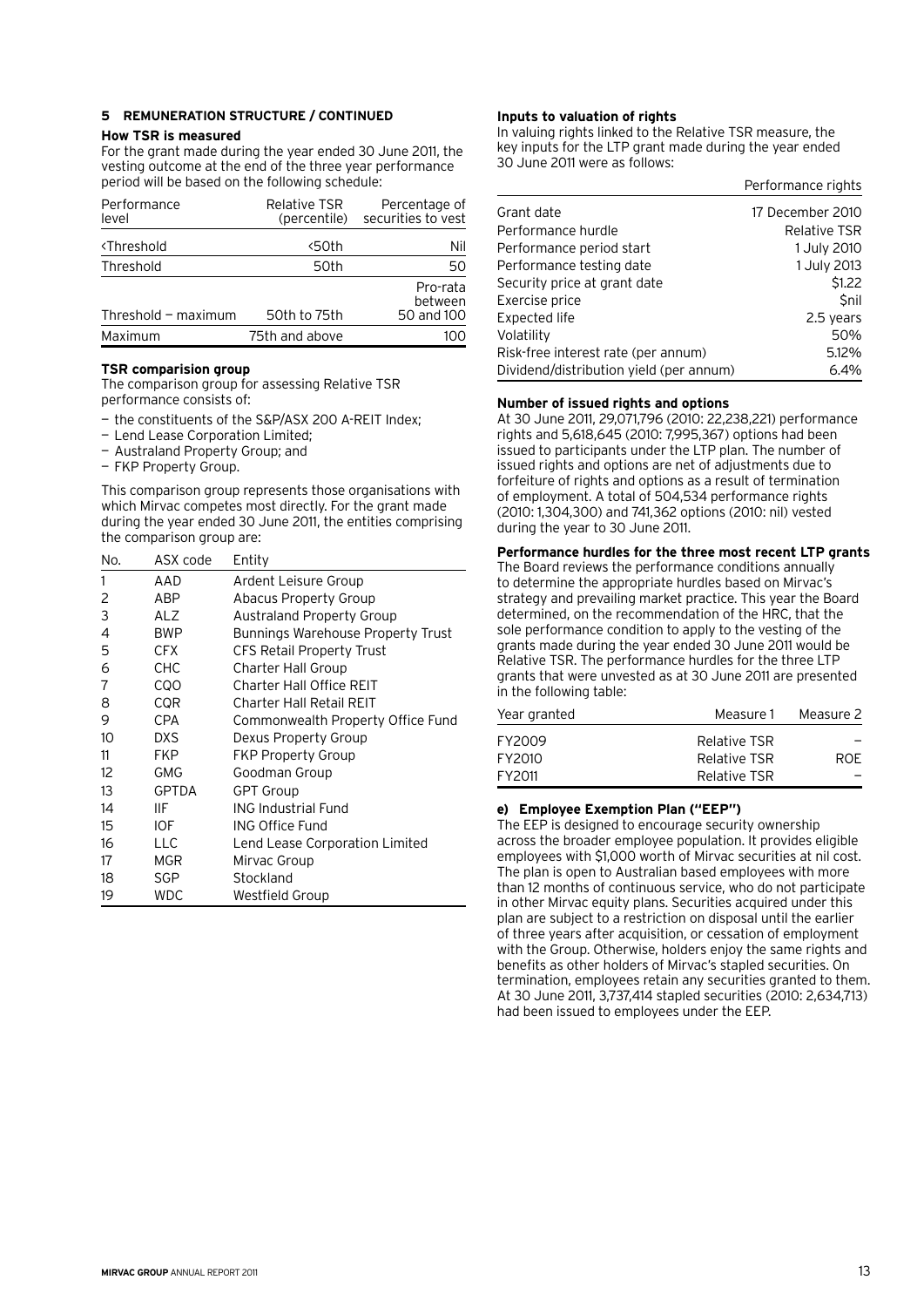## 5 REMUNERATION STRUCTURE / CONTINUED

### How TSR is measured

For the grant made during the year ended 30 June 2011, the vesting outcome at the end of the three year performance period will be based on the following schedule:

| Performance level | Relative TSR (percentile) | Percentage of securities to vest |
|---|---|---|
| <Threshold | <50th | Nil |
| Threshold | 50th | 50 |
| Threshold – maximum | 50th to 75th | Pro-rata between 50 and 100 |
| Maximum | 75th and above | 100 |

### TSR comparision group

The comparison group for assessing Relative TSR performance consists of:

- the constituents of the S&P/ASX 200 A-REIT Index;
- Lend Lease Corporation Limited;
- Australand Property Group; and
- FKP Property Group.

This comparison group represents those organisations with which Mirvac competes most directly. For the grant made during the year ended 30 June 2011, the entities comprising the comparison group are:

| No. | ASX code | Entity |
|---|---|---|
| 1 | AAD | Ardent Leisure Group |
| 2 | ABP | Abacus Property Group |
| 3 | ALZ | Australand Property Group |
| 4 | BWP | Bunnings Warehouse Property Trust |
| 5 | CFX | CFS Retail Property Trust |
| 6 | CHC | Charter Hall Group |
| 7 | CQO | Charter Hall Office REIT |
| 8 | CQR | Charter Hall Retail REIT |
| 9 | CPA | Commonwealth Property Office Fund |
| 10 | DXS | Dexus Property Group |
| 11 | FKP | FKP Property Group |
| 12 | GMG | Goodman Group |
| 13 | GPTDA | GPT Group |
| 14 | IIF | ING Industrial Fund |
| 15 | IOF | ING Office Fund |
| 16 | LLC | Lend Lease Corporation Limited |
| 17 | MGR | Mirvac Group |
| 18 | SGP | Stockland |
| 19 | WDC | Westfield Group |

### Inputs to valuation of rights

In valuing rights linked to the Relative TSR measure, the key inputs for the LTP grant made during the year ended 30 June 2011 were as follows:

| | Performance rights |
|---|---|
| Grant date | 17 December 2010 |
| Performance hurdle | Relative TSR |
| Performance period start | 1 July 2010 |
| Performance testing date | 1 July 2013 |
| Security price at grant date | $1.22 |
| Exercise price | $nil |
| Expected life | 2.5 years |
| Volatility | 50% |
| Risk-free interest rate (per annum) | 5.12% |
| Dividend/distribution yield (per annum) | 6.4% |

### Number of issued rights and options

At 30 June 2011, 29,071,796 (2010: 22,238,221) performance rights and 5,618,645 (2010: 7,995,367) options had been issued to participants under the LTP plan. The number of issued rights and options are net of adjustments due to forfeiture of rights and options as a result of termination of employment. A total of 504,534 performance rights (2010: 1,304,300) and 741,362 options (2010: nil) vested during the year to 30 June 2011.

### Performance hurdles for the three most recent LTP grants

The Board reviews the performance conditions annually to determine the appropriate hurdles based on Mirvac's strategy and prevailing market practice. This year the Board determined, on the recommendation of the HRC, that the sole performance condition to apply to the vesting of the grants made during the year ended 30 June 2011 would be Relative TSR. The performance hurdles for the three LTP grants that were unvested as at 30 June 2011 are presented in the following table:

| Year granted | Measure 1 | Measure 2 |
|---|---|---|
| FY2009 | Relative TSR | – |
| FY2010 | Relative TSR | ROE |
| FY2011 | Relative TSR | – |

### e) Employee Exemption Plan ("EEP")

The EEP is designed to encourage security ownership across the broader employee population. It provides eligible employees with $1,000 worth of Mirvac securities at nil cost. The plan is open to Australian based employees with more than 12 months of continuous service, who do not participate in other Mirvac equity plans. Securities acquired under this plan are subject to a restriction on disposal until the earlier of three years after acquisition, or cessation of employment with the Group. Otherwise, holders enjoy the same rights and benefits as other holders of Mirvac's stapled securities. On termination, employees retain any securities granted to them. At 30 June 2011, 3,737,414 stapled securities (2010: 2,634,713) had been issued to employees under the EEP.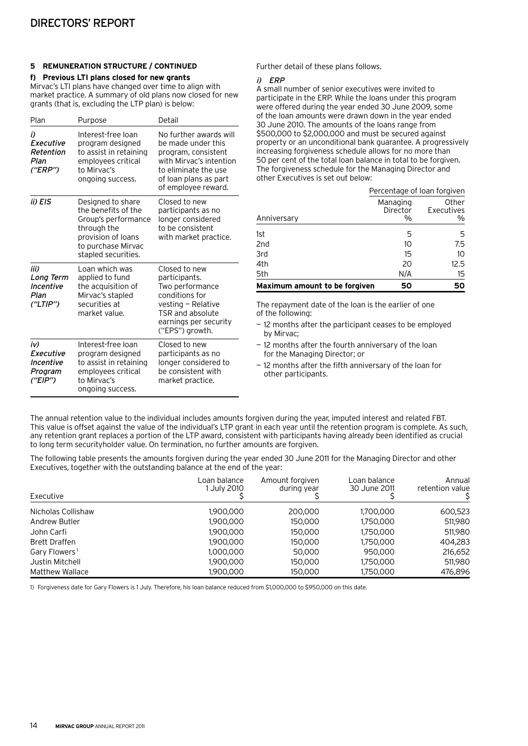### 5 REMUNERATION STRUCTURE / CONTINUED

#### f) Previous LTI plans closed for new grants

Mirvac's LTI plans have changed over time to align with market practice. A summary of old plans now closed for new grants (that is, excluding the LTP plan) is below:

| Plan | Purpose | Detail |
|---|---|---|
| *i) Executive Retention Plan ("ERP")* | Interest-free loan program designed to assist in retaining employees critical to Mirvac's ongoing success. | No further awards will be made under this program, consistent with Mirvac's intention to eliminate the use of loan plans as part of employee reward. |
| *ii) EIS* | Designed to share the benefits of the Group's performance through the provision of loans to purchase Mirvac stapled securities. | Closed to new participants as no longer considered to be consistent with market practice. |
| *iii) Long Term Incentive Plan ("LTIP")* | Loan which was applied to fund the acquisition of Mirvac's stapled securities at market value. | Closed to new participants. Two performance conditions for vesting — Relative TSR and absolute earnings per security ("EPS") growth. |
| *iv) Executive Incentive Program ("EIP")* | Interest-free loan program designed to assist in retaining employees critical to Mirvac's ongoing success. | Closed to new participants as no longer considered to be consistent with market practice. |

Further detail of these plans follows.

##### *i) ERP*

A small number of senior executives were invited to participate in the ERP. While the loans under this program were offered during the year ended 30 June 2009, some of the loan amounts were drawn down in the year ended 30 June 2010. The amounts of the loans range from $500,000 to $2,000,000 and must be secured against property or an unconditional bank guarantee. A progressively increasing forgiveness schedule allows for no more than 50 per cent of the total loan balance in total to be forgiven. The forgiveness schedule for the Managing Director and other Executives is set out below:

| | Percentage of loan forgiven | |
|---|---|---|
| Anniversary | Managing Director % | Other Executives % |
| 1st | 5 | 5 |
| 2nd | 10 | 7.5 |
| 3rd | 15 | 10 |
| 4th | 20 | 12.5 |
| 5th | N/A | 15 |
| **Maximum amount to be forgiven** | **50** | **50** |

The repayment date of the loan is the earlier of one of the following:

- 12 months after the participant ceases to be employed by Mirvac;
- 12 months after the fourth anniversary of the loan for the Managing Director; or
- 12 months after the fifth anniversary of the loan for other participants.

The annual retention value to the individual includes amounts forgiven during the year, imputed interest and related FBT. This value is offset against the value of the individual's LTP grant in each year until the retention program is complete. As such, any retention grant replaces a portion of the LTP award, consistent with participants having already been identified as crucial to long term securityholder value. On termination, no further amounts are forgiven.

The following table presents the amounts forgiven during the year ended 30 June 2011 for the Managing Director and other Executives, together with the outstanding balance at the end of the year:

| Executive | Loan balance 1 July 2010 $ | Amount forgiven during year $ | Loan balance 30 June 2011 $ | Annual retention value $ |
|---|---|---|---|---|
| Nicholas Collishaw | 1,900,000 | 200,000 | 1,700,000 | 600,523 |
| Andrew Butler | 1,900,000 | 150,000 | 1,750,000 | 511,980 |
| John Carfi | 1,900,000 | 150,000 | 1,750,000 | 511,980 |
| Brett Draffen | 1,900,000 | 150,000 | 1,750,000 | 404,283 |
| Gary Flowers[1] | 1,000,000 | 50,000 | 950,000 | 216,652 |
| Justin Mitchell | 1,900,000 | 150,000 | 1,750,000 | 511,980 |
| Matthew Wallace | 1,900,000 | 150,000 | 1,750,000 | 476,896 |

1) Forgiveness date for Gary Flowers is 1 July. Therefore, his loan balance reduced from $1,000,000 to $950,000 on this date.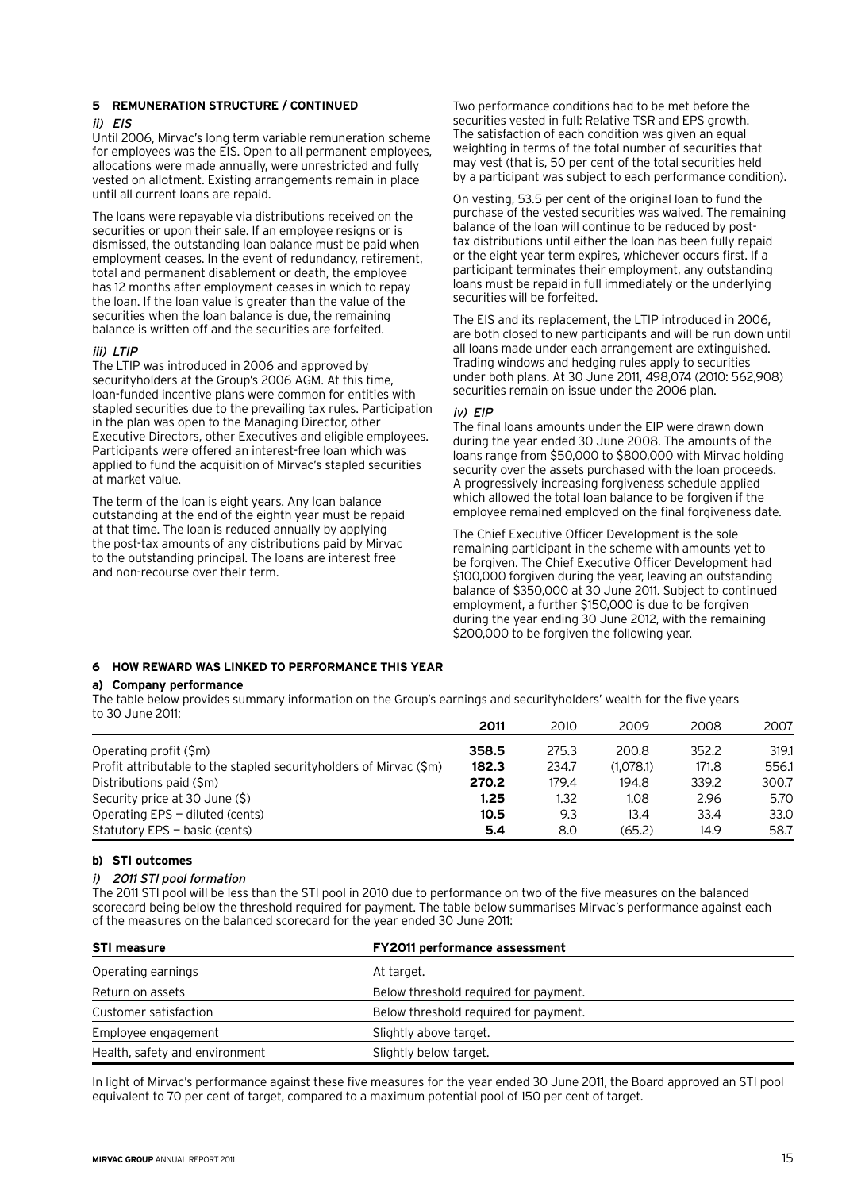### 5 REMUNERATION STRUCTURE / CONTINUED

*ii) EIS*

Until 2006, Mirvac's long term variable remuneration scheme for employees was the EIS. Open to all permanent employees, allocations were made annually, were unrestricted and fully vested on allotment. Existing arrangements remain in place until all current loans are repaid.

The loans were repayable via distributions received on the securities or upon their sale. If an employee resigns or is dismissed, the outstanding loan balance must be paid when employment ceases. In the event of redundancy, retirement, total and permanent disablement or death, the employee has 12 months after employment ceases in which to repay the loan. If the loan value is greater than the value of the securities when the loan balance is due, the remaining balance is written off and the securities are forfeited.

*iii) LTIP*

The LTIP was introduced in 2006 and approved by securityholders at the Group's 2006 AGM. At this time, loan-funded incentive plans were common for entities with stapled securities due to the prevailing tax rules. Participation in the plan was open to the Managing Director, other Executive Directors, other Executives and eligible employees. Participants were offered an interest-free loan which was applied to fund the acquisition of Mirvac's stapled securities at market value.

The term of the loan is eight years. Any loan balance outstanding at the end of the eighth year must be repaid at that time. The loan is reduced annually by applying the post-tax amounts of any distributions paid by Mirvac to the outstanding principal. The loans are interest free and non-recourse over their term.

Two performance conditions had to be met before the securities vested in full: Relative TSR and EPS growth. The satisfaction of each condition was given an equal weighting in terms of the total number of securities that may vest (that is, 50 per cent of the total securities held by a participant was subject to each performance condition).

On vesting, 53.5 per cent of the original loan to fund the purchase of the vested securities was waived. The remaining balance of the loan will continue to be reduced by post-tax distributions until either the loan has been fully repaid or the eight year term expires, whichever occurs first. If a participant terminates their employment, any outstanding loans must be repaid in full immediately or the underlying securities will be forfeited.

The EIS and its replacement, the LTIP introduced in 2006, are both closed to new participants and will be run down until all loans made under each arrangement are extinguished. Trading windows and hedging rules apply to securities under both plans. At 30 June 2011, 498,074 (2010: 562,908) securities remain on issue under the 2006 plan.

*iv) EIP*

The final loans amounts under the EIP were drawn down during the year ended 30 June 2008. The amounts of the loans range from $50,000 to $800,000 with Mirvac holding security over the assets purchased with the loan proceeds. A progressively increasing forgiveness schedule applied which allowed the total loan balance to be forgiven if the employee remained employed on the final forgiveness date.

The Chief Executive Officer Development is the sole remaining participant in the scheme with amounts yet to be forgiven. The Chief Executive Officer Development had $100,000 forgiven during the year, leaving an outstanding balance of $350,000 at 30 June 2011. Subject to continued employment, a further $150,000 is due to be forgiven during the year ending 30 June 2012, with the remaining $200,000 to be forgiven the following year.

### 6 HOW REWARD WAS LINKED TO PERFORMANCE THIS YEAR

**a) Company performance**

The table below provides summary information on the Group's earnings and securityholders' wealth for the five years to 30 June 2011:

| | **2011** | 2010 | 2009 | 2008 | 2007 |
|---|---|---|---|---|---|
| Operating profit ($m) | **358.5** | 275.3 | 200.8 | 352.2 | 319.1 |
| Profit attributable to the stapled securityholders of Mirvac ($m) | **182.3** | 234.7 | (1,078.1) | 171.8 | 556.1 |
| Distributions paid ($m) | **270.2** | 179.4 | 194.8 | 339.2 | 300.7 |
| Security price at 30 June ($) | **1.25** | 1.32 | 1.08 | 2.96 | 5.70 |
| Operating EPS — diluted (cents) | **10.5** | 9.3 | 13.4 | 33.4 | 33.0 |
| Statutory EPS — basic (cents) | **5.4** | 8.0 | (65.2) | 14.9 | 58.7 |

**b) STI outcomes**

*i) 2011 STI pool formation*

The 2011 STI pool will be less than the STI pool in 2010 due to performance on two of the five measures on the balanced scorecard being below the threshold required for payment. The table below summarises Mirvac's performance against each of the measures on the balanced scorecard for the year ended 30 June 2011:

| STI measure | FY2011 performance assessment |
|---|---|
| Operating earnings | At target. |
| Return on assets | Below threshold required for payment. |
| Customer satisfaction | Below threshold required for payment. |
| Employee engagement | Slightly above target. |
| Health, safety and environment | Slightly below target. |

In light of Mirvac's performance against these five measures for the year ended 30 June 2011, the Board approved an STI pool equivalent to 70 per cent of target, compared to a maximum potential pool of 150 per cent of target.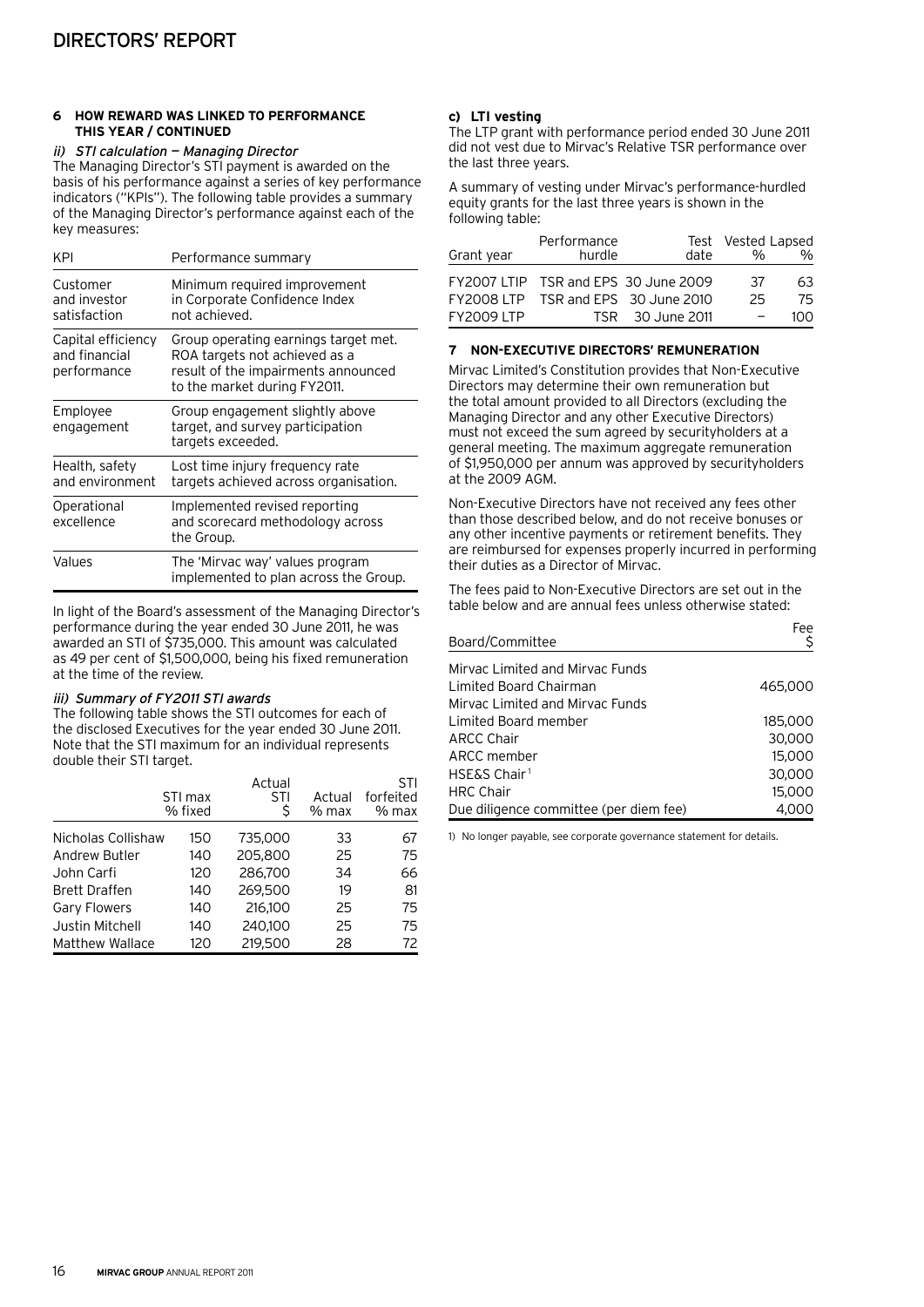# DIRECTORS' REPORT

#### 6 HOW REWARD WAS LINKED TO PERFORMANCE THIS YEAR / CONTINUED

*ii) STI calculation — Managing Director*

The Managing Director's STI payment is awarded on the basis of his performance against a series of key performance indicators ("KPIs"). The following table provides a summary of the Managing Director's performance against each of the key measures:

| KPI | Performance summary |
|---|---|
| Customer and investor satisfaction | Minimum required improvement in Corporate Confidence Index not achieved. |
| Capital efficiency and financial performance | Group operating earnings target met. ROA targets not achieved as a result of the impairments announced to the market during FY2011. |
| Employee engagement | Group engagement slightly above target, and survey participation targets exceeded. |
| Health, safety and environment | Lost time injury frequency rate targets achieved across organisation. |
| Operational excellence | Implemented revised reporting and scorecard methodology across the Group. |
| Values | The 'Mirvac way' values program implemented to plan across the Group. |

In light of the Board's assessment of the Managing Director's performance during the year ended 30 June 2011, he was awarded an STI of $735,000. This amount was calculated as 49 per cent of $1,500,000, being his fixed remuneration at the time of the review.

*iii) Summary of FY2011 STI awards*

The following table shows the STI outcomes for each of the disclosed Executives for the year ended 30 June 2011. Note that the STI maximum for an individual represents double their STI target.

| | STI max % fixed | Actual STI $ | Actual % max | STI forfeited % max |
|---|---|---|---|---|
| Nicholas Collishaw | 150 | 735,000 | 33 | 67 |
| Andrew Butler | 140 | 205,800 | 25 | 75 |
| John Carfi | 120 | 286,700 | 34 | 66 |
| Brett Draffen | 140 | 269,500 | 19 | 81 |
| Gary Flowers | 140 | 216,100 | 25 | 75 |
| Justin Mitchell | 140 | 240,100 | 25 | 75 |
| Matthew Wallace | 120 | 219,500 | 28 | 72 |

**c) LTI vesting**

The LTP grant with performance period ended 30 June 2011 did not vest due to Mirvac's Relative TSR performance over the last three years.

A summary of vesting under Mirvac's performance-hurdled equity grants for the last three years is shown in the following table:

| Grant year | Performance hurdle | Test date | Vested % | Lapsed % |
|---|---|---|---|---|
| FY2007 LTIP | TSR and EPS | 30 June 2009 | 37 | 63 |
| FY2008 LTP | TSR and EPS | 30 June 2010 | 25 | 75 |
| FY2009 LTP | TSR | 30 June 2011 | – | 100 |

#### 7 NON-EXECUTIVE DIRECTORS' REMUNERATION

Mirvac Limited's Constitution provides that Non-Executive Directors may determine their own remuneration but the total amount provided to all Directors (excluding the Managing Director and any other Executive Directors) must not exceed the sum agreed by securityholders at a general meeting. The maximum aggregate remuneration of $1,950,000 per annum was approved by securityholders at the 2009 AGM.

Non-Executive Directors have not received any fees other than those described below, and do not receive bonuses or any other incentive payments or retirement benefits. They are reimbursed for expenses properly incurred in performing their duties as a Director of Mirvac.

The fees paid to Non-Executive Directors are set out in the table below and are annual fees unless otherwise stated:

| Board/Committee | Fee $ |
|---|---|
| Mirvac Limited and Mirvac Funds Limited Board Chairman | 465,000 |
| Mirvac Limited and Mirvac Funds Limited Board member | 185,000 |
| ARCC Chair | 30,000 |
| ARCC member | 15,000 |
| HSE&S Chair[1] | 30,000 |
| HRC Chair | 15,000 |
| Due diligence committee (per diem fee) | 4,000 |

1) No longer payable, see corporate governance statement for details.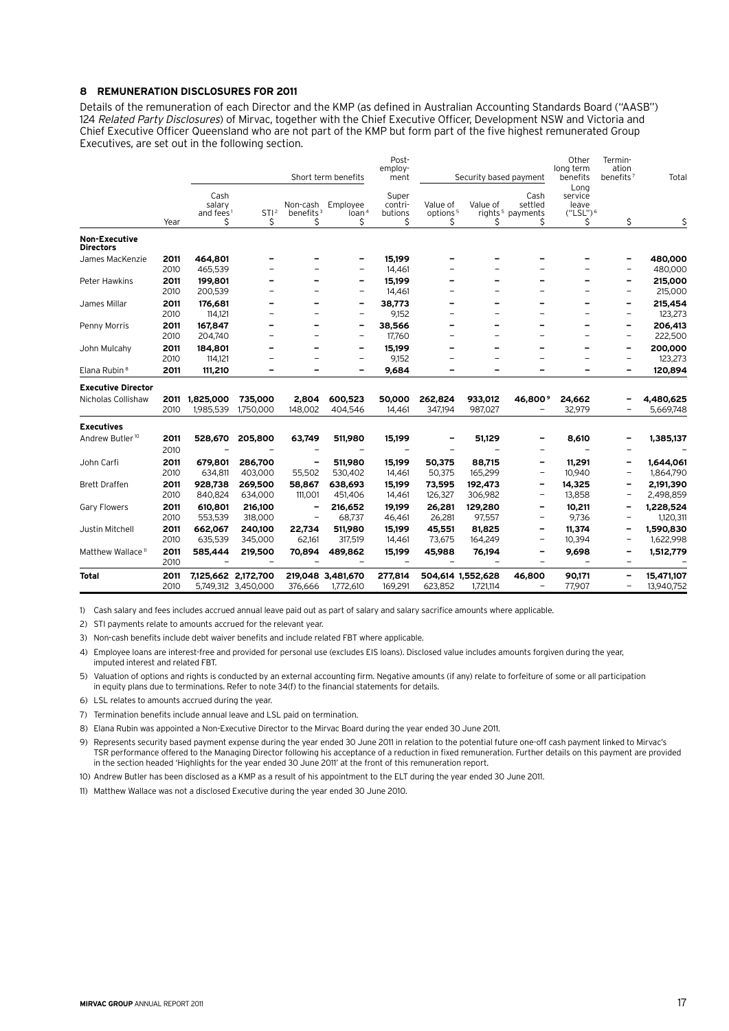## 8 REMUNERATION DISCLOSURES FOR 2011

Details of the remuneration of each Director and the KMP (as defined in Australian Accounting Standards Board ("AASB") 124 *Related Party Disclosures*) of Mirvac, together with the Chief Executive Officer, Development NSW and Victoria and Chief Executive Officer Queensland who are not part of the KMP but form part of the five highest remunerated Group Executives, are set out in the following section.

| | | Short term benefits | | | | Post-employment | Security based payment | | | Other long term benefits | Termination benefits[7] | Total |
|---|---|---|---|---|---|---|---|---|---|---|---|---|
| | Year | Cash salary and fees[1] $ | STI[2] $ | Non-cash benefits[3] $ | Employee loan[4] $ | Super contributions $ | Value of options[5] $ | Value of rights[5] $ | Cash settled payments $ | Long service leave ("LSL")[6] $ | $ | $ |
| **Non-Executive Directors** | | | | | | | | | | | | |
| James MacKenzie | **2011** | **464,801** | **–** | **–** | **–** | **15,199** | **–** | **–** | **–** | **–** | **–** | **480,000** |
| | 2010 | 465,539 | – | – | – | 14,461 | – | – | – | – | – | 480,000 |
| Peter Hawkins | **2011** | **199,801** | **–** | **–** | **–** | **15,199** | **–** | **–** | **–** | **–** | **–** | **215,000** |
| | 2010 | 200,539 | – | – | – | 14,461 | – | – | – | – | – | 215,000 |
| James Millar | **2011** | **176,681** | **–** | **–** | **–** | **38,773** | **–** | **–** | **–** | **–** | **–** | **215,454** |
| | 2010 | 114,121 | – | – | – | 9,152 | – | – | – | – | – | 123,273 |
| Penny Morris | **2011** | **167,847** | **–** | **–** | **–** | **38,566** | **–** | **–** | **–** | **–** | **–** | **206,413** |
| | 2010 | 204,740 | – | – | – | 17,760 | – | – | – | – | – | 222,500 |
| John Mulcahy | **2011** | **184,801** | **–** | **–** | **–** | **15,199** | **–** | **–** | **–** | **–** | **–** | **200,000** |
| | 2010 | 114,121 | – | – | – | 9,152 | – | – | – | – | – | 123,273 |
| Elana Rubin[8] | **2011** | **111,210** | **–** | **–** | **–** | **9,684** | **–** | **–** | **–** | **–** | **–** | **120,894** |
| **Executive Director** | | | | | | | | | | | | |
| Nicholas Collishaw | **2011** | **1,825,000** | **735,000** | **2,804** | **600,523** | **50,000** | **262,824** | **933,012** | **46,800[9]** | **24,662** | **–** | **4,480,625** |
| | 2010 | 1,985,539 | 1,750,000 | 148,002 | 404,546 | 14,461 | 347,194 | 987,027 | – | 32,979 | – | 5,669,748 |
| **Executives** | | | | | | | | | | | | |
| Andrew Butler[10] | **2011** | **528,670** | **205,800** | **63,749** | **511,980** | **15,199** | **–** | **51,129** | **–** | **8,610** | **–** | **1,385,137** |
| | 2010 | – | – | – | – | – | – | – | – | – | – | – |
| John Carfi | **2011** | **679,801** | **286,700** | **–** | **511,980** | **15,199** | **50,375** | **88,715** | **–** | **11,291** | **–** | **1,644,061** |
| | 2010 | 634,811 | 403,000 | 55,502 | 530,402 | 14,461 | 50,375 | 165,299 | – | 10,940 | – | 1,864,790 |
| Brett Draffen | **2011** | **928,738** | **269,500** | **58,867** | **638,693** | **15,199** | **73,595** | **192,473** | **–** | **14,325** | **–** | **2,191,390** |
| | 2010 | 840,824 | 634,000 | 111,001 | 451,406 | 14,461 | 126,327 | 306,982 | – | 13,858 | – | 2,498,859 |
| Gary Flowers | **2011** | **610,801** | **216,100** | **–** | **216,652** | **19,199** | **26,281** | **129,280** | **–** | **10,211** | **–** | **1,228,524** |
| | 2010 | 553,539 | 318,000 | – | 68,737 | 46,461 | 26,281 | 97,557 | – | 9,736 | – | 1,120,311 |
| Justin Mitchell | **2011** | **662,067** | **240,100** | **22,734** | **511,980** | **15,199** | **45,551** | **81,825** | **–** | **11,374** | **–** | **1,590,830** |
| | 2010 | 635,539 | 345,000 | 62,161 | 317,519 | 14,461 | 73,675 | 164,249 | – | 10,394 | – | 1,622,998 |
| Matthew Wallace[11] | **2011** | **585,444** | **219,500** | **70,894** | **489,862** | **15,199** | **45,988** | **76,194** | **–** | **9,698** | **–** | **1,512,779** |
| | 2010 | – | – | – | – | – | – | – | – | – | – | – |
| **Total** | **2011** | **7,125,662** | **2,172,700** | **219,048** | **3,481,670** | **277,814** | **504,614** | **1,552,628** | **46,800** | **90,171** | **–** | **15,471,107** |
| | 2010 | 5,749,312 | 3,450,000 | 376,666 | 1,772,610 | 169,291 | 623,852 | 1,721,114 | – | 77,907 | – | 13,940,752 |

1) Cash salary and fees includes accrued annual leave paid out as part of salary and salary sacrifice amounts where applicable.

2) STI payments relate to amounts accrued for the relevant year.

3) Non-cash benefits include debt waiver benefits and include related FBT where applicable.

4) Employee loans are interest-free and provided for personal use (excludes EIS loans). Disclosed value includes amounts forgiven during the year, imputed interest and related FBT.

5) Valuation of options and rights is conducted by an external accounting firm. Negative amounts (if any) relate to forfeiture of some or all participation in equity plans due to terminations. Refer to note 34(f) to the financial statements for details.

6) LSL relates to amounts accrued during the year.

7) Termination benefits include annual leave and LSL paid on termination.

8) Elana Rubin was appointed a Non-Executive Director to the Mirvac Board during the year ended 30 June 2011.

9) Represents security based payment expense during the year ended 30 June 2011 in relation to the potential future one-off cash payment linked to Mirvac's TSR performance offered to the Managing Director following his acceptance of a reduction in fixed remuneration. Further details on this payment are provided in the section headed 'Highlights for the year ended 30 June 2011' at the front of this remuneration report.

10) Andrew Butler has been disclosed as a KMP as a result of his appointment to the ELT during the year ended 30 June 2011.

11) Matthew Wallace was not a disclosed Executive during the year ended 30 June 2010.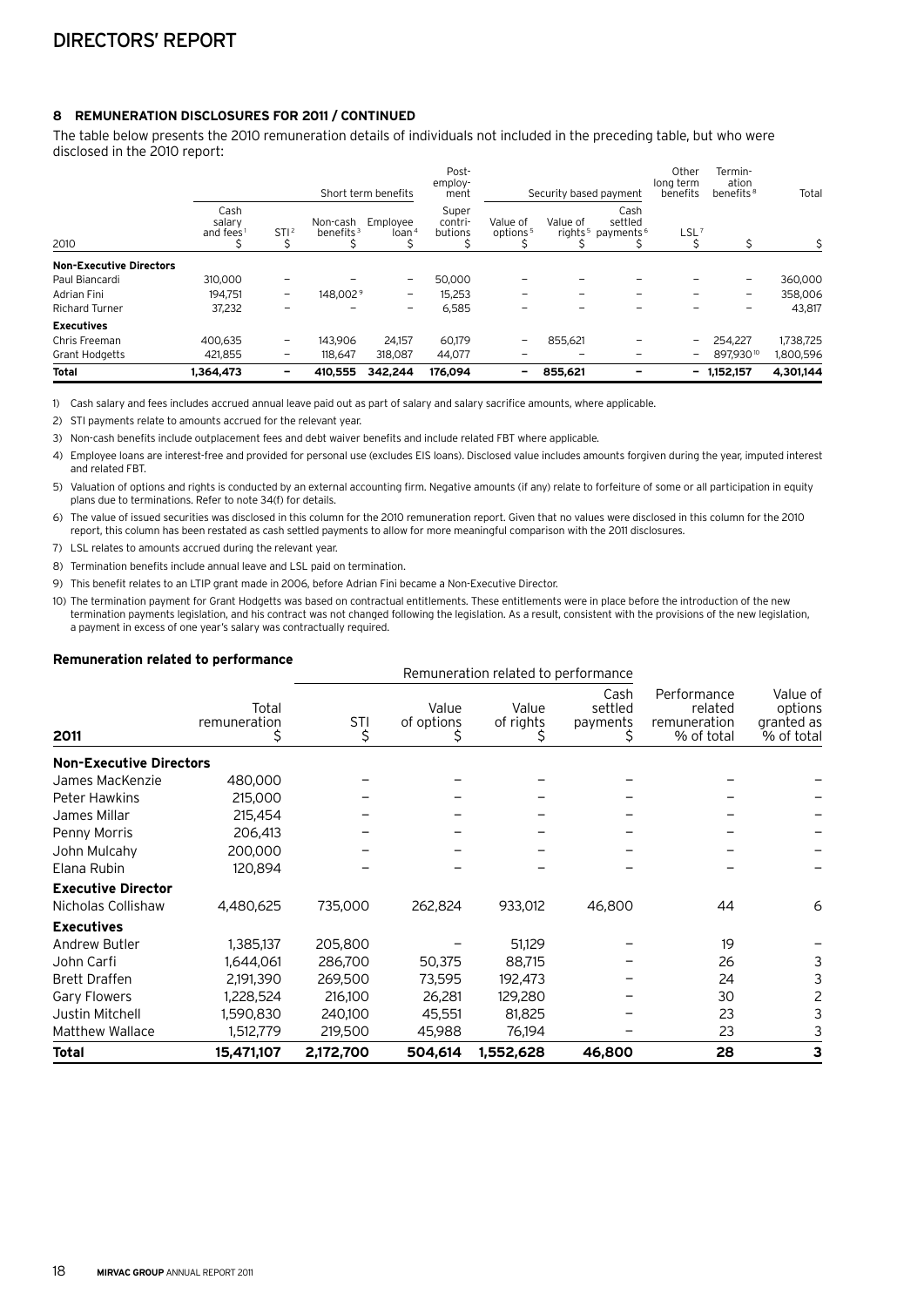## 8 REMUNERATION DISCLOSURES FOR 2011 / CONTINUED

The table below presents the 2010 remuneration details of individuals not included in the preceding table, but who were disclosed in the 2010 report:

| 2010 | Short term benefits | | | | Post-employment | Security based payment | | | Other long term benefits | Termination benefits[8] | Total |
|---|---|---|---|---|---|---|---|---|---|---|---|
| | Cash salary and fees[1] $ | STI[2] $ | Non-cash benefits[3] $ | Employee loan[4] $ | Super contributions $ | Value of options[5] $ | Value of rights[5] $ | Cash settled payments[6] $ | LSL[7] $ | $ | $ |
| **Non-Executive Directors** | | | | | | | | | | | |
| Paul Biancardi | 310,000 | – | – | – | 50,000 | – | – | – | – | – | 360,000 |
| Adrian Fini | 194,751 | – | 148,002[9] | – | 15,253 | – | – | – | – | – | 358,006 |
| Richard Turner | 37,232 | – | – | – | 6,585 | – | – | – | – | – | 43,817 |
| **Executives** | | | | | | | | | | | |
| Chris Freeman | 400,635 | – | 143,906 | 24,157 | 60,179 | – | 855,621 | – | – | 254,227 | 1,738,725 |
| Grant Hodgetts | 421,855 | – | 118,647 | 318,087 | 44,077 | – | – | – | – | 897,930[10] | 1,800,596 |
| **Total** | **1,364,473** | **–** | **410,555** | **342,244** | **176,094** | **–** | **855,621** | **–** | **–** | **1,152,157** | **4,301,144** |

1) Cash salary and fees includes accrued annual leave paid out as part of salary and salary sacrifice amounts, where applicable.

2) STI payments relate to amounts accrued for the relevant year.

3) Non-cash benefits include outplacement fees and debt waiver benefits and include related FBT where applicable.

4) Employee loans are interest-free and provided for personal use (excludes EIS loans). Disclosed value includes amounts forgiven during the year, imputed interest and related FBT.

5) Valuation of options and rights is conducted by an external accounting firm. Negative amounts (if any) relate to forfeiture of some or all participation in equity plans due to terminations. Refer to note 34(f) for details.

6) The value of issued securities was disclosed in this column for the 2010 remuneration report. Given that no values were disclosed in this column for the 2010 report, this column has been restated as cash settled payments to allow for more meaningful comparison with the 2011 disclosures.

7) LSL relates to amounts accrued during the relevant year.

8) Termination benefits include annual leave and LSL paid on termination.

9) This benefit relates to an LTIP grant made in 2006, before Adrian Fini became a Non-Executive Director.

10) The termination payment for Grant Hodgetts was based on contractual entitlements. These entitlements were in place before the introduction of the new termination payments legislation, and his contract was not changed following the legislation. As a result, consistent with the provisions of the new legislation, a payment in excess of one year's salary was contractually required.

### Remuneration related to performance

| 2011 | Total remuneration $ | Remuneration related to performance | | | | Performance related remuneration % of total | Value of options granted as % of total |
|---|---|---|---|---|---|---|---|
| | | STI $ | Value of options $ | Value of rights $ | Cash settled payments $ | | |
| **Non-Executive Directors** | | | | | | | |
| James MacKenzie | 480,000 | – | – | – | – | – | – |
| Peter Hawkins | 215,000 | – | – | – | – | – | – |
| James Millar | 215,454 | – | – | – | – | – | – |
| Penny Morris | 206,413 | – | – | – | – | – | – |
| John Mulcahy | 200,000 | – | – | – | – | – | – |
| Elana Rubin | 120,894 | – | – | – | – | – | – |
| **Executive Director** | | | | | | | |
| Nicholas Collishaw | 4,480,625 | 735,000 | 262,824 | 933,012 | 46,800 | 44 | 6 |
| **Executives** | | | | | | | |
| Andrew Butler | 1,385,137 | 205,800 | – | 51,129 | – | 19 | – |
| John Carfi | 1,644,061 | 286,700 | 50,375 | 88,715 | – | 26 | 3 |
| Brett Draffen | 2,191,390 | 269,500 | 73,595 | 192,473 | – | 24 | 3 |
| Gary Flowers | 1,228,524 | 216,100 | 26,281 | 129,280 | – | 30 | 2 |
| Justin Mitchell | 1,590,830 | 240,100 | 45,551 | 81,825 | – | 23 | 3 |
| Matthew Wallace | 1,512,779 | 219,500 | 45,988 | 76,194 | – | 23 | 3 |
| **Total** | **15,471,107** | **2,172,700** | **504,614** | **1,552,628** | **46,800** | **28** | **3** |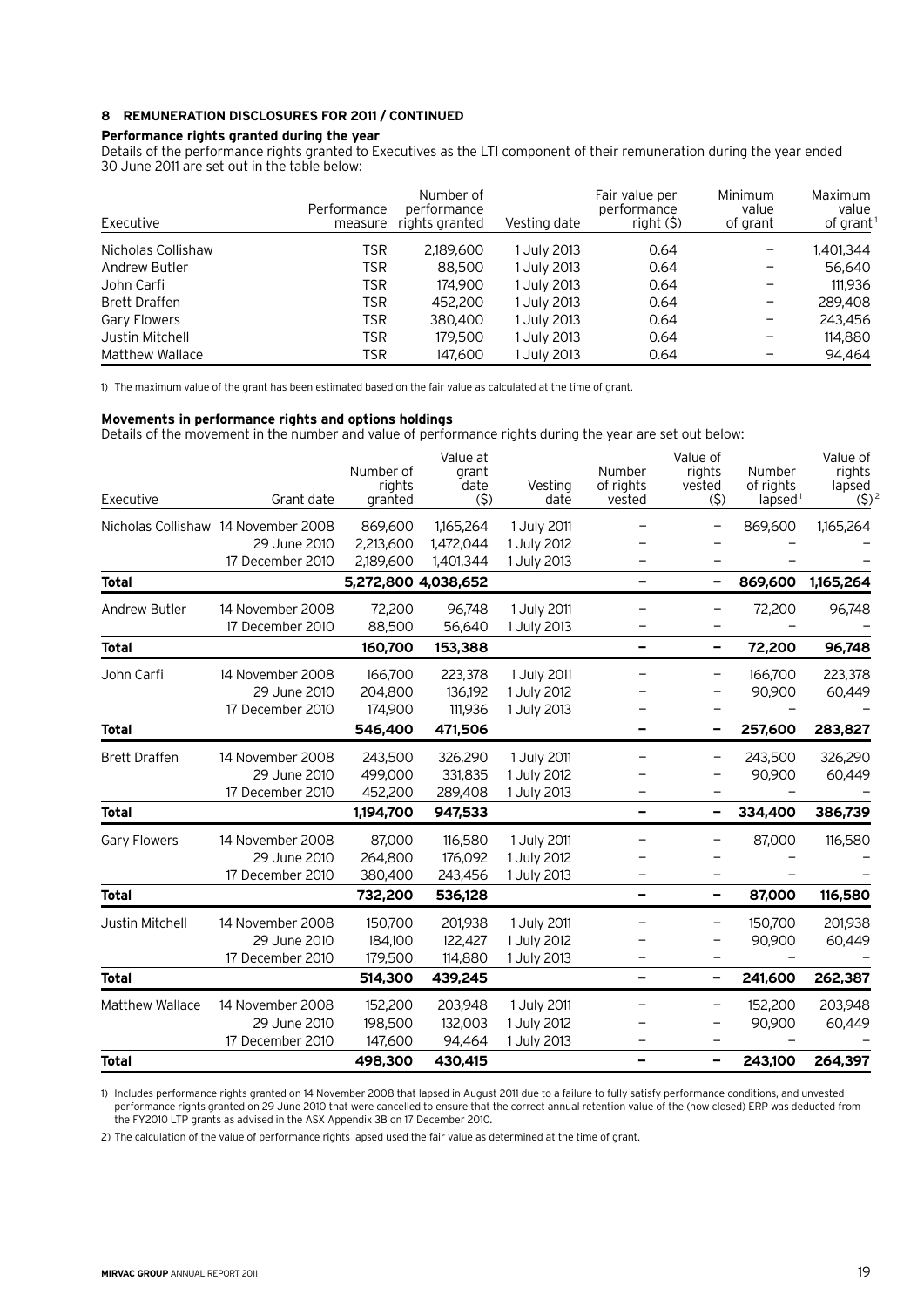## 8 REMUNERATION DISCLOSURES FOR 2011 / CONTINUED

**Performance rights granted during the year**

Details of the performance rights granted to Executives as the LTI component of their remuneration during the year ended 30 June 2011 are set out in the table below:

| Executive | Performance measure | Number of performance rights granted | Vesting date | Fair value per performance right ($) | Minimum value of grant | Maximum value of grant[1] |
|---|---|---|---|---|---|---|
| Nicholas Collishaw | TSR | 2,189,600 | 1 July 2013 | 0.64 | – | 1,401,344 |
| Andrew Butler | TSR | 88,500 | 1 July 2013 | 0.64 | – | 56,640 |
| John Carfi | TSR | 174,900 | 1 July 2013 | 0.64 | – | 111,936 |
| Brett Draffen | TSR | 452,200 | 1 July 2013 | 0.64 | – | 289,408 |
| Gary Flowers | TSR | 380,400 | 1 July 2013 | 0.64 | – | 243,456 |
| Justin Mitchell | TSR | 179,500 | 1 July 2013 | 0.64 | – | 114,880 |
| Matthew Wallace | TSR | 147,600 | 1 July 2013 | 0.64 | – | 94,464 |

1) The maximum value of the grant has been estimated based on the fair value as calculated at the time of grant.

**Movements in performance rights and options holdings**

Details of the movement in the number and value of performance rights during the year are set out below:

| Executive | Grant date | Number of rights granted | Value at grant date ($) | Vesting date | Number of rights vested | Value of rights vested ($) | Number of rights lapsed[1] | Value of rights lapsed ($)[2] |
|---|---|---|---|---|---|---|---|---|
| Nicholas Collishaw | 14 November 2008 | 869,600 | 1,165,264 | 1 July 2011 | – | – | 869,600 | 1,165,264 |
| | 29 June 2010 | 2,213,600 | 1,472,044 | 1 July 2012 | – | – | – | – |
| | 17 December 2010 | 2,189,600 | 1,401,344 | 1 July 2013 | – | – | – | – |
| **Total** | | **5,272,800** | **4,038,652** | | **–** | **–** | **869,600** | **1,165,264** |
| Andrew Butler | 14 November 2008 | 72,200 | 96,748 | 1 July 2011 | – | – | 72,200 | 96,748 |
| | 17 December 2010 | 88,500 | 56,640 | 1 July 2013 | – | – | – | – |
| **Total** | | **160,700** | **153,388** | | **–** | **–** | **72,200** | **96,748** |
| John Carfi | 14 November 2008 | 166,700 | 223,378 | 1 July 2011 | – | – | 166,700 | 223,378 |
| | 29 June 2010 | 204,800 | 136,192 | 1 July 2012 | – | – | 90,900 | 60,449 |
| | 17 December 2010 | 174,900 | 111,936 | 1 July 2013 | – | – | – | – |
| **Total** | | **546,400** | **471,506** | | **–** | **–** | **257,600** | **283,827** |
| Brett Draffen | 14 November 2008 | 243,500 | 326,290 | 1 July 2011 | – | – | 243,500 | 326,290 |
| | 29 June 2010 | 499,000 | 331,835 | 1 July 2012 | – | – | 90,900 | 60,449 |
| | 17 December 2010 | 452,200 | 289,408 | 1 July 2013 | – | – | – | – |
| **Total** | | **1,194,700** | **947,533** | | **–** | **–** | **334,400** | **386,739** |
| Gary Flowers | 14 November 2008 | 87,000 | 116,580 | 1 July 2011 | – | – | 87,000 | 116,580 |
| | 29 June 2010 | 264,800 | 176,092 | 1 July 2012 | – | – | – | – |
| | 17 December 2010 | 380,400 | 243,456 | 1 July 2013 | – | – | – | – |
| **Total** | | **732,200** | **536,128** | | **–** | **–** | **87,000** | **116,580** |
| Justin Mitchell | 14 November 2008 | 150,700 | 201,938 | 1 July 2011 | – | – | 150,700 | 201,938 |
| | 29 June 2010 | 184,100 | 122,427 | 1 July 2012 | – | – | 90,900 | 60,449 |
| | 17 December 2010 | 179,500 | 114,880 | 1 July 2013 | – | – | – | – |
| **Total** | | **514,300** | **439,245** | | **–** | **–** | **241,600** | **262,387** |
| Matthew Wallace | 14 November 2008 | 152,200 | 203,948 | 1 July 2011 | – | – | 152,200 | 203,948 |
| | 29 June 2010 | 198,500 | 132,003 | 1 July 2012 | – | – | 90,900 | 60,449 |
| | 17 December 2010 | 147,600 | 94,464 | 1 July 2013 | – | – | – | – |
| **Total** | | **498,300** | **430,415** | | **–** | **–** | **243,100** | **264,397** |

1) Includes performance rights granted on 14 November 2008 that lapsed in August 2011 due to a failure to fully satisfy performance conditions, and unvested performance rights granted on 29 June 2010 that were cancelled to ensure that the correct annual retention value of the (now closed) ERP was deducted from the FY2010 LTP grants as advised in the ASX Appendix 3B on 17 December 2010.

2) The calculation of the value of performance rights lapsed used the fair value as determined at the time of grant.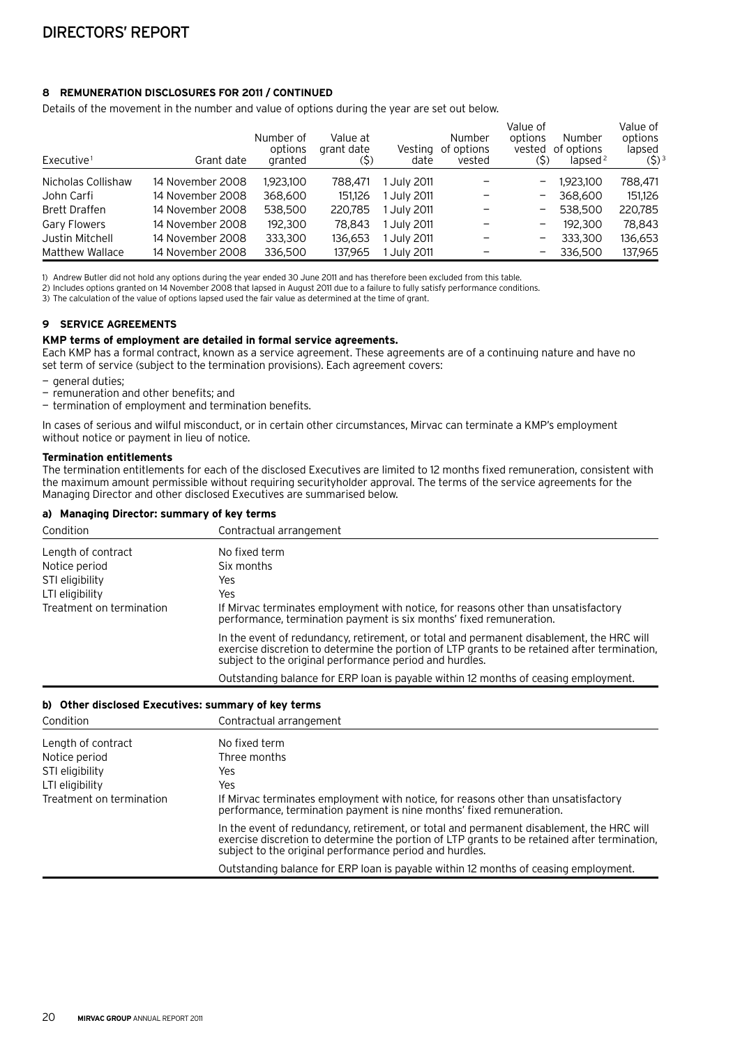## 8 REMUNERATION DISCLOSURES FOR 2011 / CONTINUED

Details of the movement in the number and value of options during the year are set out below.

| Executive[1] | Grant date | Number of options granted | Value at grant date ($) | Vesting date | Number of options vested | Value of options vested ($) | Number of options lapsed[2] | Value of options lapsed ($)[3] |
|---|---|---|---|---|---|---|---|---|
| Nicholas Collishaw | 14 November 2008 | 1,923,100 | 788,471 | 1 July 2011 | – | – | 1,923,100 | 788,471 |
| John Carfi | 14 November 2008 | 368,600 | 151,126 | 1 July 2011 | – | – | 368,600 | 151,126 |
| Brett Draffen | 14 November 2008 | 538,500 | 220,785 | 1 July 2011 | – | – | 538,500 | 220,785 |
| Gary Flowers | 14 November 2008 | 192,300 | 78,843 | 1 July 2011 | – | – | 192,300 | 78,843 |
| Justin Mitchell | 14 November 2008 | 333,300 | 136,653 | 1 July 2011 | – | – | 333,300 | 136,653 |
| Matthew Wallace | 14 November 2008 | 336,500 | 137,965 | 1 July 2011 | – | – | 336,500 | 137,965 |

1) Andrew Butler did not hold any options during the year ended 30 June 2011 and has therefore been excluded from this table.
2) Includes options granted on 14 November 2008 that lapsed in August 2011 due to a failure to fully satisfy performance conditions.
3) The calculation of the value of options lapsed used the fair value as determined at the time of grant.

## 9 SERVICE AGREEMENTS

**KMP terms of employment are detailed in formal service agreements.**

Each KMP has a formal contract, known as a service agreement. These agreements are of a continuing nature and have no set term of service (subject to the termination provisions). Each agreement covers:

- general duties;
- remuneration and other benefits; and
- termination of employment and termination benefits.

In cases of serious and wilful misconduct, or in certain other circumstances, Mirvac can terminate a KMP's employment without notice or payment in lieu of notice.

**Termination entitlements**

The termination entitlements for each of the disclosed Executives are limited to 12 months fixed remuneration, consistent with the maximum amount permissible without requiring securityholder approval. The terms of the service agreements for the Managing Director and other disclosed Executives are summarised below.

**a) Managing Director: summary of key terms**

| Condition | Contractual arrangement |
|---|---|
| Length of contract | No fixed term |
| Notice period | Six months |
| STI eligibility | Yes |
| LTI eligibility | Yes |
| Treatment on termination | If Mirvac terminates employment with notice, for reasons other than unsatisfactory performance, termination payment is six months' fixed remuneration. |
| | In the event of redundancy, retirement, or total and permanent disablement, the HRC will exercise discretion to determine the portion of LTP grants to be retained after termination, subject to the original performance period and hurdles. |
| | Outstanding balance for ERP loan is payable within 12 months of ceasing employment. |

**b) Other disclosed Executives: summary of key terms**

| Condition | Contractual arrangement |
|---|---|
| Length of contract | No fixed term |
| Notice period | Three months |
| STI eligibility | Yes |
| LTI eligibility | Yes |
| Treatment on termination | If Mirvac terminates employment with notice, for reasons other than unsatisfactory performance, termination payment is nine months' fixed remuneration. |
| | In the event of redundancy, retirement, or total and permanent disablement, the HRC will exercise discretion to determine the portion of LTP grants to be retained after termination, subject to the original performance period and hurdles. |
| | Outstanding balance for ERP loan is payable within 12 months of ceasing employment. |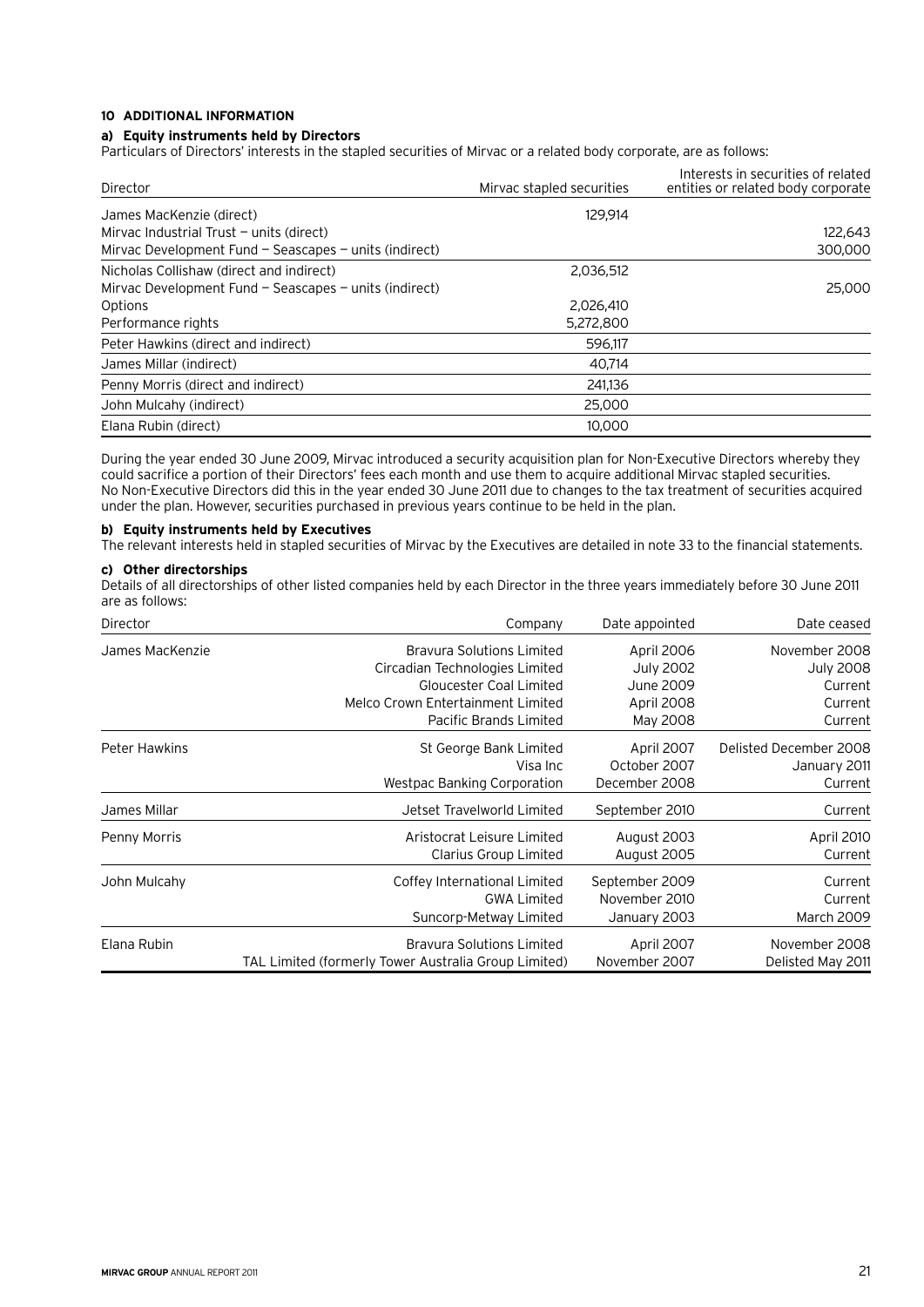## 10 ADDITIONAL INFORMATION

### a) Equity instruments held by Directors

Particulars of Directors' interests in the stapled securities of Mirvac or a related body corporate, are as follows:

| Director | Mirvac stapled securities | Interests in securities of related entities or related body corporate |
|---|---|---|
| James MacKenzie (direct) | 129,914 | |
| Mirvac Industrial Trust – units (direct) | | 122,643 |
| Mirvac Development Fund – Seascapes – units (indirect) | | 300,000 |
| Nicholas Collishaw (direct and indirect) | 2,036,512 | |
| Mirvac Development Fund – Seascapes – units (indirect) | | 25,000 |
| Options | 2,026,410 | |
| Performance rights | 5,272,800 | |
| Peter Hawkins (direct and indirect) | 596,117 | |
| James Millar (indirect) | 40,714 | |
| Penny Morris (direct and indirect) | 241,136 | |
| John Mulcahy (indirect) | 25,000 | |
| Elana Rubin (direct) | 10,000 | |

During the year ended 30 June 2009, Mirvac introduced a security acquisition plan for Non-Executive Directors whereby they could sacrifice a portion of their Directors' fees each month and use them to acquire additional Mirvac stapled securities. No Non-Executive Directors did this in the year ended 30 June 2011 due to changes to the tax treatment of securities acquired under the plan. However, securities purchased in previous years continue to be held in the plan.

### b) Equity instruments held by Executives

The relevant interests held in stapled securities of Mirvac by the Executives are detailed in note 33 to the financial statements.

### c) Other directorships

Details of all directorships of other listed companies held by each Director in the three years immediately before 30 June 2011 are as follows:

| Director | Company | Date appointed | Date ceased |
|---|---|---|---|
| James MacKenzie | Bravura Solutions Limited | April 2006 | November 2008 |
| | Circadian Technologies Limited | July 2002 | July 2008 |
| | Gloucester Coal Limited | June 2009 | Current |
| | Melco Crown Entertainment Limited | April 2008 | Current |
| | Pacific Brands Limited | May 2008 | Current |
| Peter Hawkins | St George Bank Limited | April 2007 | Delisted December 2008 |
| | Visa Inc | October 2007 | January 2011 |
| | Westpac Banking Corporation | December 2008 | Current |
| James Millar | Jetset Travelworld Limited | September 2010 | Current |
| Penny Morris | Aristocrat Leisure Limited | August 2003 | April 2010 |
| | Clarius Group Limited | August 2005 | Current |
| John Mulcahy | Coffey International Limited | September 2009 | Current |
| | GWA Limited | November 2010 | Current |
| | Suncorp-Metway Limited | January 2003 | March 2009 |
| Elana Rubin | Bravura Solutions Limited | April 2007 | November 2008 |
| | TAL Limited (formerly Tower Australia Group Limited) | November 2007 | Delisted May 2011 |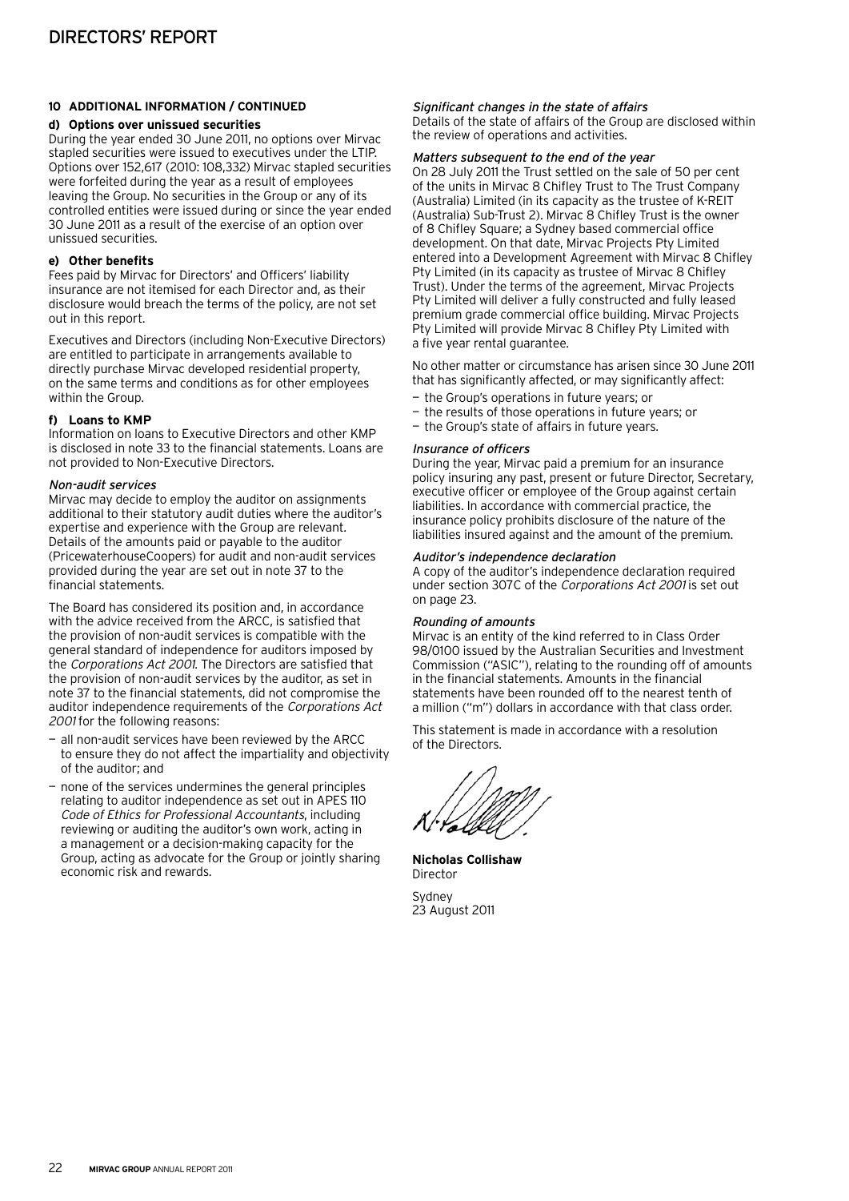## 10 ADDITIONAL INFORMATION / CONTINUED

### d) Options over unissued securities

During the year ended 30 June 2011, no options over Mirvac stapled securities were issued to executives under the LTIP. Options over 152,617 (2010: 108,332) Mirvac stapled securities were forfeited during the year as a result of employees leaving the Group. No securities in the Group or any of its controlled entities were issued during or since the year ended 30 June 2011 as a result of the exercise of an option over unissued securities.

### e) Other benefits

Fees paid by Mirvac for Directors' and Officers' liability insurance are not itemised for each Director and, as their disclosure would breach the terms of the policy, are not set out in this report.

Executives and Directors (including Non-Executive Directors) are entitled to participate in arrangements available to directly purchase Mirvac developed residential property, on the same terms and conditions as for other employees within the Group.

### f) Loans to KMP

Information on loans to Executive Directors and other KMP is disclosed in note 33 to the financial statements. Loans are not provided to Non-Executive Directors.

*Non-audit services*

Mirvac may decide to employ the auditor on assignments additional to their statutory audit duties where the auditor's expertise and experience with the Group are relevant. Details of the amounts paid or payable to the auditor (PricewaterhouseCoopers) for audit and non-audit services provided during the year are set out in note 37 to the financial statements.

The Board has considered its position and, in accordance with the advice received from the ARCC, is satisfied that the provision of non-audit services is compatible with the general standard of independence for auditors imposed by the *Corporations Act 2001*. The Directors are satisfied that the provision of non-audit services by the auditor, as set in note 37 to the financial statements, did not compromise the auditor independence requirements of the *Corporations Act 2001* for the following reasons:

- all non-audit services have been reviewed by the ARCC to ensure they do not affect the impartiality and objectivity of the auditor; and
- none of the services undermines the general principles relating to auditor independence as set out in APES 110 *Code of Ethics for Professional Accountants*, including reviewing or auditing the auditor's own work, acting in a management or a decision-making capacity for the Group, acting as advocate for the Group or jointly sharing economic risk and rewards.

*Significant changes in the state of affairs*

Details of the state of affairs of the Group are disclosed within the review of operations and activities.

*Matters subsequent to the end of the year*

On 28 July 2011 the Trust settled on the sale of 50 per cent of the units in Mirvac 8 Chifley Trust to The Trust Company (Australia) Limited (in its capacity as the trustee of K-REIT (Australia) Sub-Trust 2). Mirvac 8 Chifley Trust is the owner of 8 Chifley Square; a Sydney based commercial office development. On that date, Mirvac Projects Pty Limited entered into a Development Agreement with Mirvac 8 Chifley Pty Limited (in its capacity as trustee of Mirvac 8 Chifley Trust). Under the terms of the agreement, Mirvac Projects Pty Limited will deliver a fully constructed and fully leased premium grade commercial office building. Mirvac Projects Pty Limited will provide Mirvac 8 Chifley Pty Limited with a five year rental guarantee.

No other matter or circumstance has arisen since 30 June 2011 that has significantly affected, or may significantly affect:

- the Group's operations in future years; or
- the results of those operations in future years; or
- the Group's state of affairs in future years.

*Insurance of officers*

During the year, Mirvac paid a premium for an insurance policy insuring any past, present or future Director, Secretary, executive officer or employee of the Group against certain liabilities. In accordance with commercial practice, the insurance policy prohibits disclosure of the nature of the liabilities insured against and the amount of the premium.

*Auditor's independence declaration*

A copy of the auditor's independence declaration required under section 307C of the *Corporations Act 2001* is set out on page 23.

*Rounding of amounts*

Mirvac is an entity of the kind referred to in Class Order 98/0100 issued by the Australian Securities and Investment Commission ("ASIC"), relating to the rounding off of amounts in the financial statements. Amounts in the financial statements have been rounded off to the nearest tenth of a million ("m") dollars in accordance with that class order.

This statement is made in accordance with a resolution of the Directors.

**Nicholas Collishaw**
Director

Sydney
23 August 2011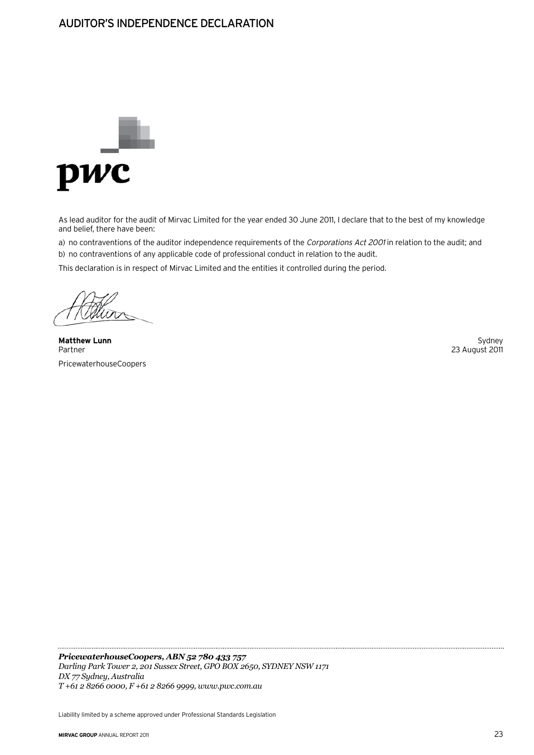# AUDITOR'S INDEPENDENCE DECLARATION

pwc

As lead auditor for the audit of Mirvac Limited for the year ended 30 June 2011, I declare that to the best of my knowledge and belief, there have been:

a) no contraventions of the auditor independence requirements of the *Corporations Act 2001* in relation to the audit; and

b) no contraventions of any applicable code of professional conduct in relation to the audit.

This declaration is in respect of Mirvac Limited and the entities it controlled during the period.

**Matthew Lunn**
Partner
PricewaterhouseCoopers

Sydney
23 August 2011

***PricewaterhouseCoopers, ABN 52 780 433 757***
*Darling Park Tower 2, 201 Sussex Street, GPO BOX 2650, SYDNEY NSW 1171*
*DX 77 Sydney, Australia*
*T +61 2 8266 0000, F +61 2 8266 9999, www.pwc.com.au*

Liability limited by a scheme approved under Professional Standards Legislation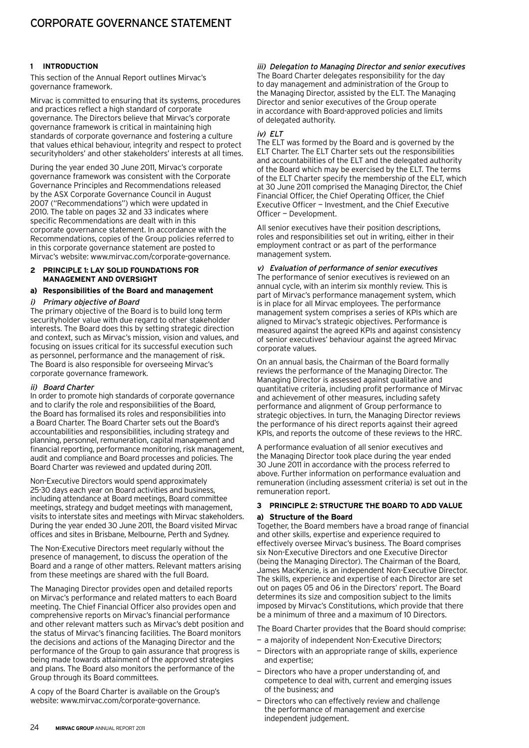# CORPORATE GOVERNANCE STATEMENT

## 1 INTRODUCTION

This section of the Annual Report outlines Mirvac's governance framework.

Mirvac is committed to ensuring that its systems, procedures and practices reflect a high standard of corporate governance. The Directors believe that Mirvac's corporate governance framework is critical in maintaining high standards of corporate governance and fostering a culture that values ethical behaviour, integrity and respect to protect securityholders' and other stakeholders' interests at all times.

During the year ended 30 June 2011, Mirvac's corporate governance framework was consistent with the Corporate Governance Principles and Recommendations released by the ASX Corporate Governance Council in August 2007 ("Recommendations") which were updated in 2010. The table on pages 32 and 33 indicates where specific Recommendations are dealt with in this corporate governance statement. In accordance with the Recommendations, copies of the Group policies referred to in this corporate governance statement are posted to Mirvac's website: www.mirvac.com/corporate-governance.

## 2 PRINCIPLE 1: LAY SOLID FOUNDATIONS FOR MANAGEMENT AND OVERSIGHT

### a) Responsibilities of the Board and management

#### *i) Primary objective of Board*

The primary objective of the Board is to build long term securityholder value with due regard to other stakeholder interests. The Board does this by setting strategic direction and context, such as Mirvac's mission, vision and values, and focusing on issues critical for its successful execution such as personnel, performance and the management of risk. The Board is also responsible for overseeing Mirvac's corporate governance framework.

#### *ii) Board Charter*

In order to promote high standards of corporate governance and to clarify the role and responsibilities of the Board, the Board has formalised its roles and responsibilities into a Board Charter. The Board Charter sets out the Board's accountabilities and responsibilities, including strategy and planning, personnel, remuneration, capital management and financial reporting, performance monitoring, risk management, audit and compliance and Board processes and policies. The Board Charter was reviewed and updated during 2011.

Non-Executive Directors would spend approximately 25-30 days each year on Board activities and business, including attendance at Board meetings, Board committee meetings, strategy and budget meetings with management, visits to interstate sites and meetings with Mirvac stakeholders. During the year ended 30 June 2011, the Board visited Mirvac offices and sites in Brisbane, Melbourne, Perth and Sydney.

The Non-Executive Directors meet regularly without the presence of management, to discuss the operation of the Board and a range of other matters. Relevant matters arising from these meetings are shared with the full Board.

The Managing Director provides open and detailed reports on Mirvac's performance and related matters to each Board meeting. The Chief Financial Officer also provides open and comprehensive reports on Mirvac's financial performance and other relevant matters such as Mirvac's debt position and the status of Mirvac's financing facilities. The Board monitors the decisions and actions of the Managing Director and the performance of the Group to gain assurance that progress is being made towards attainment of the approved strategies and plans. The Board also monitors the performance of the Group through its Board committees.

A copy of the Board Charter is available on the Group's website: www.mirvac.com/corporate-governance.

#### *iii) Delegation to Managing Director and senior executives*

The Board Charter delegates responsibility for the day to day management and administration of the Group to the Managing Director, assisted by the ELT. The Managing Director and senior executives of the Group operate in accordance with Board-approved policies and limits of delegated authority.

#### *iv) ELT*

The ELT was formed by the Board and is governed by the ELT Charter. The ELT Charter sets out the responsibilities and accountabilities of the ELT and the delegated authority of the Board which may be exercised by the ELT. The terms of the ELT Charter specify the membership of the ELT, which at 30 June 2011 comprised the Managing Director, the Chief Financial Officer, the Chief Operating Officer, the Chief Executive Officer — Investment, and the Chief Executive Officer — Development.

All senior executives have their position descriptions, roles and responsibilities set out in writing, either in their employment contract or as part of the performance management system.

#### *v) Evaluation of performance of senior executives*

The performance of senior executives is reviewed on an annual cycle, with an interim six monthly review. This is part of Mirvac's performance management system, which is in place for all Mirvac employees. The performance management system comprises a series of KPIs which are aligned to Mirvac's strategic objectives. Performance is measured against the agreed KPIs and against consistency of senior executives' behaviour against the agreed Mirvac corporate values.

On an annual basis, the Chairman of the Board formally reviews the performance of the Managing Director. The Managing Director is assessed against qualitative and quantitative criteria, including profit performance of Mirvac and achievement of other measures, including safety performance and alignment of Group performance to strategic objectives. In turn, the Managing Director reviews the performance of his direct reports against their agreed KPIs, and reports the outcome of these reviews to the HRC.

A performance evaluation of all senior executives and the Managing Director took place during the year ended 30 June 2011 in accordance with the process referred to above. Further information on performance evaluation and remuneration (including assessment criteria) is set out in the remuneration report.

## 3 PRINCIPLE 2: STRUCTURE THE BOARD TO ADD VALUE

### a) Structure of the Board

Together, the Board members have a broad range of financial and other skills, expertise and experience required to effectively oversee Mirvac's business. The Board comprises six Non-Executive Directors and one Executive Director (being the Managing Director). The Chairman of the Board, James MacKenzie, is an independent Non-Executive Director. The skills, experience and expertise of each Director are set out on pages 05 and 06 in the Directors' report. The Board determines its size and composition subject to the limits imposed by Mirvac's Constitutions, which provide that there be a minimum of three and a maximum of 10 Directors.

The Board Charter provides that the Board should comprise:

- a majority of independent Non-Executive Directors;
- Directors with an appropriate range of skills, experience and expertise;
- Directors who have a proper understanding of, and competence to deal with, current and emerging issues of the business; and
- Directors who can effectively review and challenge the performance of management and exercise independent judgement.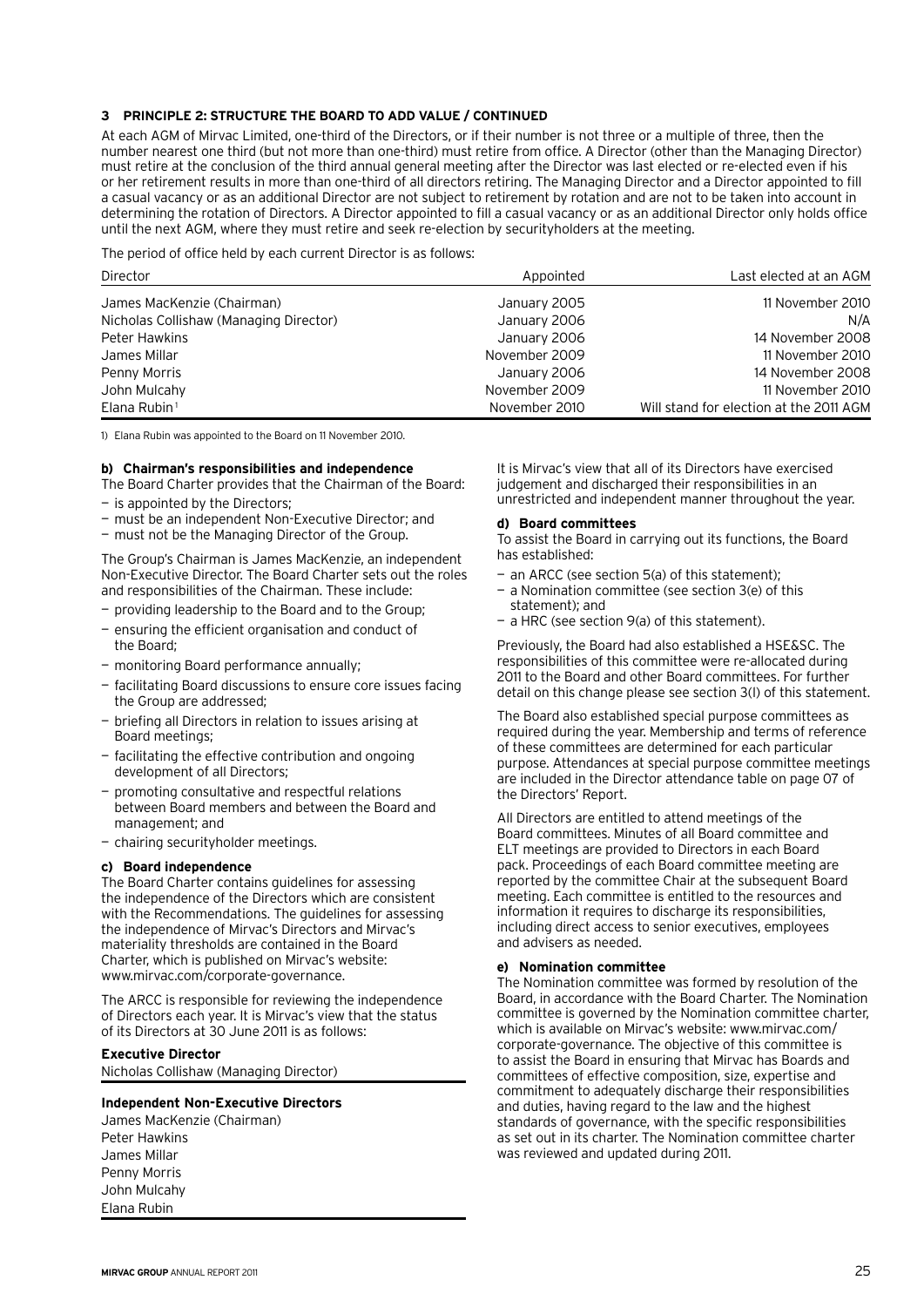## 3 PRINCIPLE 2: STRUCTURE THE BOARD TO ADD VALUE / CONTINUED

At each AGM of Mirvac Limited, one-third of the Directors, or if their number is not three or a multiple of three, then the number nearest one third (but not more than one-third) must retire from office. A Director (other than the Managing Director) must retire at the conclusion of the third annual general meeting after the Director was last elected or re-elected even if his or her retirement results in more than one-third of all directors retiring. The Managing Director and a Director appointed to fill a casual vacancy or as an additional Director are not subject to retirement by rotation and are not to be taken into account in determining the rotation of Directors. A Director appointed to fill a casual vacancy or as an additional Director only holds office until the next AGM, where they must retire and seek re-election by securityholders at the meeting.

The period of office held by each current Director is as follows:

| Director | Appointed | Last elected at an AGM |
|---|---|---|
| James MacKenzie (Chairman) | January 2005 | 11 November 2010 |
| Nicholas Collishaw (Managing Director) | January 2006 | N/A |
| Peter Hawkins | January 2006 | 14 November 2008 |
| James Millar | November 2009 | 11 November 2010 |
| Penny Morris | January 2006 | 14 November 2008 |
| John Mulcahy | November 2009 | 11 November 2010 |
| Elana Rubin[1] | November 2010 | Will stand for election at the 2011 AGM |

1) Elana Rubin was appointed to the Board on 11 November 2010.

### b) Chairman's responsibilities and independence

The Board Charter provides that the Chairman of the Board:

- is appointed by the Directors;
- must be an independent Non-Executive Director; and
- must not be the Managing Director of the Group.

The Group's Chairman is James MacKenzie, an independent Non-Executive Director. The Board Charter sets out the roles and responsibilities of the Chairman. These include:

- providing leadership to the Board and to the Group;
- ensuring the efficient organisation and conduct of the Board;
- monitoring Board performance annually;
- facilitating Board discussions to ensure core issues facing the Group are addressed;
- briefing all Directors in relation to issues arising at Board meetings;
- facilitating the effective contribution and ongoing development of all Directors;
- promoting consultative and respectful relations between Board members and between the Board and management; and
- chairing securityholder meetings.

### c) Board independence

The Board Charter contains guidelines for assessing the independence of the Directors which are consistent with the Recommendations. The guidelines for assessing the independence of Mirvac's Directors and Mirvac's materiality thresholds are contained in the Board Charter, which is published on Mirvac's website: www.mirvac.com/corporate-governance.

The ARCC is responsible for reviewing the independence of Directors each year. It is Mirvac's view that the status of its Directors at 30 June 2011 is as follows:

**Executive Director**

Nicholas Collishaw (Managing Director)

**Independent Non-Executive Directors**

James MacKenzie (Chairman)
Peter Hawkins
James Millar
Penny Morris
John Mulcahy
Elana Rubin

It is Mirvac's view that all of its Directors have exercised judgement and discharged their responsibilities in an unrestricted and independent manner throughout the year.

### d) Board committees

To assist the Board in carrying out its functions, the Board has established:

- an ARCC (see section 5(a) of this statement);
- a Nomination committee (see section 3(e) of this statement); and
- a HRC (see section 9(a) of this statement).

Previously, the Board had also established a HSE&SC. The responsibilities of this committee were re-allocated during 2011 to the Board and other Board committees. For further detail on this change please see section 3(l) of this statement.

The Board also established special purpose committees as required during the year. Membership and terms of reference of these committees are determined for each particular purpose. Attendances at special purpose committee meetings are included in the Director attendance table on page 07 of the Directors' Report.

All Directors are entitled to attend meetings of the Board committees. Minutes of all Board committee and ELT meetings are provided to Directors in each Board pack. Proceedings of each Board committee meeting are reported by the committee Chair at the subsequent Board meeting. Each committee is entitled to the resources and information it requires to discharge its responsibilities, including direct access to senior executives, employees and advisers as needed.

### e) Nomination committee

The Nomination committee was formed by resolution of the Board, in accordance with the Board Charter. The Nomination committee is governed by the Nomination committee charter, which is available on Mirvac's website: www.mirvac.com/corporate-governance. The objective of this committee is to assist the Board in ensuring that Mirvac has Boards and committees of effective composition, size, expertise and commitment to adequately discharge their responsibilities and duties, having regard to the law and the highest standards of governance, with the specific responsibilities as set out in its charter. The Nomination committee charter was reviewed and updated during 2011.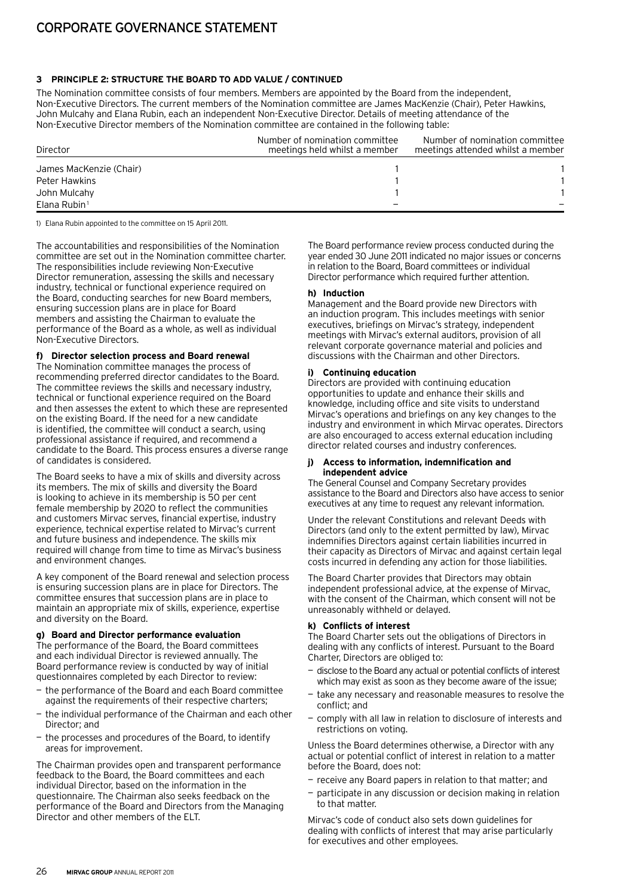## 3 PRINCIPLE 2: STRUCTURE THE BOARD TO ADD VALUE / CONTINUED

The Nomination committee consists of four members. Members are appointed by the Board from the independent, Non-Executive Directors. The current members of the Nomination committee are James MacKenzie (Chair), Peter Hawkins, John Mulcahy and Elana Rubin, each an independent Non-Executive Director. Details of meeting attendance of the Non-Executive Director members of the Nomination committee are contained in the following table:

| Director | Number of nomination committee meetings held whilst a member | Number of nomination committee meetings attended whilst a member |
|---|---|---|
| James MacKenzie (Chair) | 1 | 1 |
| Peter Hawkins | 1 | 1 |
| John Mulcahy | 1 | 1 |
| Elana Rubin[1] | – | – |

1) Elana Rubin appointed to the committee on 15 April 2011.

The accountabilities and responsibilities of the Nomination committee are set out in the Nomination committee charter. The responsibilities include reviewing Non-Executive Director remuneration, assessing the skills and necessary industry, technical or functional experience required on the Board, conducting searches for new Board members, ensuring succession plans are in place for Board members and assisting the Chairman to evaluate the performance of the Board as a whole, as well as individual Non-Executive Directors.

### f) Director selection process and Board renewal

The Nomination committee manages the process of recommending preferred director candidates to the Board. The committee reviews the skills and necessary industry, technical or functional experience required on the Board and then assesses the extent to which these are represented on the existing Board. If the need for a new candidate is identified, the committee will conduct a search, using professional assistance if required, and recommend a candidate to the Board. This process ensures a diverse range of candidates is considered.

The Board seeks to have a mix of skills and diversity across its members. The mix of skills and diversity the Board is looking to achieve in its membership is 50 per cent female membership by 2020 to reflect the communities and customers Mirvac serves, financial expertise, industry experience, technical expertise related to Mirvac's current and future business and independence. The skills mix required will change from time to time as Mirvac's business and environment changes.

A key component of the Board renewal and selection process is ensuring succession plans are in place for Directors. The committee ensures that succession plans are in place to maintain an appropriate mix of skills, experience, expertise and diversity on the Board.

### g) Board and Director performance evaluation

The performance of the Board, the Board committees and each individual Director is reviewed annually. The Board performance review is conducted by way of initial questionnaires completed by each Director to review:

- the performance of the Board and each Board committee against the requirements of their respective charters;
- the individual performance of the Chairman and each other Director; and
- the processes and procedures of the Board, to identify areas for improvement.

The Chairman provides open and transparent performance feedback to the Board, the Board committees and each individual Director, based on the information in the questionnaire. The Chairman also seeks feedback on the performance of the Board and Directors from the Managing Director and other members of the ELT.

The Board performance review process conducted during the year ended 30 June 2011 indicated no major issues or concerns in relation to the Board, Board committees or individual Director performance which required further attention.

### h) Induction

Management and the Board provide new Directors with an induction program. This includes meetings with senior executives, briefings on Mirvac's strategy, independent meetings with Mirvac's external auditors, provision of all relevant corporate governance material and policies and discussions with the Chairman and other Directors.

### i) Continuing education

Directors are provided with continuing education opportunities to update and enhance their skills and knowledge, including office and site visits to understand Mirvac's operations and briefings on any key changes to the industry and environment in which Mirvac operates. Directors are also encouraged to access external education including director related courses and industry conferences.

### j) Access to information, indemnification and independent advice

The General Counsel and Company Secretary provides assistance to the Board and Directors also have access to senior executives at any time to request any relevant information.

Under the relevant Constitutions and relevant Deeds with Directors (and only to the extent permitted by law), Mirvac indemnifies Directors against certain liabilities incurred in their capacity as Directors of Mirvac and against certain legal costs incurred in defending any action for those liabilities.

The Board Charter provides that Directors may obtain independent professional advice, at the expense of Mirvac, with the consent of the Chairman, which consent will not be unreasonably withheld or delayed.

### k) Conflicts of interest

The Board Charter sets out the obligations of Directors in dealing with any conflicts of interest. Pursuant to the Board Charter, Directors are obliged to:

- disclose to the Board any actual or potential conflicts of interest which may exist as soon as they become aware of the issue;
- take any necessary and reasonable measures to resolve the conflict; and
- comply with all law in relation to disclosure of interests and restrictions on voting.

Unless the Board determines otherwise, a Director with any actual or potential conflict of interest in relation to a matter before the Board, does not:

- receive any Board papers in relation to that matter; and
- participate in any discussion or decision making in relation to that matter.

Mirvac's code of conduct also sets down guidelines for dealing with conflicts of interest that may arise particularly for executives and other employees.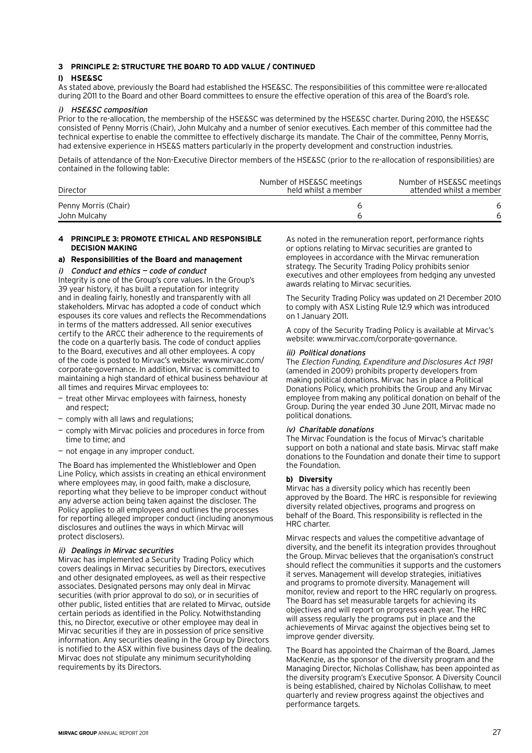## 3 PRINCIPLE 2: STRUCTURE THE BOARD TO ADD VALUE / CONTINUED

### l) HSE&SC

As stated above, previously the Board had established the HSE&SC. The responsibilities of this committee were re-allocated during 2011 to the Board and other Board committees to ensure the effective operation of this area of the Board's role.

*i) HSE&SC composition*

Prior to the re-allocation, the membership of the HSE&SC was determined by the HSE&SC charter. During 2010, the HSE&SC consisted of Penny Morris (Chair), John Mulcahy and a number of senior executives. Each member of this committee had the technical expertise to enable the committee to effectively discharge its mandate. The Chair of the committee, Penny Morris, had extensive experience in HSE&S matters particularly in the property development and construction industries.

Details of attendance of the Non-Executive Director members of the HSE&SC (prior to the re-allocation of responsibilities) are contained in the following table:

| Director | Number of HSE&SC meetings held whilst a member | Number of HSE&SC meetings attended whilst a member |
|---|---|---|
| Penny Morris (Chair) | 6 | 6 |
| John Mulcahy | 6 | 6 |

## 4 PRINCIPLE 3: PROMOTE ETHICAL AND RESPONSIBLE DECISION MAKING

### a) Responsibilities of the Board and management

*i) Conduct and ethics — code of conduct*

Integrity is one of the Group's core values. In the Group's 39 year history, it has built a reputation for integrity and in dealing fairly, honestly and transparently with all stakeholders. Mirvac has adopted a code of conduct which espouses its core values and reflects the Recommendations in terms of the matters addressed. All senior executives certify to the ARCC their adherence to the requirements of the code on a quarterly basis. The code of conduct applies to the Board, executives and all other employees. A copy of the code is posted to Mirvac's website: www.mirvac.com/corporate-governance. In addition, Mirvac is committed to maintaining a high standard of ethical business behaviour at all times and requires Mirvac employees to:

- treat other Mirvac employees with fairness, honesty and respect;
- comply with all laws and regulations;
- comply with Mirvac policies and procedures in force from time to time; and
- not engage in any improper conduct.

The Board has implemented the Whistleblower and Open Line Policy, which assists in creating an ethical environment where employees may, in good faith, make a disclosure, reporting what they believe to be improper conduct without any adverse action being taken against the discloser. The Policy applies to all employees and outlines the processes for reporting alleged improper conduct (including anonymous disclosures and outlines the ways in which Mirvac will protect disclosers).

*ii) Dealings in Mirvac securities*

Mirvac has implemented a Security Trading Policy which covers dealings in Mirvac securities by Directors, executives and other designated employees, as well as their respective associates. Designated persons may only deal in Mirvac securities (with prior approval to do so), or in securities of other public, listed entities that are related to Mirvac, outside certain periods as identified in the Policy. Notwithstanding this, no Director, executive or other employee may deal in Mirvac securities if they are in possession of price sensitive information. Any securities dealing in the Group by Directors is notified to the ASX within five business days of the dealing. Mirvac does not stipulate any minimum securityholding requirements by its Directors.

As noted in the remuneration report, performance rights or options relating to Mirvac securities are granted to employees in accordance with the Mirvac remuneration strategy. The Security Trading Policy prohibits senior executives and other employees from hedging any unvested awards relating to Mirvac securities.

The Security Trading Policy was updated on 21 December 2010 to comply with ASX Listing Rule 12.9 which was introduced on 1 January 2011.

A copy of the Security Trading Policy is available at Mirvac's website: www.mirvac.com/corporate-governance.

*iii) Political donations*

The *Election Funding, Expenditure and Disclosures Act 1981* (amended in 2009) prohibits property developers from making political donations. Mirvac has in place a Political Donations Policy, which prohibits the Group and any Mirvac employee from making any political donation on behalf of the Group. During the year ended 30 June 2011, Mirvac made no political donations.

*iv) Charitable donations*

The Mirvac Foundation is the focus of Mirvac's charitable support on both a national and state basis. Mirvac staff make donations to the Foundation and donate their time to support the Foundation.

### b) Diversity

Mirvac has a diversity policy which has recently been approved by the Board. The HRC is responsible for reviewing diversity related objectives, programs and progress on behalf of the Board. This responsibility is reflected in the HRC charter.

Mirvac respects and values the competitive advantage of diversity, and the benefit its integration provides throughout the Group. Mirvac believes that the organisation's construct should reflect the communities it supports and the customers it serves. Management will develop strategies, initiatives and programs to promote diversity. Management will monitor, review and report to the HRC regularly on progress. The Board has set measurable targets for achieving its objectives and will report on progress each year. The HRC will assess regularly the programs put in place and the achievements of Mirvac against the objectives being set to improve gender diversity.

The Board has appointed the Chairman of the Board, James MacKenzie, as the sponsor of the diversity program and the Managing Director, Nicholas Collishaw, has been appointed as the diversity program's Executive Sponsor. A Diversity Council is being established, chaired by Nicholas Collishaw, to meet quarterly and review progress against the objectives and performance targets.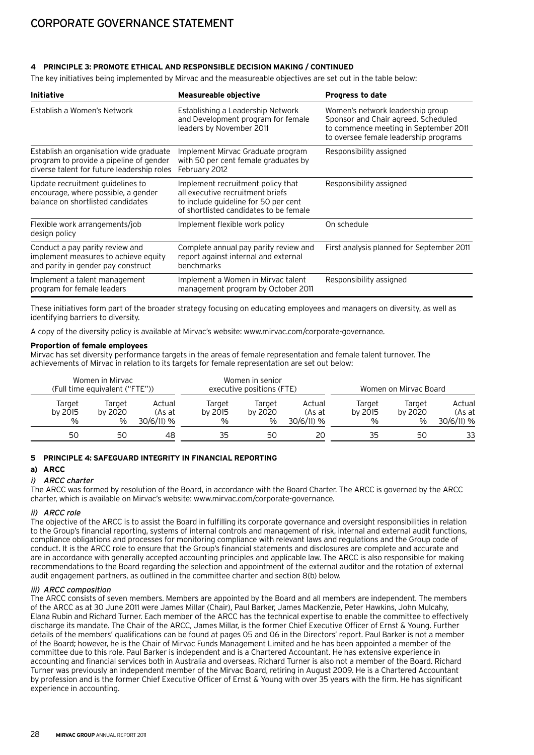### 4 PRINCIPLE 3: PROMOTE ETHICAL AND RESPONSIBLE DECISION MAKING / CONTINUED

The key initiatives being implemented by Mirvac and the measureable objectives are set out in the table below:

| Initiative | Measureable objective | Progress to date |
|---|---|---|
| Establish a Women's Network | Establishing a Leadership Network and Development program for female leaders by November 2011 | Women's network leadership group Sponsor and Chair agreed. Scheduled to commence meeting in September 2011 to oversee female leadership programs |
| Establish an organisation wide graduate program to provide a pipeline of gender diverse talent for future leadership roles | Implement Mirvac Graduate program with 50 per cent female graduates by February 2012 | Responsibility assigned |
| Update recruitment guidelines to encourage, where possible, a gender balance on shortlisted candidates | Implement recruitment policy that all executive recruitment briefs to include guideline for 50 per cent of shortlisted candidates to be female | Responsibility assigned |
| Flexible work arrangements/job design policy | Implement flexible work policy | On schedule |
| Conduct a pay parity review and implement measures to achieve equity and parity in gender pay construct | Complete annual pay parity review and report against internal and external benchmarks | First analysis planned for September 2011 |
| Implement a talent management program for female leaders | Implement a Women in Mirvac talent management program by October 2011 | Responsibility assigned |

These initiatives form part of the broader strategy focusing on educating employees and managers on diversity, as well as identifying barriers to diversity.

A copy of the diversity policy is available at Mirvac's website: www.mirvac.com/corporate-governance.

**Proportion of female employees**

Mirvac has set diversity performance targets in the areas of female representation and female talent turnover. The achievements of Mirvac in relation to its targets for female representation are set out below:

| Women in Mirvac (Full time equivalent ("FTE")) | | | Women in senior executive positions (FTE) | | | Women on Mirvac Board | | |
|---|---|---|---|---|---|---|---|---|
| Target by 2015 % | Target by 2020 % | Actual (As at 30/6/11) % | Target by 2015 % | Target by 2020 % | Actual (As at 30/6/11) % | Target by 2015 % | Target by 2020 % | Actual (As at 30/6/11) % |
| 50 | 50 | 48 | 35 | 50 | 20 | 35 | 50 | 33 |

### 5 PRINCIPLE 4: SAFEGUARD INTEGRITY IN FINANCIAL REPORTING

#### a) ARCC

*i) ARCC charter*

The ARCC was formed by resolution of the Board, in accordance with the Board Charter. The ARCC is governed by the ARCC charter, which is available on Mirvac's website: www.mirvac.com/corporate-governance.

*ii) ARCC role*

The objective of the ARCC is to assist the Board in fulfilling its corporate governance and oversight responsibilities in relation to the Group's financial reporting, systems of internal controls and management of risk, internal and external audit functions, compliance obligations and processes for monitoring compliance with relevant laws and regulations and the Group code of conduct. It is the ARCC role to ensure that the Group's financial statements and disclosures are complete and accurate and are in accordance with generally accepted accounting principles and applicable law. The ARCC is also responsible for making recommendations to the Board regarding the selection and appointment of the external auditor and the rotation of external audit engagement partners, as outlined in the committee charter and section 8(b) below.

*iii) ARCC composition*

The ARCC consists of seven members. Members are appointed by the Board and all members are independent. The members of the ARCC as at 30 June 2011 were James Millar (Chair), Paul Barker, James MacKenzie, Peter Hawkins, John Mulcahy, Elana Rubin and Richard Turner. Each member of the ARCC has the technical expertise to enable the committee to effectively discharge its mandate. The Chair of the ARCC, James Millar, is the former Chief Executive Officer of Ernst & Young. Further details of the members' qualifications can be found at pages 05 and 06 in the Directors' report. Paul Barker is not a member of the Board; however, he is the Chair of Mirvac Funds Management Limited and he has been appointed a member of the committee due to this role. Paul Barker is independent and is a Chartered Accountant. He has extensive experience in accounting and financial services both in Australia and overseas. Richard Turner is also not a member of the Board. Richard Turner was previously an independent member of the Mirvac Board, retiring in August 2009. He is a Chartered Accountant by profession and is the former Chief Executive Officer of Ernst & Young with over 35 years with the firm. He has significant experience in accounting.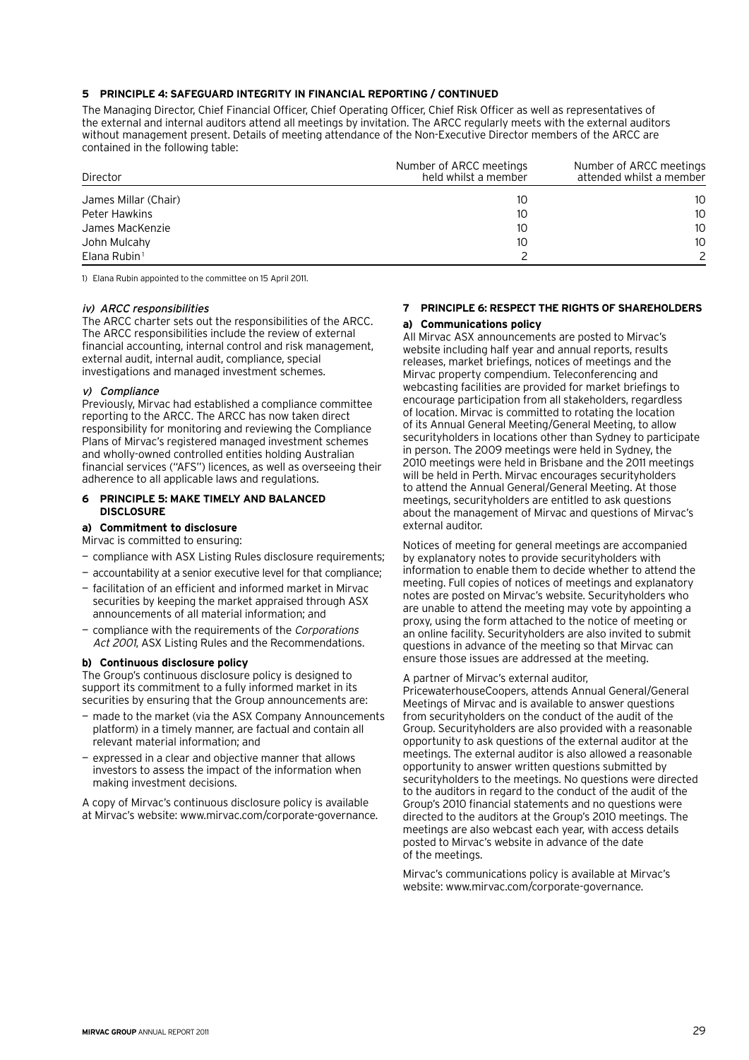## 5 PRINCIPLE 4: SAFEGUARD INTEGRITY IN FINANCIAL REPORTING / CONTINUED

The Managing Director, Chief Financial Officer, Chief Operating Officer, Chief Risk Officer as well as representatives of the external and internal auditors attend all meetings by invitation. The ARCC regularly meets with the external auditors without management present. Details of meeting attendance of the Non-Executive Director members of the ARCC are contained in the following table:

| Director | Number of ARCC meetings held whilst a member | Number of ARCC meetings attended whilst a member |
|---|---|---|
| James Millar (Chair) | 10 | 10 |
| Peter Hawkins | 10 | 10 |
| James MacKenzie | 10 | 10 |
| John Mulcahy | 10 | 10 |
| Elana Rubin[1] | 2 | 2 |

1) Elana Rubin appointed to the committee on 15 April 2011.

*iv) ARCC responsibilities*

The ARCC charter sets out the responsibilities of the ARCC. The ARCC responsibilities include the review of external financial accounting, internal control and risk management, external audit, internal audit, compliance, special investigations and managed investment schemes.

*v) Compliance*

Previously, Mirvac had established a compliance committee reporting to the ARCC. The ARCC has now taken direct responsibility for monitoring and reviewing the Compliance Plans of Mirvac's registered managed investment schemes and wholly-owned controlled entities holding Australian financial services ("AFS") licences, as well as overseeing their adherence to all applicable laws and regulations.

## 6 PRINCIPLE 5: MAKE TIMELY AND BALANCED DISCLOSURE

### a) Commitment to disclosure

Mirvac is committed to ensuring:

- compliance with ASX Listing Rules disclosure requirements;
- accountability at a senior executive level for that compliance;
- facilitation of an efficient and informed market in Mirvac securities by keeping the market appraised through ASX announcements of all material information; and
- compliance with the requirements of the *Corporations Act 2001*, ASX Listing Rules and the Recommendations.

### b) Continuous disclosure policy

The Group's continuous disclosure policy is designed to support its commitment to a fully informed market in its securities by ensuring that the Group announcements are:

- made to the market (via the ASX Company Announcements platform) in a timely manner, are factual and contain all relevant material information; and
- expressed in a clear and objective manner that allows investors to assess the impact of the information when making investment decisions.

A copy of Mirvac's continuous disclosure policy is available at Mirvac's website: www.mirvac.com/corporate-governance.

## 7 PRINCIPLE 6: RESPECT THE RIGHTS OF SHAREHOLDERS

### a) Communications policy

All Mirvac ASX announcements are posted to Mirvac's website including half year and annual reports, results releases, market briefings, notices of meetings and the Mirvac property compendium. Teleconferencing and webcasting facilities are provided for market briefings to encourage participation from all stakeholders, regardless of location. Mirvac is committed to rotating the location of its Annual General Meeting/General Meeting, to allow securityholders in locations other than Sydney to participate in person. The 2009 meetings were held in Sydney, the 2010 meetings were held in Brisbane and the 2011 meetings will be held in Perth. Mirvac encourages securityholders to attend the Annual General/General Meeting. At those meetings, securityholders are entitled to ask questions about the management of Mirvac and questions of Mirvac's external auditor.

Notices of meeting for general meetings are accompanied by explanatory notes to provide securityholders with information to enable them to decide whether to attend the meeting. Full copies of notices of meetings and explanatory notes are posted on Mirvac's website. Securityholders who are unable to attend the meeting may vote by appointing a proxy, using the form attached to the notice of meeting or an online facility. Securityholders are also invited to submit questions in advance of the meeting so that Mirvac can ensure those issues are addressed at the meeting.

A partner of Mirvac's external auditor, PricewaterhouseCoopers, attends Annual General/General Meetings of Mirvac and is available to answer questions from securityholders on the conduct of the audit of the Group. Securityholders are also provided with a reasonable opportunity to ask questions of the external auditor at the meetings. The external auditor is also allowed a reasonable opportunity to answer written questions submitted by securityholders to the meetings. No questions were directed to the auditors in regard to the conduct of the audit of the Group's 2010 financial statements and no questions were directed to the auditors at the Group's 2010 meetings. The meetings are also webcast each year, with access details posted to Mirvac's website in advance of the date of the meetings.

Mirvac's communications policy is available at Mirvac's website: www.mirvac.com/corporate-governance.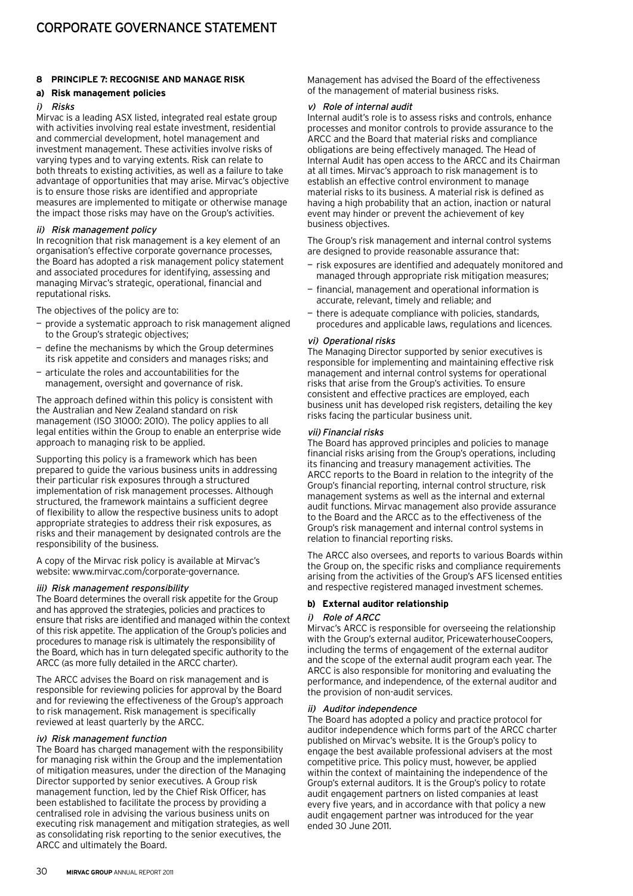# CORPORATE GOVERNANCE STATEMENT

## 8 PRINCIPLE 7: RECOGNISE AND MANAGE RISK

### a) Risk management policies

#### *i) Risks*

Mirvac is a leading ASX listed, integrated real estate group with activities involving real estate investment, residential and commercial development, hotel management and investment management. These activities involve risks of varying types and to varying extents. Risk can relate to both threats to existing activities, as well as a failure to take advantage of opportunities that may arise. Mirvac's objective is to ensure those risks are identified and appropriate measures are implemented to mitigate or otherwise manage the impact those risks may have on the Group's activities.

#### *ii) Risk management policy*

In recognition that risk management is a key element of an organisation's effective corporate governance processes, the Board has adopted a risk management policy statement and associated procedures for identifying, assessing and managing Mirvac's strategic, operational, financial and reputational risks.

The objectives of the policy are to:

- provide a systematic approach to risk management aligned to the Group's strategic objectives;
- define the mechanisms by which the Group determines its risk appetite and considers and manages risks; and
- articulate the roles and accountabilities for the management, oversight and governance of risk.

The approach defined within this policy is consistent with the Australian and New Zealand standard on risk management (ISO 31000: 2010). The policy applies to all legal entities within the Group to enable an enterprise wide approach to managing risk to be applied.

Supporting this policy is a framework which has been prepared to guide the various business units in addressing their particular risk exposures through a structured implementation of risk management processes. Although structured, the framework maintains a sufficient degree of flexibility to allow the respective business units to adopt appropriate strategies to address their risk exposures, as risks and their management by designated controls are the responsibility of the business.

A copy of the Mirvac risk policy is available at Mirvac's website: www.mirvac.com/corporate-governance.

#### *iii) Risk management responsibility*

The Board determines the overall risk appetite for the Group and has approved the strategies, policies and practices to ensure that risks are identified and managed within the context of this risk appetite. The application of the Group's policies and procedures to manage risk is ultimately the responsibility of the Board, which has in turn delegated specific authority to the ARCC (as more fully detailed in the ARCC charter).

The ARCC advises the Board on risk management and is responsible for reviewing policies for approval by the Board and for reviewing the effectiveness of the Group's approach to risk management. Risk management is specifically reviewed at least quarterly by the ARCC.

#### *iv) Risk management function*

The Board has charged management with the responsibility for managing risk within the Group and the implementation of mitigation measures, under the direction of the Managing Director supported by senior executives. A Group risk management function, led by the Chief Risk Officer, has been established to facilitate the process by providing a centralised role in advising the various business units on executing risk management and mitigation strategies, as well as consolidating risk reporting to the senior executives, the ARCC and ultimately the Board.

Management has advised the Board of the effectiveness of the management of material business risks.

#### *v) Role of internal audit*

Internal audit's role is to assess risks and controls, enhance processes and monitor controls to provide assurance to the ARCC and the Board that material risks and compliance obligations are being effectively managed. The Head of Internal Audit has open access to the ARCC and its Chairman at all times. Mirvac's approach to risk management is to establish an effective control environment to manage material risks to its business. A material risk is defined as having a high probability that an action, inaction or natural event may hinder or prevent the achievement of key business objectives.

The Group's risk management and internal control systems are designed to provide reasonable assurance that:

- risk exposures are identified and adequately monitored and managed through appropriate risk mitigation measures;
- financial, management and operational information is accurate, relevant, timely and reliable; and
- there is adequate compliance with policies, standards, procedures and applicable laws, regulations and licences.

#### *vi) Operational risks*

The Managing Director supported by senior executives is responsible for implementing and maintaining effective risk management and internal control systems for operational risks that arise from the Group's activities. To ensure consistent and effective practices are employed, each business unit has developed risk registers, detailing the key risks facing the particular business unit.

#### *vii) Financial risks*

The Board has approved principles and policies to manage financial risks arising from the Group's operations, including its financing and treasury management activities. The ARCC reports to the Board in relation to the integrity of the Group's financial reporting, internal control structure, risk management systems as well as the internal and external audit functions. Mirvac management also provide assurance to the Board and the ARCC as to the effectiveness of the Group's risk management and internal control systems in relation to financial reporting risks.

The ARCC also oversees, and reports to various Boards within the Group on, the specific risks and compliance requirements arising from the activities of the Group's AFS licensed entities and respective registered managed investment schemes.

### b) External auditor relationship

#### *i) Role of ARCC*

Mirvac's ARCC is responsible for overseeing the relationship with the Group's external auditor, PricewaterhouseCoopers, including the terms of engagement of the external auditor and the scope of the external audit program each year. The ARCC is also responsible for monitoring and evaluating the performance, and independence, of the external auditor and the provision of non-audit services.

#### *ii) Auditor independence*

The Board has adopted a policy and practice protocol for auditor independence which forms part of the ARCC charter published on Mirvac's website. It is the Group's policy to engage the best available professional advisers at the most competitive price. This policy must, however, be applied within the context of maintaining the independence of the Group's external auditors. It is the Group's policy to rotate audit engagement partners on listed companies at least every five years, and in accordance with that policy a new audit engagement partner was introduced for the year ended 30 June 2011.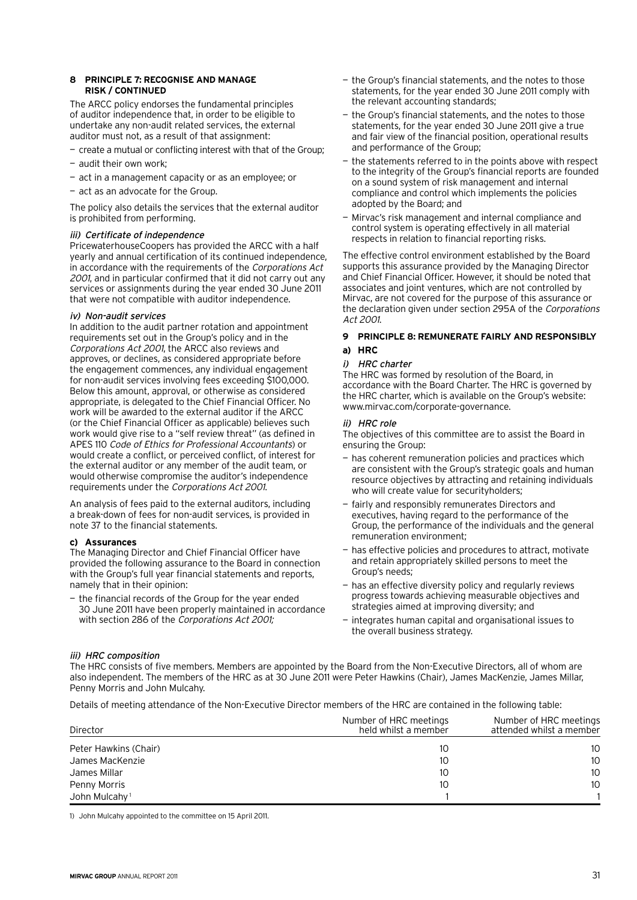## 8 PRINCIPLE 7: RECOGNISE AND MANAGE RISK / CONTINUED

The ARCC policy endorses the fundamental principles of auditor independence that, in order to be eligible to undertake any non-audit related services, the external auditor must not, as a result of that assignment:

- create a mutual or conflicting interest with that of the Group;
- audit their own work;
- act in a management capacity or as an employee; or
- act as an advocate for the Group.

The policy also details the services that the external auditor is prohibited from performing.

*iii) Certificate of independence*

PricewaterhouseCoopers has provided the ARCC with a half yearly and annual certification of its continued independence, in accordance with the requirements of the *Corporations Act 2001*, and in particular confirmed that it did not carry out any services or assignments during the year ended 30 June 2011 that were not compatible with auditor independence.

*iv) Non-audit services*

In addition to the audit partner rotation and appointment requirements set out in the Group's policy and in the *Corporations Act 2001*, the ARCC also reviews and approves, or declines, as considered appropriate before the engagement commences, any individual engagement for non-audit services involving fees exceeding $100,000. Below this amount, approval, or otherwise as considered appropriate, is delegated to the Chief Financial Officer. No work will be awarded to the external auditor if the ARCC (or the Chief Financial Officer as applicable) believes such work would give rise to a "self review threat" (as defined in APES 110 *Code of Ethics for Professional Accountants*) or would create a conflict, or perceived conflict, of interest for the external auditor or any member of the audit team, or would otherwise compromise the auditor's independence requirements under the *Corporations Act 2001*.

An analysis of fees paid to the external auditors, including a break-down of fees for non-audit services, is provided in note 37 to the financial statements.

**c) Assurances**

The Managing Director and Chief Financial Officer have provided the following assurance to the Board in connection with the Group's full year financial statements and reports, namely that in their opinion:

- the financial records of the Group for the year ended 30 June 2011 have been properly maintained in accordance with section 286 of the *Corporations Act 2001;*
- the Group's financial statements, and the notes to those statements, for the year ended 30 June 2011 comply with the relevant accounting standards;
- the Group's financial statements, and the notes to those statements, for the year ended 30 June 2011 give a true and fair view of the financial position, operational results and performance of the Group;
- the statements referred to in the points above with respect to the integrity of the Group's financial reports are founded on a sound system of risk management and internal compliance and control which implements the policies adopted by the Board; and
- Mirvac's risk management and internal compliance and control system is operating effectively in all material respects in relation to financial reporting risks.

The effective control environment established by the Board supports this assurance provided by the Managing Director and Chief Financial Officer. However, it should be noted that associates and joint ventures, which are not controlled by Mirvac, are not covered for the purpose of this assurance or the declaration given under section 295A of the *Corporations Act 2001*.

## 9 PRINCIPLE 8: REMUNERATE FAIRLY AND RESPONSIBLY

**a) HRC**

*i) HRC charter*

The HRC was formed by resolution of the Board, in accordance with the Board Charter. The HRC is governed by the HRC charter, which is available on the Group's website: www.mirvac.com/corporate-governance.

*ii) HRC role*

The objectives of this committee are to assist the Board in ensuring the Group:

- has coherent remuneration policies and practices which are consistent with the Group's strategic goals and human resource objectives by attracting and retaining individuals who will create value for securityholders;
- fairly and responsibly remunerates Directors and executives, having regard to the performance of the Group, the performance of the individuals and the general remuneration environment;
- has effective policies and procedures to attract, motivate and retain appropriately skilled persons to meet the Group's needs;
- has an effective diversity policy and regularly reviews progress towards achieving measurable objectives and strategies aimed at improving diversity; and
- integrates human capital and organisational issues to the overall business strategy.

*iii) HRC composition*

The HRC consists of five members. Members are appointed by the Board from the Non-Executive Directors, all of whom are also independent. The members of the HRC as at 30 June 2011 were Peter Hawkins (Chair), James MacKenzie, James Millar, Penny Morris and John Mulcahy.

Details of meeting attendance of the Non-Executive Director members of the HRC are contained in the following table:

| Director | Number of HRC meetings held whilst a member | Number of HRC meetings attended whilst a member |
|---|---|---|
| Peter Hawkins (Chair) | 10 | 10 |
| James MacKenzie | 10 | 10 |
| James Millar | 10 | 10 |
| Penny Morris | 10 | 10 |
| John Mulcahy[1] | 1 | 1 |

1) John Mulcahy appointed to the committee on 15 April 2011.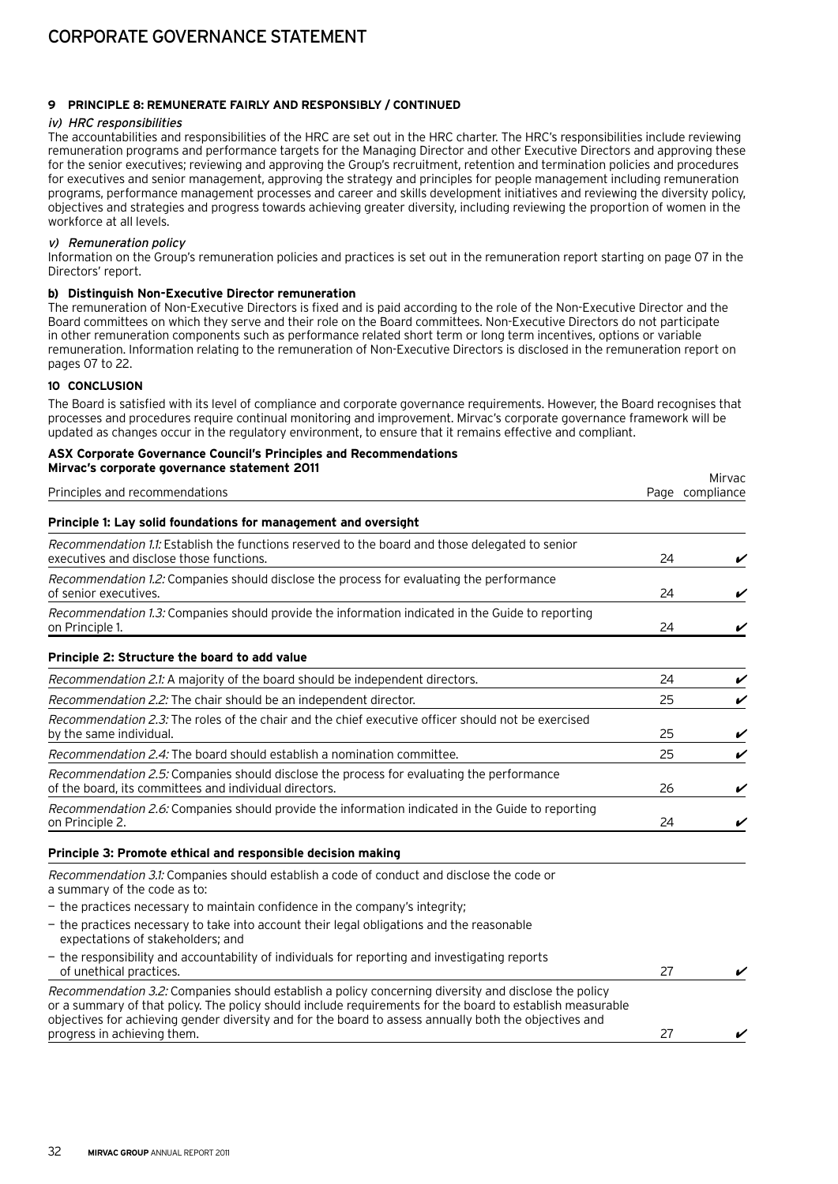## 9 PRINCIPLE 8: REMUNERATE FAIRLY AND RESPONSIBLY / CONTINUED

*iv) HRC responsibilities*

The accountabilities and responsibilities of the HRC are set out in the HRC charter. The HRC's responsibilities include reviewing remuneration programs and performance targets for the Managing Director and other Executive Directors and approving these for the senior executives; reviewing and approving the Group's recruitment, retention and termination policies and procedures for executives and senior management, approving the strategy and principles for people management including remuneration programs, performance management processes and career and skills development initiatives and reviewing the diversity policy, objectives and strategies and progress towards achieving greater diversity, including reviewing the proportion of women in the workforce at all levels.

*v) Remuneration policy*

Information on the Group's remuneration policies and practices is set out in the remuneration report starting on page 07 in the Directors' report.

**b) Distinguish Non-Executive Director remuneration**

The remuneration of Non-Executive Directors is fixed and is paid according to the role of the Non-Executive Director and the Board committees on which they serve and their role on the Board committees. Non-Executive Directors do not participate in other remuneration components such as performance related short term or long term incentives, options or variable remuneration. Information relating to the remuneration of Non-Executive Directors is disclosed in the remuneration report on pages 07 to 22.

## 10 CONCLUSION

The Board is satisfied with its level of compliance and corporate governance requirements. However, the Board recognises that processes and procedures require continual monitoring and improvement. Mirvac's corporate governance framework will be updated as changes occur in the regulatory environment, to ensure that it remains effective and compliant.

**ASX Corporate Governance Council's Principles and Recommendations**
**Mirvac's corporate governance statement 2011**

| Principles and recommendations | Page | Mirvac compliance |
|---|---|---|
| **Principle 1: Lay solid foundations for management and oversight** | | |
| *Recommendation 1.1:* Establish the functions reserved to the board and those delegated to senior executives and disclose those functions. | 24 | ✔ |
| *Recommendation 1.2:* Companies should disclose the process for evaluating the performance of senior executives. | 24 | ✔ |
| *Recommendation 1.3:* Companies should provide the information indicated in the Guide to reporting on Principle 1. | 24 | ✔ |
| **Principle 2: Structure the board to add value** | | |
| *Recommendation 2.1:* A majority of the board should be independent directors. | 24 | ✔ |
| *Recommendation 2.2:* The chair should be an independent director. | 25 | ✔ |
| *Recommendation 2.3:* The roles of the chair and the chief executive officer should not be exercised by the same individual. | 25 | ✔ |
| *Recommendation 2.4:* The board should establish a nomination committee. | 25 | ✔ |
| *Recommendation 2.5:* Companies should disclose the process for evaluating the performance of the board, its committees and individual directors. | 26 | ✔ |
| *Recommendation 2.6:* Companies should provide the information indicated in the Guide to reporting on Principle 2. | 24 | ✔ |
| **Principle 3: Promote ethical and responsible decision making** | | |
| *Recommendation 3.1:* Companies should establish a code of conduct and disclose the code or a summary of the code as to:<br>— the practices necessary to maintain confidence in the company's integrity;<br>— the practices necessary to take into account their legal obligations and the reasonable expectations of stakeholders; and<br>— the responsibility and accountability of individuals for reporting and investigating reports of unethical practices. | 27 | ✔ |
| *Recommendation 3.2:* Companies should establish a policy concerning diversity and disclose the policy or a summary of that policy. The policy should include requirements for the board to establish measurable objectives for achieving gender diversity and for the board to assess annually both the objectives and progress in achieving them. | 27 | ✔ |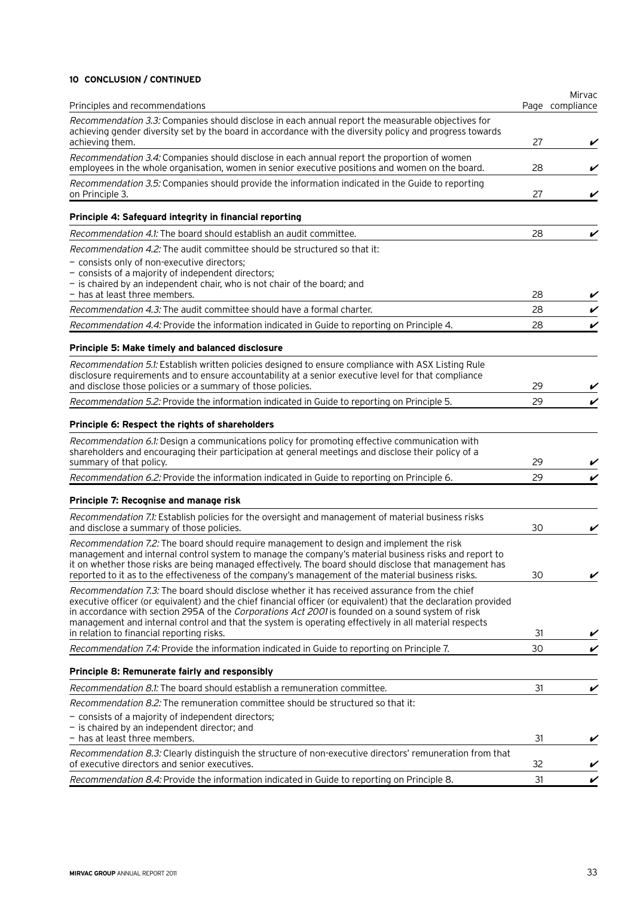**10 CONCLUSION / CONTINUED**

| Principles and recommendations | Page | Mirvac compliance |
|---|---|---|
| *Recommendation 3.3:* Companies should disclose in each annual report the measurable objectives for achieving gender diversity set by the board in accordance with the diversity policy and progress towards achieving them. | 27 | ✔ |
| *Recommendation 3.4:* Companies should disclose in each annual report the proportion of women employees in the whole organisation, women in senior executive positions and women on the board. | 28 | ✔ |
| *Recommendation 3.5:* Companies should provide the information indicated in the Guide to reporting on Principle 3. | 27 | ✔ |
| **Principle 4: Safeguard integrity in financial reporting** | | |
| *Recommendation 4.1:* The board should establish an audit committee. | 28 | ✔ |
| *Recommendation 4.2:* The audit committee should be structured so that it:<br>– consists only of non-executive directors;<br>– consists of a majority of independent directors;<br>– is chaired by an independent chair, who is not chair of the board; and<br>– has at least three members. | 28 | ✔ |
| *Recommendation 4.3:* The audit committee should have a formal charter. | 28 | ✔ |
| *Recommendation 4.4:* Provide the information indicated in Guide to reporting on Principle 4. | 28 | ✔ |
| **Principle 5: Make timely and balanced disclosure** | | |
| *Recommendation 5.1:* Establish written policies designed to ensure compliance with ASX Listing Rule disclosure requirements and to ensure accountability at a senior executive level for that compliance and disclose those policies or a summary of those policies. | 29 | ✔ |
| *Recommendation 5.2:* Provide the information indicated in Guide to reporting on Principle 5. | 29 | ✔ |
| **Principle 6: Respect the rights of shareholders** | | |
| *Recommendation 6.1:* Design a communications policy for promoting effective communication with shareholders and encouraging their participation at general meetings and disclose their policy of a summary of that policy. | 29 | ✔ |
| *Recommendation 6.2:* Provide the information indicated in Guide to reporting on Principle 6. | 29 | ✔ |
| **Principle 7: Recognise and manage risk** | | |
| *Recommendation 7.1:* Establish policies for the oversight and management of material business risks and disclose a summary of those policies. | 30 | ✔ |
| *Recommendation 7.2:* The board should require management to design and implement the risk management and internal control system to manage the company's material business risks and report to it on whether those risks are being managed effectively. The board should disclose that management has reported to it as to the effectiveness of the company's management of the material business risks. | 30 | ✔ |
| *Recommendation 7.3:* The board should disclose whether it has received assurance from the chief executive officer (or equivalent) and the chief financial officer (or equivalent) that the declaration provided in accordance with section 295A of the *Corporations Act 2001* is founded on a sound system of risk management and internal control and that the system is operating effectively in all material respects in relation to financial reporting risks. | 31 | ✔ |
| *Recommendation 7.4:* Provide the information indicated in Guide to reporting on Principle 7. | 30 | ✔ |
| **Principle 8: Remunerate fairly and responsibly** | | |
| *Recommendation 8.1:* The board should establish a remuneration committee. | 31 | ✔ |
| *Recommendation 8.2:* The remuneration committee should be structured so that it:<br>– consists of a majority of independent directors;<br>– is chaired by an independent director; and<br>– has at least three members. | 31 | ✔ |
| *Recommendation 8.3:* Clearly distinguish the structure of non-executive directors' remuneration from that of executive directors and senior executives. | 32 | ✔ |
| *Recommendation 8.4:* Provide the information indicated in Guide to reporting on Principle 8. | 31 | ✔ |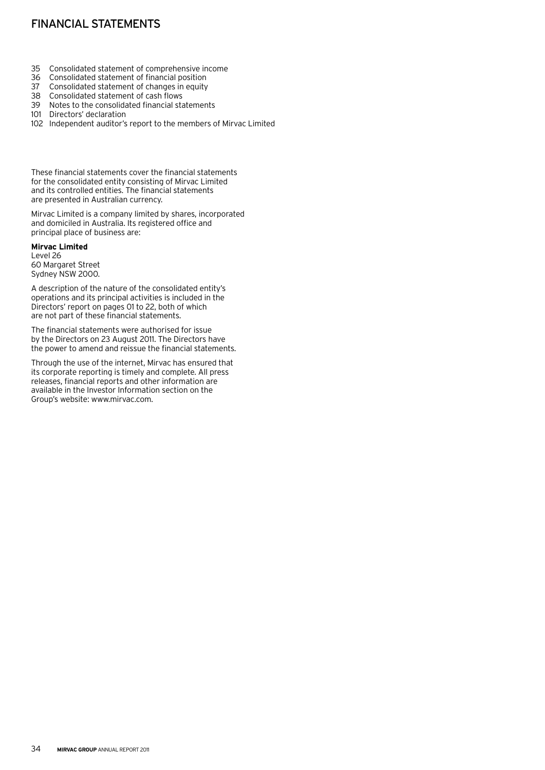# FINANCIAL STATEMENTS

35 Consolidated statement of comprehensive income
36 Consolidated statement of financial position
37 Consolidated statement of changes in equity
38 Consolidated statement of cash flows
39 Notes to the consolidated financial statements
101 Directors' declaration
102 Independent auditor's report to the members of Mirvac Limited

These financial statements cover the financial statements for the consolidated entity consisting of Mirvac Limited and its controlled entities. The financial statements are presented in Australian currency.

Mirvac Limited is a company limited by shares, incorporated and domiciled in Australia. Its registered office and principal place of business are:

**Mirvac Limited**
Level 26
60 Margaret Street
Sydney NSW 2000.

A description of the nature of the consolidated entity's operations and its principal activities is included in the Directors' report on pages 01 to 22, both of which are not part of these financial statements.

The financial statements were authorised for issue by the Directors on 23 August 2011. The Directors have the power to amend and reissue the financial statements.

Through the use of the internet, Mirvac has ensured that its corporate reporting is timely and complete. All press releases, financial reports and other information are available in the Investor Information section on the Group's website: www.mirvac.com.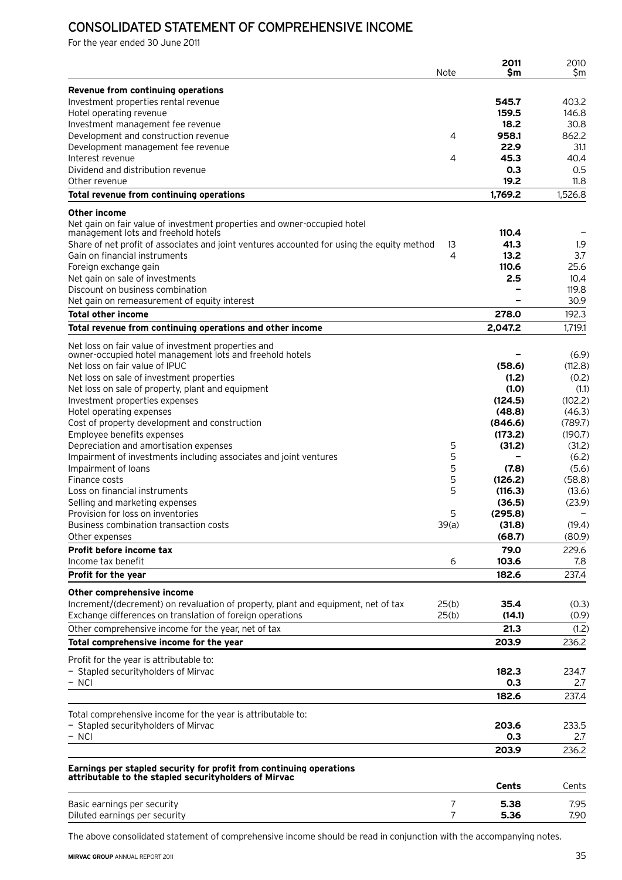# CONSOLIDATED STATEMENT OF COMPREHENSIVE INCOME

For the year ended 30 June 2011

| | Note | 2011 $m | 2010 $m |
|---|---|---|---|
| **Revenue from continuing operations** | | | |
| Investment properties rental revenue | | **545.7** | 403.2 |
| Hotel operating revenue | | **159.5** | 146.8 |
| Investment management fee revenue | | **18.2** | 30.8 |
| Development and construction revenue | 4 | **958.1** | 862.2 |
| Development management fee revenue | | **22.9** | 31.1 |
| Interest revenue | 4 | **45.3** | 40.4 |
| Dividend and distribution revenue | | **0.3** | 0.5 |
| Other revenue | | **19.2** | 11.8 |
| **Total revenue from continuing operations** | | **1,769.2** | 1,526.8 |
| **Other income** | | | |
| Net gain on fair value of investment properties and owner-occupied hotel management lots and freehold hotels | | **110.4** | – |
| Share of net profit of associates and joint ventures accounted for using the equity method | 13 | **41.3** | 1.9 |
| Gain on financial instruments | 4 | **13.2** | 3.7 |
| Foreign exchange gain | | **110.6** | 25.6 |
| Net gain on sale of investments | | **2.5** | 10.4 |
| Discount on business combination | | **–** | 119.8 |
| Net gain on remeasurement of equity interest | | **–** | 30.9 |
| **Total other income** | | **278.0** | 192.3 |
| **Total revenue from continuing operations and other income** | | **2,047.2** | 1,719.1 |
| Net loss on fair value of investment properties and owner-occupied hotel management lots and freehold hotels | | **–** | (6.9) |
| Net loss on fair value of IPUC | | **(58.6)** | (112.8) |
| Net loss on sale of investment properties | | **(1.2)** | (0.2) |
| Net loss on sale of property, plant and equipment | | **(1.0)** | (1.1) |
| Investment properties expenses | | **(124.5)** | (102.2) |
| Hotel operating expenses | | **(48.8)** | (46.3) |
| Cost of property development and construction | | **(846.6)** | (789.7) |
| Employee benefits expenses | | **(173.2)** | (190.7) |
| Depreciation and amortisation expenses | 5 | **(31.2)** | (31.2) |
| Impairment of investments including associates and joint ventures | 5 | **–** | (6.2) |
| Impairment of loans | 5 | **(7.8)** | (5.6) |
| Finance costs | 5 | **(126.2)** | (58.8) |
| Loss on financial instruments | 5 | **(116.3)** | (13.6) |
| Selling and marketing expenses | | **(36.5)** | (23.9) |
| Provision for loss on inventories | 5 | **(295.8)** | – |
| Business combination transaction costs | 39(a) | **(31.8)** | (19.4) |
| Other expenses | | **(68.7)** | (80.9) |
| **Profit before income tax** | | **79.0** | 229.6 |
| Income tax benefit | 6 | **103.6** | 7.8 |
| **Profit for the year** | | **182.6** | 237.4 |
| **Other comprehensive income** | | | |
| Increment/(decrement) on revaluation of property, plant and equipment, net of tax | 25(b) | **35.4** | (0.3) |
| Exchange differences on translation of foreign operations | 25(b) | **(14.1)** | (0.9) |
| Other comprehensive income for the year, net of tax | | **21.3** | (1.2) |
| **Total comprehensive income for the year** | | **203.9** | 236.2 |
| Profit for the year is attributable to: | | | |
| – Stapled securityholders of Mirvac | | **182.3** | 234.7 |
| – NCI | | **0.3** | 2.7 |
| | | **182.6** | 237.4 |
| Total comprehensive income for the year is attributable to: | | | |
| – Stapled securityholders of Mirvac | | **203.6** | 233.5 |
| – NCI | | **0.3** | 2.7 |
| | | **203.9** | 236.2 |
| **Earnings per stapled security for profit from continuing operations attributable to the stapled securityholders of Mirvac** | | **Cents** | Cents |
| Basic earnings per security | 7 | **5.38** | 7.95 |
| Diluted earnings per security | 7 | **5.36** | 7.90 |

The above consolidated statement of comprehensive income should be read in conjunction with the accompanying notes.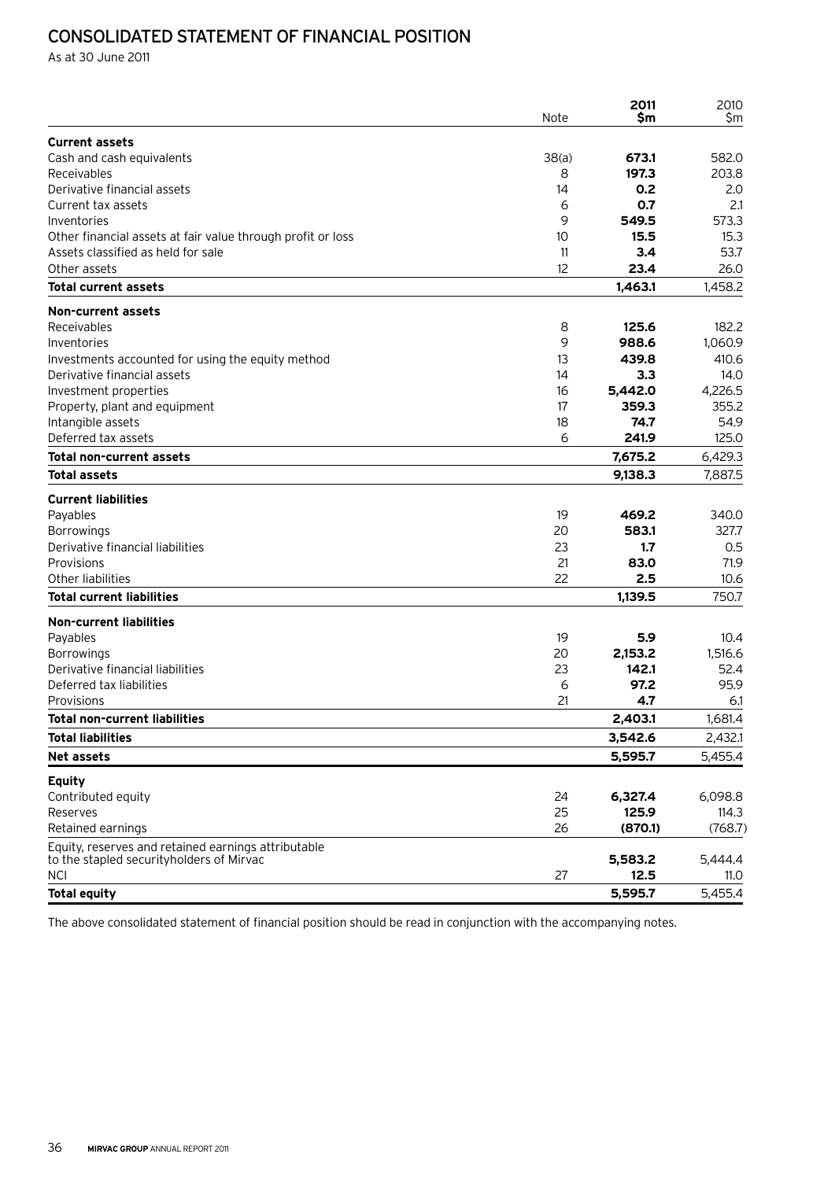# CONSOLIDATED STATEMENT OF FINANCIAL POSITION

As at 30 June 2011

| | Note | 2011 $m | 2010 $m |
|---|---|---|---|
| **Current assets** | | | |
| Cash and cash equivalents | 38(a) | **673.1** | 582.0 |
| Receivables | 8 | **197.3** | 203.8 |
| Derivative financial assets | 14 | **0.2** | 2.0 |
| Current tax assets | 6 | **0.7** | 2.1 |
| Inventories | 9 | **549.5** | 573.3 |
| Other financial assets at fair value through profit or loss | 10 | **15.5** | 15.3 |
| Assets classified as held for sale | 11 | **3.4** | 53.7 |
| Other assets | 12 | **23.4** | 26.0 |
| **Total current assets** | | **1,463.1** | 1,458.2 |
| **Non-current assets** | | | |
| Receivables | 8 | **125.6** | 182.2 |
| Inventories | 9 | **988.6** | 1,060.9 |
| Investments accounted for using the equity method | 13 | **439.8** | 410.6 |
| Derivative financial assets | 14 | **3.3** | 14.0 |
| Investment properties | 16 | **5,442.0** | 4,226.5 |
| Property, plant and equipment | 17 | **359.3** | 355.2 |
| Intangible assets | 18 | **74.7** | 54.9 |
| Deferred tax assets | 6 | **241.9** | 125.0 |
| **Total non-current assets** | | **7,675.2** | 6,429.3 |
| **Total assets** | | **9,138.3** | 7,887.5 |
| **Current liabilities** | | | |
| Payables | 19 | **469.2** | 340.0 |
| Borrowings | 20 | **583.1** | 327.7 |
| Derivative financial liabilities | 23 | **1.7** | 0.5 |
| Provisions | 21 | **83.0** | 71.9 |
| Other liabilities | 22 | **2.5** | 10.6 |
| **Total current liabilities** | | **1,139.5** | 750.7 |
| **Non-current liabilities** | | | |
| Payables | 19 | **5.9** | 10.4 |
| Borrowings | 20 | **2,153.2** | 1,516.6 |
| Derivative financial liabilities | 23 | **142.1** | 52.4 |
| Deferred tax liabilities | 6 | **97.2** | 95.9 |
| Provisions | 21 | **4.7** | 6.1 |
| **Total non-current liabilities** | | **2,403.1** | 1,681.4 |
| **Total liabilities** | | **3,542.6** | 2,432.1 |
| **Net assets** | | **5,595.7** | 5,455.4 |
| **Equity** | | | |
| Contributed equity | 24 | **6,327.4** | 6,098.8 |
| Reserves | 25 | **125.9** | 114.3 |
| Retained earnings | 26 | **(870.1)** | (768.7) |
| Equity, reserves and retained earnings attributable to the stapled securityholders of Mirvac | | **5,583.2** | 5,444.4 |
| NCI | 27 | **12.5** | 11.0 |
| **Total equity** | | **5,595.7** | 5,455.4 |

The above consolidated statement of financial position should be read in conjunction with the accompanying notes.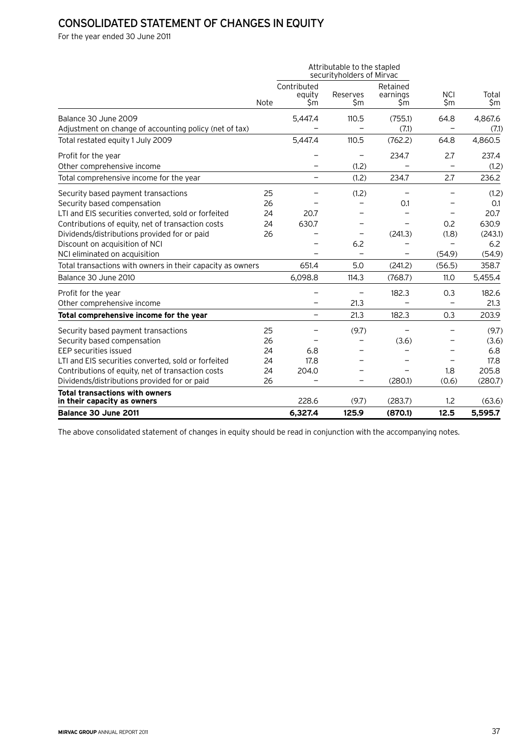# CONSOLIDATED STATEMENT OF CHANGES IN EQUITY

For the year ended 30 June 2011

| | Note | Attributable to the stapled securityholders of Mirvac | | | | |
|---|---|---|---|---|---|---|
| | | Contributed equity $m | Reserves $m | Retained earnings $m | NCI $m | Total $m |
| Balance 30 June 2009 | | 5,447.4 | 110.5 | (755.1) | 64.8 | 4,867.6 |
| Adjustment on change of accounting policy (net of tax) | | – | – | (7.1) | – | (7.1) |
| Total restated equity 1 July 2009 | | 5,447.4 | 110.5 | (762.2) | 64.8 | 4,860.5 |
| Profit for the year | | – | – | 234.7 | 2.7 | 237.4 |
| Other comprehensive income | | – | (1.2) | – | – | (1.2) |
| Total comprehensive income for the year | | – | (1.2) | 234.7 | 2.7 | 236.2 |
| Security based payment transactions | 25 | – | (1.2) | – | – | (1.2) |
| Security based compensation | 26 | – | – | 0.1 | – | 0.1 |
| LTI and EIS securities converted, sold or forfeited | 24 | 20.7 | – | – | – | 20.7 |
| Contributions of equity, net of transaction costs | 24 | 630.7 | – | – | 0.2 | 630.9 |
| Dividends/distributions provided for or paid | 26 | – | – | (241.3) | (1.8) | (243.1) |
| Discount on acquisition of NCI | | – | 6.2 | – | – | 6.2 |
| NCI eliminated on acquisition | | – | – | – | (54.9) | (54.9) |
| Total transactions with owners in their capacity as owners | | 651.4 | 5.0 | (241.2) | (56.5) | 358.7 |
| Balance 30 June 2010 | | 6,098.8 | 114.3 | (768.7) | 11.0 | 5,455.4 |
| Profit for the year | | – | – | 182.3 | 0.3 | 182.6 |
| Other comprehensive income | | – | 21.3 | – | – | 21.3 |
| **Total comprehensive income for the year** | | – | 21.3 | 182.3 | 0.3 | 203.9 |
| Security based payment transactions | 25 | – | (9.7) | – | – | (9.7) |
| Security based compensation | 26 | – | – | (3.6) | – | (3.6) |
| EEP securities issued | 24 | 6.8 | – | – | – | 6.8 |
| LTI and EIS securities converted, sold or forfeited | 24 | 17.8 | – | – | – | 17.8 |
| Contributions of equity, net of transaction costs | 24 | 204.0 | – | – | 1.8 | 205.8 |
| Dividends/distributions provided for or paid | 26 | – | – | (280.1) | (0.6) | (280.7) |
| **Total transactions with owners in their capacity as owners** | | 228.6 | (9.7) | (283.7) | 1.2 | (63.6) |
| **Balance 30 June 2011** | | **6,327.4** | **125.9** | **(870.1)** | **12.5** | **5,595.7** |

The above consolidated statement of changes in equity should be read in conjunction with the accompanying notes.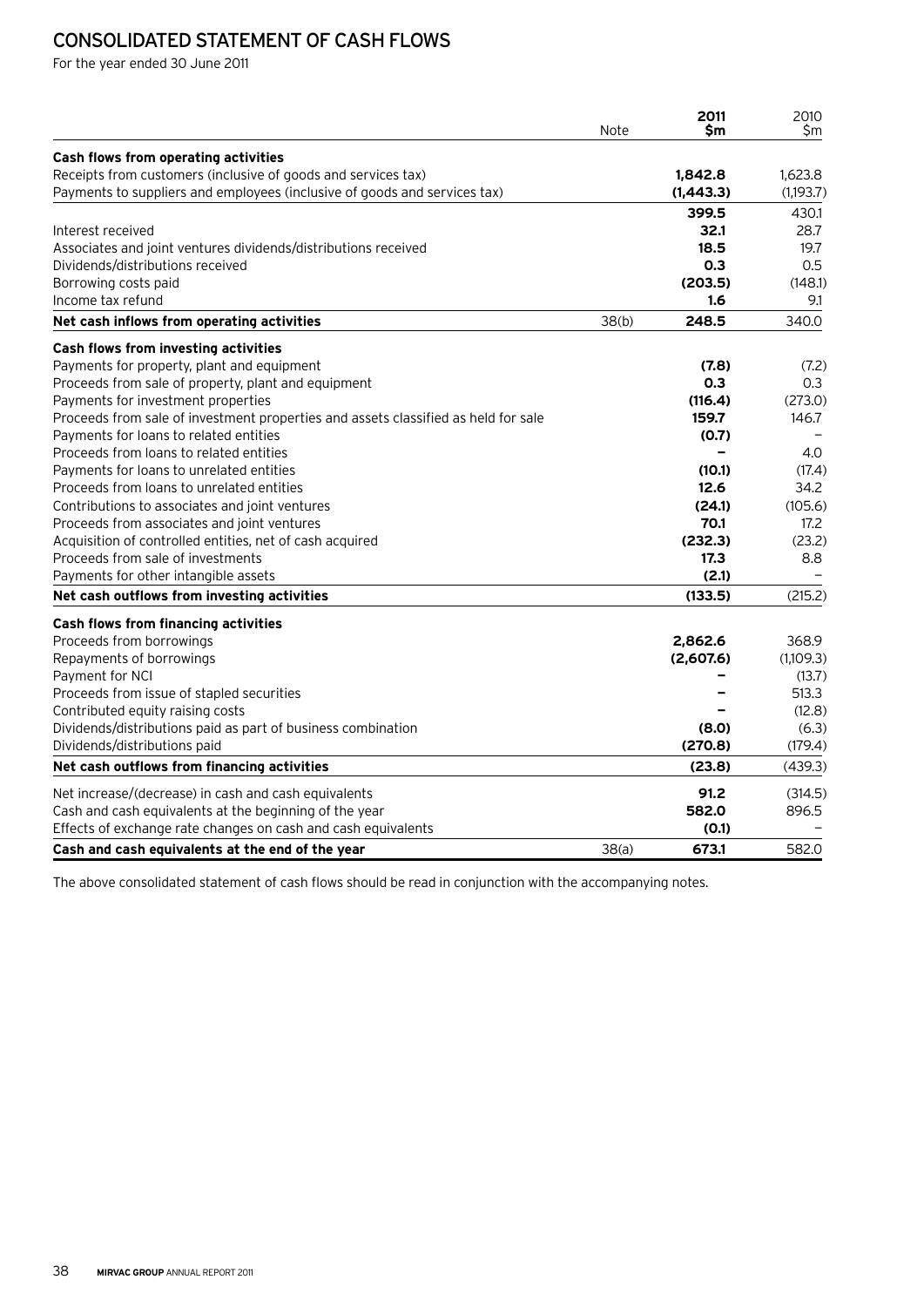# CONSOLIDATED STATEMENT OF CASH FLOWS

For the year ended 30 June 2011

| | Note | 2011 $m | 2010 $m |
|---|---|---|---|
| **Cash flows from operating activities** | | | |
| Receipts from customers (inclusive of goods and services tax) | | **1,842.8** | 1,623.8 |
| Payments to suppliers and employees (inclusive of goods and services tax) | | **(1,443.3)** | (1,193.7) |
| | | **399.5** | 430.1 |
| Interest received | | **32.1** | 28.7 |
| Associates and joint ventures dividends/distributions received | | **18.5** | 19.7 |
| Dividends/distributions received | | **0.3** | 0.5 |
| Borrowing costs paid | | **(203.5)** | (148.1) |
| Income tax refund | | **1.6** | 9.1 |
| **Net cash inflows from operating activities** | 38(b) | **248.5** | 340.0 |
| **Cash flows from investing activities** | | | |
| Payments for property, plant and equipment | | **(7.8)** | (7.2) |
| Proceeds from sale of property, plant and equipment | | **0.3** | 0.3 |
| Payments for investment properties | | **(116.4)** | (273.0) |
| Proceeds from sale of investment properties and assets classified as held for sale | | **159.7** | 146.7 |
| Payments for loans to related entities | | **(0.7)** | – |
| Proceeds from loans to related entities | | **–** | 4.0 |
| Payments for loans to unrelated entities | | **(10.1)** | (17.4) |
| Proceeds from loans to unrelated entities | | **12.6** | 34.2 |
| Contributions to associates and joint ventures | | **(24.1)** | (105.6) |
| Proceeds from associates and joint ventures | | **70.1** | 17.2 |
| Acquisition of controlled entities, net of cash acquired | | **(232.3)** | (23.2) |
| Proceeds from sale of investments | | **17.3** | 8.8 |
| Payments for other intangible assets | | **(2.1)** | – |
| **Net cash outflows from investing activities** | | **(133.5)** | (215.2) |
| **Cash flows from financing activities** | | | |
| Proceeds from borrowings | | **2,862.6** | 368.9 |
| Repayments of borrowings | | **(2,607.6)** | (1,109.3) |
| Payment for NCI | | **–** | (13.7) |
| Proceeds from issue of stapled securities | | **–** | 513.3 |
| Contributed equity raising costs | | **–** | (12.8) |
| Dividends/distributions paid as part of business combination | | **(8.0)** | (6.3) |
| Dividends/distributions paid | | **(270.8)** | (179.4) |
| **Net cash outflows from financing activities** | | **(23.8)** | (439.3) |
| Net increase/(decrease) in cash and cash equivalents | | **91.2** | (314.5) |
| Cash and cash equivalents at the beginning of the year | | **582.0** | 896.5 |
| Effects of exchange rate changes on cash and cash equivalents | | **(0.1)** | – |
| **Cash and cash equivalents at the end of the year** | 38(a) | **673.1** | 582.0 |

The above consolidated statement of cash flows should be read in conjunction with the accompanying notes.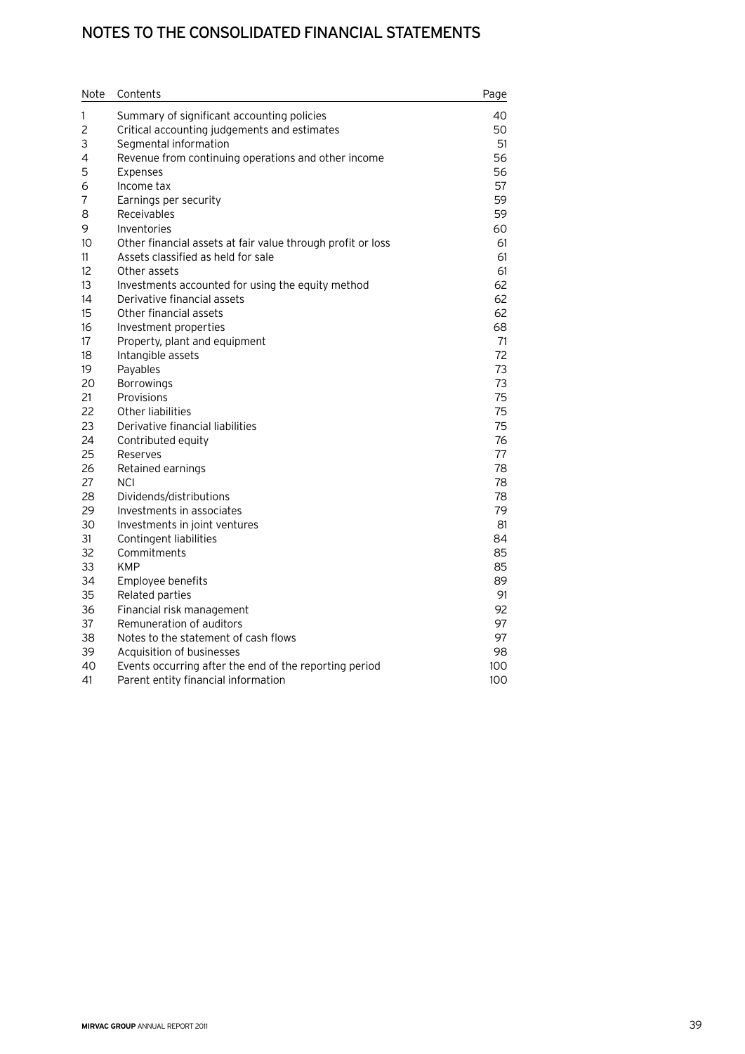# NOTES TO THE CONSOLIDATED FINANCIAL STATEMENTS

| Note | Contents | Page |
|---|---|---|
| 1 | Summary of significant accounting policies | 40 |
| 2 | Critical accounting judgements and estimates | 50 |
| 3 | Segmental information | 51 |
| 4 | Revenue from continuing operations and other income | 56 |
| 5 | Expenses | 56 |
| 6 | Income tax | 57 |
| 7 | Earnings per security | 59 |
| 8 | Receivables | 59 |
| 9 | Inventories | 60 |
| 10 | Other financial assets at fair value through profit or loss | 61 |
| 11 | Assets classified as held for sale | 61 |
| 12 | Other assets | 61 |
| 13 | Investments accounted for using the equity method | 62 |
| 14 | Derivative financial assets | 62 |
| 15 | Other financial assets | 62 |
| 16 | Investment properties | 68 |
| 17 | Property, plant and equipment | 71 |
| 18 | Intangible assets | 72 |
| 19 | Payables | 73 |
| 20 | Borrowings | 73 |
| 21 | Provisions | 75 |
| 22 | Other liabilities | 75 |
| 23 | Derivative financial liabilities | 75 |
| 24 | Contributed equity | 76 |
| 25 | Reserves | 77 |
| 26 | Retained earnings | 78 |
| 27 | NCI | 78 |
| 28 | Dividends/distributions | 78 |
| 29 | Investments in associates | 79 |
| 30 | Investments in joint ventures | 81 |
| 31 | Contingent liabilities | 84 |
| 32 | Commitments | 85 |
| 33 | KMP | 85 |
| 34 | Employee benefits | 89 |
| 35 | Related parties | 91 |
| 36 | Financial risk management | 92 |
| 37 | Remuneration of auditors | 97 |
| 38 | Notes to the statement of cash flows | 97 |
| 39 | Acquisition of businesses | 98 |
| 40 | Events occurring after the end of the reporting period | 100 |
| 41 | Parent entity financial information | 100 |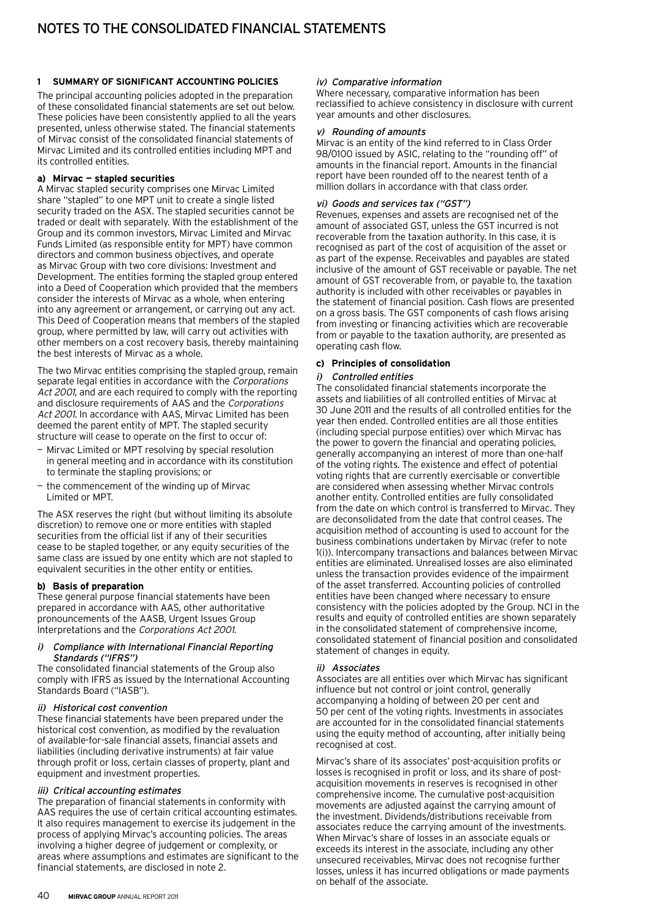# NOTES TO THE CONSOLIDATED FINANCIAL STATEMENTS

## 1 SUMMARY OF SIGNIFICANT ACCOUNTING POLICIES

The principal accounting policies adopted in the preparation of these consolidated financial statements are set out below. These policies have been consistently applied to all the years presented, unless otherwise stated. The financial statements of Mirvac consist of the consolidated financial statements of Mirvac Limited and its controlled entities including MPT and its controlled entities.

### a) Mirvac — stapled securities

A Mirvac stapled security comprises one Mirvac Limited share "stapled" to one MPT unit to create a single listed security traded on the ASX. The stapled securities cannot be traded or dealt with separately. With the establishment of the Group and its common investors, Mirvac Limited and Mirvac Funds Limited (as responsible entity for MPT) have common directors and common business objectives, and operate as Mirvac Group with two core divisions: Investment and Development. The entities forming the stapled group entered into a Deed of Cooperation which provided that the members consider the interests of Mirvac as a whole, when entering into any agreement or arrangement, or carrying out any act. This Deed of Cooperation means that members of the stapled group, where permitted by law, will carry out activities with other members on a cost recovery basis, thereby maintaining the best interests of Mirvac as a whole.

The two Mirvac entities comprising the stapled group, remain separate legal entities in accordance with the *Corporations Act 2001*, and are each required to comply with the reporting and disclosure requirements of AAS and the *Corporations Act 2001*. In accordance with AAS, Mirvac Limited has been deemed the parent entity of MPT. The stapled security structure will cease to operate on the first to occur of:

- Mirvac Limited or MPT resolving by special resolution in general meeting and in accordance with its constitution to terminate the stapling provisions; or
- the commencement of the winding up of Mirvac Limited or MPT.

The ASX reserves the right (but without limiting its absolute discretion) to remove one or more entities with stapled securities from the official list if any of their securities cease to be stapled together, or any equity securities of the same class are issued by one entity which are not stapled to equivalent securities in the other entity or entities.

### b) Basis of preparation

These general purpose financial statements have been prepared in accordance with AAS, other authoritative pronouncements of the AASB, Urgent Issues Group Interpretations and the *Corporations Act 2001*.

#### *i) Compliance with International Financial Reporting Standards ("IFRS")*

The consolidated financial statements of the Group also comply with IFRS as issued by the International Accounting Standards Board ("IASB").

#### *ii) Historical cost convention*

These financial statements have been prepared under the historical cost convention, as modified by the revaluation of available-for-sale financial assets, financial assets and liabilities (including derivative instruments) at fair value through profit or loss, certain classes of property, plant and equipment and investment properties.

#### *iii) Critical accounting estimates*

The preparation of financial statements in conformity with AAS requires the use of certain critical accounting estimates. It also requires management to exercise its judgement in the process of applying Mirvac's accounting policies. The areas involving a higher degree of judgement or complexity, or areas where assumptions and estimates are significant to the financial statements, are disclosed in note 2.

#### *iv) Comparative information*

Where necessary, comparative information has been reclassified to achieve consistency in disclosure with current year amounts and other disclosures.

#### *v) Rounding of amounts*

Mirvac is an entity of the kind referred to in Class Order 98/0100 issued by ASIC, relating to the "rounding off" of amounts in the financial report. Amounts in the financial report have been rounded off to the nearest tenth of a million dollars in accordance with that class order.

#### *vi) Goods and services tax ("GST")*

Revenues, expenses and assets are recognised net of the amount of associated GST, unless the GST incurred is not recoverable from the taxation authority. In this case, it is recognised as part of the cost of acquisition of the asset or as part of the expense. Receivables and payables are stated inclusive of the amount of GST receivable or payable. The net amount of GST recoverable from, or payable to, the taxation authority is included with other receivables or payables in the statement of financial position. Cash flows are presented on a gross basis. The GST components of cash flows arising from investing or financing activities which are recoverable from or payable to the taxation authority, are presented as operating cash flow.

### c) Principles of consolidation

#### *i) Controlled entities*

The consolidated financial statements incorporate the assets and liabilities of all controlled entities of Mirvac at 30 June 2011 and the results of all controlled entities for the year then ended. Controlled entities are all those entities (including special purpose entities) over which Mirvac has the power to govern the financial and operating policies, generally accompanying an interest of more than one-half of the voting rights. The existence and effect of potential voting rights that are currently exercisable or convertible are considered when assessing whether Mirvac controls another entity. Controlled entities are fully consolidated from the date on which control is transferred to Mirvac. They are deconsolidated from the date that control ceases. The acquisition method of accounting is used to account for the business combinations undertaken by Mirvac (refer to note 1(i)). Intercompany transactions and balances between Mirvac entities are eliminated. Unrealised losses are also eliminated unless the transaction provides evidence of the impairment of the asset transferred. Accounting policies of controlled entities have been changed where necessary to ensure consistency with the policies adopted by the Group. NCI in the results and equity of controlled entities are shown separately in the consolidated statement of comprehensive income, consolidated statement of financial position and consolidated statement of changes in equity.

#### *ii) Associates*

Associates are all entities over which Mirvac has significant influence but not control or joint control, generally accompanying a holding of between 20 per cent and 50 per cent of the voting rights. Investments in associates are accounted for in the consolidated financial statements using the equity method of accounting, after initially being recognised at cost.

Mirvac's share of its associates' post-acquisition profits or losses is recognised in profit or loss, and its share of post-acquisition movements in reserves is recognised in other comprehensive income. The cumulative post-acquisition movements are adjusted against the carrying amount of the investment. Dividends/distributions receivable from associates reduce the carrying amount of the investments. When Mirvac's share of losses in an associate equals or exceeds its interest in the associate, including any other unsecured receivables, Mirvac does not recognise further losses, unless it has incurred obligations or made payments on behalf of the associate.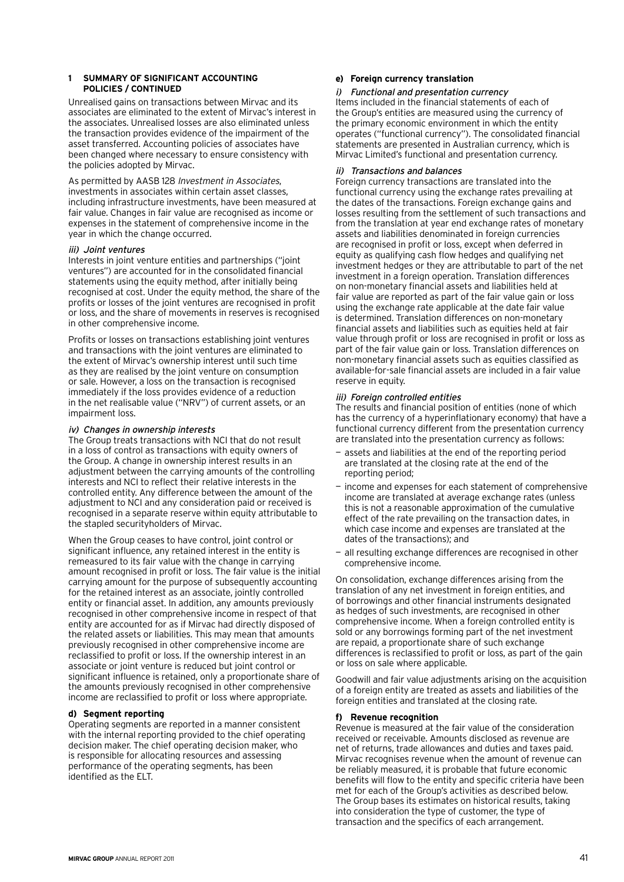## 1 SUMMARY OF SIGNIFICANT ACCOUNTING POLICIES / CONTINUED

Unrealised gains on transactions between Mirvac and its associates are eliminated to the extent of Mirvac's interest in the associates. Unrealised losses are also eliminated unless the transaction provides evidence of the impairment of the asset transferred. Accounting policies of associates have been changed where necessary to ensure consistency with the policies adopted by Mirvac.

As permitted by AASB 128 *Investment in Associates*, investments in associates within certain asset classes, including infrastructure investments, have been measured at fair value. Changes in fair value are recognised as income or expenses in the statement of comprehensive income in the year in which the change occurred.

*iii) Joint ventures*

Interests in joint venture entities and partnerships ("joint ventures") are accounted for in the consolidated financial statements using the equity method, after initially being recognised at cost. Under the equity method, the share of the profits or losses of the joint ventures are recognised in profit or loss, and the share of movements in reserves is recognised in other comprehensive income.

Profits or losses on transactions establishing joint ventures and transactions with the joint ventures are eliminated to the extent of Mirvac's ownership interest until such time as they are realised by the joint venture on consumption or sale. However, a loss on the transaction is recognised immediately if the loss provides evidence of a reduction in the net realisable value ("NRV") of current assets, or an impairment loss.

*iv) Changes in ownership interests*

The Group treats transactions with NCI that do not result in a loss of control as transactions with equity owners of the Group. A change in ownership interest results in an adjustment between the carrying amounts of the controlling interests and NCI to reflect their relative interests in the controlled entity. Any difference between the amount of the adjustment to NCI and any consideration paid or received is recognised in a separate reserve within equity attributable to the stapled securityholders of Mirvac.

When the Group ceases to have control, joint control or significant influence, any retained interest in the entity is remeasured to its fair value with the change in carrying amount recognised in profit or loss. The fair value is the initial carrying amount for the purpose of subsequently accounting for the retained interest as an associate, jointly controlled entity or financial asset. In addition, any amounts previously recognised in other comprehensive income in respect of that entity are accounted for as if Mirvac had directly disposed of the related assets or liabilities. This may mean that amounts previously recognised in other comprehensive income are reclassified to profit or loss. If the ownership interest in an associate or joint venture is reduced but joint control or significant influence is retained, only a proportionate share of the amounts previously recognised in other comprehensive income are reclassified to profit or loss where appropriate.

### d) Segment reporting

Operating segments are reported in a manner consistent with the internal reporting provided to the chief operating decision maker. The chief operating decision maker, who is responsible for allocating resources and assessing performance of the operating segments, has been identified as the ELT.

### e) Foreign currency translation

*i) Functional and presentation currency*

Items included in the financial statements of each of the Group's entities are measured using the currency of the primary economic environment in which the entity operates ("functional currency"). The consolidated financial statements are presented in Australian currency, which is Mirvac Limited's functional and presentation currency.

*ii) Transactions and balances*

Foreign currency transactions are translated into the functional currency using the exchange rates prevailing at the dates of the transactions. Foreign exchange gains and losses resulting from the settlement of such transactions and from the translation at year end exchange rates of monetary assets and liabilities denominated in foreign currencies are recognised in profit or loss, except when deferred in equity as qualifying cash flow hedges and qualifying net investment hedges or they are attributable to part of the net investment in a foreign operation. Translation differences on non-monetary financial assets and liabilities held at fair value are reported as part of the fair value gain or loss using the exchange rate applicable at the date fair value is determined. Translation differences on non-monetary financial assets and liabilities such as equities held at fair value through profit or loss are recognised in profit or loss as part of the fair value gain or loss. Translation differences on non-monetary financial assets such as equities classified as available-for-sale financial assets are included in a fair value reserve in equity.

*iii) Foreign controlled entities*

The results and financial position of entities (none of which has the currency of a hyperinflationary economy) that have a functional currency different from the presentation currency are translated into the presentation currency as follows:

- assets and liabilities at the end of the reporting period are translated at the closing rate at the end of the reporting period;
- income and expenses for each statement of comprehensive income are translated at average exchange rates (unless this is not a reasonable approximation of the cumulative effect of the rate prevailing on the transaction dates, in which case income and expenses are translated at the dates of the transactions); and
- all resulting exchange differences are recognised in other comprehensive income.

On consolidation, exchange differences arising from the translation of any net investment in foreign entities, and of borrowings and other financial instruments designated as hedges of such investments, are recognised in other comprehensive income. When a foreign controlled entity is sold or any borrowings forming part of the net investment are repaid, a proportionate share of such exchange differences is reclassified to profit or loss, as part of the gain or loss on sale where applicable.

Goodwill and fair value adjustments arising on the acquisition of a foreign entity are treated as assets and liabilities of the foreign entities and translated at the closing rate.

### f) Revenue recognition

Revenue is measured at the fair value of the consideration received or receivable. Amounts disclosed as revenue are net of returns, trade allowances and duties and taxes paid. Mirvac recognises revenue when the amount of revenue can be reliably measured, it is probable that future economic benefits will flow to the entity and specific criteria have been met for each of the Group's activities as described below. The Group bases its estimates on historical results, taking into consideration the type of customer, the type of transaction and the specifics of each arrangement.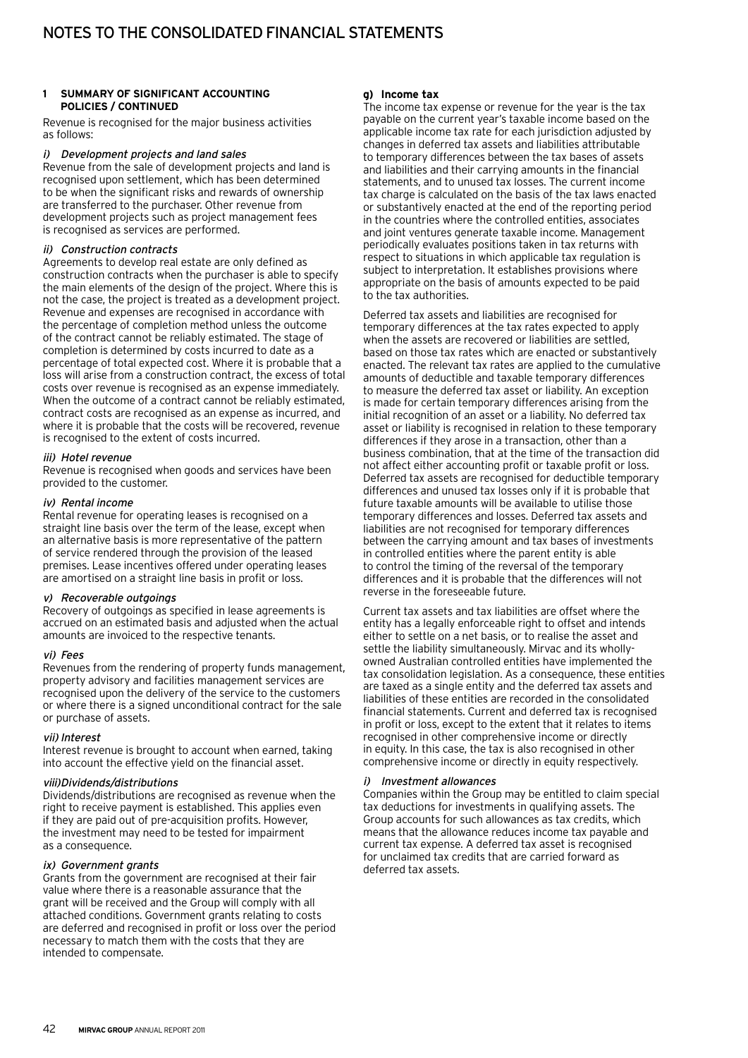# NOTES TO THE CONSOLIDATED FINANCIAL STATEMENTS

## 1 SUMMARY OF SIGNIFICANT ACCOUNTING POLICIES / CONTINUED

Revenue is recognised for the major business activities as follows:

*i) Development projects and land sales*

Revenue from the sale of development projects and land is recognised upon settlement, which has been determined to be when the significant risks and rewards of ownership are transferred to the purchaser. Other revenue from development projects such as project management fees is recognised as services are performed.

*ii) Construction contracts*

Agreements to develop real estate are only defined as construction contracts when the purchaser is able to specify the main elements of the design of the project. Where this is not the case, the project is treated as a development project. Revenue and expenses are recognised in accordance with the percentage of completion method unless the outcome of the contract cannot be reliably estimated. The stage of completion is determined by costs incurred to date as a percentage of total expected cost. Where it is probable that a loss will arise from a construction contract, the excess of total costs over revenue is recognised as an expense immediately. When the outcome of a contract cannot be reliably estimated, contract costs are recognised as an expense as incurred, and where it is probable that the costs will be recovered, revenue is recognised to the extent of costs incurred.

*iii) Hotel revenue*

Revenue is recognised when goods and services have been provided to the customer.

*iv) Rental income*

Rental revenue for operating leases is recognised on a straight line basis over the term of the lease, except when an alternative basis is more representative of the pattern of service rendered through the provision of the leased premises. Lease incentives offered under operating leases are amortised on a straight line basis in profit or loss.

*v) Recoverable outgoings*

Recovery of outgoings as specified in lease agreements is accrued on an estimated basis and adjusted when the actual amounts are invoiced to the respective tenants.

*vi) Fees*

Revenues from the rendering of property funds management, property advisory and facilities management services are recognised upon the delivery of the service to the customers or where there is a signed unconditional contract for the sale or purchase of assets.

*vii) Interest*

Interest revenue is brought to account when earned, taking into account the effective yield on the financial asset.

*viii) Dividends/distributions*

Dividends/distributions are recognised as revenue when the right to receive payment is established. This applies even if they are paid out of pre-acquisition profits. However, the investment may need to be tested for impairment as a consequence.

*ix) Government grants*

Grants from the government are recognised at their fair value where there is a reasonable assurance that the grant will be received and the Group will comply with all attached conditions. Government grants relating to costs are deferred and recognised in profit or loss over the period necessary to match them with the costs that they are intended to compensate.

### g) Income tax

The income tax expense or revenue for the year is the tax payable on the current year's taxable income based on the applicable income tax rate for each jurisdiction adjusted by changes in deferred tax assets and liabilities attributable to temporary differences between the tax bases of assets and liabilities and their carrying amounts in the financial statements, and to unused tax losses. The current income tax charge is calculated on the basis of the tax laws enacted or substantively enacted at the end of the reporting period in the countries where the controlled entities, associates and joint ventures generate taxable income. Management periodically evaluates positions taken in tax returns with respect to situations in which applicable tax regulation is subject to interpretation. It establishes provisions where appropriate on the basis of amounts expected to be paid to the tax authorities.

Deferred tax assets and liabilities are recognised for temporary differences at the tax rates expected to apply when the assets are recovered or liabilities are settled, based on those tax rates which are enacted or substantively enacted. The relevant tax rates are applied to the cumulative amounts of deductible and taxable temporary differences to measure the deferred tax asset or liability. An exception is made for certain temporary differences arising from the initial recognition of an asset or a liability. No deferred tax asset or liability is recognised in relation to these temporary differences if they arose in a transaction, other than a business combination, that at the time of the transaction did not affect either accounting profit or taxable profit or loss. Deferred tax assets are recognised for deductible temporary differences and unused tax losses only if it is probable that future taxable amounts will be available to utilise those temporary differences and losses. Deferred tax assets and liabilities are not recognised for temporary differences between the carrying amount and tax bases of investments in controlled entities where the parent entity is able to control the timing of the reversal of the temporary differences and it is probable that the differences will not reverse in the foreseeable future.

Current tax assets and tax liabilities are offset where the entity has a legally enforceable right to offset and intends either to settle on a net basis, or to realise the asset and settle the liability simultaneously. Mirvac and its wholly-owned Australian controlled entities have implemented the tax consolidation legislation. As a consequence, these entities are taxed as a single entity and the deferred tax assets and liabilities of these entities are recorded in the consolidated financial statements. Current and deferred tax is recognised in profit or loss, except to the extent that it relates to items recognised in other comprehensive income or directly in equity. In this case, the tax is also recognised in other comprehensive income or directly in equity respectively.

*i) Investment allowances*

Companies within the Group may be entitled to claim special tax deductions for investments in qualifying assets. The Group accounts for such allowances as tax credits, which means that the allowance reduces income tax payable and current tax expense. A deferred tax asset is recognised for unclaimed tax credits that are carried forward as deferred tax assets.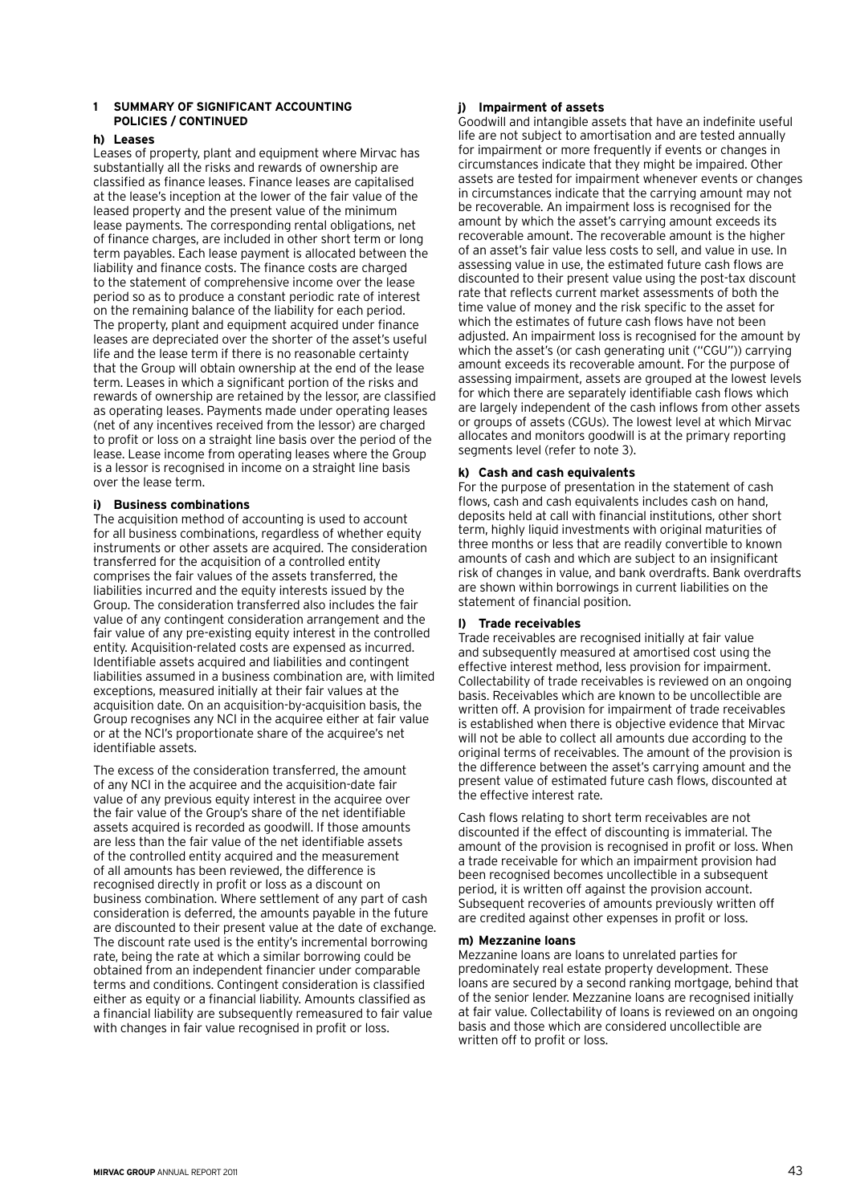## 1 SUMMARY OF SIGNIFICANT ACCOUNTING POLICIES / CONTINUED

### h) Leases

Leases of property, plant and equipment where Mirvac has substantially all the risks and rewards of ownership are classified as finance leases. Finance leases are capitalised at the lease's inception at the lower of the fair value of the leased property and the present value of the minimum lease payments. The corresponding rental obligations, net of finance charges, are included in other short term or long term payables. Each lease payment is allocated between the liability and finance costs. The finance costs are charged to the statement of comprehensive income over the lease period so as to produce a constant periodic rate of interest on the remaining balance of the liability for each period. The property, plant and equipment acquired under finance leases are depreciated over the shorter of the asset's useful life and the lease term if there is no reasonable certainty that the Group will obtain ownership at the end of the lease term. Leases in which a significant portion of the risks and rewards of ownership are retained by the lessor, are classified as operating leases. Payments made under operating leases (net of any incentives received from the lessor) are charged to profit or loss on a straight line basis over the period of the lease. Lease income from operating leases where the Group is a lessor is recognised in income on a straight line basis over the lease term.

### i) Business combinations

The acquisition method of accounting is used to account for all business combinations, regardless of whether equity instruments or other assets are acquired. The consideration transferred for the acquisition of a controlled entity comprises the fair values of the assets transferred, the liabilities incurred and the equity interests issued by the Group. The consideration transferred also includes the fair value of any contingent consideration arrangement and the fair value of any pre-existing equity interest in the controlled entity. Acquisition-related costs are expensed as incurred. Identifiable assets acquired and liabilities and contingent liabilities assumed in a business combination are, with limited exceptions, measured initially at their fair values at the acquisition date. On an acquisition-by-acquisition basis, the Group recognises any NCI in the acquiree either at fair value or at the NCI's proportionate share of the acquiree's net identifiable assets.

The excess of the consideration transferred, the amount of any NCI in the acquiree and the acquisition-date fair value of any previous equity interest in the acquiree over the fair value of the Group's share of the net identifiable assets acquired is recorded as goodwill. If those amounts are less than the fair value of the net identifiable assets of the controlled entity acquired and the measurement of all amounts has been reviewed, the difference is recognised directly in profit or loss as a discount on business combination. Where settlement of any part of cash consideration is deferred, the amounts payable in the future are discounted to their present value at the date of exchange. The discount rate used is the entity's incremental borrowing rate, being the rate at which a similar borrowing could be obtained from an independent financier under comparable terms and conditions. Contingent consideration is classified either as equity or a financial liability. Amounts classified as a financial liability are subsequently remeasured to fair value with changes in fair value recognised in profit or loss.

### j) Impairment of assets

Goodwill and intangible assets that have an indefinite useful life are not subject to amortisation and are tested annually for impairment or more frequently if events or changes in circumstances indicate that they might be impaired. Other assets are tested for impairment whenever events or changes in circumstances indicate that the carrying amount may not be recoverable. An impairment loss is recognised for the amount by which the asset's carrying amount exceeds its recoverable amount. The recoverable amount is the higher of an asset's fair value less costs to sell, and value in use. In assessing value in use, the estimated future cash flows are discounted to their present value using the post-tax discount rate that reflects current market assessments of both the time value of money and the risk specific to the asset for which the estimates of future cash flows have not been adjusted. An impairment loss is recognised for the amount by which the asset's (or cash generating unit (''CGU'')) carrying amount exceeds its recoverable amount. For the purpose of assessing impairment, assets are grouped at the lowest levels for which there are separately identifiable cash flows which are largely independent of the cash inflows from other assets or groups of assets (CGUs). The lowest level at which Mirvac allocates and monitors goodwill is at the primary reporting segments level (refer to note 3).

### k) Cash and cash equivalents

For the purpose of presentation in the statement of cash flows, cash and cash equivalents includes cash on hand, deposits held at call with financial institutions, other short term, highly liquid investments with original maturities of three months or less that are readily convertible to known amounts of cash and which are subject to an insignificant risk of changes in value, and bank overdrafts. Bank overdrafts are shown within borrowings in current liabilities on the statement of financial position.

### l) Trade receivables

Trade receivables are recognised initially at fair value and subsequently measured at amortised cost using the effective interest method, less provision for impairment. Collectability of trade receivables is reviewed on an ongoing basis. Receivables which are known to be uncollectible are written off. A provision for impairment of trade receivables is established when there is objective evidence that Mirvac will not be able to collect all amounts due according to the original terms of receivables. The amount of the provision is the difference between the asset's carrying amount and the present value of estimated future cash flows, discounted at the effective interest rate.

Cash flows relating to short term receivables are not discounted if the effect of discounting is immaterial. The amount of the provision is recognised in profit or loss. When a trade receivable for which an impairment provision had been recognised becomes uncollectible in a subsequent period, it is written off against the provision account. Subsequent recoveries of amounts previously written off are credited against other expenses in profit or loss.

### m) Mezzanine loans

Mezzanine loans are loans to unrelated parties for predominately real estate property development. These loans are secured by a second ranking mortgage, behind that of the senior lender. Mezzanine loans are recognised initially at fair value. Collectability of loans is reviewed on an ongoing basis and those which are considered uncollectible are written off to profit or loss.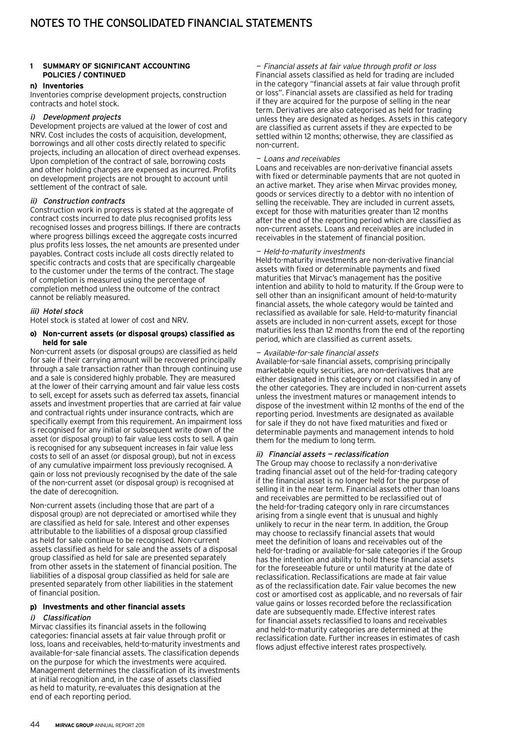# NOTES TO THE CONSOLIDATED FINANCIAL STATEMENTS

## 1 SUMMARY OF SIGNIFICANT ACCOUNTING POLICIES / CONTINUED

### n) Inventories

Inventories comprise development projects, construction contracts and hotel stock.

*i) Development projects*

Development projects are valued at the lower of cost and NRV. Cost includes the costs of acquisition, development, borrowings and all other costs directly related to specific projects, including an allocation of direct overhead expenses. Upon completion of the contract of sale, borrowing costs and other holding charges are expensed as incurred. Profits on development projects are not brought to account until settlement of the contract of sale.

*ii) Construction contracts*

Construction work in progress is stated at the aggregate of contract costs incurred to date plus recognised profits less recognised losses and progress billings. If there are contracts where progress billings exceed the aggregate costs incurred plus profits less losses, the net amounts are presented under payables. Contract costs include all costs directly related to specific contracts and costs that are specifically chargeable to the customer under the terms of the contract. The stage of completion is measured using the percentage of completion method unless the outcome of the contract cannot be reliably measured.

*iii) Hotel stock*

Hotel stock is stated at lower of cost and NRV.

### o) Non-current assets (or disposal groups) classified as held for sale

Non-current assets (or disposal groups) are classified as held for sale if their carrying amount will be recovered principally through a sale transaction rather than through continuing use and a sale is considered highly probable. They are measured at the lower of their carrying amount and fair value less costs to sell, except for assets such as deferred tax assets, financial assets and investment properties that are carried at fair value and contractual rights under insurance contracts, which are specifically exempt from this requirement. An impairment loss is recognised for any initial or subsequent write down of the asset (or disposal group) to fair value less costs to sell. A gain is recognised for any subsequent increases in fair value less costs to sell of an asset (or disposal group), but not in excess of any cumulative impairment loss previously recognised. A gain or loss not previously recognised by the date of the sale of the non-current asset (or disposal group) is recognised at the date of derecognition.

Non-current assets (including those that are part of a disposal group) are not depreciated or amortised while they are classified as held for sale. Interest and other expenses attributable to the liabilities of a disposal group classified as held for sale continue to be recognised. Non-current assets classified as held for sale and the assets of a disposal group classified as held for sale are presented separately from other assets in the statement of financial position. The liabilities of a disposal group classified as held for sale are presented separately from other liabilities in the statement of financial position.

### p) Investments and other financial assets

*i) Classification*

Mirvac classifies its financial assets in the following categories: financial assets at fair value through profit or loss, loans and receivables, held-to-maturity investments and available-for-sale financial assets. The classification depends on the purpose for which the investments were acquired. Management determines the classification of its investments at initial recognition and, in the case of assets classified as held to maturity, re-evaluates this designation at the end of each reporting period.

*— Financial assets at fair value through profit or loss*

Financial assets classified as held for trading are included in the category "financial assets at fair value through profit or loss". Financial assets are classified as held for trading if they are acquired for the purpose of selling in the near term. Derivatives are also categorised as held for trading unless they are designated as hedges. Assets in this category are classified as current assets if they are expected to be settled within 12 months; otherwise, they are classified as non-current.

*— Loans and receivables*

Loans and receivables are non-derivative financial assets with fixed or determinable payments that are not quoted in an active market. They arise when Mirvac provides money, goods or services directly to a debtor with no intention of selling the receivable. They are included in current assets, except for those with maturities greater than 12 months after the end of the reporting period which are classified as non-current assets. Loans and receivables are included in receivables in the statement of financial position.

*— Held-to-maturity investments*

Held-to-maturity investments are non-derivative financial assets with fixed or determinable payments and fixed maturities that Mirvac's management has the positive intention and ability to hold to maturity. If the Group were to sell other than an insignificant amount of held-to-maturity financial assets, the whole category would be tainted and reclassified as available for sale. Held-to-maturity financial assets are included in non-current assets, except for those maturities less than 12 months from the end of the reporting period, which are classified as current assets.

*— Available-for-sale financial assets*

Available-for-sale financial assets, comprising principally marketable equity securities, are non-derivatives that are either designated in this category or not classified in any of the other categories. They are included in non-current assets unless the investment matures or management intends to dispose of the investment within 12 months of the end of the reporting period. Investments are designated as available for sale if they do not have fixed maturities and fixed or determinable payments and management intends to hold them for the medium to long term.

*ii) Financial assets — reclassification*

The Group may choose to reclassify a non-derivative trading financial asset out of the held-for-trading category if the financial asset is no longer held for the purpose of selling it in the near term. Financial assets other than loans and receivables are permitted to be reclassified out of the held-for-trading category only in rare circumstances arising from a single event that is unusual and highly unlikely to recur in the near term. In addition, the Group may choose to reclassify financial assets that would meet the definition of loans and receivables out of the held-for-trading or available-for-sale categories if the Group has the intention and ability to hold these financial assets for the foreseeable future or until maturity at the date of reclassification. Reclassifications are made at fair value as of the reclassification date. Fair value becomes the new cost or amortised cost as applicable, and no reversals of fair value gains or losses recorded before the reclassification date are subsequently made. Effective interest rates for financial assets reclassified to loans and receivables and held-to-maturity categories are determined at the reclassification date. Further increases in estimates of cash flows adjust effective interest rates prospectively.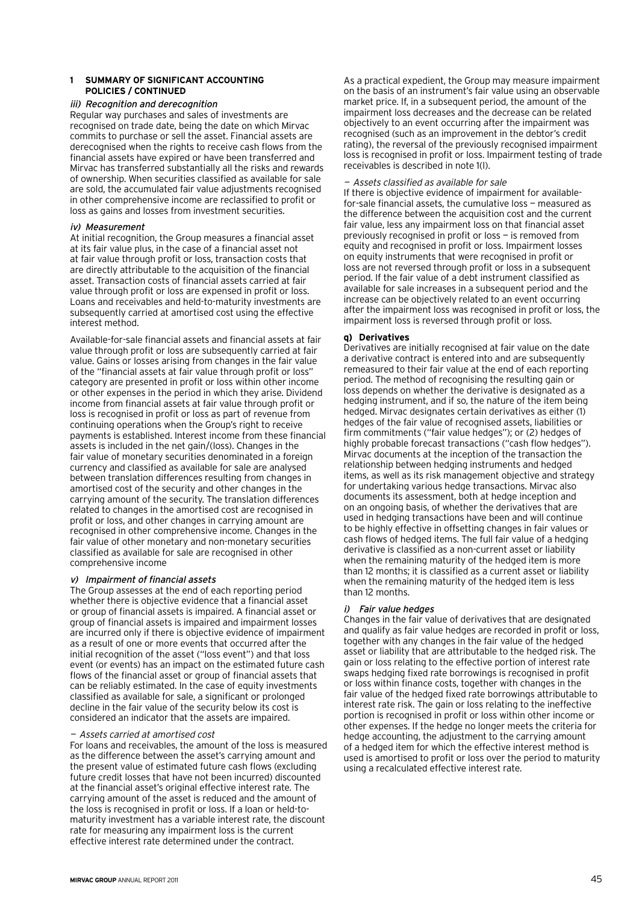### 1 SUMMARY OF SIGNIFICANT ACCOUNTING POLICIES / CONTINUED

*iii) Recognition and derecognition*

Regular way purchases and sales of investments are recognised on trade date, being the date on which Mirvac commits to purchase or sell the asset. Financial assets are derecognised when the rights to receive cash flows from the financial assets have expired or have been transferred and Mirvac has transferred substantially all the risks and rewards of ownership. When securities classified as available for sale are sold, the accumulated fair value adjustments recognised in other comprehensive income are reclassified to profit or loss as gains and losses from investment securities.

*iv) Measurement*

At initial recognition, the Group measures a financial asset at its fair value plus, in the case of a financial asset not at fair value through profit or loss, transaction costs that are directly attributable to the acquisition of the financial asset. Transaction costs of financial assets carried at fair value through profit or loss are expensed in profit or loss. Loans and receivables and held-to-maturity investments are subsequently carried at amortised cost using the effective interest method.

Available-for-sale financial assets and financial assets at fair value through profit or loss are subsequently carried at fair value. Gains or losses arising from changes in the fair value of the "financial assets at fair value through profit or loss" category are presented in profit or loss within other income or other expenses in the period in which they arise. Dividend income from financial assets at fair value through profit or loss is recognised in profit or loss as part of revenue from continuing operations when the Group's right to receive payments is established. Interest income from these financial assets is included in the net gain/(loss). Changes in the fair value of monetary securities denominated in a foreign currency and classified as available for sale are analysed between translation differences resulting from changes in amortised cost of the security and other changes in the carrying amount of the security. The translation differences related to changes in the amortised cost are recognised in profit or loss, and other changes in carrying amount are recognised in other comprehensive income. Changes in the fair value of other monetary and non-monetary securities classified as available for sale are recognised in other comprehensive income

*v) Impairment of financial assets*

The Group assesses at the end of each reporting period whether there is objective evidence that a financial asset or group of financial assets is impaired. A financial asset or group of financial assets is impaired and impairment losses are incurred only if there is objective evidence of impairment as a result of one or more events that occurred after the initial recognition of the asset ("loss event") and that loss event (or events) has an impact on the estimated future cash flows of the financial asset or group of financial assets that can be reliably estimated. In the case of equity investments classified as available for sale, a significant or prolonged decline in the fair value of the security below its cost is considered an indicator that the assets are impaired.

*— Assets carried at amortised cost*

For loans and receivables, the amount of the loss is measured as the difference between the asset's carrying amount and the present value of estimated future cash flows (excluding future credit losses that have not been incurred) discounted at the financial asset's original effective interest rate. The carrying amount of the asset is reduced and the amount of the loss is recognised in profit or loss. If a loan or held-to-maturity investment has a variable interest rate, the discount rate for measuring any impairment loss is the current effective interest rate determined under the contract.

As a practical expedient, the Group may measure impairment on the basis of an instrument's fair value using an observable market price. If, in a subsequent period, the amount of the impairment loss decreases and the decrease can be related objectively to an event occurring after the impairment was recognised (such as an improvement in the debtor's credit rating), the reversal of the previously recognised impairment loss is recognised in profit or loss. Impairment testing of trade receivables is described in note 1(l).

*— Assets classified as available for sale*

If there is objective evidence of impairment for available-for-sale financial assets, the cumulative loss — measured as the difference between the acquisition cost and the current fair value, less any impairment loss on that financial asset previously recognised in profit or loss — is removed from equity and recognised in profit or loss. Impairment losses on equity instruments that were recognised in profit or loss are not reversed through profit or loss in a subsequent period. If the fair value of a debt instrument classified as available for sale increases in a subsequent period and the increase can be objectively related to an event occurring after the impairment loss was recognised in profit or loss, the impairment loss is reversed through profit or loss.

**q) Derivatives**

Derivatives are initially recognised at fair value on the date a derivative contract is entered into and are subsequently remeasured to their fair value at the end of each reporting period. The method of recognising the resulting gain or loss depends on whether the derivative is designated as a hedging instrument, and if so, the nature of the item being hedged. Mirvac designates certain derivatives as either (1) hedges of the fair value of recognised assets, liabilities or firm commitments ("fair value hedges"); or (2) hedges of highly probable forecast transactions ("cash flow hedges"). Mirvac documents at the inception of the transaction the relationship between hedging instruments and hedged items, as well as its risk management objective and strategy for undertaking various hedge transactions. Mirvac also documents its assessment, both at hedge inception and on an ongoing basis, of whether the derivatives that are used in hedging transactions have been and will continue to be highly effective in offsetting changes in fair values or cash flows of hedged items. The full fair value of a hedging derivative is classified as a non-current asset or liability when the remaining maturity of the hedged item is more than 12 months; it is classified as a current asset or liability when the remaining maturity of the hedged item is less than 12 months.

*i) Fair value hedges*

Changes in the fair value of derivatives that are designated and qualify as fair value hedges are recorded in profit or loss, together with any changes in the fair value of the hedged asset or liability that are attributable to the hedged risk. The gain or loss relating to the effective portion of interest rate swaps hedging fixed rate borrowings is recognised in profit or loss within finance costs, together with changes in the fair value of the hedged fixed rate borrowings attributable to interest rate risk. The gain or loss relating to the ineffective portion is recognised in profit or loss within other income or other expenses. If the hedge no longer meets the criteria for hedge accounting, the adjustment to the carrying amount of a hedged item for which the effective interest method is used is amortised to profit or loss over the period to maturity using a recalculated effective interest rate.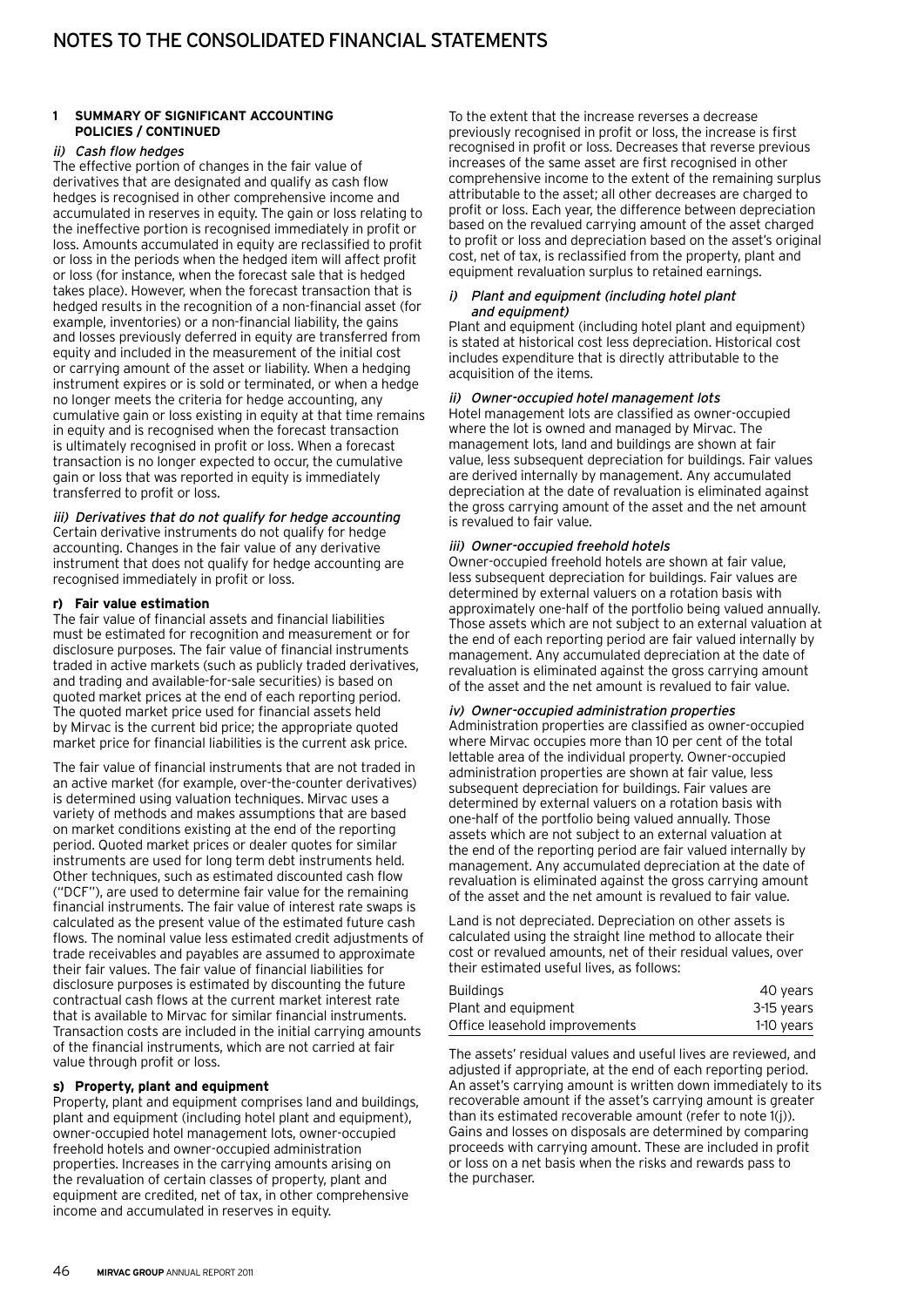# NOTES TO THE CONSOLIDATED FINANCIAL STATEMENTS

## 1 SUMMARY OF SIGNIFICANT ACCOUNTING POLICIES / CONTINUED

*ii) Cash flow hedges*

The effective portion of changes in the fair value of derivatives that are designated and qualify as cash flow hedges is recognised in other comprehensive income and accumulated in reserves in equity. The gain or loss relating to the ineffective portion is recognised immediately in profit or loss. Amounts accumulated in equity are reclassified to profit or loss in the periods when the hedged item will affect profit or loss (for instance, when the forecast sale that is hedged takes place). However, when the forecast transaction that is hedged results in the recognition of a non-financial asset (for example, inventories) or a non-financial liability, the gains and losses previously deferred in equity are transferred from equity and included in the measurement of the initial cost or carrying amount of the asset or liability. When a hedging instrument expires or is sold or terminated, or when a hedge no longer meets the criteria for hedge accounting, any cumulative gain or loss existing in equity at that time remains in equity and is recognised when the forecast transaction is ultimately recognised in profit or loss. When a forecast transaction is no longer expected to occur, the cumulative gain or loss that was reported in equity is immediately transferred to profit or loss.

*iii) Derivatives that do not qualify for hedge accounting*

Certain derivative instruments do not qualify for hedge accounting. Changes in the fair value of any derivative instrument that does not qualify for hedge accounting are recognised immediately in profit or loss.

**r) Fair value estimation**

The fair value of financial assets and financial liabilities must be estimated for recognition and measurement or for disclosure purposes. The fair value of financial instruments traded in active markets (such as publicly traded derivatives, and trading and available-for-sale securities) is based on quoted market prices at the end of each reporting period. The quoted market price used for financial assets held by Mirvac is the current bid price; the appropriate quoted market price for financial liabilities is the current ask price.

The fair value of financial instruments that are not traded in an active market (for example, over-the-counter derivatives) is determined using valuation techniques. Mirvac uses a variety of methods and makes assumptions that are based on market conditions existing at the end of the reporting period. Quoted market prices or dealer quotes for similar instruments are used for long term debt instruments held. Other techniques, such as estimated discounted cash flow ("DCF"), are used to determine fair value for the remaining financial instruments. The fair value of interest rate swaps is calculated as the present value of the estimated future cash flows. The nominal value less estimated credit adjustments of trade receivables and payables are assumed to approximate their fair values. The fair value of financial liabilities for disclosure purposes is estimated by discounting the future contractual cash flows at the current market interest rate that is available to Mirvac for similar financial instruments. Transaction costs are included in the initial carrying amounts of the financial instruments, which are not carried at fair value through profit or loss.

**s) Property, plant and equipment**

Property, plant and equipment comprises land and buildings, plant and equipment (including hotel plant and equipment), owner-occupied hotel management lots, owner-occupied freehold hotels and owner-occupied administration properties. Increases in the carrying amounts arising on the revaluation of certain classes of property, plant and equipment are credited, net of tax, in other comprehensive income and accumulated in reserves in equity.

To the extent that the increase reverses a decrease previously recognised in profit or loss, the increase is first recognised in profit or loss. Decreases that reverse previous increases of the same asset are first recognised in other comprehensive income to the extent of the remaining surplus attributable to the asset; all other decreases are charged to profit or loss. Each year, the difference between depreciation based on the revalued carrying amount of the asset charged to profit or loss and depreciation based on the asset's original cost, net of tax, is reclassified from the property, plant and equipment revaluation surplus to retained earnings.

*i) Plant and equipment (including hotel plant and equipment)*

Plant and equipment (including hotel plant and equipment) is stated at historical cost less depreciation. Historical cost includes expenditure that is directly attributable to the acquisition of the items.

*ii) Owner-occupied hotel management lots*

Hotel management lots are classified as owner-occupied where the lot is owned and managed by Mirvac. The management lots, land and buildings are shown at fair value, less subsequent depreciation for buildings. Fair values are derived internally by management. Any accumulated depreciation at the date of revaluation is eliminated against the gross carrying amount of the asset and the net amount is revalued to fair value.

*iii) Owner-occupied freehold hotels*

Owner-occupied freehold hotels are shown at fair value, less subsequent depreciation for buildings. Fair values are determined by external valuers on a rotation basis with approximately one-half of the portfolio being valued annually. Those assets which are not subject to an external valuation at the end of each reporting period are fair valued internally by management. Any accumulated depreciation at the date of revaluation is eliminated against the gross carrying amount of the asset and the net amount is revalued to fair value.

*iv) Owner-occupied administration properties*

Administration properties are classified as owner-occupied where Mirvac occupies more than 10 per cent of the total lettable area of the individual property. Owner-occupied administration properties are shown at fair value, less subsequent depreciation for buildings. Fair values are determined by external valuers on a rotation basis with one-half of the portfolio being valued annually. Those assets which are not subject to an external valuation at the end of the reporting period are fair valued internally by management. Any accumulated depreciation at the date of revaluation is eliminated against the gross carrying amount of the asset and the net amount is revalued to fair value.

Land is not depreciated. Depreciation on other assets is calculated using the straight line method to allocate their cost or revalued amounts, net of their residual values, over their estimated useful lives, as follows:

| | |
|---|---|
| Buildings | 40 years |
| Plant and equipment | 3-15 years |
| Office leasehold improvements | 1-10 years |

The assets' residual values and useful lives are reviewed, and adjusted if appropriate, at the end of each reporting period. An asset's carrying amount is written down immediately to its recoverable amount if the asset's carrying amount is greater than its estimated recoverable amount (refer to note 1(j)). Gains and losses on disposals are determined by comparing proceeds with carrying amount. These are included in profit or loss on a net basis when the risks and rewards pass to the purchaser.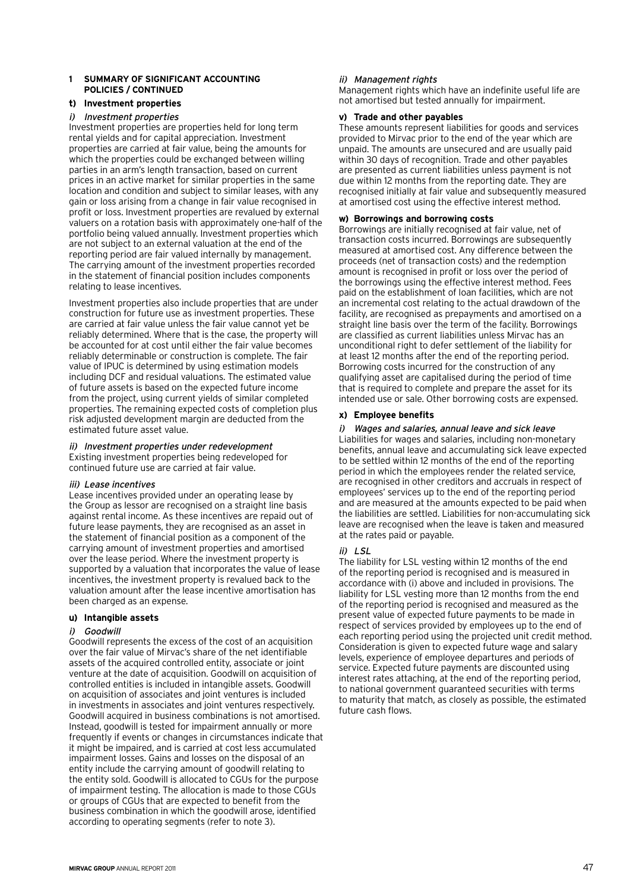## 1 SUMMARY OF SIGNIFICANT ACCOUNTING POLICIES / CONTINUED

### t) Investment properties

*i) Investment properties*

Investment properties are properties held for long term rental yields and for capital appreciation. Investment properties are carried at fair value, being the amounts for which the properties could be exchanged between willing parties in an arm's length transaction, based on current prices in an active market for similar properties in the same location and condition and subject to similar leases, with any gain or loss arising from a change in fair value recognised in profit or loss. Investment properties are revalued by external valuers on a rotation basis with approximately one-half of the portfolio being valued annually. Investment properties which are not subject to an external valuation at the end of the reporting period are fair valued internally by management. The carrying amount of the investment properties recorded in the statement of financial position includes components relating to lease incentives.

Investment properties also include properties that are under construction for future use as investment properties. These are carried at fair value unless the fair value cannot yet be reliably determined. Where that is the case, the property will be accounted for at cost until either the fair value becomes reliably determinable or construction is complete. The fair value of IPUC is determined by using estimation models including DCF and residual valuations. The estimated value of future assets is based on the expected future income from the project, using current yields of similar completed properties. The remaining expected costs of completion plus risk adjusted development margin are deducted from the estimated future asset value.

*ii) Investment properties under redevelopment*

Existing investment properties being redeveloped for continued future use are carried at fair value.

*iii) Lease incentives*

Lease incentives provided under an operating lease by the Group as lessor are recognised on a straight line basis against rental income. As these incentives are repaid out of future lease payments, they are recognised as an asset in the statement of financial position as a component of the carrying amount of investment properties and amortised over the lease period. Where the investment property is supported by a valuation that incorporates the value of lease incentives, the investment property is revalued back to the valuation amount after the lease incentive amortisation has been charged as an expense.

### u) Intangible assets

*i) Goodwill*

Goodwill represents the excess of the cost of an acquisition over the fair value of Mirvac's share of the net identifiable assets of the acquired controlled entity, associate or joint venture at the date of acquisition. Goodwill on acquisition of controlled entities is included in intangible assets. Goodwill on acquisition of associates and joint ventures is included in investments in associates and joint ventures respectively. Goodwill acquired in business combinations is not amortised. Instead, goodwill is tested for impairment annually or more frequently if events or changes in circumstances indicate that it might be impaired, and is carried at cost less accumulated impairment losses. Gains and losses on the disposal of an entity include the carrying amount of goodwill relating to the entity sold. Goodwill is allocated to CGUs for the purpose of impairment testing. The allocation is made to those CGUs or groups of CGUs that are expected to benefit from the business combination in which the goodwill arose, identified according to operating segments (refer to note 3).

*ii) Management rights*

Management rights which have an indefinite useful life are not amortised but tested annually for impairment.

### v) Trade and other payables

These amounts represent liabilities for goods and services provided to Mirvac prior to the end of the year which are unpaid. The amounts are unsecured and are usually paid within 30 days of recognition. Trade and other payables are presented as current liabilities unless payment is not due within 12 months from the reporting date. They are recognised initially at fair value and subsequently measured at amortised cost using the effective interest method.

### w) Borrowings and borrowing costs

Borrowings are initially recognised at fair value, net of transaction costs incurred. Borrowings are subsequently measured at amortised cost. Any difference between the proceeds (net of transaction costs) and the redemption amount is recognised in profit or loss over the period of the borrowings using the effective interest method. Fees paid on the establishment of loan facilities, which are not an incremental cost relating to the actual drawdown of the facility, are recognised as prepayments and amortised on a straight line basis over the term of the facility. Borrowings are classified as current liabilities unless Mirvac has an unconditional right to defer settlement of the liability for at least 12 months after the end of the reporting period. Borrowing costs incurred for the construction of any qualifying asset are capitalised during the period of time that is required to complete and prepare the asset for its intended use or sale. Other borrowing costs are expensed.

### x) Employee benefits

*i) Wages and salaries, annual leave and sick leave*

Liabilities for wages and salaries, including non-monetary benefits, annual leave and accumulating sick leave expected to be settled within 12 months of the end of the reporting period in which the employees render the related service, are recognised in other creditors and accruals in respect of employees' services up to the end of the reporting period and are measured at the amounts expected to be paid when the liabilities are settled. Liabilities for non-accumulating sick leave are recognised when the leave is taken and measured at the rates paid or payable.

*ii) LSL*

The liability for LSL vesting within 12 months of the end of the reporting period is recognised and is measured in accordance with (i) above and included in provisions. The liability for LSL vesting more than 12 months from the end of the reporting period is recognised and measured as the present value of expected future payments to be made in respect of services provided by employees up to the end of each reporting period using the projected unit credit method. Consideration is given to expected future wage and salary levels, experience of employee departures and periods of service. Expected future payments are discounted using interest rates attaching, at the end of the reporting period, to national government guaranteed securities with terms to maturity that match, as closely as possible, the estimated future cash flows.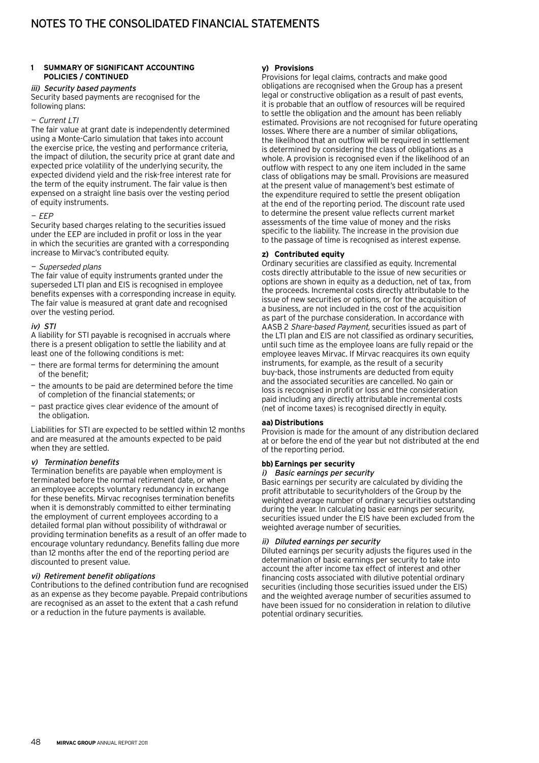# NOTES TO THE CONSOLIDATED FINANCIAL STATEMENTS

## 1 SUMMARY OF SIGNIFICANT ACCOUNTING POLICIES / CONTINUED

*iii) Security based payments*

Security based payments are recognised for the following plans:

*— Current LTI*

The fair value at grant date is independently determined using a Monte-Carlo simulation that takes into account the exercise price, the vesting and performance criteria, the impact of dilution, the security price at grant date and expected price volatility of the underlying security, the expected dividend yield and the risk-free interest rate for the term of the equity instrument. The fair value is then expensed on a straight line basis over the vesting period of equity instruments.

*— EEP*

Security based charges relating to the securities issued under the EEP are included in profit or loss in the year in which the securities are granted with a corresponding increase to Mirvac's contributed equity.

*— Superseded plans*

The fair value of equity instruments granted under the superseded LTI plan and EIS is recognised in employee benefits expenses with a corresponding increase in equity. The fair value is measured at grant date and recognised over the vesting period.

*iv) STI*

A liability for STI payable is recognised in accruals where there is a present obligation to settle the liability and at least one of the following conditions is met:

- there are formal terms for determining the amount of the benefit;
- the amounts to be paid are determined before the time of completion of the financial statements; or
- past practice gives clear evidence of the amount of the obligation.

Liabilities for STI are expected to be settled within 12 months and are measured at the amounts expected to be paid when they are settled.

*v) Termination benefits*

Termination benefits are payable when employment is terminated before the normal retirement date, or when an employee accepts voluntary redundancy in exchange for these benefits. Mirvac recognises termination benefits when it is demonstrably committed to either terminating the employment of current employees according to a detailed formal plan without possibility of withdrawal or providing termination benefits as a result of an offer made to encourage voluntary redundancy. Benefits falling due more than 12 months after the end of the reporting period are discounted to present value.

*vi) Retirement benefit obligations*

Contributions to the defined contribution fund are recognised as an expense as they become payable. Prepaid contributions are recognised as an asset to the extent that a cash refund or a reduction in the future payments is available.

### y) Provisions

Provisions for legal claims, contracts and make good obligations are recognised when the Group has a present legal or constructive obligation as a result of past events, it is probable that an outflow of resources will be required to settle the obligation and the amount has been reliably estimated. Provisions are not recognised for future operating losses. Where there are a number of similar obligations, the likelihood that an outflow will be required in settlement is determined by considering the class of obligations as a whole. A provision is recognised even if the likelihood of an outflow with respect to any one item included in the same class of obligations may be small. Provisions are measured at the present value of management's best estimate of the expenditure required to settle the present obligation at the end of the reporting period. The discount rate used to determine the present value reflects current market assessments of the time value of money and the risks specific to the liability. The increase in the provision due to the passage of time is recognised as interest expense.

### z) Contributed equity

Ordinary securities are classified as equity. Incremental costs directly attributable to the issue of new securities or options are shown in equity as a deduction, net of tax, from the proceeds. Incremental costs directly attributable to the issue of new securities or options, or for the acquisition of a business, are not included in the cost of the acquisition as part of the purchase consideration. In accordance with AASB 2 *Share-based Payment,* securities issued as part of the LTI plan and EIS are not classified as ordinary securities, until such time as the employee loans are fully repaid or the employee leaves Mirvac. If Mirvac reacquires its own equity instruments, for example, as the result of a security buy-back, those instruments are deducted from equity and the associated securities are cancelled. No gain or loss is recognised in profit or loss and the consideration paid including any directly attributable incremental costs (net of income taxes) is recognised directly in equity.

### aa) Distributions

Provision is made for the amount of any distribution declared at or before the end of the year but not distributed at the end of the reporting period.

### bb) Earnings per security

*i) Basic earnings per security*

Basic earnings per security are calculated by dividing the profit attributable to securityholders of the Group by the weighted average number of ordinary securities outstanding during the year. In calculating basic earnings per security, securities issued under the EIS have been excluded from the weighted average number of securities.

*ii) Diluted earnings per security*

Diluted earnings per security adjusts the figures used in the determination of basic earnings per security to take into account the after income tax effect of interest and other financing costs associated with dilutive potential ordinary securities (including those securities issued under the EIS) and the weighted average number of securities assumed to have been issued for no consideration in relation to dilutive potential ordinary securities.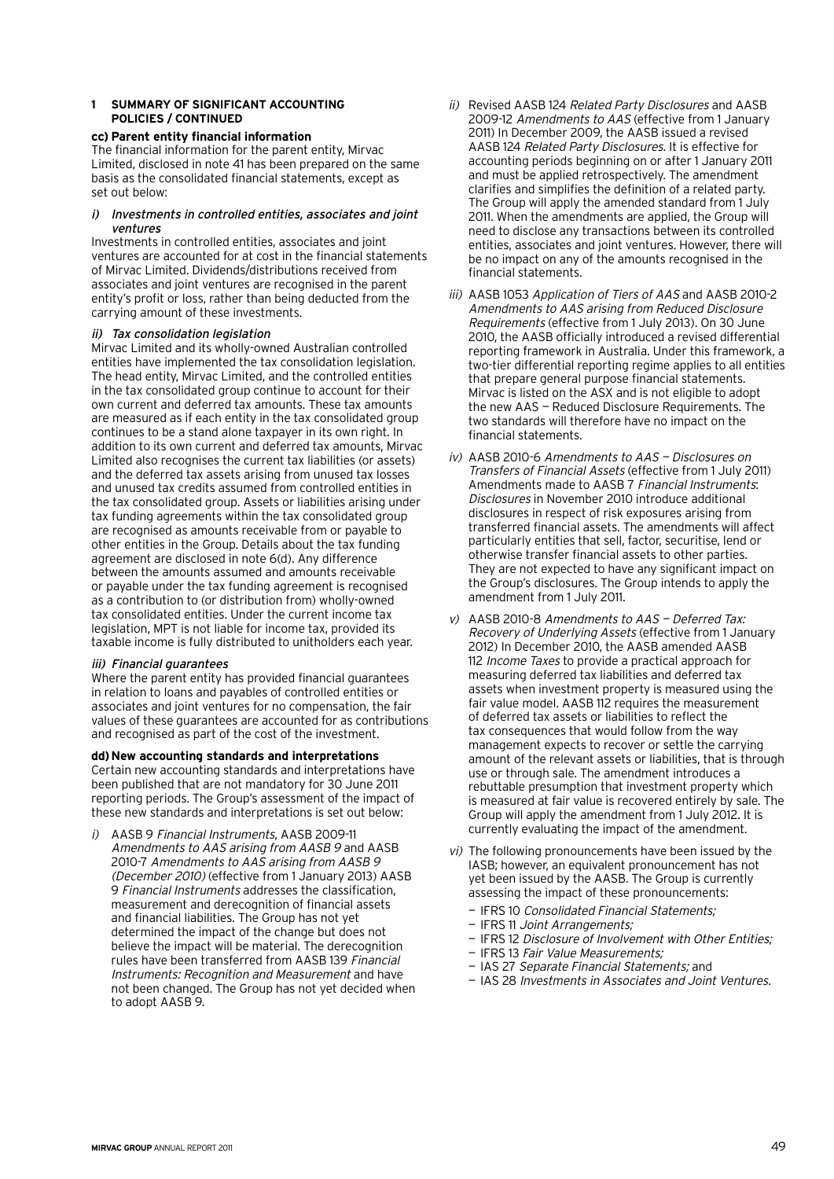## 1 SUMMARY OF SIGNIFICANT ACCOUNTING POLICIES / CONTINUED

### cc) Parent entity financial information

The financial information for the parent entity, Mirvac Limited, disclosed in note 41 has been prepared on the same basis as the consolidated financial statements, except as set out below:

*i) Investments in controlled entities, associates and joint ventures*

Investments in controlled entities, associates and joint ventures are accounted for at cost in the financial statements of Mirvac Limited. Dividends/distributions received from associates and joint ventures are recognised in the parent entity's profit or loss, rather than being deducted from the carrying amount of these investments.

*ii) Tax consolidation legislation*

Mirvac Limited and its wholly-owned Australian controlled entities have implemented the tax consolidation legislation. The head entity, Mirvac Limited, and the controlled entities in the tax consolidated group continue to account for their own current and deferred tax amounts. These tax amounts are measured as if each entity in the tax consolidated group continues to be a stand alone taxpayer in its own right. In addition to its own current and deferred tax amounts, Mirvac Limited also recognises the current tax liabilities (or assets) and the deferred tax assets arising from unused tax losses and unused tax credits assumed from controlled entities in the tax consolidated group. Assets or liabilities arising under tax funding agreements within the tax consolidated group are recognised as amounts receivable from or payable to other entities in the Group. Details about the tax funding agreement are disclosed in note 6(d). Any difference between the amounts assumed and amounts receivable or payable under the tax funding agreement is recognised as a contribution to (or distribution from) wholly-owned tax consolidated entities. Under the current income tax legislation, MPT is not liable for income tax, provided its taxable income is fully distributed to unitholders each year.

*iii) Financial guarantees*

Where the parent entity has provided financial guarantees in relation to loans and payables of controlled entities or associates and joint ventures for no compensation, the fair values of these guarantees are accounted for as contributions and recognised as part of the cost of the investment.

### dd) New accounting standards and interpretations

Certain new accounting standards and interpretations have been published that are not mandatory for 30 June 2011 reporting periods. The Group's assessment of the impact of these new standards and interpretations is set out below:

*i)* AASB 9 *Financial Instruments*, AASB 2009-11 *Amendments to AAS arising from AASB 9* and AASB 2010-7 *Amendments to AAS arising from AASB 9 (December 2010)* (effective from 1 January 2013) AASB 9 *Financial Instruments* addresses the classification, measurement and derecognition of financial assets and financial liabilities. The Group has not yet determined the impact of the change but does not believe the impact will be material. The derecognition rules have been transferred from AASB 139 *Financial Instruments: Recognition and Measurement* and have not been changed. The Group has not yet decided when to adopt AASB 9.

*ii)* Revised AASB 124 *Related Party Disclosures* and AASB 2009-12 *Amendments to AAS* (effective from 1 January 2011) In December 2009, the AASB issued a revised AASB 124 *Related Party Disclosures*. It is effective for accounting periods beginning on or after 1 January 2011 and must be applied retrospectively. The amendment clarifies and simplifies the definition of a related party. The Group will apply the amended standard from 1 July 2011. When the amendments are applied, the Group will need to disclose any transactions between its controlled entities, associates and joint ventures. However, there will be no impact on any of the amounts recognised in the financial statements.

*iii)* AASB 1053 *Application of Tiers of AAS* and AASB 2010-2 *Amendments to AAS arising from Reduced Disclosure Requirements* (effective from 1 July 2013). On 30 June 2010, the AASB officially introduced a revised differential reporting framework in Australia. Under this framework, a two-tier differential reporting regime applies to all entities that prepare general purpose financial statements. Mirvac is listed on the ASX and is not eligible to adopt the new AAS — Reduced Disclosure Requirements. The two standards will therefore have no impact on the financial statements.

*iv)* AASB 2010-6 *Amendments to AAS — Disclosures on Transfers of Financial Assets* (effective from 1 July 2011) Amendments made to AASB 7 *Financial Instruments: Disclosures* in November 2010 introduce additional disclosures in respect of risk exposures arising from transferred financial assets. The amendments will affect particularly entities that sell, factor, securitise, lend or otherwise transfer financial assets to other parties. They are not expected to have any significant impact on the Group's disclosures. The Group intends to apply the amendment from 1 July 2011.

*v)* AASB 2010-8 *Amendments to AAS — Deferred Tax: Recovery of Underlying Assets* (effective from 1 January 2012) In December 2010, the AASB amended AASB 112 *Income Taxes* to provide a practical approach for measuring deferred tax liabilities and deferred tax assets when investment property is measured using the fair value model. AASB 112 requires the measurement of deferred tax assets or liabilities to reflect the tax consequences that would follow from the way management expects to recover or settle the carrying amount of the relevant assets or liabilities, that is through use or through sale. The amendment introduces a rebuttable presumption that investment property which is measured at fair value is recovered entirely by sale. The Group will apply the amendment from 1 July 2012. It is currently evaluating the impact of the amendment.

*vi)* The following pronouncements have been issued by the IASB; however, an equivalent pronouncement has not yet been issued by the AASB. The Group is currently assessing the impact of these pronouncements:

- IFRS 10 *Consolidated Financial Statements;*
- IFRS 11 *Joint Arrangements;*
- IFRS 12 *Disclosure of Involvement with Other Entities;*
- IFRS 13 *Fair Value Measurements;*
- IAS 27 *Separate Financial Statements;* and
- IAS 28 *Investments in Associates and Joint Ventures.*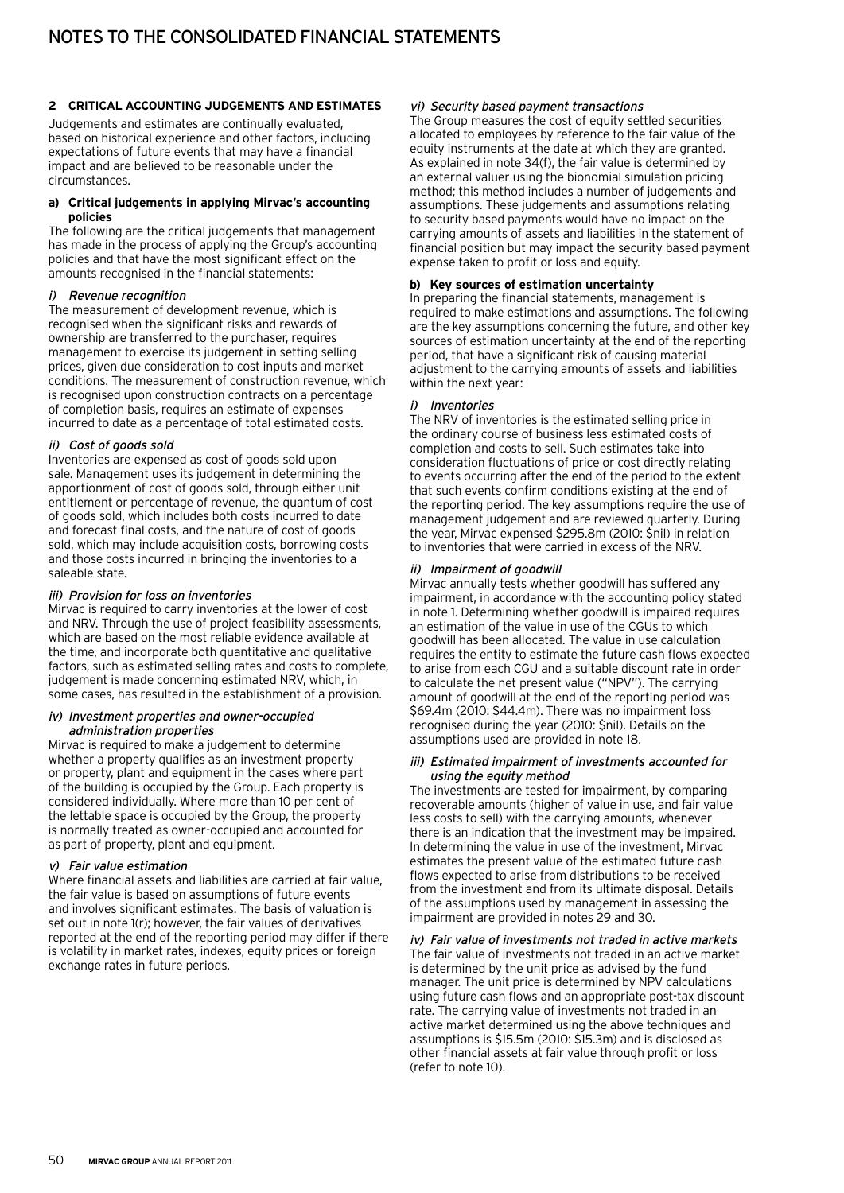## 2 CRITICAL ACCOUNTING JUDGEMENTS AND ESTIMATES

Judgements and estimates are continually evaluated, based on historical experience and other factors, including expectations of future events that may have a financial impact and are believed to be reasonable under the circumstances.

### a) Critical judgements in applying Mirvac's accounting policies

The following are the critical judgements that management has made in the process of applying the Group's accounting policies and that have the most significant effect on the amounts recognised in the financial statements:

#### *i) Revenue recognition*

The measurement of development revenue, which is recognised when the significant risks and rewards of ownership are transferred to the purchaser, requires management to exercise its judgement in setting selling prices, given due consideration to cost inputs and market conditions. The measurement of construction revenue, which is recognised upon construction contracts on a percentage of completion basis, requires an estimate of expenses incurred to date as a percentage of total estimated costs.

#### *ii) Cost of goods sold*

Inventories are expensed as cost of goods sold upon sale. Management uses its judgement in determining the apportionment of cost of goods sold, through either unit entitlement or percentage of revenue, the quantum of cost of goods sold, which includes both costs incurred to date and forecast final costs, and the nature of cost of goods sold, which may include acquisition costs, borrowing costs and those costs incurred in bringing the inventories to a saleable state.

#### *iii) Provision for loss on inventories*

Mirvac is required to carry inventories at the lower of cost and NRV. Through the use of project feasibility assessments, which are based on the most reliable evidence available at the time, and incorporate both quantitative and qualitative factors, such as estimated selling rates and costs to complete, judgement is made concerning estimated NRV, which, in some cases, has resulted in the establishment of a provision.

#### *iv) Investment properties and owner-occupied administration properties*

Mirvac is required to make a judgement to determine whether a property qualifies as an investment property or property, plant and equipment in the cases where part of the building is occupied by the Group. Each property is considered individually. Where more than 10 per cent of the lettable space is occupied by the Group, the property is normally treated as owner-occupied and accounted for as part of property, plant and equipment.

#### *v) Fair value estimation*

Where financial assets and liabilities are carried at fair value, the fair value is based on assumptions of future events and involves significant estimates. The basis of valuation is set out in note 1(r); however, the fair values of derivatives reported at the end of the reporting period may differ if there is volatility in market rates, indexes, equity prices or foreign exchange rates in future periods.

#### *vi) Security based payment transactions*

The Group measures the cost of equity settled securities allocated to employees by reference to the fair value of the equity instruments at the date at which they are granted. As explained in note 34(f), the fair value is determined by an external valuer using the bionomial simulation pricing method; this method includes a number of judgements and assumptions. These judgements and assumptions relating to security based payments would have no impact on the carrying amounts of assets and liabilities in the statement of financial position but may impact the security based payment expense taken to profit or loss and equity.

### b) Key sources of estimation uncertainty

In preparing the financial statements, management is required to make estimations and assumptions. The following are the key assumptions concerning the future, and other key sources of estimation uncertainty at the end of the reporting period, that have a significant risk of causing material adjustment to the carrying amounts of assets and liabilities within the next year:

#### *i) Inventories*

The NRV of inventories is the estimated selling price in the ordinary course of business less estimated costs of completion and costs to sell. Such estimates take into consideration fluctuations of price or cost directly relating to events occurring after the end of the period to the extent that such events confirm conditions existing at the end of the reporting period. The key assumptions require the use of management judgement and are reviewed quarterly. During the year, Mirvac expensed $295.8m (2010: $nil) in relation to inventories that were carried in excess of the NRV.

#### *ii) Impairment of goodwill*

Mirvac annually tests whether goodwill has suffered any impairment, in accordance with the accounting policy stated in note 1. Determining whether goodwill is impaired requires an estimation of the value in use of the CGUs to which goodwill has been allocated. The value in use calculation requires the entity to estimate the future cash flows expected to arise from each CGU and a suitable discount rate in order to calculate the net present value ("NPV"). The carrying amount of goodwill at the end of the reporting period was $69.4m (2010: $44.4m). There was no impairment loss recognised during the year (2010: $nil). Details on the assumptions used are provided in note 18.

#### *iii) Estimated impairment of investments accounted for using the equity method*

The investments are tested for impairment, by comparing recoverable amounts (higher of value in use, and fair value less costs to sell) with the carrying amounts, whenever there is an indication that the investment may be impaired. In determining the value in use of the investment, Mirvac estimates the present value of the estimated future cash flows expected to arise from distributions to be received from the investment and from its ultimate disposal. Details of the assumptions used by management in assessing the impairment are provided in notes 29 and 30.

#### *iv) Fair value of investments not traded in active markets*

The fair value of investments not traded in an active market is determined by the unit price as advised by the fund manager. The unit price is determined by NPV calculations using future cash flows and an appropriate post-tax discount rate. The carrying value of investments not traded in an active market determined using the above techniques and assumptions is $15.5m (2010: $15.3m) and is disclosed as other financial assets at fair value through profit or loss (refer to note 10).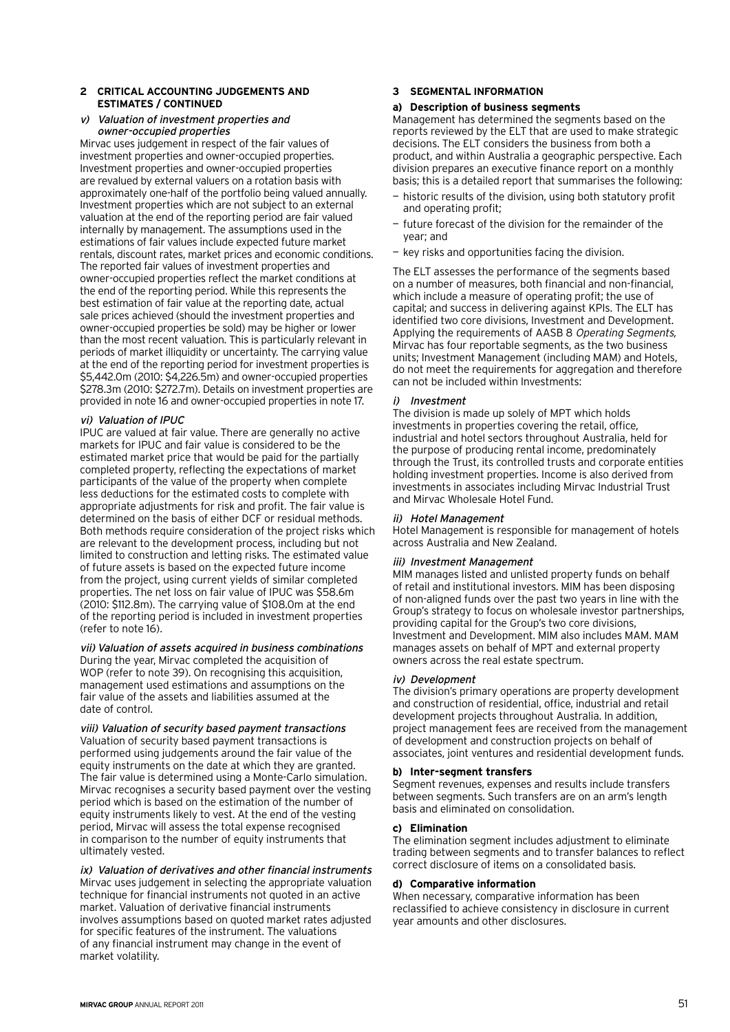## 2 CRITICAL ACCOUNTING JUDGEMENTS AND ESTIMATES / CONTINUED

### *v) Valuation of investment properties and owner-occupied properties*

Mirvac uses judgement in respect of the fair values of investment properties and owner-occupied properties. Investment properties and owner-occupied properties are revalued by external valuers on a rotation basis with approximately one-half of the portfolio being valued annually. Investment properties which are not subject to an external valuation at the end of the reporting period are fair valued internally by management. The assumptions used in the estimations of fair values include expected future market rentals, discount rates, market prices and economic conditions. The reported fair values of investment properties and owner-occupied properties reflect the market conditions at the end of the reporting period. While this represents the best estimation of fair value at the reporting date, actual sale prices achieved (should the investment properties and owner-occupied properties be sold) may be higher or lower than the most recent valuation. This is particularly relevant in periods of market illiquidity or uncertainty. The carrying value at the end of the reporting period for investment properties is $5,442.0m (2010: $4,226.5m) and owner-occupied properties $278.3m (2010: $272.7m). Details on investment properties are provided in note 16 and owner-occupied properties in note 17.

### *vi) Valuation of IPUC*

IPUC are valued at fair value. There are generally no active markets for IPUC and fair value is considered to be the estimated market price that would be paid for the partially completed property, reflecting the expectations of market participants of the value of the property when complete less deductions for the estimated costs to complete with appropriate adjustments for risk and profit. The fair value is determined on the basis of either DCF or residual methods. Both methods require consideration of the project risks which are relevant to the development process, including but not limited to construction and letting risks. The estimated value of future assets is based on the expected future income from the project, using current yields of similar completed properties. The net loss on fair value of IPUC was $58.6m (2010: $112.8m). The carrying value of $108.0m at the end of the reporting period is included in investment properties (refer to note 16).

### *vii) Valuation of assets acquired in business combinations*

During the year, Mirvac completed the acquisition of WOP (refer to note 39). On recognising this acquisition, management used estimations and assumptions on the fair value of the assets and liabilities assumed at the date of control.

### *viii) Valuation of security based payment transactions*

Valuation of security based payment transactions is performed using judgements around the fair value of the equity instruments on the date at which they are granted. The fair value is determined using a Monte-Carlo simulation. Mirvac recognises a security based payment over the vesting period which is based on the estimation of the number of equity instruments likely to vest. At the end of the vesting period, Mirvac will assess the total expense recognised in comparison to the number of equity instruments that ultimately vested.

### *ix) Valuation of derivatives and other financial instruments*

Mirvac uses judgement in selecting the appropriate valuation technique for financial instruments not quoted in an active market. Valuation of derivative financial instruments involves assumptions based on quoted market rates adjusted for specific features of the instrument. The valuations of any financial instrument may change in the event of market volatility.

## 3 SEGMENTAL INFORMATION

### a) Description of business segments

Management has determined the segments based on the reports reviewed by the ELT that are used to make strategic decisions. The ELT considers the business from both a product, and within Australia a geographic perspective. Each division prepares an executive finance report on a monthly basis; this is a detailed report that summarises the following:

- historic results of the division, using both statutory profit and operating profit;
- future forecast of the division for the remainder of the year; and
- key risks and opportunities facing the division.

The ELT assesses the performance of the segments based on a number of measures, both financial and non-financial, which include a measure of operating profit; the use of capital; and success in delivering against KPIs. The ELT has identified two core divisions, Investment and Development. Applying the requirements of AASB 8 *Operating Segments,* Mirvac has four reportable segments, as the two business units; Investment Management (including MAM) and Hotels, do not meet the requirements for aggregation and therefore can not be included within Investments:

#### *i) Investment*

The division is made up solely of MPT which holds investments in properties covering the retail, office, industrial and hotel sectors throughout Australia, held for the purpose of producing rental income, predominately through the Trust, its controlled trusts and corporate entities holding investment properties. Income is also derived from investments in associates including Mirvac Industrial Trust and Mirvac Wholesale Hotel Fund.

#### *ii) Hotel Management*

Hotel Management is responsible for management of hotels across Australia and New Zealand.

#### *iii) Investment Management*

MIM manages listed and unlisted property funds on behalf of retail and institutional investors. MIM has been disposing of non-aligned funds over the past two years in line with the Group's strategy to focus on wholesale investor partnerships, providing capital for the Group's two core divisions, Investment and Development. MIM also includes MAM. MAM manages assets on behalf of MPT and external property owners across the real estate spectrum.

#### *iv) Development*

The division's primary operations are property development and construction of residential, office, industrial and retail development projects throughout Australia. In addition, project management fees are received from the management of development and construction projects on behalf of associates, joint ventures and residential development funds.

### b) Inter-segment transfers

Segment revenues, expenses and results include transfers between segments. Such transfers are on an arm's length basis and eliminated on consolidation.

### c) Elimination

The elimination segment includes adjustment to eliminate trading between segments and to transfer balances to reflect correct disclosure of items on a consolidated basis.

### d) Comparative information

When necessary, comparative information has been reclassified to achieve consistency in disclosure in current year amounts and other disclosures.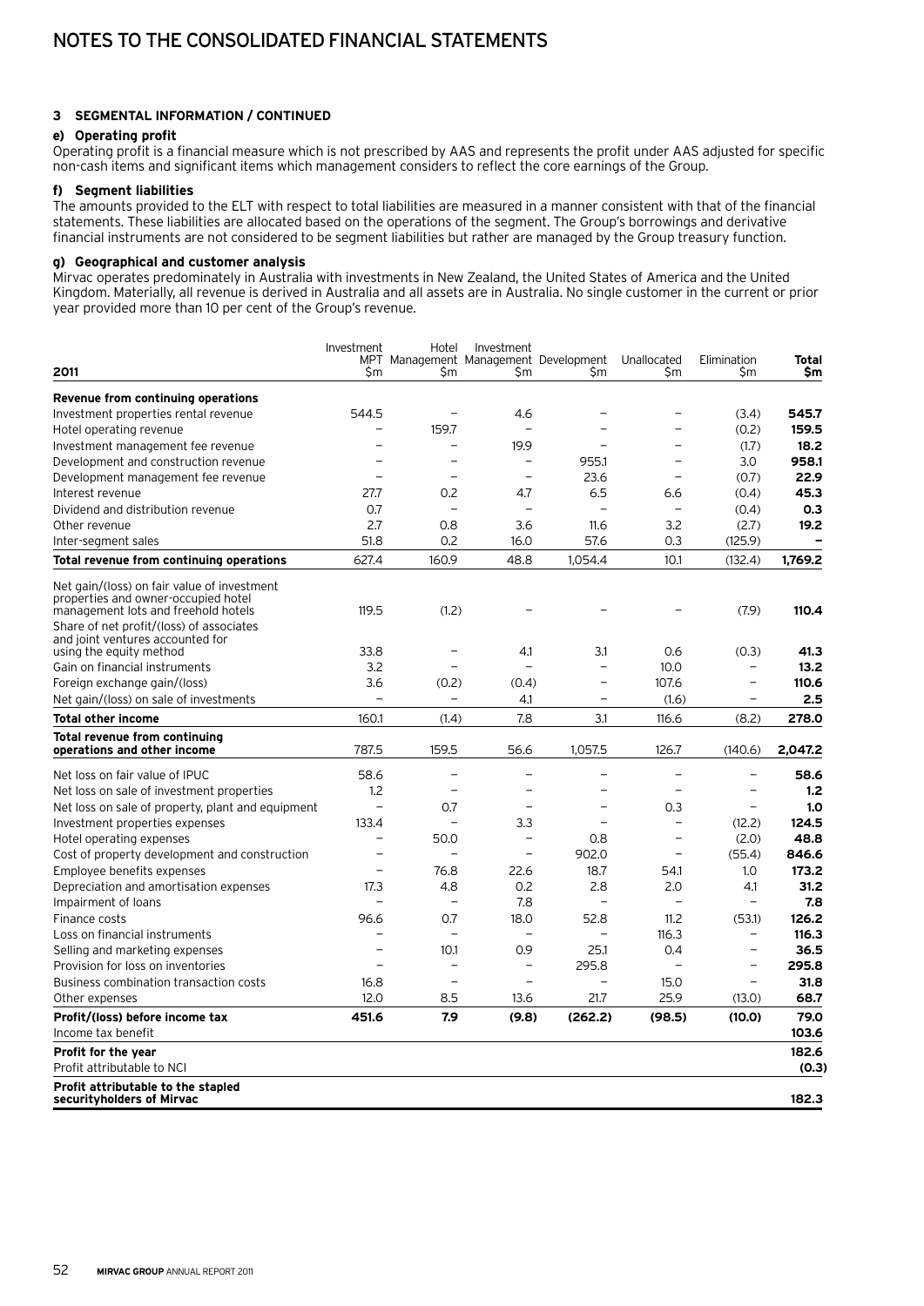# NOTES TO THE CONSOLIDATED FINANCIAL STATEMENTS

### 3 SEGMENTAL INFORMATION / CONTINUED

#### e) Operating profit

Operating profit is a financial measure which is not prescribed by AAS and represents the profit under AAS adjusted for specific non-cash items and significant items which management considers to reflect the core earnings of the Group.

#### f) Segment liabilities

The amounts provided to the ELT with respect to total liabilities are measured in a manner consistent with that of the financial statements. These liabilities are allocated based on the operations of the segment. The Group's borrowings and derivative financial instruments are not considered to be segment liabilities but rather are managed by the Group treasury function.

#### g) Geographical and customer analysis

Mirvac operates predominately in Australia with investments in New Zealand, the United States of America and the United Kingdom. Materially, all revenue is derived in Australia and all assets are in Australia. No single customer in the current or prior year provided more than 10 per cent of the Group's revenue.

| 2011 | Investment MPT $m | Hotel Management $m | Investment Management $m | Development $m | Unallocated $m | Elimination $m | **Total $m** |
|---|---|---|---|---|---|---|---|
| **Revenue from continuing operations** | | | | | | | |
| Investment properties rental revenue | 544.5 | – | 4.6 | – | – | (3.4) | **545.7** |
| Hotel operating revenue | – | 159.7 | – | – | – | (0.2) | **159.5** |
| Investment management fee revenue | – | – | 19.9 | – | – | (1.7) | **18.2** |
| Development and construction revenue | – | – | – | 955.1 | – | 3.0 | **958.1** |
| Development management fee revenue | – | – | – | 23.6 | – | (0.7) | **22.9** |
| Interest revenue | 27.7 | 0.2 | 4.7 | 6.5 | 6.6 | (0.4) | **45.3** |
| Dividend and distribution revenue | 0.7 | – | – | – | – | (0.4) | **0.3** |
| Other revenue | 2.7 | 0.8 | 3.6 | 11.6 | 3.2 | (2.7) | **19.2** |
| Inter-segment sales | 51.8 | 0.2 | 16.0 | 57.6 | 0.3 | (125.9) | **–** |
| **Total revenue from continuing operations** | 627.4 | 160.9 | 48.8 | 1,054.4 | 10.1 | (132.4) | **1,769.2** |
| Net gain/(loss) on fair value of investment properties and owner-occupied hotel management lots and freehold hotels | 119.5 | (1.2) | – | – | – | (7.9) | **110.4** |
| Share of net profit/(loss) of associates and joint ventures accounted for using the equity method | 33.8 | – | 4.1 | 3.1 | 0.6 | (0.3) | **41.3** |
| Gain on financial instruments | 3.2 | – | – | – | 10.0 | – | **13.2** |
| Foreign exchange gain/(loss) | 3.6 | (0.2) | (0.4) | – | 107.6 | – | **110.6** |
| Net gain/(loss) on sale of investments | – | – | 4.1 | – | (1.6) | – | **2.5** |
| **Total other income** | 160.1 | (1.4) | 7.8 | 3.1 | 116.6 | (8.2) | **278.0** |
| **Total revenue from continuing operations and other income** | 787.5 | 159.5 | 56.6 | 1,057.5 | 126.7 | (140.6) | **2,047.2** |
| Net loss on fair value of IPUC | 58.6 | – | – | – | – | – | **58.6** |
| Net loss on sale of investment properties | 1.2 | – | – | – | – | – | **1.2** |
| Net loss on sale of property, plant and equipment | – | 0.7 | – | – | 0.3 | – | **1.0** |
| Investment properties expenses | 133.4 | – | 3.3 | – | – | (12.2) | **124.5** |
| Hotel operating expenses | – | 50.0 | – | 0.8 | – | (2.0) | **48.8** |
| Cost of property development and construction | – | – | – | 902.0 | – | (55.4) | **846.6** |
| Employee benefits expenses | – | 76.8 | 22.6 | 18.7 | 54.1 | 1.0 | **173.2** |
| Depreciation and amortisation expenses | 17.3 | 4.8 | 0.2 | 2.8 | 2.0 | 4.1 | **31.2** |
| Impairment of loans | – | – | 7.8 | – | – | – | **7.8** |
| Finance costs | 96.6 | 0.7 | 18.0 | 52.8 | 11.2 | (53.1) | **126.2** |
| Loss on financial instruments | – | – | – | – | 116.3 | – | **116.3** |
| Selling and marketing expenses | – | 10.1 | 0.9 | 25.1 | 0.4 | – | **36.5** |
| Provision for loss on inventories | – | – | – | 295.8 | – | – | **295.8** |
| Business combination transaction costs | 16.8 | – | – | – | 15.0 | – | **31.8** |
| Other expenses | 12.0 | 8.5 | 13.6 | 21.7 | 25.9 | (13.0) | **68.7** |
| **Profit/(loss) before income tax** | **451.6** | **7.9** | **(9.8)** | **(262.2)** | **(98.5)** | **(10.0)** | **79.0** |
| Income tax benefit | | | | | | | **103.6** |
| **Profit for the year** | | | | | | | **182.6** |
| Profit attributable to NCI | | | | | | | **(0.3)** |
| **Profit attributable to the stapled securityholders of Mirvac** | | | | | | | **182.3** |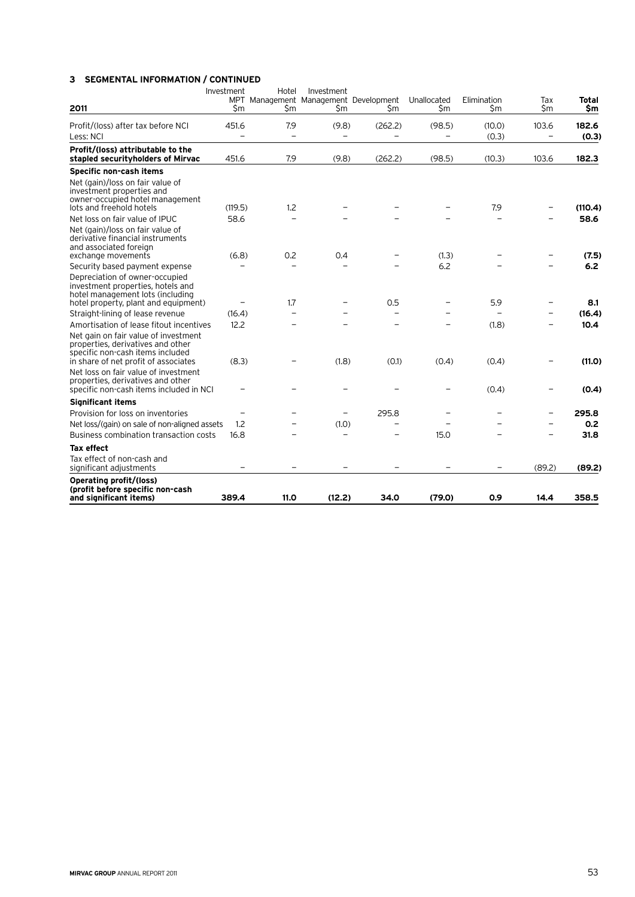## 3 SEGMENTAL INFORMATION / CONTINUED

| 2011 | Investment MPT $m | Hotel Management $m | Investment Management $m | Development $m | Unallocated $m | Elimination $m | Tax $m | **Total $m** |
|---|---|---|---|---|---|---|---|---|
| Profit/(loss) after tax before NCI | 451.6 | 7.9 | (9.8) | (262.2) | (98.5) | (10.0) | 103.6 | **182.6** |
| Less: NCI | – | – | – | – | – | (0.3) | – | **(0.3)** |
| **Profit/(loss) attributable to the stapled securityholders of Mirvac** | 451.6 | 7.9 | (9.8) | (262.2) | (98.5) | (10.3) | 103.6 | **182.3** |
| **Specific non-cash items** | | | | | | | | |
| Net (gain)/loss on fair value of investment properties and owner-occupied hotel management lots and freehold hotels | (119.5) | 1.2 | – | – | – | 7.9 | – | **(110.4)** |
| Net loss on fair value of IPUC | 58.6 | – | – | – | – | – | – | **58.6** |
| Net (gain)/loss on fair value of derivative financial instruments and associated foreign exchange movements | (6.8) | 0.2 | 0.4 | – | (1.3) | – | – | **(7.5)** |
| Security based payment expense | – | – | – | – | 6.2 | – | – | **6.2** |
| Depreciation of owner-occupied investment properties, hotels and hotel management lots (including hotel property, plant and equipment) | – | 1.7 | – | 0.5 | – | 5.9 | – | **8.1** |
| Straight-lining of lease revenue | (16.4) | – | – | – | – | – | – | **(16.4)** |
| Amortisation of lease fitout incentives | 12.2 | – | – | – | – | (1.8) | – | **10.4** |
| Net gain on fair value of investment properties, derivatives and other specific non-cash items included in share of net profit of associates | (8.3) | – | (1.8) | (0.1) | (0.4) | (0.4) | – | **(11.0)** |
| Net loss on fair value of investment properties, derivatives and other specific non-cash items included in NCI | – | – | – | – | – | (0.4) | – | **(0.4)** |
| **Significant items** | | | | | | | | |
| Provision for loss on inventories | – | – | – | 295.8 | – | – | – | **295.8** |
| Net loss/(gain) on sale of non-aligned assets | 1.2 | – | (1.0) | – | – | – | – | **0.2** |
| Business combination transaction costs | 16.8 | – | – | – | 15.0 | – | – | **31.8** |
| **Tax effect** | | | | | | | | |
| Tax effect of non-cash and significant adjustments | – | – | – | – | – | – | (89.2) | **(89.2)** |
| **Operating profit/(loss) (profit before specific non-cash and significant items)** | **389.4** | **11.0** | **(12.2)** | **34.0** | **(79.0)** | **0.9** | **14.4** | **358.5** |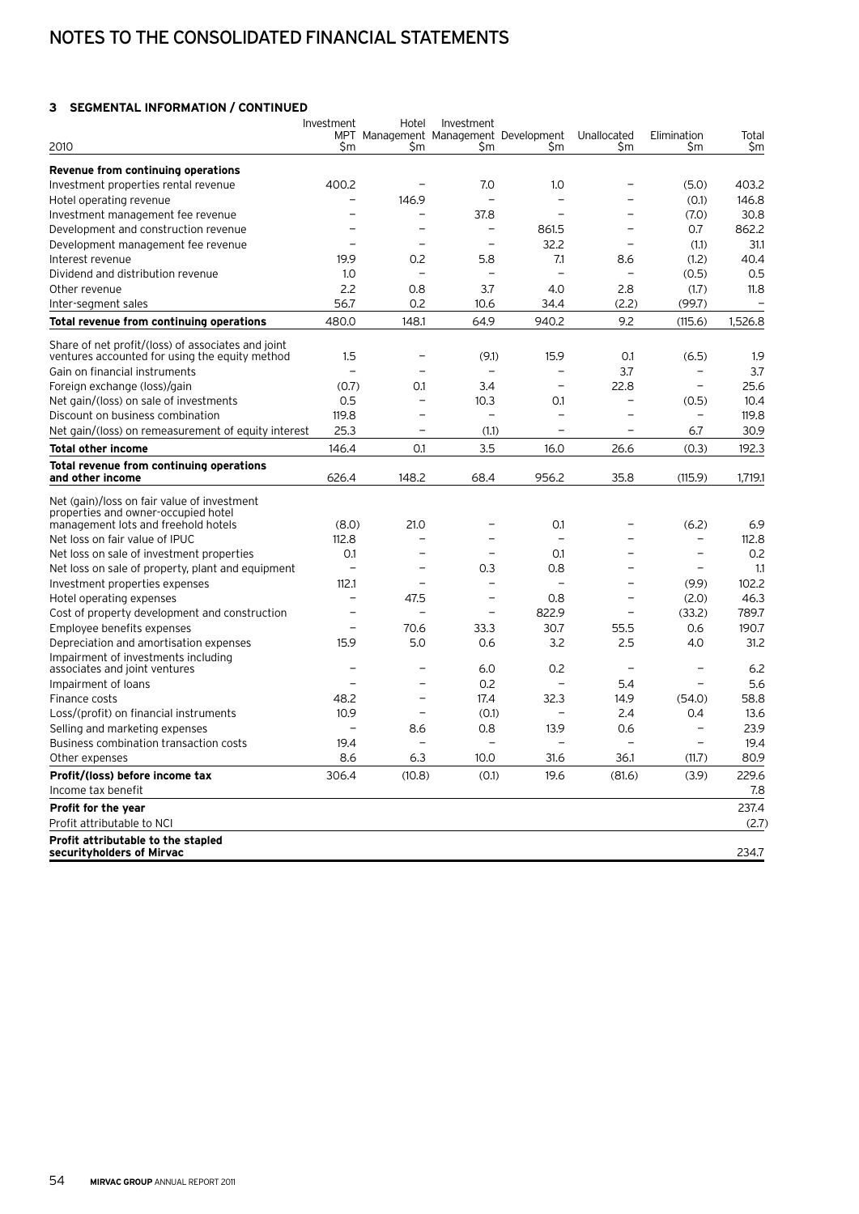# NOTES TO THE CONSOLIDATED FINANCIAL STATEMENTS

### 3 SEGMENTAL INFORMATION / CONTINUED

| 2010 | Investment MPT $m | Hotel Management $m | Investment Management $m | Development $m | Unallocated $m | Elimination $m | Total $m |
|---|---|---|---|---|---|---|---|
| **Revenue from continuing operations** | | | | | | | |
| Investment properties rental revenue | 400.2 | – | 7.0 | 1.0 | – | (5.0) | 403.2 |
| Hotel operating revenue | – | 146.9 | – | – | – | (0.1) | 146.8 |
| Investment management fee revenue | – | – | 37.8 | – | – | (7.0) | 30.8 |
| Development and construction revenue | – | – | – | 861.5 | – | 0.7 | 862.2 |
| Development management fee revenue | – | – | – | 32.2 | – | (1.1) | 31.1 |
| Interest revenue | 19.9 | 0.2 | 5.8 | 7.1 | 8.6 | (1.2) | 40.4 |
| Dividend and distribution revenue | 1.0 | – | – | – | – | (0.5) | 0.5 |
| Other revenue | 2.2 | 0.8 | 3.7 | 4.0 | 2.8 | (1.7) | 11.8 |
| Inter-segment sales | 56.7 | 0.2 | 10.6 | 34.4 | (2.2) | (99.7) | – |
| **Total revenue from continuing operations** | 480.0 | 148.1 | 64.9 | 940.2 | 9.2 | (115.6) | 1,526.8 |
| Share of net profit/(loss) of associates and joint ventures accounted for using the equity method | 1.5 | – | (9.1) | 15.9 | 0.1 | (6.5) | 1.9 |
| Gain on financial instruments | – | – | – | – | 3.7 | – | 3.7 |
| Foreign exchange (loss)/gain | (0.7) | 0.1 | 3.4 | – | 22.8 | – | 25.6 |
| Net gain/(loss) on sale of investments | 0.5 | – | 10.3 | 0.1 | – | (0.5) | 10.4 |
| Discount on business combination | 119.8 | – | – | – | – | – | 119.8 |
| Net gain/(loss) on remeasurement of equity interest | 25.3 | – | (1.1) | – | – | 6.7 | 30.9 |
| **Total other income** | 146.4 | 0.1 | 3.5 | 16.0 | 26.6 | (0.3) | 192.3 |
| **Total revenue from continuing operations and other income** | 626.4 | 148.2 | 68.4 | 956.2 | 35.8 | (115.9) | 1,719.1 |
| Net (gain)/loss on fair value of investment properties and owner-occupied hotel management lots and freehold hotels | (8.0) | 21.0 | – | 0.1 | – | (6.2) | 6.9 |
| Net loss on fair value of IPUC | 112.8 | – | – | – | – | – | 112.8 |
| Net loss on sale of investment properties | 0.1 | – | – | 0.1 | – | – | 0.2 |
| Net loss on sale of property, plant and equipment | – | – | 0.3 | 0.8 | – | – | 1.1 |
| Investment properties expenses | 112.1 | – | – | – | – | (9.9) | 102.2 |
| Hotel operating expenses | – | 47.5 | – | 0.8 | – | (2.0) | 46.3 |
| Cost of property development and construction | – | – | – | 822.9 | – | (33.2) | 789.7 |
| Employee benefits expenses | – | 70.6 | 33.3 | 30.7 | 55.5 | 0.6 | 190.7 |
| Depreciation and amortisation expenses | 15.9 | 5.0 | 0.6 | 3.2 | 2.5 | 4.0 | 31.2 |
| Impairment of investments including associates and joint ventures | – | – | 6.0 | 0.2 | – | – | 6.2 |
| Impairment of loans | – | – | 0.2 | – | 5.4 | – | 5.6 |
| Finance costs | 48.2 | – | 17.4 | 32.3 | 14.9 | (54.0) | 58.8 |
| Loss/(profit) on financial instruments | 10.9 | – | (0.1) | – | 2.4 | 0.4 | 13.6 |
| Selling and marketing expenses | – | 8.6 | 0.8 | 13.9 | 0.6 | – | 23.9 |
| Business combination transaction costs | 19.4 | – | – | – | – | – | 19.4 |
| Other expenses | 8.6 | 6.3 | 10.0 | 31.6 | 36.1 | (11.7) | 80.9 |
| **Profit/(loss) before income tax** | 306.4 | (10.8) | (0.1) | 19.6 | (81.6) | (3.9) | 229.6 |
| Income tax benefit | | | | | | | 7.8 |
| **Profit for the year** | | | | | | | 237.4 |
| Profit attributable to NCI | | | | | | | (2.7) |
| **Profit attributable to the stapled securityholders of Mirvac** | | | | | | | 234.7 |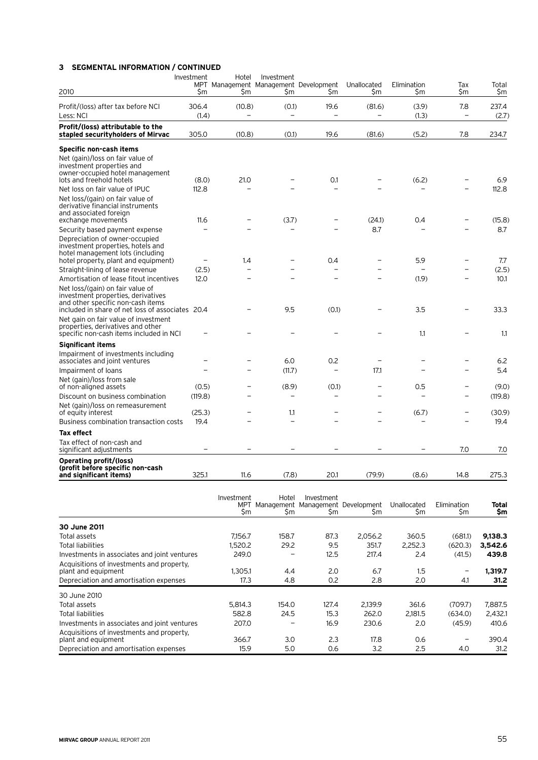## 3 SEGMENTAL INFORMATION / CONTINUED

| 2010 | Investment MPT $m | Hotel Management $m | Investment Management $m | Development $m | Unallocated $m | Elimination $m | Tax $m | Total $m |
|---|---|---|---|---|---|---|---|---|
| Profit/(loss) after tax before NCI | 306.4 | (10.8) | (0.1) | 19.6 | (81.6) | (3.9) | 7.8 | 237.4 |
| Less: NCI | (1.4) | – | – | – | – | (1.3) | – | (2.7) |
| **Profit/(loss) attributable to the stapled securityholders of Mirvac** | 305.0 | (10.8) | (0.1) | 19.6 | (81.6) | (5.2) | 7.8 | 234.7 |
| **Specific non-cash items** | | | | | | | | |
| Net (gain)/loss on fair value of investment properties and owner-occupied hotel management lots and freehold hotels | (8.0) | 21.0 | – | 0.1 | – | (6.2) | – | 6.9 |
| Net loss on fair value of IPUC | 112.8 | – | – | – | – | – | – | 112.8 |
| Net loss/(gain) on fair value of derivative financial instruments and associated foreign exchange movements | 11.6 | – | (3.7) | – | (24.1) | 0.4 | – | (15.8) |
| Security based payment expense | – | – | – | – | 8.7 | – | – | 8.7 |
| Depreciation of owner-occupied investment properties, hotels and hotel management lots (including hotel property, plant and equipment) | – | 1.4 | – | 0.4 | – | 5.9 | – | 7.7 |
| Straight-lining of lease revenue | (2.5) | – | – | – | – | – | – | (2.5) |
| Amortisation of lease fitout incentives | 12.0 | – | – | – | – | (1.9) | – | 10.1 |
| Net loss/(gain) on fair value of investment properties, derivatives and other specific non-cash items included in share of net loss of associates | 20.4 | – | 9.5 | (0.1) | – | 3.5 | – | 33.3 |
| Net gain on fair value of investment properties, derivatives and other specific non-cash items included in NCI | – | – | – | – | – | 1.1 | – | 1.1 |
| **Significant items** | | | | | | | | |
| Impairment of investments including associates and joint ventures | – | – | 6.0 | 0.2 | – | – | – | 6.2 |
| Impairment of loans | – | – | (11.7) | – | 17.1 | – | – | 5.4 |
| Net (gain)/loss from sale of non-aligned assets | (0.5) | – | (8.9) | (0.1) | – | 0.5 | – | (9.0) |
| Discount on business combination | (119.8) | – | – | – | – | – | – | (119.8) |
| Net (gain)/loss on remeasurement of equity interest | (25.3) | – | 1.1 | – | – | (6.7) | – | (30.9) |
| Business combination transaction costs | 19.4 | – | – | – | – | – | – | 19.4 |
| **Tax effect** | | | | | | | | |
| Tax effect of non-cash and significant adjustments | – | – | – | – | – | – | 7.0 | 7.0 |
| **Operating profit/(loss) (profit before specific non-cash and significant items)** | 325.1 | 11.6 | (7.8) | 20.1 | (79.9) | (8.6) | 14.8 | 275.3 |

| | Investment MPT $m | Hotel Management $m | Investment Management $m | Development $m | Unallocated $m | Elimination $m | **Total $m** |
|---|---|---|---|---|---|---|---|
| **30 June 2011** | | | | | | | |
| Total assets | 7,156.7 | 158.7 | 87.3 | 2,056.2 | 360.5 | (681.1) | **9,138.3** |
| Total liabilities | 1,520.2 | 29.2 | 9.5 | 351.7 | 2,252.3 | (620.3) | **3,542.6** |
| Investments in associates and joint ventures | 249.0 | – | 12.5 | 217.4 | 2.4 | (41.5) | **439.8** |
| Acquisitions of investments and property, plant and equipment | 1,305.1 | 4.4 | 2.0 | 6.7 | 1.5 | – | **1,319.7** |
| Depreciation and amortisation expenses | 17.3 | 4.8 | 0.2 | 2.8 | 2.0 | 4.1 | **31.2** |
| 30 June 2010 | | | | | | | |
| Total assets | 5,814.3 | 154.0 | 127.4 | 2,139.9 | 361.6 | (709.7) | 7,887.5 |
| Total liabilities | 582.8 | 24.5 | 15.3 | 262.0 | 2,181.5 | (634.0) | 2,432.1 |
| Investments in associates and joint ventures | 207.0 | – | 16.9 | 230.6 | 2.0 | (45.9) | 410.6 |
| Acquisitions of investments and property, plant and equipment | 366.7 | 3.0 | 2.3 | 17.8 | 0.6 | – | 390.4 |
| Depreciation and amortisation expenses | 15.9 | 5.0 | 0.6 | 3.2 | 2.5 | 4.0 | 31.2 |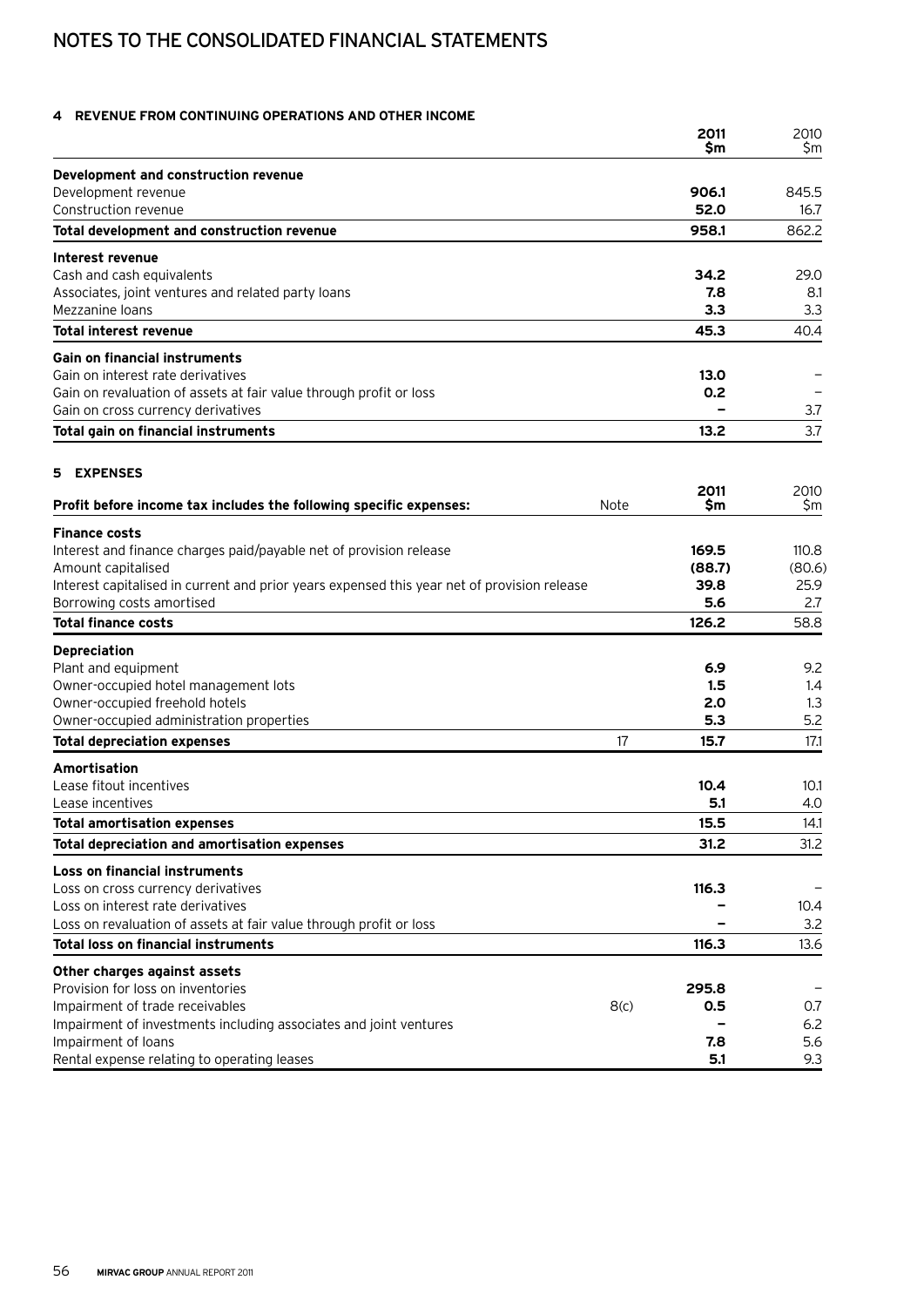# NOTES TO THE CONSOLIDATED FINANCIAL STATEMENTS

## 4 REVENUE FROM CONTINUING OPERATIONS AND OTHER INCOME

| | 2011 $m | 2010 $m |
|---|---|---|
| **Development and construction revenue** | | |
| Development revenue | **906.1** | 845.5 |
| Construction revenue | **52.0** | 16.7 |
| **Total development and construction revenue** | **958.1** | 862.2 |
| **Interest revenue** | | |
| Cash and cash equivalents | **34.2** | 29.0 |
| Associates, joint ventures and related party loans | **7.8** | 8.1 |
| Mezzanine loans | **3.3** | 3.3 |
| **Total interest revenue** | **45.3** | 40.4 |
| **Gain on financial instruments** | | |
| Gain on interest rate derivatives | **13.0** | – |
| Gain on revaluation of assets at fair value through profit or loss | **0.2** | – |
| Gain on cross currency derivatives | **–** | 3.7 |
| **Total gain on financial instruments** | **13.2** | 3.7 |

## 5 EXPENSES

| **Profit before income tax includes the following specific expenses:** | Note | 2011 $m | 2010 $m |
|---|---|---|---|
| **Finance costs** | | | |
| Interest and finance charges paid/payable net of provision release | | **169.5** | 110.8 |
| Amount capitalised | | **(88.7)** | (80.6) |
| Interest capitalised in current and prior years expensed this year net of provision release | | **39.8** | 25.9 |
| Borrowing costs amortised | | **5.6** | 2.7 |
| **Total finance costs** | | **126.2** | 58.8 |
| **Depreciation** | | | |
| Plant and equipment | | **6.9** | 9.2 |
| Owner-occupied hotel management lots | | **1.5** | 1.4 |
| Owner-occupied freehold hotels | | **2.0** | 1.3 |
| Owner-occupied administration properties | | **5.3** | 5.2 |
| **Total depreciation expenses** | 17 | **15.7** | 17.1 |
| **Amortisation** | | | |
| Lease fitout incentives | | **10.4** | 10.1 |
| Lease incentives | | **5.1** | 4.0 |
| **Total amortisation expenses** | | **15.5** | 14.1 |
| **Total depreciation and amortisation expenses** | | **31.2** | 31.2 |
| **Loss on financial instruments** | | | |
| Loss on cross currency derivatives | | **116.3** | – |
| Loss on interest rate derivatives | | **–** | 10.4 |
| Loss on revaluation of assets at fair value through profit or loss | | **–** | 3.2 |
| **Total loss on financial instruments** | | **116.3** | 13.6 |
| **Other charges against assets** | | | |
| Provision for loss on inventories | | **295.8** | – |
| Impairment of trade receivables | 8(c) | **0.5** | 0.7 |
| Impairment of investments including associates and joint ventures | | **–** | 6.2 |
| Impairment of loans | | **7.8** | 5.6 |
| Rental expense relating to operating leases | | **5.1** | 9.3 |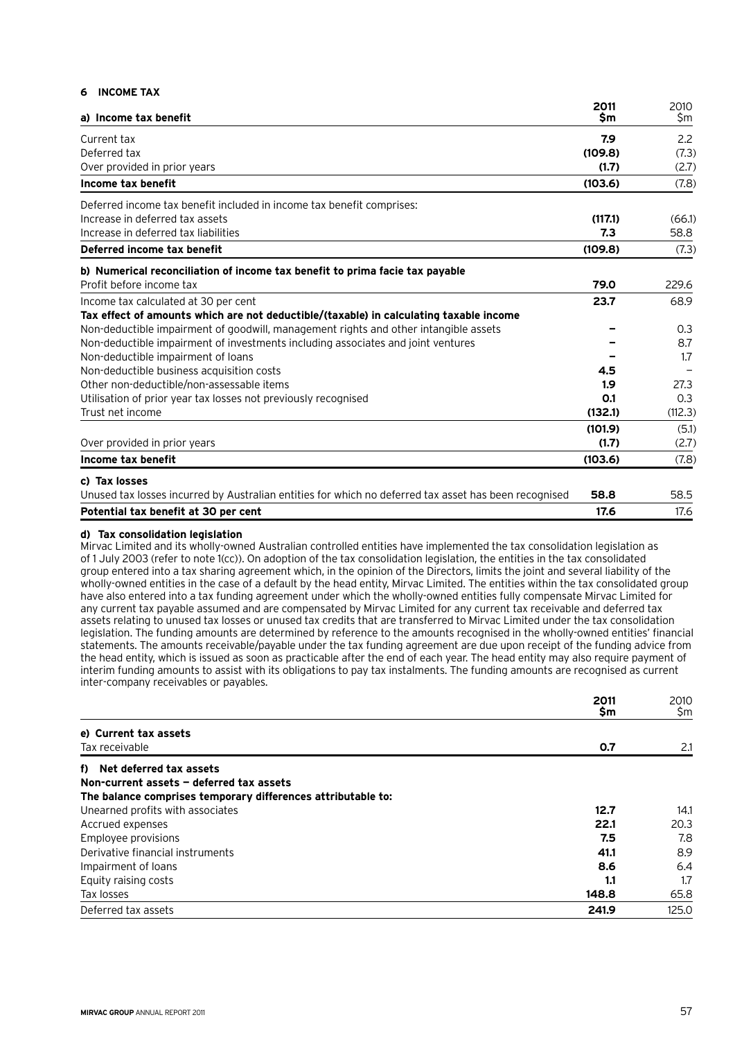## 6 INCOME TAX

| a) Income tax benefit | 2011 $m | 2010 $m |
|---|---|---|
| Current tax | **7.9** | 2.2 |
| Deferred tax | **(109.8)** | (7.3) |
| Over provided in prior years | **(1.7)** | (2.7) |
| **Income tax benefit** | **(103.6)** | (7.8) |
| Deferred income tax benefit included in income tax benefit comprises: | | |
| Increase in deferred tax assets | **(117.1)** | (66.1) |
| Increase in deferred tax liabilities | **7.3** | 58.8 |
| **Deferred income tax benefit** | **(109.8)** | (7.3) |
| **b) Numerical reconciliation of income tax benefit to prima facie tax payable** | | |
| Profit before income tax | **79.0** | 229.6 |
| Income tax calculated at 30 per cent | **23.7** | 68.9 |
| **Tax effect of amounts which are not deductible/(taxable) in calculating taxable income** | | |
| Non-deductible impairment of goodwill, management rights and other intangible assets | **–** | 0.3 |
| Non-deductible impairment of investments including associates and joint ventures | **–** | 8.7 |
| Non-deductible impairment of loans | **–** | 1.7 |
| Non-deductible business acquisition costs | **4.5** | – |
| Other non-deductible/non-assessable items | **1.9** | 27.3 |
| Utilisation of prior year tax losses not previously recognised | **0.1** | 0.3 |
| Trust net income | **(132.1)** | (112.3) |
| | **(101.9)** | (5.1) |
| Over provided in prior years | **(1.7)** | (2.7) |
| **Income tax benefit** | **(103.6)** | (7.8) |
| **c) Tax losses** | | |
| Unused tax losses incurred by Australian entities for which no deferred tax asset has been recognised | **58.8** | 58.5 |
| **Potential tax benefit at 30 per cent** | **17.6** | 17.6 |

**d) Tax consolidation legislation**

Mirvac Limited and its wholly-owned Australian controlled entities have implemented the tax consolidation legislation as of 1 July 2003 (refer to note 1(cc)). On adoption of the tax consolidation legislation, the entities in the tax consolidated group entered into a tax sharing agreement which, in the opinion of the Directors, limits the joint and several liability of the wholly-owned entities in the case of a default by the head entity, Mirvac Limited. The entities within the tax consolidated group have also entered into a tax funding agreement under which the wholly-owned entities fully compensate Mirvac Limited for any current tax payable assumed and are compensated by Mirvac Limited for any current tax receivable and deferred tax assets relating to unused tax losses or unused tax credits that are transferred to Mirvac Limited under the tax consolidation legislation. The funding amounts are determined by reference to the amounts recognised in the wholly-owned entities' financial statements. The amounts receivable/payable under the tax funding agreement are due upon receipt of the funding advice from the head entity, which is issued as soon as practicable after the end of each year. The head entity may also require payment of interim funding amounts to assist with its obligations to pay tax instalments. The funding amounts are recognised as current inter-company receivables or payables.

| | 2011 $m | 2010 $m |
|---|---|---|
| **e) Current tax assets** | | |
| Tax receivable | **0.7** | 2.1 |
| **f) Net deferred tax assets** | | |
| **Non-current assets — deferred tax assets** | | |
| **The balance comprises temporary differences attributable to:** | | |
| Unearned profits with associates | **12.7** | 14.1 |
| Accrued expenses | **22.1** | 20.3 |
| Employee provisions | **7.5** | 7.8 |
| Derivative financial instruments | **41.1** | 8.9 |
| Impairment of loans | **8.6** | 6.4 |
| Equity raising costs | **1.1** | 1.7 |
| Tax losses | **148.8** | 65.8 |
| Deferred tax assets | **241.9** | 125.0 |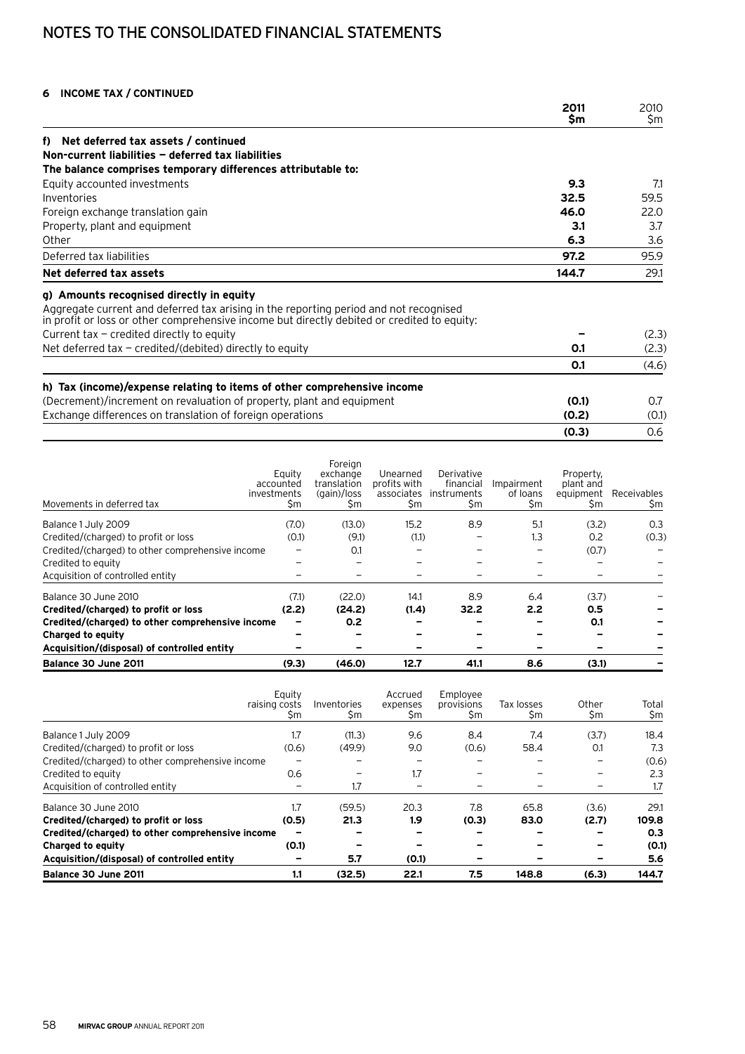# NOTES TO THE CONSOLIDATED FINANCIAL STATEMENTS

## 6 INCOME TAX / CONTINUED

| | 2011 $m | 2010 $m |
|---|---|---|
| **f) Net deferred tax assets / continued** | | |
| **Non-current liabilities — deferred tax liabilities** | | |
| **The balance comprises temporary differences attributable to:** | | |
| Equity accounted investments | **9.3** | 7.1 |
| Inventories | **32.5** | 59.5 |
| Foreign exchange translation gain | **46.0** | 22.0 |
| Property, plant and equipment | **3.1** | 3.7 |
| Other | **6.3** | 3.6 |
| Deferred tax liabilities | **97.2** | 95.9 |
| **Net deferred tax assets** | **144.7** | 29.1 |
| **g) Amounts recognised directly in equity** | | |
| Aggregate current and deferred tax arising in the reporting period and not recognised in profit or loss or other comprehensive income but directly debited or credited to equity: | | |
| Current tax — credited directly to equity | **–** | (2.3) |
| Net deferred tax — credited/(debited) directly to equity | **0.1** | (2.3) |
| | **0.1** | (4.6) |
| **h) Tax (income)/expense relating to items of other comprehensive income** | | |
| (Decrement)/increment on revaluation of property, plant and equipment | **(0.1)** | 0.7 |
| Exchange differences on translation of foreign operations | **(0.2)** | (0.1) |
| | **(0.3)** | 0.6 |

| Movements in deferred tax | Equity accounted investments $m | Foreign exchange translation (gain)/loss $m | Unearned profits with associates $m | Derivative financial instruments $m | Impairment of loans $m | Property, plant and equipment $m | Receivables $m |
|---|---|---|---|---|---|---|---|
| Balance 1 July 2009 | (7.0) | (13.0) | 15.2 | 8.9 | 5.1 | (3.2) | 0.3 |
| Credited/(charged) to profit or loss | (0.1) | (9.1) | (1.1) | – | 1.3 | 0.2 | (0.3) |
| Credited/(charged) to other comprehensive income | – | 0.1 | – | – | – | (0.7) | – |
| Credited to equity | – | – | – | – | – | – | – |
| Acquisition of controlled entity | – | – | – | – | – | – | – |
| Balance 30 June 2010 | (7.1) | (22.0) | 14.1 | 8.9 | 6.4 | (3.7) | – |
| **Credited/(charged) to profit or loss** | **(2.2)** | **(24.2)** | **(1.4)** | **32.2** | **2.2** | **0.5** | **–** |
| **Credited/(charged) to other comprehensive income** | **–** | **0.2** | **–** | **–** | **–** | **0.1** | **–** |
| **Charged to equity** | **–** | **–** | **–** | **–** | **–** | **–** | **–** |
| **Acquisition/(disposal) of controlled entity** | **–** | **–** | **–** | **–** | **–** | **–** | **–** |
| **Balance 30 June 2011** | **(9.3)** | **(46.0)** | **12.7** | **41.1** | **8.6** | **(3.1)** | **–** |

| | Equity raising costs $m | Inventories $m | Accrued expenses $m | Employee provisions $m | Tax losses $m | Other $m | Total $m |
|---|---|---|---|---|---|---|---|
| Balance 1 July 2009 | 1.7 | (11.3) | 9.6 | 8.4 | 7.4 | (3.7) | 18.4 |
| Credited/(charged) to profit or loss | (0.6) | (49.9) | 9.0 | (0.6) | 58.4 | 0.1 | 7.3 |
| Credited/(charged) to other comprehensive income | – | – | – | – | – | – | (0.6) |
| Credited to equity | 0.6 | – | 1.7 | – | – | – | 2.3 |
| Acquisition of controlled entity | – | 1.7 | – | – | – | – | 1.7 |
| Balance 30 June 2010 | 1.7 | (59.5) | 20.3 | 7.8 | 65.8 | (3.6) | 29.1 |
| **Credited/(charged) to profit or loss** | **(0.5)** | **21.3** | **1.9** | **(0.3)** | **83.0** | **(2.7)** | **109.8** |
| **Credited/(charged) to other comprehensive income** | **–** | **–** | **–** | **–** | **–** | **–** | **0.3** |
| **Charged to equity** | **(0.1)** | **–** | **–** | **–** | **–** | **–** | **(0.1)** |
| **Acquisition/(disposal) of controlled entity** | **–** | **5.7** | **(0.1)** | **–** | **–** | **–** | **5.6** |
| **Balance 30 June 2011** | **1.1** | **(32.5)** | **22.1** | **7.5** | **148.8** | **(6.3)** | **144.7** |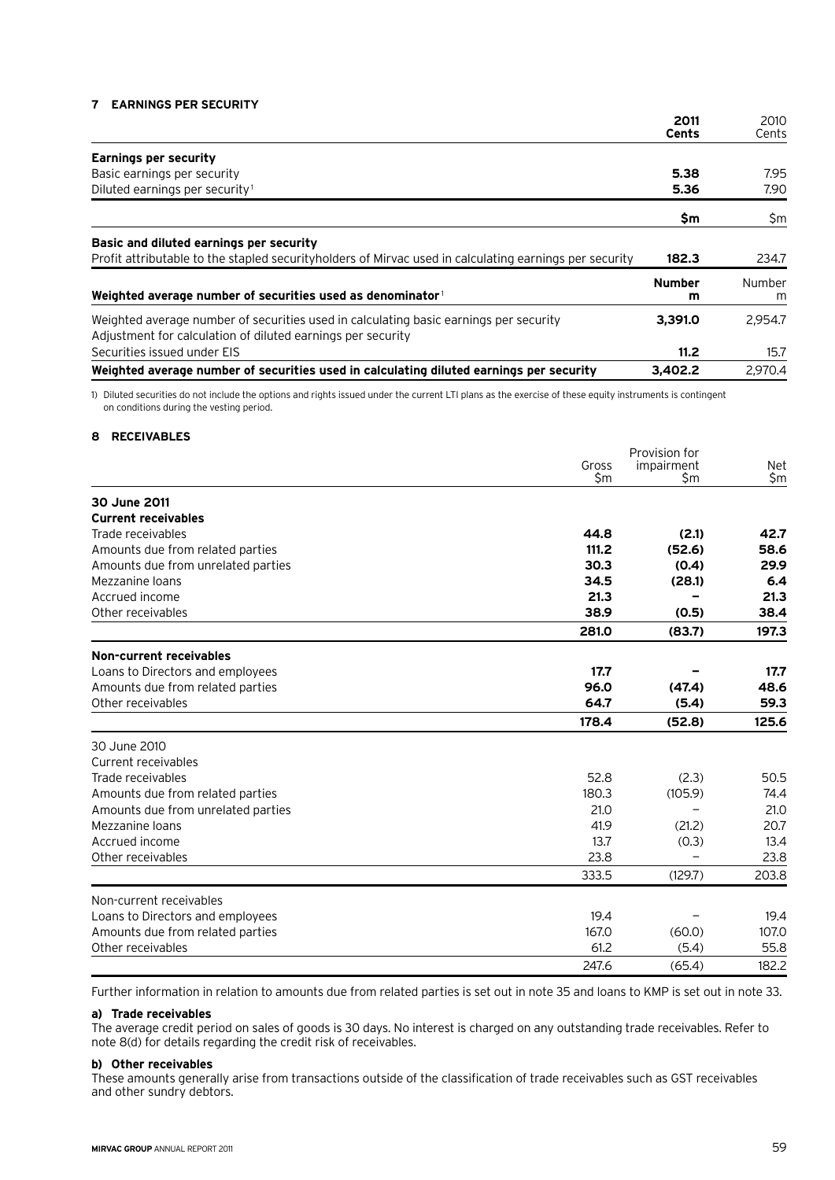## 7 EARNINGS PER SECURITY

| | 2011 Cents | 2010 Cents |
|---|---|---|
| **Earnings per security** | | |
| Basic earnings per security | **5.38** | 7.95 |
| Diluted earnings per security[1] | **5.36** | 7.90 |
| | **$m** | $m |
| **Basic and diluted earnings per security** | | |
| Profit attributable to the stapled securityholders of Mirvac used in calculating earnings per security | **182.3** | 234.7 |
| **Weighted average number of securities used as denominator**[1] | **Number m** | Number m |
| Weighted average number of securities used in calculating basic earnings per security | **3,391.0** | 2,954.7 |
| Adjustment for calculation of diluted earnings per security | | |
| Securities issued under EIS | **11.2** | 15.7 |
| **Weighted average number of securities used in calculating diluted earnings per security** | **3,402.2** | 2,970.4 |

1) Diluted securities do not include the options and rights issued under the current LTI plans as the exercise of these equity instruments is contingent on conditions during the vesting period.

## 8 RECEIVABLES

| | Gross $m | Provision for impairment $m | Net $m |
|---|---|---|---|
| **30 June 2011** | | | |
| **Current receivables** | | | |
| Trade receivables | **44.8** | **(2.1)** | **42.7** |
| Amounts due from related parties | **111.2** | **(52.6)** | **58.6** |
| Amounts due from unrelated parties | **30.3** | **(0.4)** | **29.9** |
| Mezzanine loans | **34.5** | **(28.1)** | **6.4** |
| Accrued income | **21.3** | **–** | **21.3** |
| Other receivables | **38.9** | **(0.5)** | **38.4** |
| | **281.0** | **(83.7)** | **197.3** |
| **Non-current receivables** | | | |
| Loans to Directors and employees | **17.7** | **–** | **17.7** |
| Amounts due from related parties | **96.0** | **(47.4)** | **48.6** |
| Other receivables | **64.7** | **(5.4)** | **59.3** |
| | **178.4** | **(52.8)** | **125.6** |
| 30 June 2010 | | | |
| Current receivables | | | |
| Trade receivables | 52.8 | (2.3) | 50.5 |
| Amounts due from related parties | 180.3 | (105.9) | 74.4 |
| Amounts due from unrelated parties | 21.0 | – | 21.0 |
| Mezzanine loans | 41.9 | (21.2) | 20.7 |
| Accrued income | 13.7 | (0.3) | 13.4 |
| Other receivables | 23.8 | – | 23.8 |
| | 333.5 | (129.7) | 203.8 |
| Non-current receivables | | | |
| Loans to Directors and employees | 19.4 | – | 19.4 |
| Amounts due from related parties | 167.0 | (60.0) | 107.0 |
| Other receivables | 61.2 | (5.4) | 55.8 |
| | 247.6 | (65.4) | 182.2 |

Further information in relation to amounts due from related parties is set out in note 35 and loans to KMP is set out in note 33.

**a) Trade receivables**

The average credit period on sales of goods is 30 days. No interest is charged on any outstanding trade receivables. Refer to note 8(d) for details regarding the credit risk of receivables.

**b) Other receivables**

These amounts generally arise from transactions outside of the classification of trade receivables such as GST receivables and other sundry debtors.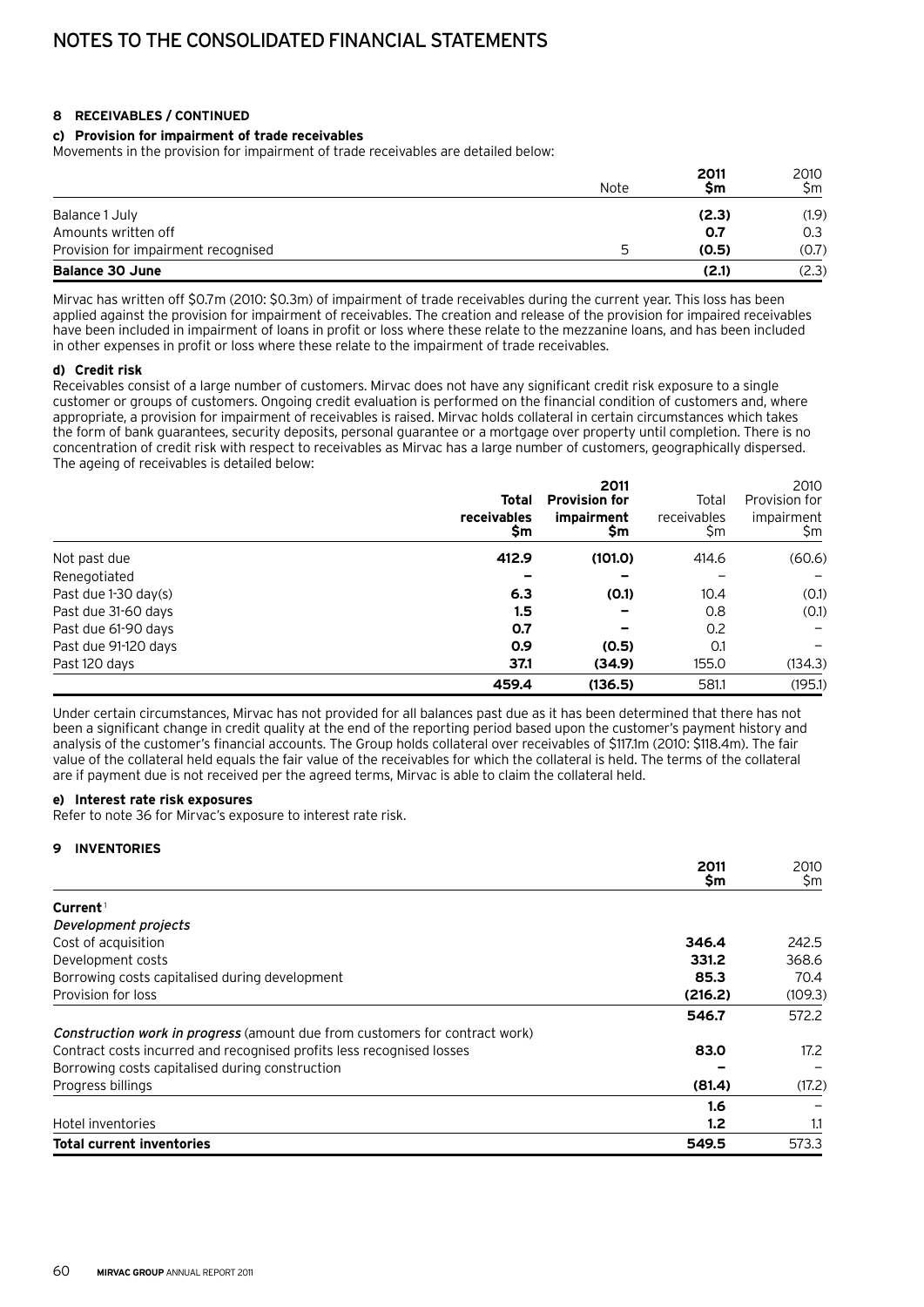# NOTES TO THE CONSOLIDATED FINANCIAL STATEMENTS

### 8 RECEIVABLES / CONTINUED

#### c) Provision for impairment of trade receivables

Movements in the provision for impairment of trade receivables are detailed below:

| | Note | **2011 $m** | 2010 $m |
|---|---|---|---|
| Balance 1 July | | **(2.3)** | (1.9) |
| Amounts written off | | **0.7** | 0.3 |
| Provision for impairment recognised | 5 | **(0.5)** | (0.7) |
| **Balance 30 June** | | **(2.1)** | (2.3) |

Mirvac has written off $0.7m (2010: $0.3m) of impairment of trade receivables during the current year. This loss has been applied against the provision for impairment of receivables. The creation and release of the provision for impaired receivables have been included in impairment of loans in profit or loss where these relate to the mezzanine loans, and has been included in other expenses in profit or loss where these relate to the impairment of trade receivables.

#### d) Credit risk

Receivables consist of a large number of customers. Mirvac does not have any significant credit risk exposure to a single customer or groups of customers. Ongoing credit evaluation is performed on the financial condition of customers and, where appropriate, a provision for impairment of receivables is raised. Mirvac holds collateral in certain circumstances which takes the form of bank guarantees, security deposits, personal guarantee or a mortgage over property until completion. There is no concentration of credit risk with respect to receivables as Mirvac has a large number of customers, geographically dispersed. The ageing of receivables is detailed below:

| | **2011** | | 2010 | |
|---|---|---|---|---|
| | **Total receivables $m** | **Provision for impairment $m** | Total receivables $m | Provision for impairment $m |
| Not past due | **412.9** | **(101.0)** | 414.6 | (60.6) |
| Renegotiated | **–** | **–** | – | – |
| Past due 1-30 day(s) | **6.3** | **(0.1)** | 10.4 | (0.1) |
| Past due 31-60 days | **1.5** | **–** | 0.8 | (0.1) |
| Past due 61-90 days | **0.7** | **–** | 0.2 | – |
| Past due 91-120 days | **0.9** | **(0.5)** | 0.1 | – |
| Past 120 days | **37.1** | **(34.9)** | 155.0 | (134.3) |
| | **459.4** | **(136.5)** | 581.1 | (195.1) |

Under certain circumstances, Mirvac has not provided for all balances past due as it has been determined that there has not been a significant change in credit quality at the end of the reporting period based upon the customer's payment history and analysis of the customer's financial accounts. The Group holds collateral over receivables of $117.1m (2010: $118.4m). The fair value of the collateral held equals the fair value of the receivables for which the collateral is held. The terms of the collateral are if payment due is not received per the agreed terms, Mirvac is able to claim the collateral held.

#### e) Interest rate risk exposures

Refer to note 36 for Mirvac's exposure to interest rate risk.

### 9 INVENTORIES

| | **2011 $m** | 2010 $m |
|---|---|---|
| **Current**[1] | | |
| *Development projects* | | |
| Cost of acquisition | **346.4** | 242.5 |
| Development costs | **331.2** | 368.6 |
| Borrowing costs capitalised during development | **85.3** | 70.4 |
| Provision for loss | **(216.2)** | (109.3) |
| | **546.7** | 572.2 |
| *Construction work in progress* (amount due from customers for contract work) | | |
| Contract costs incurred and recognised profits less recognised losses | **83.0** | 17.2 |
| Borrowing costs capitalised during construction | **–** | – |
| Progress billings | **(81.4)** | (17.2) |
| | **1.6** | – |
| Hotel inventories | **1.2** | 1.1 |
| **Total current inventories** | **549.5** | 573.3 |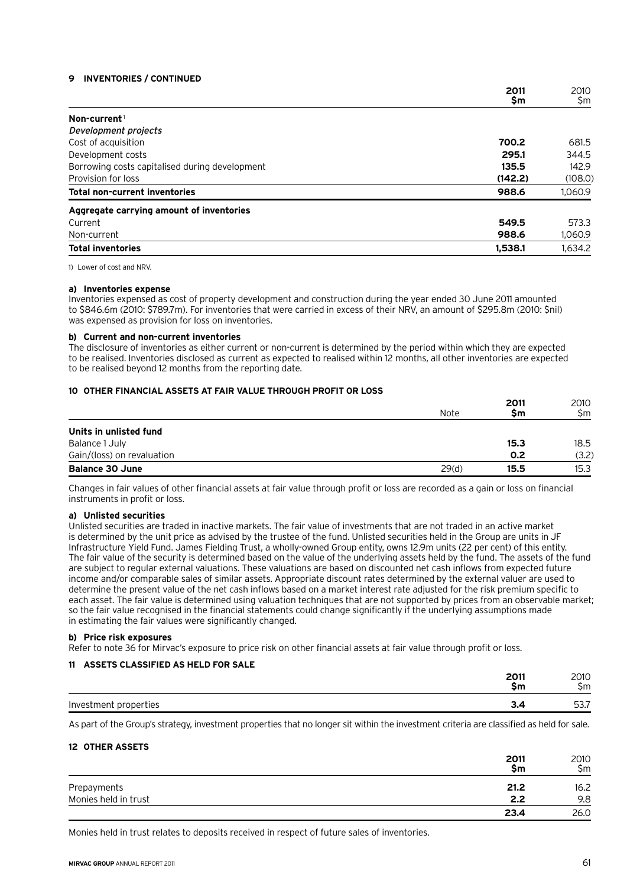## 9 INVENTORIES / CONTINUED

| | 2011 $m | 2010 $m |
|---|---|---|
| **Non-current**[1] | | |
| *Development projects* | | |
| Cost of acquisition | **700.2** | 681.5 |
| Development costs | **295.1** | 344.5 |
| Borrowing costs capitalised during development | **135.5** | 142.9 |
| Provision for loss | **(142.2)** | (108.0) |
| **Total non-current inventories** | **988.6** | 1,060.9 |
| **Aggregate carrying amount of inventories** | | |
| Current | **549.5** | 573.3 |
| Non-current | **988.6** | 1,060.9 |
| **Total inventories** | **1,538.1** | 1,634.2 |

1) Lower of cost and NRV.

**a) Inventories expense**

Inventories expensed as cost of property development and construction during the year ended 30 June 2011 amounted to $846.6m (2010: $789.7m). For inventories that were carried in excess of their NRV, an amount of $295.8m (2010: $nil) was expensed as provision for loss on inventories.

**b) Current and non-current inventories**

The disclosure of inventories as either current or non-current is determined by the period within which they are expected to be realised. Inventories disclosed as current as expected to realised within 12 months, all other inventories are expected to be realised beyond 12 months from the reporting date.

## 10 OTHER FINANCIAL ASSETS AT FAIR VALUE THROUGH PROFIT OR LOSS

| | Note | 2011 $m | 2010 $m |
|---|---|---|---|
| **Units in unlisted fund** | | | |
| Balance 1 July | | **15.3** | 18.5 |
| Gain/(loss) on revaluation | | **0.2** | (3.2) |
| **Balance 30 June** | 29(d) | **15.5** | 15.3 |

Changes in fair values of other financial assets at fair value through profit or loss are recorded as a gain or loss on financial instruments in profit or loss.

**a) Unlisted securities**

Unlisted securities are traded in inactive markets. The fair value of investments that are not traded in an active market is determined by the unit price as advised by the trustee of the fund. Unlisted securities held in the Group are units in JF Infrastructure Yield Fund. James Fielding Trust, a wholly-owned Group entity, owns 12.9m units (22 per cent) of this entity. The fair value of the security is determined based on the value of the underlying assets held by the fund. The assets of the fund are subject to regular external valuations. These valuations are based on discounted net cash inflows from expected future income and/or comparable sales of similar assets. Appropriate discount rates determined by the external valuer are used to determine the present value of the net cash inflows based on a market interest rate adjusted for the risk premium specific to each asset. The fair value is determined using valuation techniques that are not supported by prices from an observable market; so the fair value recognised in the financial statements could change significantly if the underlying assumptions made in estimating the fair values were significantly changed.

**b) Price risk exposures**

Refer to note 36 for Mirvac's exposure to price risk on other financial assets at fair value through profit or loss.

## 11 ASSETS CLASSIFIED AS HELD FOR SALE

| | 2011 $m | 2010 $m |
|---|---|---|
| Investment properties | **3.4** | 53.7 |

As part of the Group's strategy, investment properties that no longer sit within the investment criteria are classified as held for sale.

## 12 OTHER ASSETS

| | 2011 $m | 2010 $m |
|---|---|---|
| Prepayments | **21.2** | 16.2 |
| Monies held in trust | **2.2** | 9.8 |
| | **23.4** | 26.0 |

Monies held in trust relates to deposits received in respect of future sales of inventories.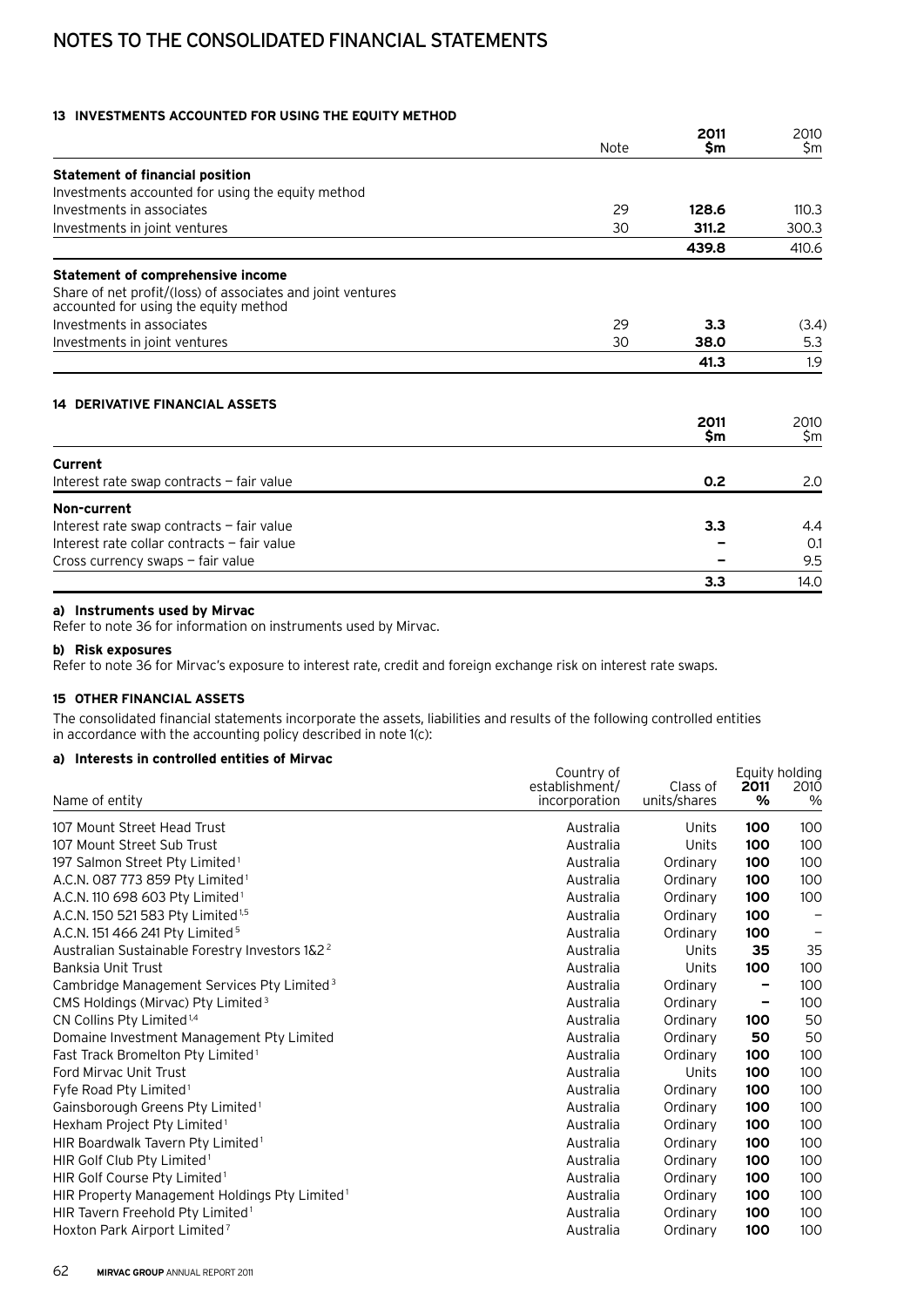## 13 INVESTMENTS ACCOUNTED FOR USING THE EQUITY METHOD

| | Note | 2011 $m | 2010 $m |
|---|---|---|---|
| **Statement of financial position** | | | |
| Investments accounted for using the equity method | | | |
| Investments in associates | 29 | **128.6** | 110.3 |
| Investments in joint ventures | 30 | **311.2** | 300.3 |
| | | **439.8** | 410.6 |
| **Statement of comprehensive income** | | | |
| Share of net profit/(loss) of associates and joint ventures accounted for using the equity method | | | |
| Investments in associates | 29 | **3.3** | (3.4) |
| Investments in joint ventures | 30 | **38.0** | 5.3 |
| | | **41.3** | 1.9 |

## 14 DERIVATIVE FINANCIAL ASSETS

| | 2011 $m | 2010 $m |
|---|---|---|
| **Current** | | |
| Interest rate swap contracts – fair value | **0.2** | 2.0 |
| **Non-current** | | |
| Interest rate swap contracts – fair value | **3.3** | 4.4 |
| Interest rate collar contracts – fair value | **–** | 0.1 |
| Cross currency swaps – fair value | **–** | 9.5 |
| | **3.3** | 14.0 |

**a) Instruments used by Mirvac**

Refer to note 36 for information on instruments used by Mirvac.

**b) Risk exposures**

Refer to note 36 for Mirvac's exposure to interest rate, credit and foreign exchange risk on interest rate swaps.

## 15 OTHER FINANCIAL ASSETS

The consolidated financial statements incorporate the assets, liabilities and results of the following controlled entities in accordance with the accounting policy described in note 1(c):

**a) Interests in controlled entities of Mirvac**

| Name of entity | Country of establishment/ incorporation | Class of units/shares | Equity holding 2011 % | Equity holding 2010 % |
|---|---|---|---|---|
| 107 Mount Street Head Trust | Australia | Units | **100** | 100 |
| 107 Mount Street Sub Trust | Australia | Units | **100** | 100 |
| 197 Salmon Street Pty Limited[1] | Australia | Ordinary | **100** | 100 |
| A.C.N. 087 773 859 Pty Limited[1] | Australia | Ordinary | **100** | 100 |
| A.C.N. 110 698 603 Pty Limited[1] | Australia | Ordinary | **100** | 100 |
| A.C.N. 150 521 583 Pty Limited[1,5] | Australia | Ordinary | **100** | – |
| A.C.N. 151 466 241 Pty Limited[5] | Australia | Ordinary | **100** | – |
| Australian Sustainable Forestry Investors 1&2[2] | Australia | Units | **35** | 35 |
| Banksia Unit Trust | Australia | Units | **100** | 100 |
| Cambridge Management Services Pty Limited[3] | Australia | Ordinary | **–** | 100 |
| CMS Holdings (Mirvac) Pty Limited[3] | Australia | Ordinary | **–** | 100 |
| CN Collins Pty Limited[1,4] | Australia | Ordinary | **100** | 50 |
| Domaine Investment Management Pty Limited | Australia | Ordinary | **50** | 50 |
| Fast Track Bromelton Pty Limited[1] | Australia | Ordinary | **100** | 100 |
| Ford Mirvac Unit Trust | Australia | Units | **100** | 100 |
| Fyfe Road Pty Limited[1] | Australia | Ordinary | **100** | 100 |
| Gainsborough Greens Pty Limited[1] | Australia | Ordinary | **100** | 100 |
| Hexham Project Pty Limited[1] | Australia | Ordinary | **100** | 100 |
| HIR Boardwalk Tavern Pty Limited[1] | Australia | Ordinary | **100** | 100 |
| HIR Golf Club Pty Limited[1] | Australia | Ordinary | **100** | 100 |
| HIR Golf Course Pty Limited[1] | Australia | Ordinary | **100** | 100 |
| HIR Property Management Holdings Pty Limited[1] | Australia | Ordinary | **100** | 100 |
| HIR Tavern Freehold Pty Limited[1] | Australia | Ordinary | **100** | 100 |
| Hoxton Park Airport Limited[7] | Australia | Ordinary | **100** | 100 |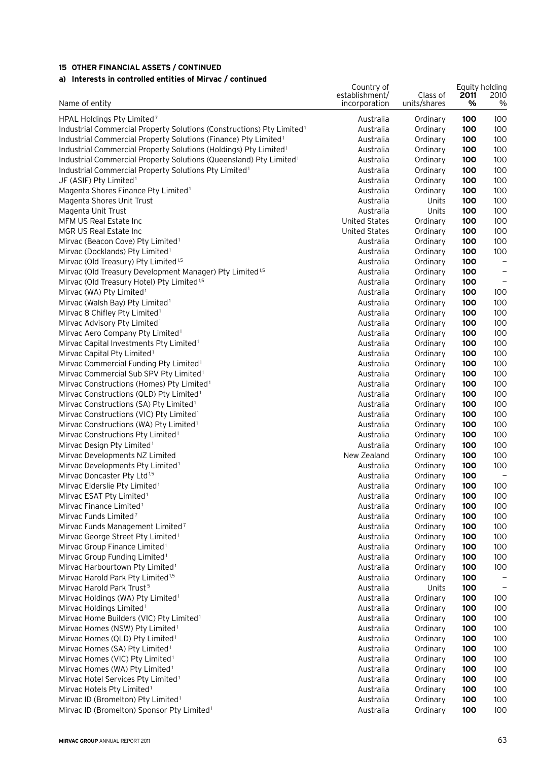#### 15 OTHER FINANCIAL ASSETS / CONTINUED

##### a) Interests in controlled entities of Mirvac / continued

| Name of entity | Country of establishment/ incorporation | Class of units/shares | Equity holding 2011 % | Equity holding 2010 % |
|---|---|---|---|---|
| HPAL Holdings Pty Limited[7] | Australia | Ordinary | **100** | 100 |
| Industrial Commercial Property Solutions (Constructions) Pty Limited[1] | Australia | Ordinary | **100** | 100 |
| Industrial Commercial Property Solutions (Finance) Pty Limited[1] | Australia | Ordinary | **100** | 100 |
| Industrial Commercial Property Solutions (Holdings) Pty Limited[1] | Australia | Ordinary | **100** | 100 |
| Industrial Commercial Property Solutions (Queensland) Pty Limited[1] | Australia | Ordinary | **100** | 100 |
| Industrial Commercial Property Solutions Pty Limited[1] | Australia | Ordinary | **100** | 100 |
| JF (ASIF) Pty Limited[1] | Australia | Ordinary | **100** | 100 |
| Magenta Shores Finance Pty Limited[1] | Australia | Ordinary | **100** | 100 |
| Magenta Shores Unit Trust | Australia | Units | **100** | 100 |
| Magenta Unit Trust | Australia | Units | **100** | 100 |
| MFM US Real Estate Inc | United States | Ordinary | **100** | 100 |
| MGR US Real Estate Inc | United States | Ordinary | **100** | 100 |
| Mirvac (Beacon Cove) Pty Limited[1] | Australia | Ordinary | **100** | 100 |
| Mirvac (Docklands) Pty Limited[1] | Australia | Ordinary | **100** | 100 |
| Mirvac (Old Treasury) Pty Limited[1,5] | Australia | Ordinary | **100** | – |
| Mirvac (Old Treasury Development Manager) Pty Limited[1,5] | Australia | Ordinary | **100** | – |
| Mirvac (Old Treasury Hotel) Pty Limited[1,5] | Australia | Ordinary | **100** | – |
| Mirvac (WA) Pty Limited[1] | Australia | Ordinary | **100** | 100 |
| Mirvac (Walsh Bay) Pty Limited[1] | Australia | Ordinary | **100** | 100 |
| Mirvac 8 Chifley Pty Limited[1] | Australia | Ordinary | **100** | 100 |
| Mirvac Advisory Pty Limited[1] | Australia | Ordinary | **100** | 100 |
| Mirvac Aero Company Pty Limited[1] | Australia | Ordinary | **100** | 100 |
| Mirvac Capital Investments Pty Limited[1] | Australia | Ordinary | **100** | 100 |
| Mirvac Capital Pty Limited[1] | Australia | Ordinary | **100** | 100 |
| Mirvac Commercial Funding Pty Limited[1] | Australia | Ordinary | **100** | 100 |
| Mirvac Commercial Sub SPV Pty Limited[1] | Australia | Ordinary | **100** | 100 |
| Mirvac Constructions (Homes) Pty Limited[1] | Australia | Ordinary | **100** | 100 |
| Mirvac Constructions (QLD) Pty Limited[1] | Australia | Ordinary | **100** | 100 |
| Mirvac Constructions (SA) Pty Limited[1] | Australia | Ordinary | **100** | 100 |
| Mirvac Constructions (VIC) Pty Limited[1] | Australia | Ordinary | **100** | 100 |
| Mirvac Constructions (WA) Pty Limited[1] | Australia | Ordinary | **100** | 100 |
| Mirvac Constructions Pty Limited[1] | Australia | Ordinary | **100** | 100 |
| Mirvac Design Pty Limited[1] | Australia | Ordinary | **100** | 100 |
| Mirvac Developments NZ Limited | New Zealand | Ordinary | **100** | 100 |
| Mirvac Developments Pty Limited[1] | Australia | Ordinary | **100** | 100 |
| Mirvac Doncaster Pty Ltd[1,5] | Australia | Ordinary | **100** | – |
| Mirvac Elderslie Pty Limited[1] | Australia | Ordinary | **100** | 100 |
| Mirvac ESAT Pty Limited[1] | Australia | Ordinary | **100** | 100 |
| Mirvac Finance Limited[1] | Australia | Ordinary | **100** | 100 |
| Mirvac Funds Limited[7] | Australia | Ordinary | **100** | 100 |
| Mirvac Funds Management Limited[7] | Australia | Ordinary | **100** | 100 |
| Mirvac George Street Pty Limited[1] | Australia | Ordinary | **100** | 100 |
| Mirvac Group Finance Limited[1] | Australia | Ordinary | **100** | 100 |
| Mirvac Group Funding Limited[1] | Australia | Ordinary | **100** | 100 |
| Mirvac Harbourtown Pty Limited[1] | Australia | Ordinary | **100** | 100 |
| Mirvac Harold Park Pty Limited[1,5] | Australia | Ordinary | **100** | – |
| Mirvac Harold Park Trust[5] | Australia | Units | **100** | – |
| Mirvac Holdings (WA) Pty Limited[1] | Australia | Ordinary | **100** | 100 |
| Mirvac Holdings Limited[1] | Australia | Ordinary | **100** | 100 |
| Mirvac Home Builders (VIC) Pty Limited[1] | Australia | Ordinary | **100** | 100 |
| Mirvac Homes (NSW) Pty Limited[1] | Australia | Ordinary | **100** | 100 |
| Mirvac Homes (QLD) Pty Limited[1] | Australia | Ordinary | **100** | 100 |
| Mirvac Homes (SA) Pty Limited[1] | Australia | Ordinary | **100** | 100 |
| Mirvac Homes (VIC) Pty Limited[1] | Australia | Ordinary | **100** | 100 |
| Mirvac Homes (WA) Pty Limited[1] | Australia | Ordinary | **100** | 100 |
| Mirvac Hotel Services Pty Limited[1] | Australia | Ordinary | **100** | 100 |
| Mirvac Hotels Pty Limited[1] | Australia | Ordinary | **100** | 100 |
| Mirvac ID (Bromelton) Pty Limited[1] | Australia | Ordinary | **100** | 100 |
| Mirvac ID (Bromelton) Sponsor Pty Limited[1] | Australia | Ordinary | **100** | 100 |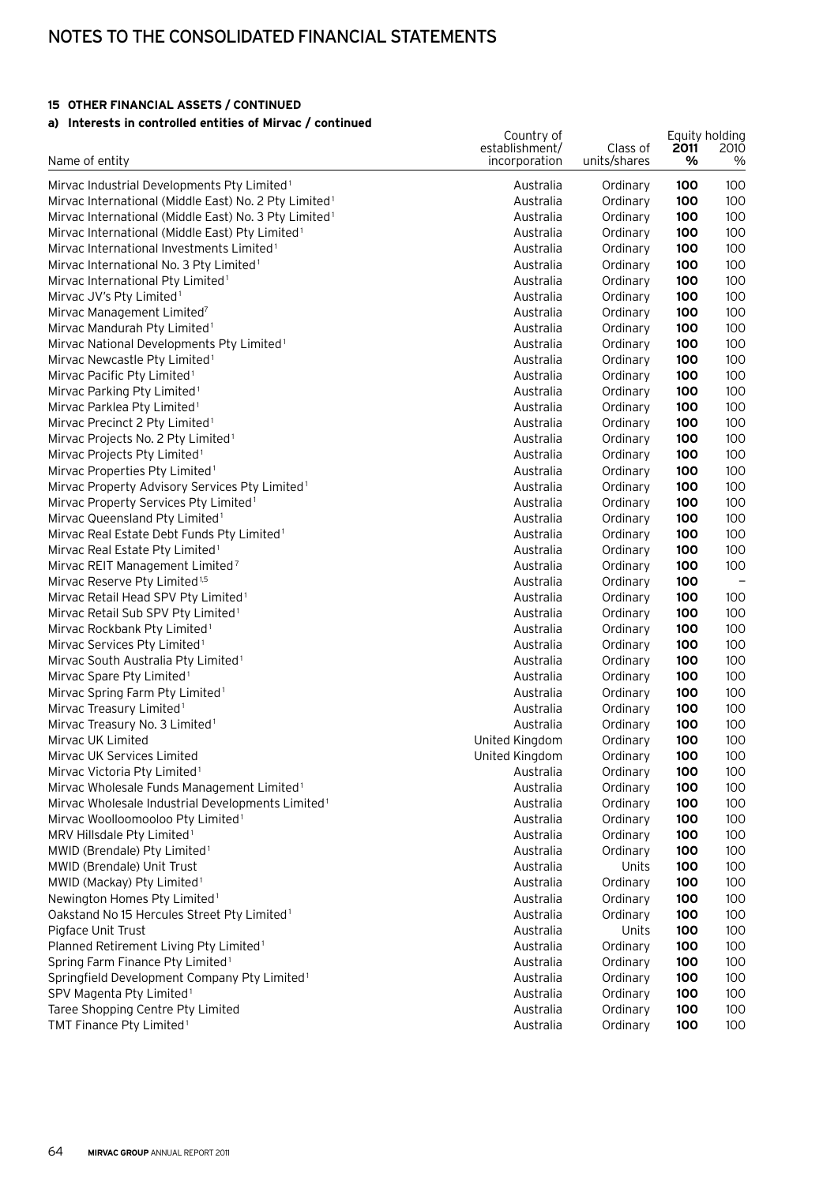# NOTES TO THE CONSOLIDATED FINANCIAL STATEMENTS

**15 OTHER FINANCIAL ASSETS / CONTINUED**

**a) Interests in controlled entities of Mirvac / continued**

| Name of entity | Country of establishment/ incorporation | Class of units/shares | Equity holding 2011 % | 2010 % |
|---|---|---|---|---|
| Mirvac Industrial Developments Pty Limited[1] | Australia | Ordinary | **100** | 100 |
| Mirvac International (Middle East) No. 2 Pty Limited[1] | Australia | Ordinary | **100** | 100 |
| Mirvac International (Middle East) No. 3 Pty Limited[1] | Australia | Ordinary | **100** | 100 |
| Mirvac International (Middle East) Pty Limited[1] | Australia | Ordinary | **100** | 100 |
| Mirvac International Investments Limited[1] | Australia | Ordinary | **100** | 100 |
| Mirvac International No. 3 Pty Limited[1] | Australia | Ordinary | **100** | 100 |
| Mirvac International Pty Limited[1] | Australia | Ordinary | **100** | 100 |
| Mirvac JV's Pty Limited[1] | Australia | Ordinary | **100** | 100 |
| Mirvac Management Limited[7] | Australia | Ordinary | **100** | 100 |
| Mirvac Mandurah Pty Limited[1] | Australia | Ordinary | **100** | 100 |
| Mirvac National Developments Pty Limited[1] | Australia | Ordinary | **100** | 100 |
| Mirvac Newcastle Pty Limited[1] | Australia | Ordinary | **100** | 100 |
| Mirvac Pacific Pty Limited[1] | Australia | Ordinary | **100** | 100 |
| Mirvac Parking Pty Limited[1] | Australia | Ordinary | **100** | 100 |
| Mirvac Parklea Pty Limited[1] | Australia | Ordinary | **100** | 100 |
| Mirvac Precinct 2 Pty Limited[1] | Australia | Ordinary | **100** | 100 |
| Mirvac Projects No. 2 Pty Limited[1] | Australia | Ordinary | **100** | 100 |
| Mirvac Projects Pty Limited[1] | Australia | Ordinary | **100** | 100 |
| Mirvac Properties Pty Limited[1] | Australia | Ordinary | **100** | 100 |
| Mirvac Property Advisory Services Pty Limited[1] | Australia | Ordinary | **100** | 100 |
| Mirvac Property Services Pty Limited[1] | Australia | Ordinary | **100** | 100 |
| Mirvac Queensland Pty Limited[1] | Australia | Ordinary | **100** | 100 |
| Mirvac Real Estate Debt Funds Pty Limited[1] | Australia | Ordinary | **100** | 100 |
| Mirvac Real Estate Pty Limited[1] | Australia | Ordinary | **100** | 100 |
| Mirvac REIT Management Limited[7] | Australia | Ordinary | **100** | 100 |
| Mirvac Reserve Pty Limited[1,5] | Australia | Ordinary | **100** | – |
| Mirvac Retail Head SPV Pty Limited[1] | Australia | Ordinary | **100** | 100 |
| Mirvac Retail Sub SPV Pty Limited[1] | Australia | Ordinary | **100** | 100 |
| Mirvac Rockbank Pty Limited[1] | Australia | Ordinary | **100** | 100 |
| Mirvac Services Pty Limited[1] | Australia | Ordinary | **100** | 100 |
| Mirvac South Australia Pty Limited[1] | Australia | Ordinary | **100** | 100 |
| Mirvac Spare Pty Limited[1] | Australia | Ordinary | **100** | 100 |
| Mirvac Spring Farm Pty Limited[1] | Australia | Ordinary | **100** | 100 |
| Mirvac Treasury Limited[1] | Australia | Ordinary | **100** | 100 |
| Mirvac Treasury No. 3 Limited[1] | Australia | Ordinary | **100** | 100 |
| Mirvac UK Limited | United Kingdom | Ordinary | **100** | 100 |
| Mirvac UK Services Limited | United Kingdom | Ordinary | **100** | 100 |
| Mirvac Victoria Pty Limited[1] | Australia | Ordinary | **100** | 100 |
| Mirvac Wholesale Funds Management Limited[1] | Australia | Ordinary | **100** | 100 |
| Mirvac Wholesale Industrial Developments Limited[1] | Australia | Ordinary | **100** | 100 |
| Mirvac Woolloomooloo Pty Limited[1] | Australia | Ordinary | **100** | 100 |
| MRV Hillsdale Pty Limited[1] | Australia | Ordinary | **100** | 100 |
| MWID (Brendale) Pty Limited[1] | Australia | Ordinary | **100** | 100 |
| MWID (Brendale) Unit Trust | Australia | Units | **100** | 100 |
| MWID (Mackay) Pty Limited[1] | Australia | Ordinary | **100** | 100 |
| Newington Homes Pty Limited[1] | Australia | Ordinary | **100** | 100 |
| Oakstand No 15 Hercules Street Pty Limited[1] | Australia | Ordinary | **100** | 100 |
| Pigface Unit Trust | Australia | Units | **100** | 100 |
| Planned Retirement Living Pty Limited[1] | Australia | Ordinary | **100** | 100 |
| Spring Farm Finance Pty Limited[1] | Australia | Ordinary | **100** | 100 |
| Springfield Development Company Pty Limited[1] | Australia | Ordinary | **100** | 100 |
| SPV Magenta Pty Limited[1] | Australia | Ordinary | **100** | 100 |
| Taree Shopping Centre Pty Limited | Australia | Ordinary | **100** | 100 |
| TMT Finance Pty Limited[1] | Australia | Ordinary | **100** | 100 |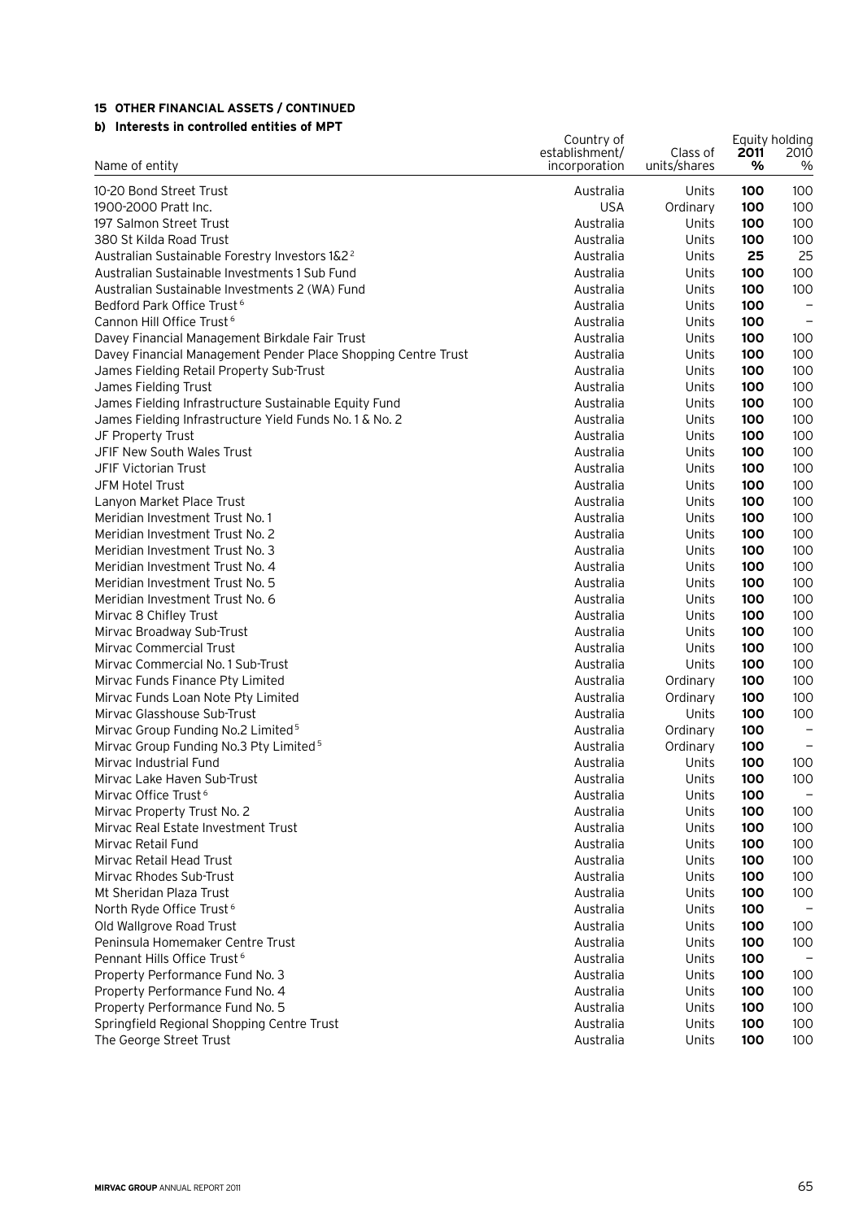#### 15 OTHER FINANCIAL ASSETS / CONTINUED

#### b) Interests in controlled entities of MPT

| Name of entity | Country of establishment/ incorporation | Class of units/shares | Equity holding 2011 % | 2010 % |
|---|---|---|---|---|
| 10-20 Bond Street Trust | Australia | Units | **100** | 100 |
| 1900-2000 Pratt Inc. | USA | Ordinary | **100** | 100 |
| 197 Salmon Street Trust | Australia | Units | **100** | 100 |
| 380 St Kilda Road Trust | Australia | Units | **100** | 100 |
| Australian Sustainable Forestry Investors 1&2 [2] | Australia | Units | **25** | 25 |
| Australian Sustainable Investments 1 Sub Fund | Australia | Units | **100** | 100 |
| Australian Sustainable Investments 2 (WA) Fund | Australia | Units | **100** | 100 |
| Bedford Park Office Trust [6] | Australia | Units | **100** | – |
| Cannon Hill Office Trust [6] | Australia | Units | **100** | – |
| Davey Financial Management Birkdale Fair Trust | Australia | Units | **100** | 100 |
| Davey Financial Management Pender Place Shopping Centre Trust | Australia | Units | **100** | 100 |
| James Fielding Retail Property Sub-Trust | Australia | Units | **100** | 100 |
| James Fielding Trust | Australia | Units | **100** | 100 |
| James Fielding Infrastructure Sustainable Equity Fund | Australia | Units | **100** | 100 |
| James Fielding Infrastructure Yield Funds No. 1 & No. 2 | Australia | Units | **100** | 100 |
| JF Property Trust | Australia | Units | **100** | 100 |
| JFIF New South Wales Trust | Australia | Units | **100** | 100 |
| JFIF Victorian Trust | Australia | Units | **100** | 100 |
| JFM Hotel Trust | Australia | Units | **100** | 100 |
| Lanyon Market Place Trust | Australia | Units | **100** | 100 |
| Meridian Investment Trust No. 1 | Australia | Units | **100** | 100 |
| Meridian Investment Trust No. 2 | Australia | Units | **100** | 100 |
| Meridian Investment Trust No. 3 | Australia | Units | **100** | 100 |
| Meridian Investment Trust No. 4 | Australia | Units | **100** | 100 |
| Meridian Investment Trust No. 5 | Australia | Units | **100** | 100 |
| Meridian Investment Trust No. 6 | Australia | Units | **100** | 100 |
| Mirvac 8 Chifley Trust | Australia | Units | **100** | 100 |
| Mirvac Broadway Sub-Trust | Australia | Units | **100** | 100 |
| Mirvac Commercial Trust | Australia | Units | **100** | 100 |
| Mirvac Commercial No. 1 Sub-Trust | Australia | Units | **100** | 100 |
| Mirvac Funds Finance Pty Limited | Australia | Ordinary | **100** | 100 |
| Mirvac Funds Loan Note Pty Limited | Australia | Ordinary | **100** | 100 |
| Mirvac Glasshouse Sub-Trust | Australia | Units | **100** | 100 |
| Mirvac Group Funding No.2 Limited [5] | Australia | Ordinary | **100** | – |
| Mirvac Group Funding No.3 Pty Limited [5] | Australia | Ordinary | **100** | – |
| Mirvac Industrial Fund | Australia | Units | **100** | 100 |
| Mirvac Lake Haven Sub-Trust | Australia | Units | **100** | 100 |
| Mirvac Office Trust [6] | Australia | Units | **100** | – |
| Mirvac Property Trust No. 2 | Australia | Units | **100** | 100 |
| Mirvac Real Estate Investment Trust | Australia | Units | **100** | 100 |
| Mirvac Retail Fund | Australia | Units | **100** | 100 |
| Mirvac Retail Head Trust | Australia | Units | **100** | 100 |
| Mirvac Rhodes Sub-Trust | Australia | Units | **100** | 100 |
| Mt Sheridan Plaza Trust | Australia | Units | **100** | 100 |
| North Ryde Office Trust [6] | Australia | Units | **100** | – |
| Old Wallgrove Road Trust | Australia | Units | **100** | 100 |
| Peninsula Homemaker Centre Trust | Australia | Units | **100** | 100 |
| Pennant Hills Office Trust [6] | Australia | Units | **100** | – |
| Property Performance Fund No. 3 | Australia | Units | **100** | 100 |
| Property Performance Fund No. 4 | Australia | Units | **100** | 100 |
| Property Performance Fund No. 5 | Australia | Units | **100** | 100 |
| Springfield Regional Shopping Centre Trust | Australia | Units | **100** | 100 |
| The George Street Trust | Australia | Units | **100** | 100 |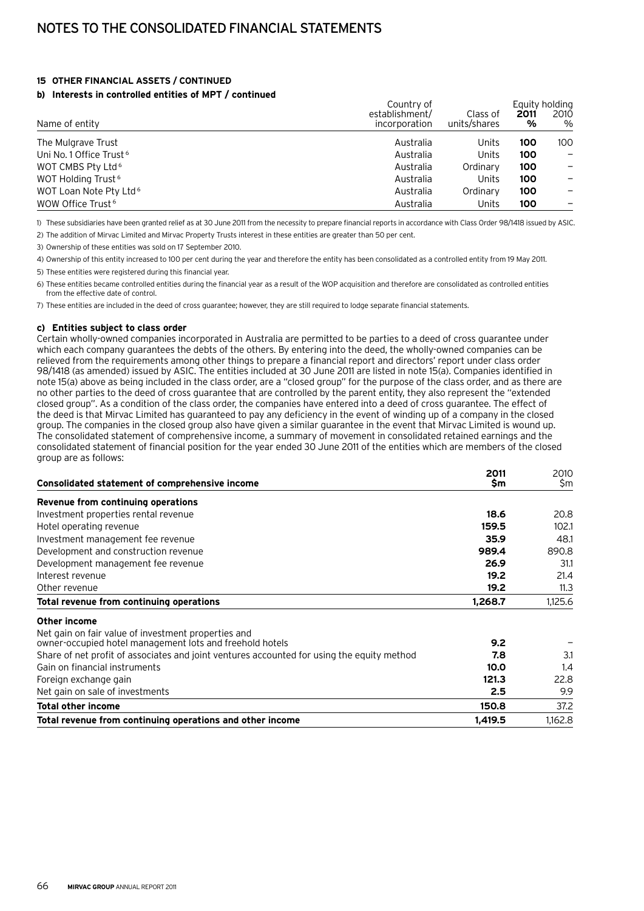# NOTES TO THE CONSOLIDATED FINANCIAL STATEMENTS

## 15 OTHER FINANCIAL ASSETS / CONTINUED

### b) Interests in controlled entities of MPT / continued

| Name of entity | Country of establishment/ incorporation | Class of units/shares | Equity holding 2011 % | Equity holding 2010 % |
|---|---|---|---|---|
| The Mulgrave Trust | Australia | Units | **100** | 100 |
| Uni No. 1 Office Trust [6] | Australia | Units | **100** | – |
| WOT CMBS Pty Ltd [6] | Australia | Ordinary | **100** | – |
| WOT Holding Trust [6] | Australia | Units | **100** | – |
| WOT Loan Note Pty Ltd [6] | Australia | Ordinary | **100** | – |
| WOW Office Trust [6] | Australia | Units | **100** | – |

1) These subsidiaries have been granted relief as at 30 June 2011 from the necessity to prepare financial reports in accordance with Class Order 98/1418 issued by ASIC.

2) The addition of Mirvac Limited and Mirvac Property Trusts interest in these entities are greater than 50 per cent.

3) Ownership of these entities was sold on 17 September 2010.

4) Ownership of this entity increased to 100 per cent during the year and therefore the entity has been consolidated as a controlled entity from 19 May 2011.

5) These entities were registered during this financial year.

6) These entities became controlled entities during the financial year as a result of the WOP acquisition and therefore are consolidated as controlled entities from the effective date of control.

7) These entities are included in the deed of cross guarantee; however, they are still required to lodge separate financial statements.

### c) Entities subject to class order

Certain wholly-owned companies incorporated in Australia are permitted to be parties to a deed of cross guarantee under which each company guarantees the debts of the others. By entering into the deed, the wholly-owned companies can be relieved from the requirements among other things to prepare a financial report and directors' report under class order 98/1418 (as amended) issued by ASIC. The entities included at 30 June 2011 are listed in note 15(a). Companies identified in note 15(a) above as being included in the class order, are a "closed group" for the purpose of the class order, and as there are no other parties to the deed of cross guarantee that are controlled by the parent entity, they also represent the "extended closed group". As a condition of the class order, the companies have entered into a deed of cross guarantee. The effect of the deed is that Mirvac Limited has guaranteed to pay any deficiency in the event of winding up of a company in the closed group. The companies in the closed group also have given a similar guarantee in the event that Mirvac Limited is wound up. The consolidated statement of comprehensive income, a summary of movement in consolidated retained earnings and the consolidated statement of financial position for the year ended 30 June 2011 of the entities which are members of the closed group are as follows:

| **Consolidated statement of comprehensive income** | **2011 $m** | 2010 $m |
|---|---|---|
| **Revenue from continuing operations** | | |
| Investment properties rental revenue | **18.6** | 20.8 |
| Hotel operating revenue | **159.5** | 102.1 |
| Investment management fee revenue | **35.9** | 48.1 |
| Development and construction revenue | **989.4** | 890.8 |
| Development management fee revenue | **26.9** | 31.1 |
| Interest revenue | **19.2** | 21.4 |
| Other revenue | **19.2** | 11.3 |
| **Total revenue from continuing operations** | **1,268.7** | 1,125.6 |
| **Other income** | | |
| Net gain on fair value of investment properties and owner-occupied hotel management lots and freehold hotels | **9.2** | – |
| Share of net profit of associates and joint ventures accounted for using the equity method | **7.8** | 3.1 |
| Gain on financial instruments | **10.0** | 1.4 |
| Foreign exchange gain | **121.3** | 22.8 |
| Net gain on sale of investments | **2.5** | 9.9 |
| **Total other income** | **150.8** | 37.2 |
| **Total revenue from continuing operations and other income** | **1,419.5** | 1,162.8 |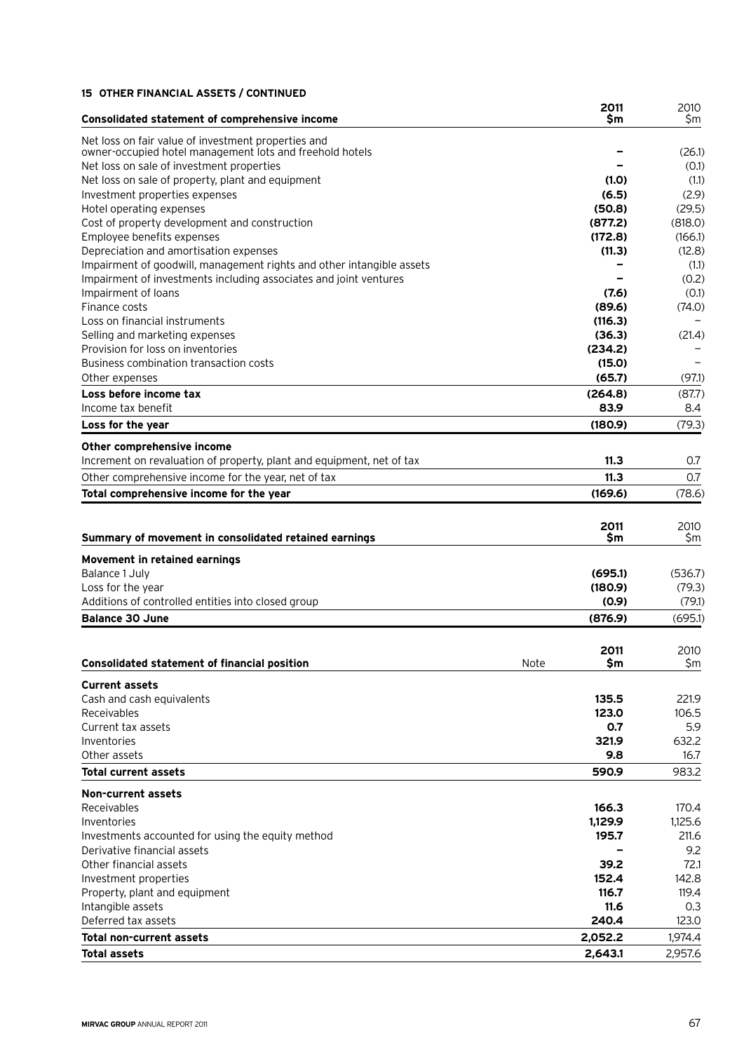## 15 OTHER FINANCIAL ASSETS / CONTINUED

| Consolidated statement of comprehensive income | 2011 $m | 2010 $m |
|---|---|---|
| Net loss on fair value of investment properties and owner-occupied hotel management lots and freehold hotels | – | (26.1) |
| Net loss on sale of investment properties | – | (0.1) |
| Net loss on sale of property, plant and equipment | (1.0) | (1.1) |
| Investment properties expenses | (6.5) | (2.9) |
| Hotel operating expenses | (50.8) | (29.5) |
| Cost of property development and construction | (877.2) | (818.0) |
| Employee benefits expenses | (172.8) | (166.1) |
| Depreciation and amortisation expenses | (11.3) | (12.8) |
| Impairment of goodwill, management rights and other intangible assets | – | (1.1) |
| Impairment of investments including associates and joint ventures | – | (0.2) |
| Impairment of loans | (7.6) | (0.1) |
| Finance costs | (89.6) | (74.0) |
| Loss on financial instruments | (116.3) | – |
| Selling and marketing expenses | (36.3) | (21.4) |
| Provision for loss on inventories | (234.2) | – |
| Business combination transaction costs | (15.0) | – |
| Other expenses | (65.7) | (97.1) |
| **Loss before income tax** | **(264.8)** | (87.7) |
| Income tax benefit | 83.9 | 8.4 |
| **Loss for the year** | **(180.9)** | (79.3) |
| **Other comprehensive income** | | |
| Increment on revaluation of property, plant and equipment, net of tax | 11.3 | 0.7 |
| Other comprehensive income for the year, net of tax | 11.3 | 0.7 |
| **Total comprehensive income for the year** | **(169.6)** | (78.6) |

| Summary of movement in consolidated retained earnings | 2011 $m | 2010 $m |
|---|---|---|
| **Movement in retained earnings** | | |
| Balance 1 July | (695.1) | (536.7) |
| Loss for the year | (180.9) | (79.3) |
| Additions of controlled entities into closed group | (0.9) | (79.1) |
| **Balance 30 June** | **(876.9)** | (695.1) |

| Consolidated statement of financial position | Note | 2011 $m | 2010 $m |
|---|---|---|---|
| **Current assets** | | | |
| Cash and cash equivalents | | 135.5 | 221.9 |
| Receivables | | 123.0 | 106.5 |
| Current tax assets | | 0.7 | 5.9 |
| Inventories | | 321.9 | 632.2 |
| Other assets | | 9.8 | 16.7 |
| **Total current assets** | | **590.9** | 983.2 |
| **Non-current assets** | | | |
| Receivables | | 166.3 | 170.4 |
| Inventories | | 1,129.9 | 1,125.6 |
| Investments accounted for using the equity method | | 195.7 | 211.6 |
| Derivative financial assets | | – | 9.2 |
| Other financial assets | | 39.2 | 72.1 |
| Investment properties | | 152.4 | 142.8 |
| Property, plant and equipment | | 116.7 | 119.4 |
| Intangible assets | | 11.6 | 0.3 |
| Deferred tax assets | | 240.4 | 123.0 |
| **Total non-current assets** | | **2,052.2** | 1,974.4 |
| **Total assets** | | **2,643.1** | 2,957.6 |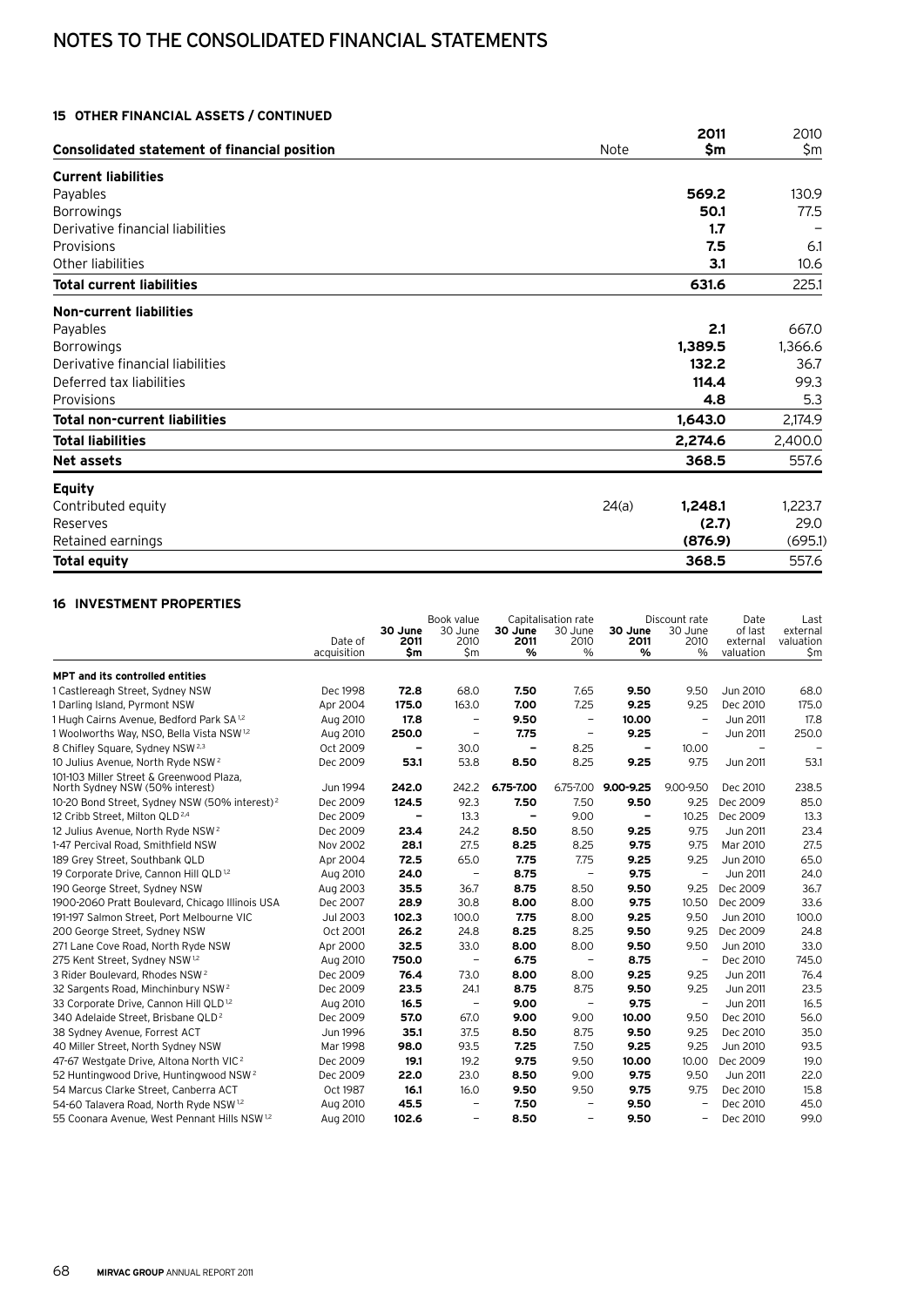## 15 OTHER FINANCIAL ASSETS / CONTINUED

| Consolidated statement of financial position | Note | 2011 $m | 2010 $m |
|---|---|---|---|
| **Current liabilities** | | | |
| Payables | | **569.2** | 130.9 |
| Borrowings | | **50.1** | 77.5 |
| Derivative financial liabilities | | **1.7** | – |
| Provisions | | **7.5** | 6.1 |
| Other liabilities | | **3.1** | 10.6 |
| **Total current liabilities** | | **631.6** | 225.1 |
| **Non-current liabilities** | | | |
| Payables | | **2.1** | 667.0 |
| Borrowings | | **1,389.5** | 1,366.6 |
| Derivative financial liabilities | | **132.2** | 36.7 |
| Deferred tax liabilities | | **114.4** | 99.3 |
| Provisions | | **4.8** | 5.3 |
| **Total non-current liabilities** | | **1,643.0** | 2,174.9 |
| **Total liabilities** | | **2,274.6** | 2,400.0 |
| **Net assets** | | **368.5** | 557.6 |
| **Equity** | | | |
| Contributed equity | 24(a) | **1,248.1** | 1,223.7 |
| Reserves | | **(2.7)** | 29.0 |
| Retained earnings | | **(876.9)** | (695.1) |
| **Total equity** | | **368.5** | 557.6 |

## 16 INVESTMENT PROPERTIES

| | | Book value | | Capitalisation rate | | Discount rate | | Date | Last |
|---|---|---|---|---|---|---|---|---|---|
| | Date of acquisition | 30 June 2011 $m | 30 June 2010 $m | 30 June 2011 % | 30 June 2010 % | 30 June 2011 % | 30 June 2010 % | of last external valuation | external valuation $m |
| **MPT and its controlled entities** | | | | | | | | | |
| 1 Castlereagh Street, Sydney NSW | Dec 1998 | **72.8** | 68.0 | **7.50** | 7.65 | **9.50** | 9.50 | Jun 2010 | 68.0 |
| 1 Darling Island, Pyrmont NSW | Apr 2004 | **175.0** | 163.0 | **7.00** | 7.25 | **9.25** | 9.25 | Dec 2010 | 175.0 |
| 1 Hugh Cairns Avenue, Bedford Park SA[1,2] | Aug 2010 | **17.8** | – | **9.50** | – | **10.00** | – | Jun 2011 | 17.8 |
| 1 Woolworths Way, NSO, Bella Vista NSW[1,2] | Aug 2010 | **250.0** | – | **7.75** | – | **9.25** | – | Jun 2011 | 250.0 |
| 8 Chifley Square, Sydney NSW[2,3] | Oct 2009 | **–** | 30.0 | **–** | 8.25 | **–** | 10.00 | – | – |
| 10 Julius Avenue, North Ryde NSW[2] | Dec 2009 | **53.1** | 53.8 | **8.50** | 8.25 | **9.25** | 9.75 | Jun 2011 | 53.1 |
| 101-103 Miller Street & Greenwood Plaza, North Sydney NSW (50% interest) | Jun 1994 | **242.0** | 242.2 | **6.75-7.00** | 6.75-7.00 | **9.00-9.25** | 9.00-9.50 | Dec 2010 | 238.5 |
| 10-20 Bond Street, Sydney NSW (50% interest)[2] | Dec 2009 | **124.5** | 92.3 | **7.50** | 7.50 | **9.50** | 9.25 | Dec 2009 | 85.0 |
| 12 Cribb Street, Milton QLD[2,4] | Dec 2009 | **–** | 13.3 | **–** | 9.00 | **–** | 10.25 | Dec 2009 | 13.3 |
| 12 Julius Avenue, North Ryde NSW[2] | Dec 2009 | **23.4** | 24.2 | **8.50** | 8.50 | **9.25** | 9.75 | Jun 2011 | 23.4 |
| 1-47 Percival Road, Smithfield NSW | Nov 2002 | **28.1** | 27.5 | **8.25** | 8.25 | **9.75** | 9.75 | Mar 2010 | 27.5 |
| 189 Grey Street, Southbank QLD | Apr 2004 | **72.5** | 65.0 | **7.75** | 7.75 | **9.25** | 9.25 | Jun 2010 | 65.0 |
| 19 Corporate Drive, Cannon Hill QLD[1,2] | Aug 2010 | **24.0** | – | **8.75** | – | **9.75** | – | Jun 2011 | 24.0 |
| 190 George Street, Sydney NSW | Aug 2003 | **35.5** | 36.7 | **8.75** | 8.50 | **9.50** | 9.25 | Dec 2009 | 36.7 |
| 1900-2060 Pratt Boulevard, Chicago Illinois USA | Dec 2007 | **28.9** | 30.8 | **8.00** | 8.00 | **9.75** | 10.50 | Dec 2009 | 33.6 |
| 191-197 Salmon Street, Port Melbourne VIC | Jul 2003 | **102.3** | 100.0 | **7.75** | 8.00 | **9.25** | 9.50 | Jun 2010 | 100.0 |
| 200 George Street, Sydney NSW | Oct 2001 | **26.2** | 24.8 | **8.25** | 8.25 | **9.50** | 9.25 | Dec 2009 | 24.8 |
| 271 Lane Cove Road, North Ryde NSW | Apr 2000 | **32.5** | 33.0 | **8.00** | 8.00 | **9.50** | 9.50 | Jun 2010 | 33.0 |
| 275 Kent Street, Sydney NSW[1,2] | Aug 2010 | **750.0** | – | **6.75** | – | **8.75** | – | Dec 2010 | 745.0 |
| 3 Rider Boulevard, Rhodes NSW[2] | Dec 2009 | **76.4** | 73.0 | **8.00** | 8.00 | **9.25** | 9.25 | Jun 2011 | 76.4 |
| 32 Sargents Road, Minchinbury NSW[2] | Dec 2009 | **23.5** | 24.1 | **8.75** | 8.75 | **9.50** | 9.25 | Jun 2011 | 23.5 |
| 33 Corporate Drive, Cannon Hill QLD[1,2] | Aug 2010 | **16.5** | – | **9.00** | – | **9.75** | – | Jun 2011 | 16.5 |
| 340 Adelaide Street, Brisbane QLD[2] | Dec 2009 | **57.0** | 67.0 | **9.00** | 9.00 | **10.00** | 9.50 | Dec 2010 | 56.0 |
| 38 Sydney Avenue, Forrest ACT | Jun 1996 | **35.1** | 37.5 | **8.50** | 8.75 | **9.50** | 9.25 | Dec 2010 | 35.0 |
| 40 Miller Street, North Sydney NSW | Mar 1998 | **98.0** | 93.5 | **7.25** | 7.50 | **9.25** | 9.25 | Jun 2010 | 93.5 |
| 47-67 Westgate Drive, Altona North VIC[2] | Dec 2009 | **19.1** | 19.2 | **9.75** | 9.50 | **10.00** | 10.00 | Dec 2009 | 19.0 |
| 52 Huntingwood Drive, Huntingwood NSW[2] | Dec 2009 | **22.0** | 23.0 | **8.50** | 9.00 | **9.75** | 9.50 | Jun 2011 | 22.0 |
| 54 Marcus Clarke Street, Canberra ACT | Oct 1987 | **16.1** | 16.0 | **9.50** | 9.50 | **9.75** | 9.75 | Dec 2010 | 15.8 |
| 54-60 Talavera Road, North Ryde NSW[1,2] | Aug 2010 | **45.5** | – | **7.50** | – | **9.50** | – | Dec 2010 | 45.0 |
| 55 Coonara Avenue, West Pennant Hills NSW[1,2] | Aug 2010 | **102.6** | – | **8.50** | – | **9.50** | – | Dec 2010 | 99.0 |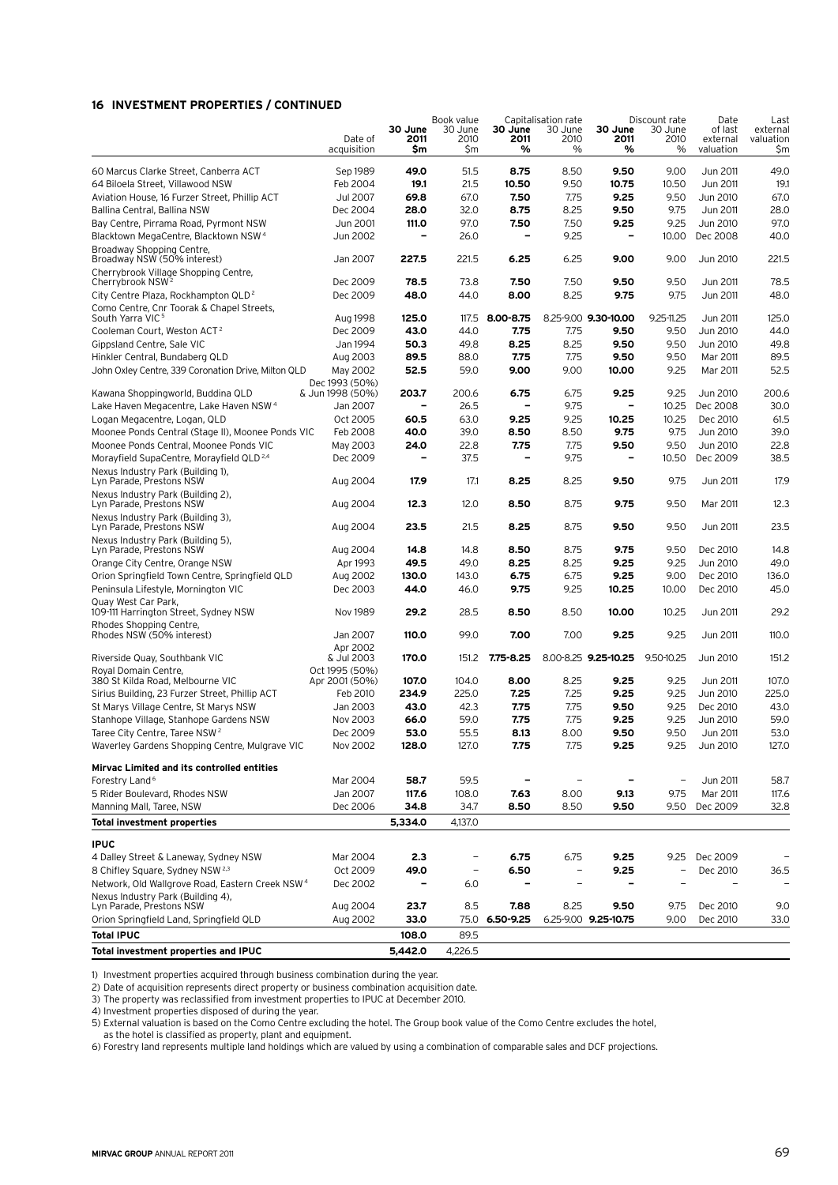## 16 INVESTMENT PROPERTIES / CONTINUED

| | Date of acquisition | Book value 30 June 2011 $m | Book value 30 June 2010 $m | Capitalisation rate 30 June 2011 % | Capitalisation rate 30 June 2010 % | Discount rate 30 June 2011 % | Discount rate 30 June 2010 % | Date of last external valuation | Last external valuation $m |
|---|---|---|---|---|---|---|---|---|---|
| 60 Marcus Clarke Street, Canberra ACT | Sep 1989 | **49.0** | 51.5 | **8.75** | 8.50 | **9.50** | 9.00 | Jun 2011 | 49.0 |
| 64 Biloela Street, Villawood NSW | Feb 2004 | **19.1** | 21.5 | **10.50** | 9.50 | **10.75** | 10.50 | Jun 2011 | 19.1 |
| Aviation House, 16 Furzer Street, Phillip ACT | Jul 2007 | **69.8** | 67.0 | **7.50** | 7.75 | **9.25** | 9.50 | Jun 2010 | 67.0 |
| Ballina Central, Ballina NSW | Dec 2004 | **28.0** | 32.0 | **8.75** | 8.25 | **9.50** | 9.75 | Jun 2011 | 28.0 |
| Bay Centre, Pirrama Road, Pyrmont NSW | Jun 2001 | **111.0** | 97.0 | **7.50** | 7.50 | **9.25** | 9.25 | Jun 2010 | 97.0 |
| Blacktown MegaCentre, Blacktown NSW[4] | Jun 2002 | **–** | 26.0 | **–** | 9.25 | **–** | 10.00 | Dec 2008 | 40.0 |
| Broadway Shopping Centre, Broadway NSW (50% interest) | Jan 2007 | **227.5** | 221.5 | **6.25** | 6.25 | **9.00** | 9.00 | Jun 2010 | 221.5 |
| Cherrybrook Village Shopping Centre, Cherrybrook NSW[2] | Dec 2009 | **78.5** | 73.8 | **7.50** | 7.50 | **9.50** | 9.50 | Jun 2011 | 78.5 |
| City Centre Plaza, Rockhampton QLD[2] | Dec 2009 | **48.0** | 44.0 | **8.00** | 8.25 | **9.75** | 9.75 | Jun 2011 | 48.0 |
| Como Centre, Cnr Toorak & Chapel Streets, South Yarra VIC[5] | Aug 1998 | **125.0** | 117.5 | **8.00-8.75** | 8.25-9.00 | **9.30-10.00** | 9.25-11.25 | Jun 2011 | 125.0 |
| Cooleman Court, Weston ACT[2] | Dec 2009 | **43.0** | 44.0 | **7.75** | 7.75 | **9.50** | 9.50 | Jun 2010 | 44.0 |
| Gippsland Centre, Sale VIC | Jan 1994 | **50.3** | 49.8 | **8.25** | 8.25 | **9.50** | 9.50 | Jun 2010 | 49.8 |
| Hinkler Central, Bundaberg QLD | Aug 2003 | **89.5** | 88.0 | **7.75** | 7.75 | **9.50** | 9.50 | Mar 2011 | 89.5 |
| John Oxley Centre, 339 Coronation Drive, Milton QLD | May 2002 | **52.5** | 59.0 | **9.00** | 9.00 | **10.00** | 9.25 | Mar 2011 | 52.5 |
| Kawana Shoppingworld, Buddina QLD | Dec 1993 (50%) & Jun 1998 (50%) | **203.7** | 200.6 | **6.75** | 6.75 | **9.25** | 9.25 | Jun 2010 | 200.6 |
| Lake Haven Megacentre, Lake Haven NSW[4] | Jan 2007 | **–** | 26.5 | **–** | 9.75 | **–** | 10.25 | Dec 2008 | 30.0 |
| Logan Megacentre, Logan, QLD | Oct 2005 | **60.5** | 63.0 | **9.25** | 9.25 | **10.25** | 10.25 | Dec 2010 | 61.5 |
| Moonee Ponds Central (Stage II), Moonee Ponds VIC | Feb 2008 | **40.0** | 39.0 | **8.50** | 8.50 | **9.75** | 9.75 | Jun 2010 | 39.0 |
| Moonee Ponds Central, Moonee Ponds VIC | May 2003 | **24.0** | 22.8 | **7.75** | 7.75 | **9.50** | 9.50 | Jun 2010 | 22.8 |
| Morayfield SupaCentre, Morayfield QLD[2,4] | Dec 2009 | **–** | 37.5 | **–** | 9.75 | **–** | 10.50 | Dec 2009 | 38.5 |
| Nexus Industry Park (Building 1), Lyn Parade, Prestons NSW | Aug 2004 | **17.9** | 17.1 | **8.25** | 8.25 | **9.50** | 9.75 | Jun 2011 | 17.9 |
| Nexus Industry Park (Building 2), Lyn Parade, Prestons NSW | Aug 2004 | **12.3** | 12.0 | **8.50** | 8.75 | **9.75** | 9.50 | Mar 2011 | 12.3 |
| Nexus Industry Park (Building 3), Lyn Parade, Prestons NSW | Aug 2004 | **23.5** | 21.5 | **8.25** | 8.75 | **9.50** | 9.50 | Jun 2011 | 23.5 |
| Nexus Industry Park (Building 5), Lyn Parade, Prestons NSW | Aug 2004 | **14.8** | 14.8 | **8.50** | 8.75 | **9.75** | 9.50 | Dec 2010 | 14.8 |
| Orange City Centre, Orange NSW | Apr 1993 | **49.5** | 49.0 | **8.25** | 8.25 | **9.25** | 9.25 | Jun 2010 | 49.0 |
| Orion Springfield Town Centre, Springfield QLD | Aug 2002 | **130.0** | 143.0 | **6.75** | 6.75 | **9.25** | 9.00 | Dec 2010 | 136.0 |
| Peninsula Lifestyle, Mornington VIC | Dec 2003 | **44.0** | 46.0 | **9.75** | 9.25 | **10.25** | 10.00 | Dec 2010 | 45.0 |
| Quay West Car Park, 109-111 Harrington Street, Sydney NSW | Nov 1989 | **29.2** | 28.5 | **8.50** | 8.50 | **10.00** | 10.25 | Jun 2011 | 29.2 |
| Rhodes Shopping Centre, Rhodes NSW (50% interest) | Jan 2007 | **110.0** | 99.0 | **7.00** | 7.00 | **9.25** | 9.25 | Jun 2011 | 110.0 |
| Riverside Quay, Southbank VIC | Apr 2002 & Jul 2003 | **170.0** | 151.2 | **7.75-8.25** | 8.00-8.25 | **9.25-10.25** | 9.50-10.25 | Jun 2010 | 151.2 |
| Royal Domain Centre, 380 St Kilda Road, Melbourne VIC | Oct 1995 (50%) Apr 2001 (50%) | **107.0** | 104.0 | **8.00** | 8.25 | **9.25** | 9.25 | Jun 2011 | 107.0 |
| Sirius Building, 23 Furzer Street, Phillip ACT | Feb 2010 | **234.9** | 225.0 | **7.25** | 7.25 | **9.25** | 9.25 | Jun 2010 | 225.0 |
| St Marys Village Centre, St Marys NSW | Jan 2003 | **43.0** | 42.3 | **7.75** | 7.75 | **9.50** | 9.25 | Dec 2010 | 43.0 |
| Stanhope Village, Stanhope Gardens NSW | Nov 2003 | **66.0** | 59.0 | **7.75** | 7.75 | **9.25** | 9.25 | Jun 2010 | 59.0 |
| Taree City Centre, Taree NSW[2] | Dec 2009 | **53.0** | 55.5 | **8.13** | 8.00 | **9.50** | 9.50 | Jun 2011 | 53.0 |
| Waverley Gardens Shopping Centre, Mulgrave VIC | Nov 2002 | **128.0** | 127.0 | **7.75** | 7.75 | **9.25** | 9.25 | Jun 2010 | 127.0 |
| **Mirvac Limited and its controlled entities** | | | | | | | | | |
| Forestry Land[6] | Mar 2004 | **58.7** | 59.5 | **–** | – | **–** | – | Jun 2011 | 58.7 |
| 5 Rider Boulevard, Rhodes NSW | Jan 2007 | **117.6** | 108.0 | **7.63** | 8.00 | **9.13** | 9.75 | Mar 2011 | 117.6 |
| Manning Mall, Taree, NSW | Dec 2006 | **34.8** | 34.7 | **8.50** | 8.50 | **9.50** | 9.50 | Dec 2009 | 32.8 |
| **Total investment properties** | | **5,334.0** | 4,137.0 | | | | | | |
| **IPUC** | | | | | | | | | |
| 4 Dalley Street & Laneway, Sydney NSW | Mar 2004 | **2.3** | – | **6.75** | 6.75 | **9.25** | 9.25 | Dec 2009 | – |
| 8 Chifley Square, Sydney NSW[2,3] | Oct 2009 | **49.0** | – | **6.50** | – | **9.25** | – | Dec 2010 | 36.5 |
| Network, Old Wallgrove Road, Eastern Creek NSW[4] | Dec 2002 | **–** | 6.0 | **–** | – | **–** | – | – | – |
| Nexus Industry Park (Building 4), Lyn Parade, Prestons NSW | Aug 2004 | **23.7** | 8.5 | **7.88** | 8.25 | **9.50** | 9.75 | Dec 2010 | 9.0 |
| Orion Springfield Land, Springfield QLD | Aug 2002 | **33.0** | 75.0 | **6.50-9.25** | 6.25-9.00 | **9.25-10.75** | 9.00 | Dec 2010 | 33.0 |
| **Total IPUC** | | **108.0** | 89.5 | | | | | | |
| **Total investment properties and IPUC** | | **5,442.0** | 4,226.5 | | | | | | |

1) Investment properties acquired through business combination during the year.

2) Date of acquisition represents direct property or business combination acquisition date.

3) The property was reclassified from investment properties to IPUC at December 2010.

4) Investment properties disposed of during the year.

5) External valuation is based on the Como Centre excluding the hotel. The Group book value of the Como Centre excludes the hotel, as the hotel is classified as property, plant and equipment.

6) Forestry land represents multiple land holdings which are valued by using a combination of comparable sales and DCF projections.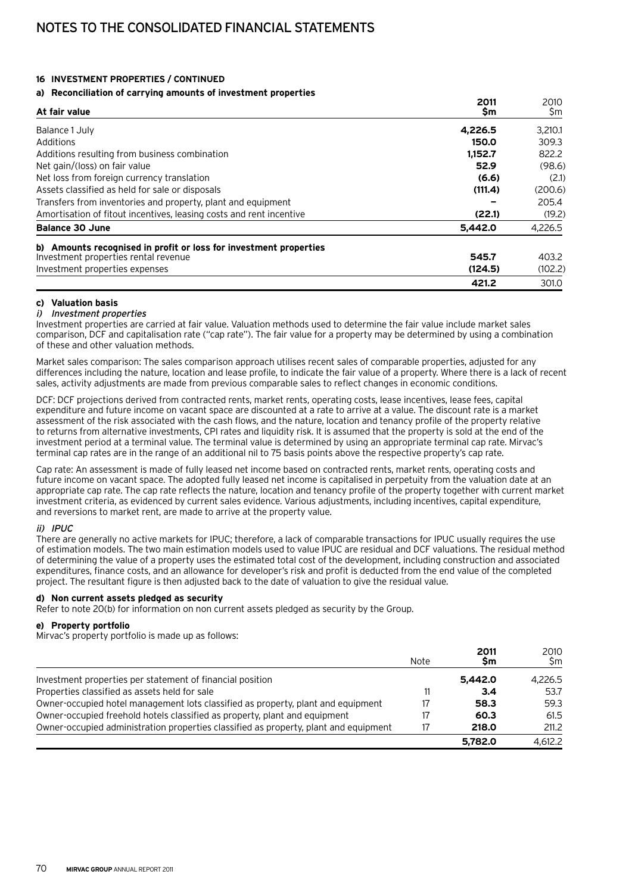# NOTES TO THE CONSOLIDATED FINANCIAL STATEMENTS

**16 INVESTMENT PROPERTIES / CONTINUED**

**a) Reconciliation of carrying amounts of investment properties**

| At fair value | 2011 $m | 2010 $m |
|---|---|---|
| Balance 1 July | **4,226.5** | 3,210.1 |
| Additions | **150.0** | 309.3 |
| Additions resulting from business combination | **1,152.7** | 822.2 |
| Net gain/(loss) on fair value | **52.9** | (98.6) |
| Net loss from foreign currency translation | **(6.6)** | (2.1) |
| Assets classified as held for sale or disposals | **(111.4)** | (200.6) |
| Transfers from inventories and property, plant and equipment | **–** | 205.4 |
| Amortisation of fitout incentives, leasing costs and rent incentive | **(22.1)** | (19.2) |
| **Balance 30 June** | **5,442.0** | 4,226.5 |

**b) Amounts recognised in profit or loss for investment properties**

| | 2011 $m | 2010 $m |
|---|---|---|
| Investment properties rental revenue | **545.7** | 403.2 |
| Investment properties expenses | **(124.5)** | (102.2) |
| | **421.2** | 301.0 |

**c) Valuation basis**

*i) Investment properties*

Investment properties are carried at fair value. Valuation methods used to determine the fair value include market sales comparison, DCF and capitalisation rate ("cap rate"). The fair value for a property may be determined by using a combination of these and other valuation methods.

Market sales comparison: The sales comparison approach utilises recent sales of comparable properties, adjusted for any differences including the nature, location and lease profile, to indicate the fair value of a property. Where there is a lack of recent sales, activity adjustments are made from previous comparable sales to reflect changes in economic conditions.

DCF: DCF projections derived from contracted rents, market rents, operating costs, lease incentives, lease fees, capital expenditure and future income on vacant space are discounted at a rate to arrive at a value. The discount rate is a market assessment of the risk associated with the cash flows, and the nature, location and tenancy profile of the property relative to returns from alternative investments, CPI rates and liquidity risk. It is assumed that the property is sold at the end of the investment period at a terminal value. The terminal value is determined by using an appropriate terminal cap rate. Mirvac's terminal cap rates are in the range of an additional nil to 75 basis points above the respective property's cap rate.

Cap rate: An assessment is made of fully leased net income based on contracted rents, market rents, operating costs and future income on vacant space. The adopted fully leased net income is capitalised in perpetuity from the valuation date at an appropriate cap rate. The cap rate reflects the nature, location and tenancy profile of the property together with current market investment criteria, as evidenced by current sales evidence. Various adjustments, including incentives, capital expenditure, and reversions to market rent, are made to arrive at the property value.

*ii) IPUC*

There are generally no active markets for IPUC; therefore, a lack of comparable transactions for IPUC usually requires the use of estimation models. The two main estimation models used to value IPUC are residual and DCF valuations. The residual method of determining the value of a property uses the estimated total cost of the development, including construction and associated expenditures, finance costs, and an allowance for developer's risk and profit is deducted from the end value of the completed project. The resultant figure is then adjusted back to the date of valuation to give the residual value.

**d) Non current assets pledged as security**

Refer to note 20(b) for information on non current assets pledged as security by the Group.

**e) Property portfolio**

Mirvac's property portfolio is made up as follows:

| | Note | 2011 $m | 2010 $m |
|---|---|---|---|
| Investment properties per statement of financial position | | **5,442.0** | 4,226.5 |
| Properties classified as assets held for sale | 11 | **3.4** | 53.7 |
| Owner-occupied hotel management lots classified as property, plant and equipment | 17 | **58.3** | 59.3 |
| Owner-occupied freehold hotels classified as property, plant and equipment | 17 | **60.3** | 61.5 |
| Owner-occupied administration properties classified as property, plant and equipment | 17 | **218.0** | 211.2 |
| | | **5,782.0** | 4,612.2 |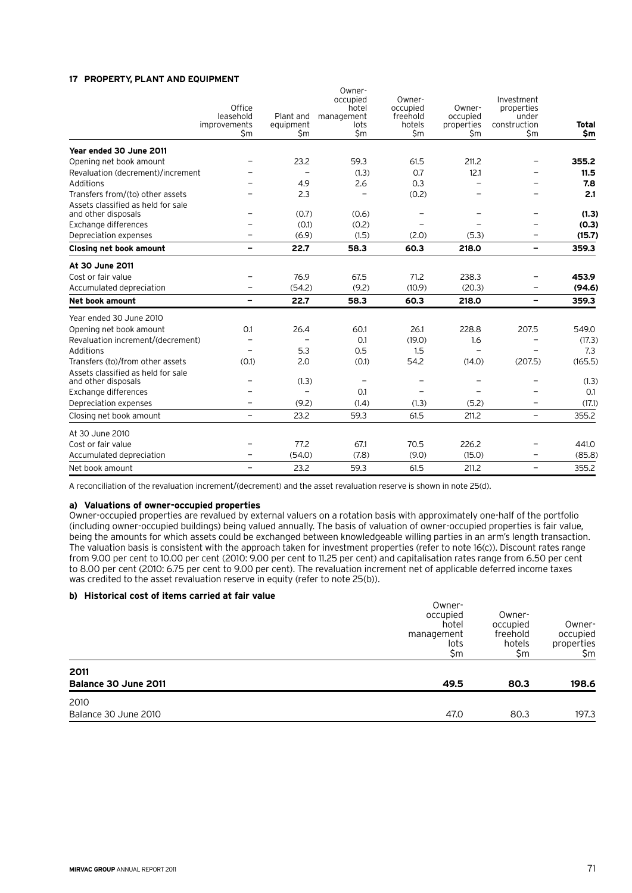## 17 PROPERTY, PLANT AND EQUIPMENT

| | Office leasehold improvements $m | Plant and equipment $m | Owner-occupied hotel management lots $m | Owner-occupied freehold hotels $m | Owner-occupied properties $m | Investment properties under construction $m | Total $m |
|---|---|---|---|---|---|---|---|
| **Year ended 30 June 2011** | | | | | | | |
| Opening net book amount | – | 23.2 | 59.3 | 61.5 | 211.2 | – | **355.2** |
| Revaluation (decrement)/increment | – | – | (1.3) | 0.7 | 12.1 | – | **11.5** |
| Additions | – | 4.9 | 2.6 | 0.3 | – | – | **7.8** |
| Transfers from/(to) other assets | – | 2.3 | – | (0.2) | – | – | **2.1** |
| Assets classified as held for sale and other disposals | – | (0.7) | (0.6) | – | – | – | **(1.3)** |
| Exchange differences | – | (0.1) | (0.2) | – | – | – | **(0.3)** |
| Depreciation expenses | – | (6.9) | (1.5) | (2.0) | (5.3) | – | **(15.7)** |
| **Closing net book amount** | **–** | **22.7** | **58.3** | **60.3** | **218.0** | **–** | **359.3** |
| **At 30 June 2011** | | | | | | | |
| Cost or fair value | – | 76.9 | 67.5 | 71.2 | 238.3 | – | **453.9** |
| Accumulated depreciation | – | (54.2) | (9.2) | (10.9) | (20.3) | – | **(94.6)** |
| **Net book amount** | **–** | **22.7** | **58.3** | **60.3** | **218.0** | **–** | **359.3** |
| Year ended 30 June 2010 | | | | | | | |
| Opening net book amount | 0.1 | 26.4 | 60.1 | 26.1 | 228.8 | 207.5 | 549.0 |
| Revaluation increment/(decrement) | – | – | 0.1 | (19.0) | 1.6 | – | (17.3) |
| Additions | – | 5.3 | 0.5 | 1.5 | – | – | 7.3 |
| Transfers (to)/from other assets | (0.1) | 2.0 | (0.1) | 54.2 | (14.0) | (207.5) | (165.5) |
| Assets classified as held for sale and other disposals | – | (1.3) | – | – | – | – | (1.3) |
| Exchange differences | – | – | 0.1 | – | – | – | 0.1 |
| Depreciation expenses | – | (9.2) | (1.4) | (1.3) | (5.2) | – | (17.1) |
| Closing net book amount | – | 23.2 | 59.3 | 61.5 | 211.2 | – | 355.2 |
| At 30 June 2010 | | | | | | | |
| Cost or fair value | – | 77.2 | 67.1 | 70.5 | 226.2 | – | 441.0 |
| Accumulated depreciation | – | (54.0) | (7.8) | (9.0) | (15.0) | – | (85.8) |
| Net book amount | – | 23.2 | 59.3 | 61.5 | 211.2 | – | 355.2 |

A reconciliation of the revaluation increment/(decrement) and the asset revaluation reserve is shown in note 25(d).

### a) Valuations of owner-occupied properties

Owner-occupied properties are revalued by external valuers on a rotation basis with approximately one-half of the portfolio (including owner-occupied buildings) being valued annually. The basis of valuation of owner-occupied properties is fair value, being the amounts for which assets could be exchanged between knowledgeable willing parties in an arm's length transaction. The valuation basis is consistent with the approach taken for investment properties (refer to note 16(c)). Discount rates range from 9.00 per cent to 10.00 per cent (2010: 9.00 per cent to 11.25 per cent) and capitalisation rates range from 6.50 per cent to 8.00 per cent (2010: 6.75 per cent to 9.00 per cent). The revaluation increment net of applicable deferred income taxes was credited to the asset revaluation reserve in equity (refer to note 25(b)).

### b) Historical cost of items carried at fair value

| | Owner-occupied hotel management lots $m | Owner-occupied freehold hotels $m | Owner-occupied properties $m |
|---|---|---|---|
| **2011** | | | |
| **Balance 30 June 2011** | **49.5** | **80.3** | **198.6** |
| 2010 | | | |
| Balance 30 June 2010 | 47.0 | 80.3 | 197.3 |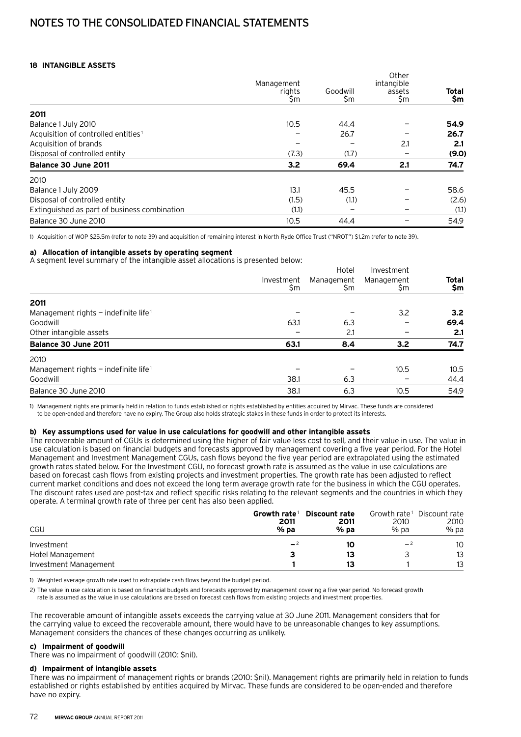# NOTES TO THE CONSOLIDATED FINANCIAL STATEMENTS

## 18 INTANGIBLE ASSETS

| | Management rights $m | Goodwill $m | Other intangible assets $m | **Total $m** |
|---|---|---|---|---|
| **2011** | | | | |
| Balance 1 July 2010 | 10.5 | 44.4 | – | **54.9** |
| Acquisition of controlled entities[1] | – | 26.7 | – | **26.7** |
| Acquisition of brands | – | – | 2.1 | **2.1** |
| Disposal of controlled entity | (7.3) | (1.7) | – | **(9.0)** |
| **Balance 30 June 2011** | **3.2** | **69.4** | **2.1** | **74.7** |
| 2010 | | | | |
| Balance 1 July 2009 | 13.1 | 45.5 | – | 58.6 |
| Disposal of controlled entity | (1.5) | (1.1) | – | (2.6) |
| Extinguished as part of business combination | (1.1) | – | – | (1.1) |
| Balance 30 June 2010 | 10.5 | 44.4 | – | 54.9 |

1) Acquisition of WOP $25.5m (refer to note 39) and acquisition of remaining interest in North Ryde Office Trust ("NROT") $1.2m (refer to note 39).

### a) Allocation of intangible assets by operating segment

A segment level summary of the intangible asset allocations is presented below:

| | Investment $m | Hotel Management $m | Investment Management $m | **Total $m** |
|---|---|---|---|---|
| **2011** | | | | |
| Management rights – indefinite life[1] | – | – | 3.2 | **3.2** |
| Goodwill | 63.1 | 6.3 | – | **69.4** |
| Other intangible assets | – | 2.1 | – | **2.1** |
| **Balance 30 June 2011** | **63.1** | **8.4** | **3.2** | **74.7** |
| 2010 | | | | |
| Management rights – indefinite life[1] | – | – | 10.5 | 10.5 |
| Goodwill | 38.1 | 6.3 | – | 44.4 |
| Balance 30 June 2010 | 38.1 | 6.3 | 10.5 | 54.9 |

1) Management rights are primarily held in relation to funds established or rights established by entities acquired by Mirvac. These funds are considered to be open-ended and therefore have no expiry. The Group also holds strategic stakes in these funds in order to protect its interests.

### b) Key assumptions used for value in use calculations for goodwill and other intangible assets

The recoverable amount of CGUs is determined using the higher of fair value less cost to sell, and their value in use. The value in use calculation is based on financial budgets and forecasts approved by management covering a five year period. For the Hotel Management and Investment Management CGUs, cash flows beyond the five year period are extrapolated using the estimated growth rates stated below. For the Investment CGU, no forecast growth rate is assumed as the value in use calculations are based on forecast cash flows from existing projects and investment properties. The growth rate has been adjusted to reflect current market conditions and does not exceed the long term average growth rate for the business in which the CGU operates. The discount rates used are post-tax and reflect specific risks relating to the relevant segments and the countries in which they operate. A terminal growth rate of three per cent has also been applied.

| CGU | **Growth rate[1] 2011 % pa** | **Discount rate 2011 % pa** | Growth rate[1] 2010 % pa | Discount rate 2010 % pa |
|---|---|---|---|---|
| Investment | **–[2]** | **10** | –[2] | 10 |
| Hotel Management | **3** | **13** | 3 | 13 |
| Investment Management | **1** | **13** | 1 | 13 |

1) Weighted average growth rate used to extrapolate cash flows beyond the budget period.

2) The value in use calculation is based on financial budgets and forecasts approved by management covering a five year period. No forecast growth rate is assumed as the value in use calculations are based on forecast cash flows from existing projects and investment properties.

The recoverable amount of intangible assets exceeds the carrying value at 30 June 2011. Management considers that for the carrying value to exceed the recoverable amount, there would have to be unreasonable changes to key assumptions. Management considers the chances of these changes occurring as unlikely.

### c) Impairment of goodwill

There was no impairment of goodwill (2010: $nil).

### d) Impairment of intangible assets

There was no impairment of management rights or brands (2010: $nil). Management rights are primarily held in relation to funds established or rights established by entities acquired by Mirvac. These funds are considered to be open-ended and therefore have no expiry.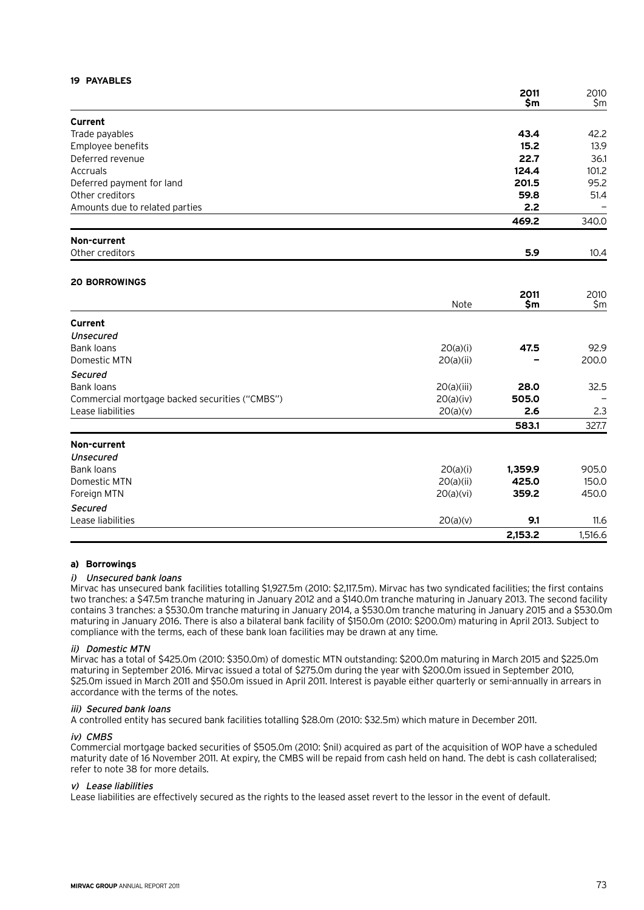## 19 PAYABLES

| | 2011 $m | 2010 $m |
|---|---|---|
| **Current** | | |
| Trade payables | **43.4** | 42.2 |
| Employee benefits | **15.2** | 13.9 |
| Deferred revenue | **22.7** | 36.1 |
| Accruals | **124.4** | 101.2 |
| Deferred payment for land | **201.5** | 95.2 |
| Other creditors | **59.8** | 51.4 |
| Amounts due to related parties | **2.2** | – |
| | **469.2** | 340.0 |
| **Non-current** | | |
| Other creditors | **5.9** | 10.4 |

## 20 BORROWINGS

| | Note | 2011 $m | 2010 $m |
|---|---|---|---|
| **Current** | | | |
| *Unsecured* | | | |
| Bank loans | 20(a)(i) | **47.5** | 92.9 |
| Domestic MTN | 20(a)(ii) | **–** | 200.0 |
| *Secured* | | | |
| Bank loans | 20(a)(iii) | **28.0** | 32.5 |
| Commercial mortgage backed securities ("CMBS") | 20(a)(iv) | **505.0** | – |
| Lease liabilities | 20(a)(v) | **2.6** | 2.3 |
| | | **583.1** | 327.7 |
| **Non-current** | | | |
| *Unsecured* | | | |
| Bank loans | 20(a)(i) | **1,359.9** | 905.0 |
| Domestic MTN | 20(a)(ii) | **425.0** | 150.0 |
| Foreign MTN | 20(a)(vi) | **359.2** | 450.0 |
| *Secured* | | | |
| Lease liabilities | 20(a)(v) | **9.1** | 11.6 |
| | | **2,153.2** | 1,516.6 |

### a) Borrowings

*i) Unsecured bank loans*

Mirvac has unsecured bank facilities totalling $1,927.5m (2010: $2,117.5m). Mirvac has two syndicated facilities; the first contains two tranches: a $47.5m tranche maturing in January 2012 and a $140.0m tranche maturing in January 2013. The second facility contains 3 tranches: a $530.0m tranche maturing in January 2014, a $530.0m tranche maturing in January 2015 and a $530.0m maturing in January 2016. There is also a bilateral bank facility of $150.0m (2010: $200.0m) maturing in April 2013. Subject to compliance with the terms, each of these bank loan facilities may be drawn at any time.

*ii) Domestic MTN*

Mirvac has a total of $425.0m (2010: $350.0m) of domestic MTN outstanding: $200.0m maturing in March 2015 and $225.0m maturing in September 2016. Mirvac issued a total of $275.0m during the year with $200.0m issued in September 2010, $25.0m issued in March 2011 and $50.0m issued in April 2011. Interest is payable either quarterly or semi-annually in arrears in accordance with the terms of the notes.

*iii) Secured bank loans*

A controlled entity has secured bank facilities totalling $28.0m (2010: $32.5m) which mature in December 2011.

*iv) CMBS*

Commercial mortgage backed securities of $505.0m (2010: $nil) acquired as part of the acquisition of WOP have a scheduled maturity date of 16 November 2011. At expiry, the CMBS will be repaid from cash held on hand. The debt is cash collateralised; refer to note 38 for more details.

*v) Lease liabilities*

Lease liabilities are effectively secured as the rights to the leased asset revert to the lessor in the event of default.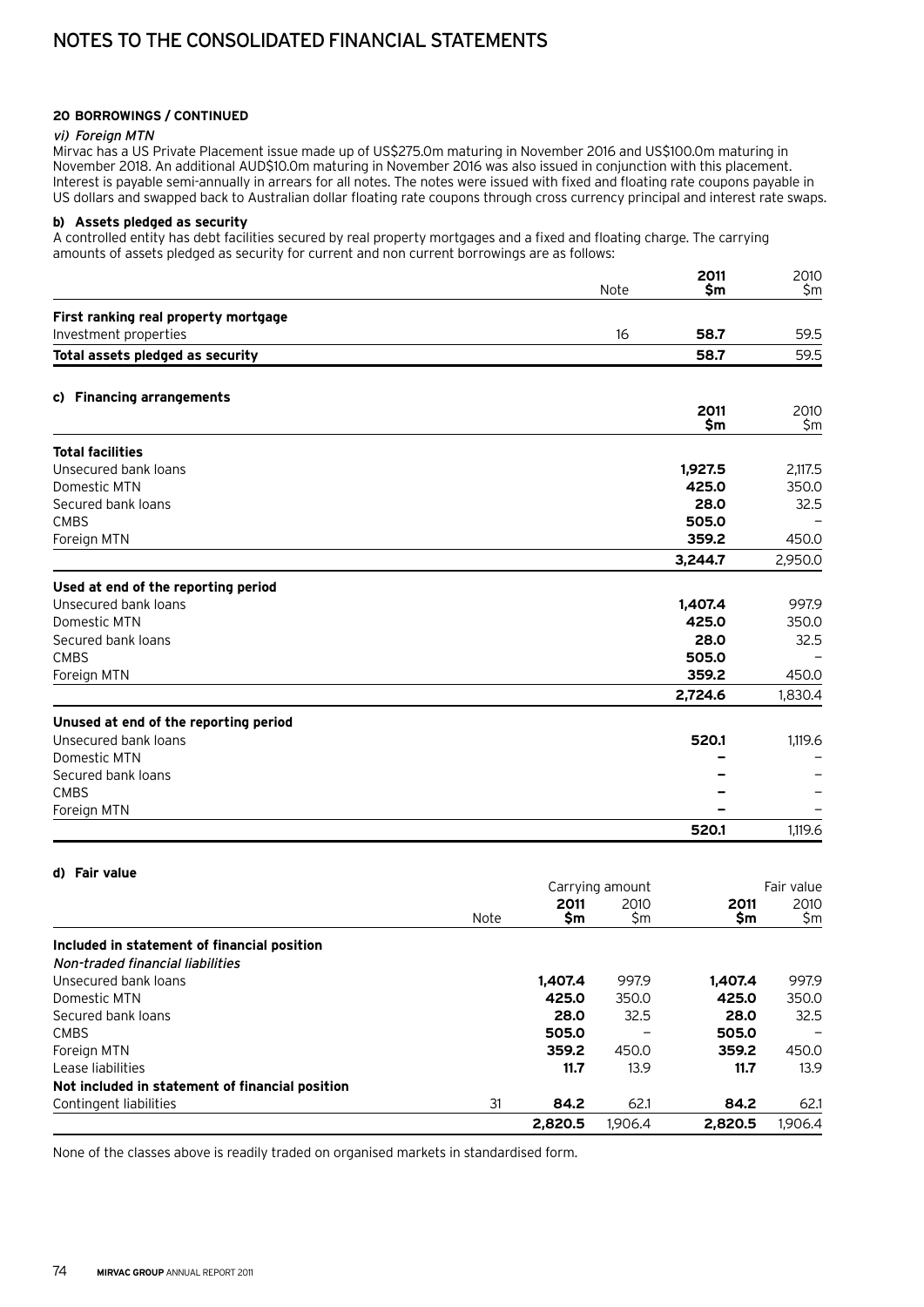## 20 BORROWINGS / CONTINUED

*vi) Foreign MTN*

Mirvac has a US Private Placement issue made up of US$275.0m maturing in November 2016 and US$100.0m maturing in November 2018. An additional AUD$10.0m maturing in November 2016 was also issued in conjunction with this placement. Interest is payable semi-annually in arrears for all notes. The notes were issued with fixed and floating rate coupons payable in US dollars and swapped back to Australian dollar floating rate coupons through cross currency principal and interest rate swaps.

### b) Assets pledged as security

A controlled entity has debt facilities secured by real property mortgages and a fixed and floating charge. The carrying amounts of assets pledged as security for current and non current borrowings are as follows:

| | Note | **2011 $m** | 2010 $m |
|---|---|---|---|
| **First ranking real property mortgage** | | | |
| Investment properties | 16 | **58.7** | 59.5 |
| **Total assets pledged as security** | | **58.7** | 59.5 |

### c) Financing arrangements

| | **2011 $m** | 2010 $m |
|---|---|---|
| **Total facilities** | | |
| Unsecured bank loans | **1,927.5** | 2,117.5 |
| Domestic MTN | **425.0** | 350.0 |
| Secured bank loans | **28.0** | 32.5 |
| CMBS | **505.0** | – |
| Foreign MTN | **359.2** | 450.0 |
| | **3,244.7** | 2,950.0 |
| **Used at end of the reporting period** | | |
| Unsecured bank loans | **1,407.4** | 997.9 |
| Domestic MTN | **425.0** | 350.0 |
| Secured bank loans | **28.0** | 32.5 |
| CMBS | **505.0** | – |
| Foreign MTN | **359.2** | 450.0 |
| | **2,724.6** | 1,830.4 |
| **Unused at end of the reporting period** | | |
| Unsecured bank loans | **520.1** | 1,119.6 |
| Domestic MTN | **–** | – |
| Secured bank loans | **–** | – |
| CMBS | **–** | – |
| Foreign MTN | **–** | – |
| | **520.1** | 1,119.6 |

### d) Fair value

| | Note | Carrying amount **2011 $m** | Carrying amount 2010 $m | Fair value **2011 $m** | Fair value 2010 $m |
|---|---|---|---|---|---|
| **Included in statement of financial position** | | | | | |
| *Non-traded financial liabilities* | | | | | |
| Unsecured bank loans | | **1,407.4** | 997.9 | **1,407.4** | 997.9 |
| Domestic MTN | | **425.0** | 350.0 | **425.0** | 350.0 |
| Secured bank loans | | **28.0** | 32.5 | **28.0** | 32.5 |
| CMBS | | **505.0** | – | **505.0** | – |
| Foreign MTN | | **359.2** | 450.0 | **359.2** | 450.0 |
| Lease liabilities | | **11.7** | 13.9 | **11.7** | 13.9 |
| **Not included in statement of financial position** | | | | | |
| Contingent liabilities | 31 | **84.2** | 62.1 | **84.2** | 62.1 |
| | | **2,820.5** | 1,906.4 | **2,820.5** | 1,906.4 |

None of the classes above is readily traded on organised markets in standardised form.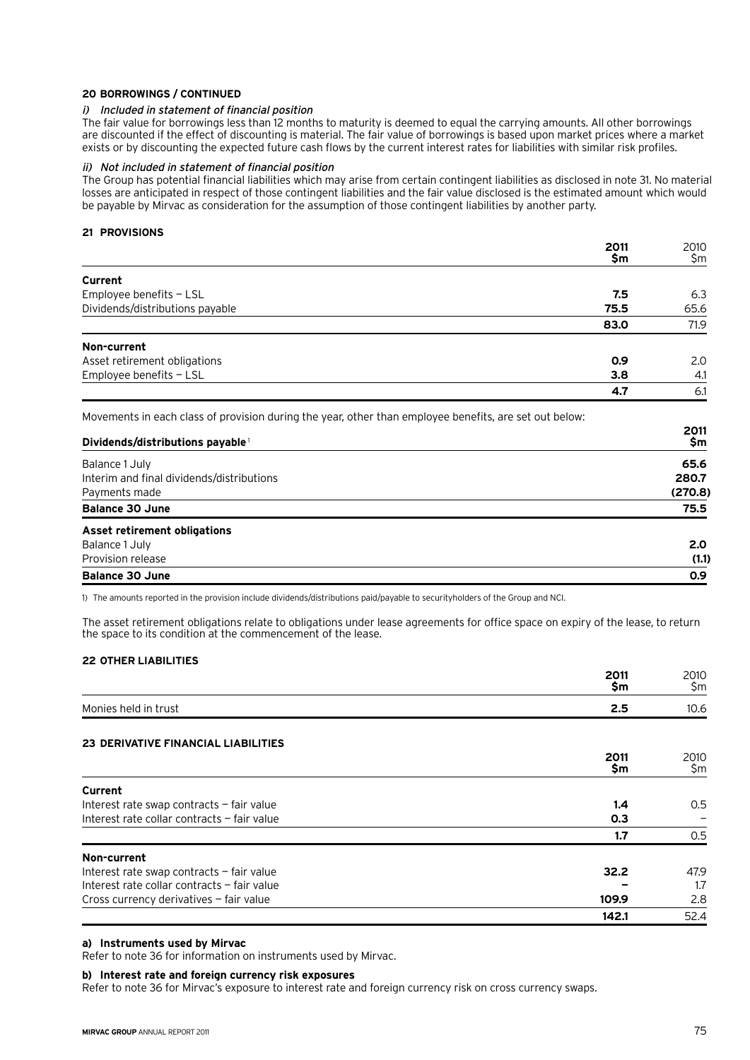### 20 BORROWINGS / CONTINUED

*i) Included in statement of financial position*

The fair value for borrowings less than 12 months to maturity is deemed to equal the carrying amounts. All other borrowings are discounted if the effect of discounting is material. The fair value of borrowings is based upon market prices where a market exists or by discounting the expected future cash flows by the current interest rates for liabilities with similar risk profiles.

*ii) Not included in statement of financial position*

The Group has potential financial liabilities which may arise from certain contingent liabilities as disclosed in note 31. No material losses are anticipated in respect of those contingent liabilities and the fair value disclosed is the estimated amount which would be payable by Mirvac as consideration for the assumption of those contingent liabilities by another party.

### 21 PROVISIONS

| | 2011 $m | 2010 $m |
|---|---|---|
| **Current** | | |
| Employee benefits – LSL | **7.5** | 6.3 |
| Dividends/distributions payable | **75.5** | 65.6 |
| | **83.0** | 71.9 |
| **Non-current** | | |
| Asset retirement obligations | **0.9** | 2.0 |
| Employee benefits – LSL | **3.8** | 4.1 |
| | **4.7** | 6.1 |

Movements in each class of provision during the year, other than employee benefits, are set out below:

| **Dividends/distributions payable**[1] | 2011 $m |
|---|---|
| Balance 1 July | **65.6** |
| Interim and final dividends/distributions | **280.7** |
| Payments made | **(270.8)** |
| **Balance 30 June** | **75.5** |
| **Asset retirement obligations** | |
| Balance 1 July | **2.0** |
| Provision release | **(1.1)** |
| **Balance 30 June** | **0.9** |

1) The amounts reported in the provision include dividends/distributions paid/payable to securityholders of the Group and NCI.

The asset retirement obligations relate to obligations under lease agreements for office space on expiry of the lease, to return the space to its condition at the commencement of the lease.

### 22 OTHER LIABILITIES

| | 2011 $m | 2010 $m |
|---|---|---|
| Monies held in trust | **2.5** | 10.6 |

### 23 DERIVATIVE FINANCIAL LIABILITIES

| | 2011 $m | 2010 $m |
|---|---|---|
| **Current** | | |
| Interest rate swap contracts – fair value | **1.4** | 0.5 |
| Interest rate collar contracts – fair value | **0.3** | – |
| | **1.7** | 0.5 |
| **Non-current** | | |
| Interest rate swap contracts – fair value | **32.2** | 47.9 |
| Interest rate collar contracts – fair value | **–** | 1.7 |
| Cross currency derivatives – fair value | **109.9** | 2.8 |
| | **142.1** | 52.4 |

**a) Instruments used by Mirvac**

Refer to note 36 for information on instruments used by Mirvac.

**b) Interest rate and foreign currency risk exposures**

Refer to note 36 for Mirvac's exposure to interest rate and foreign currency risk on cross currency swaps.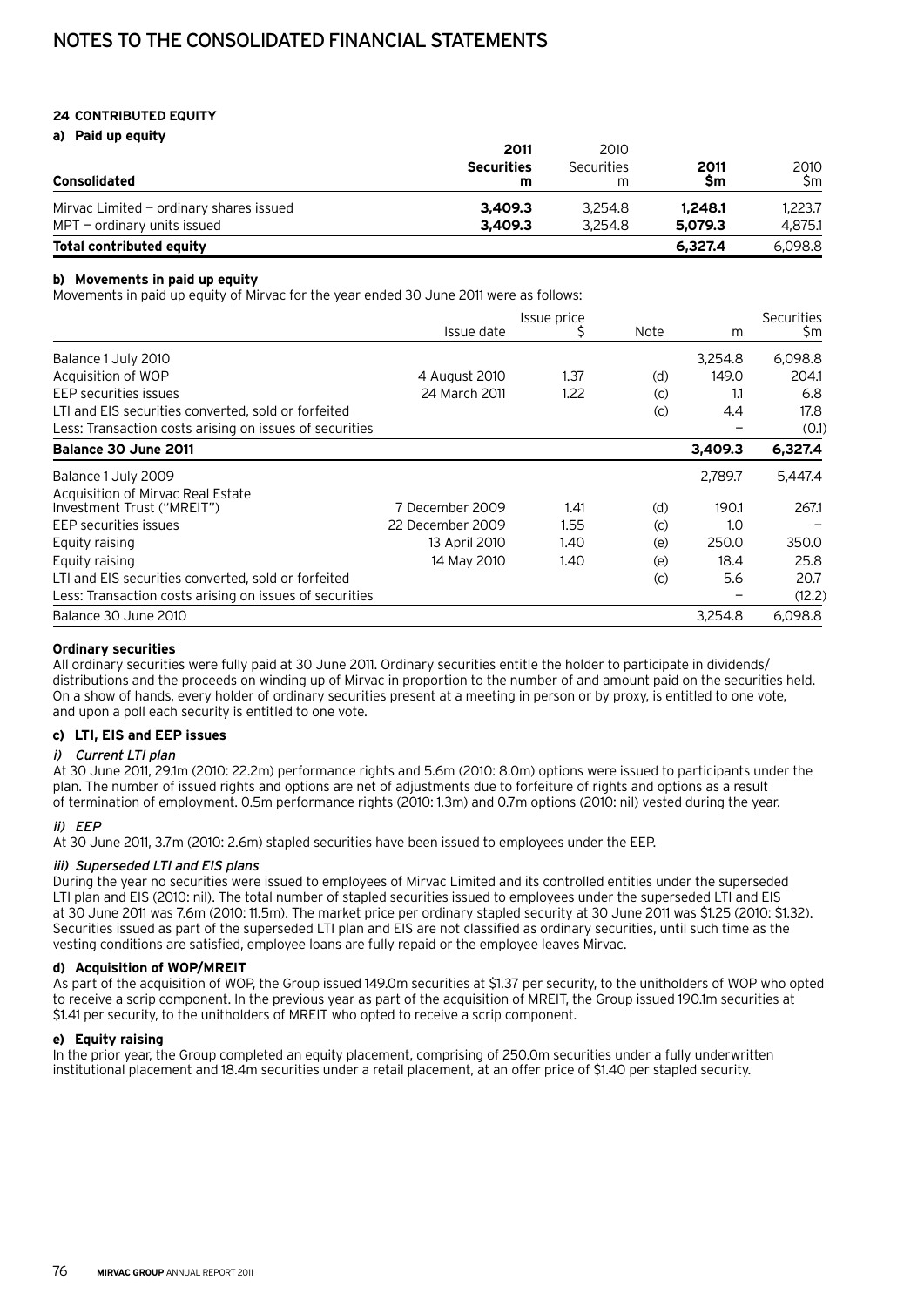# NOTES TO THE CONSOLIDATED FINANCIAL STATEMENTS

## 24 CONTRIBUTED EQUITY

### a) Paid up equity

| Consolidated | 2011 Securities m | 2010 Securities m | 2011 $m | 2010 $m |
|---|---|---|---|---|
| Mirvac Limited — ordinary shares issued | **3,409.3** | 3,254.8 | **1,248.1** | 1,223.7 |
| MPT — ordinary units issued | **3,409.3** | 3,254.8 | **5,079.3** | 4,875.1 |
| **Total contributed equity** | | | **6,327.4** | 6,098.8 |

### b) Movements in paid up equity

Movements in paid up equity of Mirvac for the year ended 30 June 2011 were as follows:

| | Issue date | Issue price $ | Note | m | Securities $m |
|---|---|---|---|---|---|
| Balance 1 July 2010 | | | | 3,254.8 | 6,098.8 |
| Acquisition of WOP | 4 August 2010 | 1.37 | (d) | 149.0 | 204.1 |
| EEP securities issues | 24 March 2011 | 1.22 | (c) | 1.1 | 6.8 |
| LTI and EIS securities converted, sold or forfeited | | | (c) | 4.4 | 17.8 |
| Less: Transaction costs arising on issues of securities | | | | – | (0.1) |
| **Balance 30 June 2011** | | | | **3,409.3** | **6,327.4** |
| Balance 1 July 2009 | | | | 2,789.7 | 5,447.4 |
| Acquisition of Mirvac Real Estate Investment Trust ("MREIT") | 7 December 2009 | 1.41 | (d) | 190.1 | 267.1 |
| EEP securities issues | 22 December 2009 | 1.55 | (c) | 1.0 | – |
| Equity raising | 13 April 2010 | 1.40 | (e) | 250.0 | 350.0 |
| Equity raising | 14 May 2010 | 1.40 | (e) | 18.4 | 25.8 |
| LTI and EIS securities converted, sold or forfeited | | | (c) | 5.6 | 20.7 |
| Less: Transaction costs arising on issues of securities | | | | – | (12.2) |
| Balance 30 June 2010 | | | | 3,254.8 | 6,098.8 |

**Ordinary securities**

All ordinary securities were fully paid at 30 June 2011. Ordinary securities entitle the holder to participate in dividends/distributions and the proceeds on winding up of Mirvac in proportion to the number of and amount paid on the securities held. On a show of hands, every holder of ordinary securities present at a meeting in person or by proxy, is entitled to one vote, and upon a poll each security is entitled to one vote.

### c) LTI, EIS and EEP issues

*i) Current LTI plan*

At 30 June 2011, 29.1m (2010: 22.2m) performance rights and 5.6m (2010: 8.0m) options were issued to participants under the plan. The number of issued rights and options are net of adjustments due to forfeiture of rights and options as a result of termination of employment. 0.5m performance rights (2010: 1.3m) and 0.7m options (2010: nil) vested during the year.

*ii) EEP*

At 30 June 2011, 3.7m (2010: 2.6m) stapled securities have been issued to employees under the EEP.

*iii) Superseded LTI and EIS plans*

During the year no securities were issued to employees of Mirvac Limited and its controlled entities under the superseded LTI plan and EIS (2010: nil). The total number of stapled securities issued to employees under the superseded LTI and EIS at 30 June 2011 was 7.6m (2010: 11.5m). The market price per ordinary stapled security at 30 June 2011 was $1.25 (2010: $1.32). Securities issued as part of the superseded LTI plan and EIS are not classified as ordinary securities, until such time as the vesting conditions are satisfied, employee loans are fully repaid or the employee leaves Mirvac.

### d) Acquisition of WOP/MREIT

As part of the acquisition of WOP, the Group issued 149.0m securities at $1.37 per security, to the unitholders of WOP who opted to receive a scrip component. In the previous year as part of the acquisition of MREIT, the Group issued 190.1m securities at $1.41 per security, to the unitholders of MREIT who opted to receive a scrip component.

### e) Equity raising

In the prior year, the Group completed an equity placement, comprising of 250.0m securities under a fully underwritten institutional placement and 18.4m securities under a retail placement, at an offer price of $1.40 per stapled security.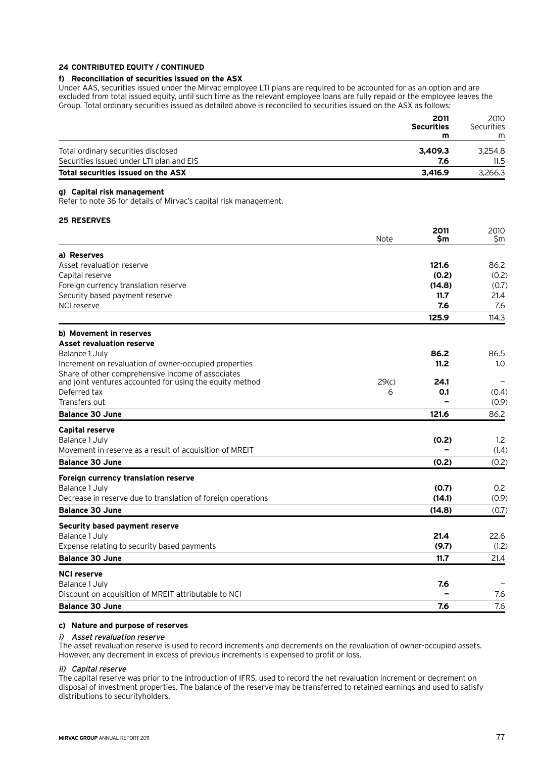**24 CONTRIBUTED EQUITY / CONTINUED**

**f) Reconciliation of securities issued on the ASX**

Under AAS, securities issued under the Mirvac employee LTI plans are required to be accounted for as an option and are excluded from total issued equity, until such time as the relevant employee loans are fully repaid or the employee leaves the Group. Total ordinary securities issued as detailed above is reconciled to securities issued on the ASX as follows:

| | **2011 Securities m** | 2010 Securities m |
|---|---|---|
| Total ordinary securities disclosed | **3,409.3** | 3,254.8 |
| Securities issued under LTI plan and EIS | **7.6** | 11.5 |
| **Total securities issued on the ASX** | **3,416.9** | 3,266.3 |

**g) Capital risk management**

Refer to note 36 for details of Mirvac's capital risk management.

**25 RESERVES**

| | Note | **2011 $m** | 2010 $m |
|---|---|---|---|
| **a) Reserves** | | | |
| Asset revaluation reserve | | **121.6** | 86.2 |
| Capital reserve | | **(0.2)** | (0.2) |
| Foreign currency translation reserve | | **(14.8)** | (0.7) |
| Security based payment reserve | | **11.7** | 21.4 |
| NCI reserve | | **7.6** | 7.6 |
| | | **125.9** | 114.3 |
| **b) Movement in reserves** | | | |
| **Asset revaluation reserve** | | | |
| Balance 1 July | | **86.2** | 86.5 |
| Increment on revaluation of owner-occupied properties | | **11.2** | 1.0 |
| Share of other comprehensive income of associates and joint ventures accounted for using the equity method | 29(c) | **24.1** | – |
| Deferred tax | 6 | **0.1** | (0.4) |
| Transfers out | | **–** | (0.9) |
| **Balance 30 June** | | **121.6** | 86.2 |
| **Capital reserve** | | | |
| Balance 1 July | | **(0.2)** | 1.2 |
| Movement in reserve as a result of acquisition of MREIT | | **–** | (1.4) |
| **Balance 30 June** | | **(0.2)** | (0.2) |
| **Foreign currency translation reserve** | | | |
| Balance 1 July | | **(0.7)** | 0.2 |
| Decrease in reserve due to translation of foreign operations | | **(14.1)** | (0.9) |
| **Balance 30 June** | | **(14.8)** | (0.7) |
| **Security based payment reserve** | | | |
| Balance 1 July | | **21.4** | 22.6 |
| Expense relating to security based payments | | **(9.7)** | (1.2) |
| **Balance 30 June** | | **11.7** | 21.4 |
| **NCI reserve** | | | |
| Balance 1 July | | **7.6** | – |
| Discount on acquisition of MREIT attributable to NCI | | **–** | 7.6 |
| **Balance 30 June** | | **7.6** | 7.6 |

**c) Nature and purpose of reserves**

*i) Asset revaluation reserve*

The asset revaluation reserve is used to record increments and decrements on the revaluation of owner-occupied assets. However, any decrement in excess of previous increments is expensed to profit or loss.

*ii) Capital reserve*

The capital reserve was prior to the introduction of IFRS, used to record the net revaluation increment or decrement on disposal of investment properties. The balance of the reserve may be transferred to retained earnings and used to satisfy distributions to securityholders.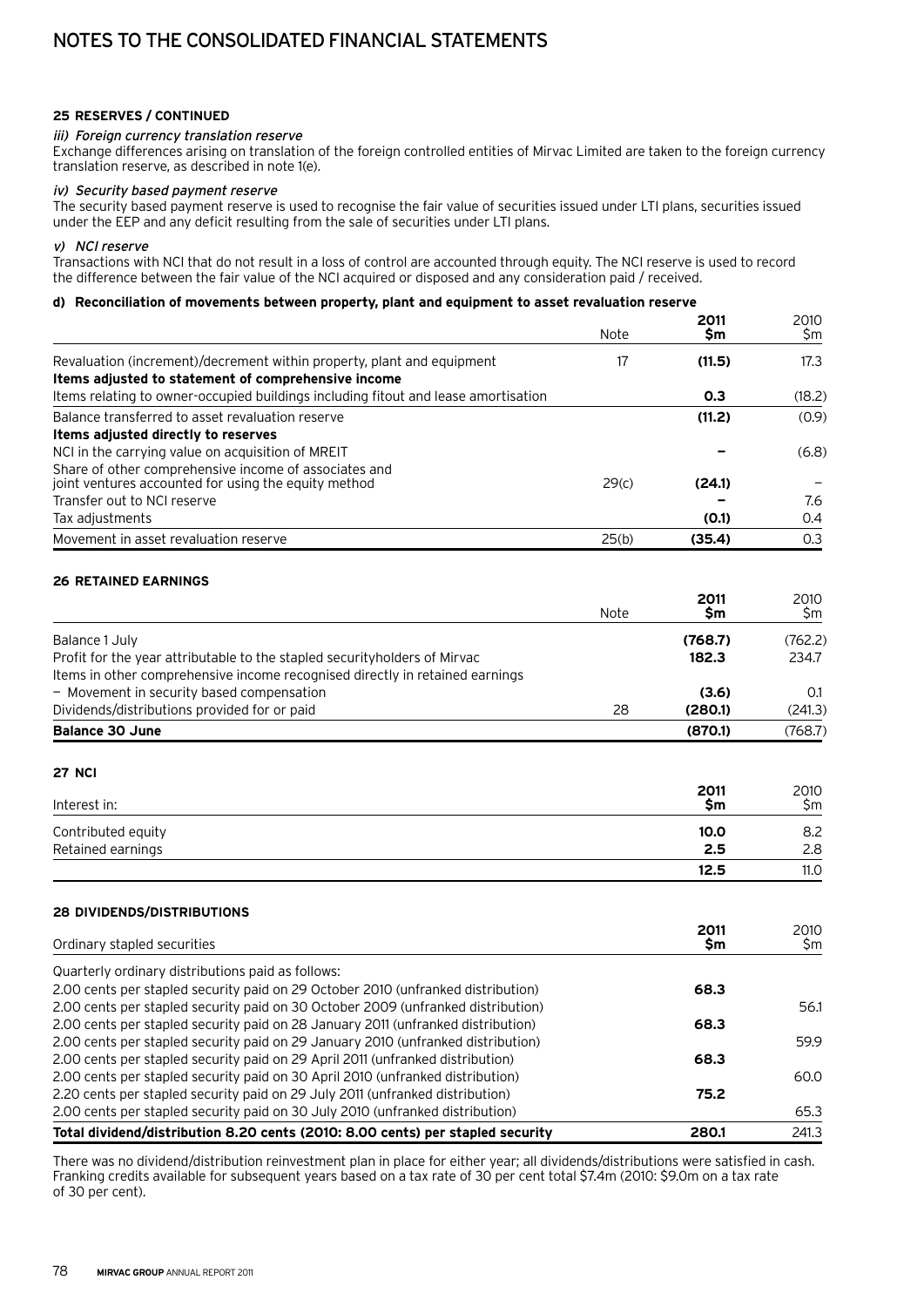# NOTES TO THE CONSOLIDATED FINANCIAL STATEMENTS

**25 RESERVES / CONTINUED**

*iii) Foreign currency translation reserve*

Exchange differences arising on translation of the foreign controlled entities of Mirvac Limited are taken to the foreign currency translation reserve, as described in note 1(e).

*iv) Security based payment reserve*

The security based payment reserve is used to recognise the fair value of securities issued under LTI plans, securities issued under the EEP and any deficit resulting from the sale of securities under LTI plans.

*v) NCI reserve*

Transactions with NCI that do not result in a loss of control are accounted through equity. The NCI reserve is used to record the difference between the fair value of the NCI acquired or disposed and any consideration paid / received.

**d) Reconciliation of movements between property, plant and equipment to asset revaluation reserve**

| | Note | 2011 $m | 2010 $m |
|---|---|---|---|
| Revaluation (increment)/decrement within property, plant and equipment | 17 | **(11.5)** | 17.3 |
| **Items adjusted to statement of comprehensive income** | | | |
| Items relating to owner-occupied buildings including fitout and lease amortisation | | **0.3** | (18.2) |
| Balance transferred to asset revaluation reserve | | **(11.2)** | (0.9) |
| **Items adjusted directly to reserves** | | | |
| NCI in the carrying value on acquisition of MREIT | | **–** | (6.8) |
| Share of other comprehensive income of associates and joint ventures accounted for using the equity method | 29(c) | **(24.1)** | – |
| Transfer out to NCI reserve | | **–** | 7.6 |
| Tax adjustments | | **(0.1)** | 0.4 |
| Movement in asset revaluation reserve | 25(b) | **(35.4)** | 0.3 |

**26 RETAINED EARNINGS**

| | Note | 2011 $m | 2010 $m |
|---|---|---|---|
| Balance 1 July | | **(768.7)** | (762.2) |
| Profit for the year attributable to the stapled securityholders of Mirvac | | **182.3** | 234.7 |
| Items in other comprehensive income recognised directly in retained earnings | | | |
| – Movement in security based compensation | | **(3.6)** | 0.1 |
| Dividends/distributions provided for or paid | 28 | **(280.1)** | (241.3) |
| **Balance 30 June** | | **(870.1)** | (768.7) |

**27 NCI**

| Interest in: | 2011 $m | 2010 $m |
|---|---|---|
| Contributed equity | **10.0** | 8.2 |
| Retained earnings | **2.5** | 2.8 |
| | **12.5** | 11.0 |

**28 DIVIDENDS/DISTRIBUTIONS**

| Ordinary stapled securities | 2011 $m | 2010 $m |
|---|---|---|
| Quarterly ordinary distributions paid as follows: | | |
| 2.00 cents per stapled security paid on 29 October 2010 (unfranked distribution) | **68.3** | |
| 2.00 cents per stapled security paid on 30 October 2009 (unfranked distribution) | | 56.1 |
| 2.00 cents per stapled security paid on 28 January 2011 (unfranked distribution) | **68.3** | |
| 2.00 cents per stapled security paid on 29 January 2010 (unfranked distribution) | | 59.9 |
| 2.00 cents per stapled security paid on 29 April 2011 (unfranked distribution) | **68.3** | |
| 2.00 cents per stapled security paid on 30 April 2010 (unfranked distribution) | | 60.0 |
| 2.20 cents per stapled security paid on 29 July 2011 (unfranked distribution) | **75.2** | |
| 2.00 cents per stapled security paid on 30 July 2010 (unfranked distribution) | | 65.3 |
| **Total dividend/distribution 8.20 cents (2010: 8.00 cents) per stapled security** | **280.1** | 241.3 |

There was no dividend/distribution reinvestment plan in place for either year; all dividends/distributions were satisfied in cash. Franking credits available for subsequent years based on a tax rate of 30 per cent total $7.4m (2010: $9.0m on a tax rate of 30 per cent).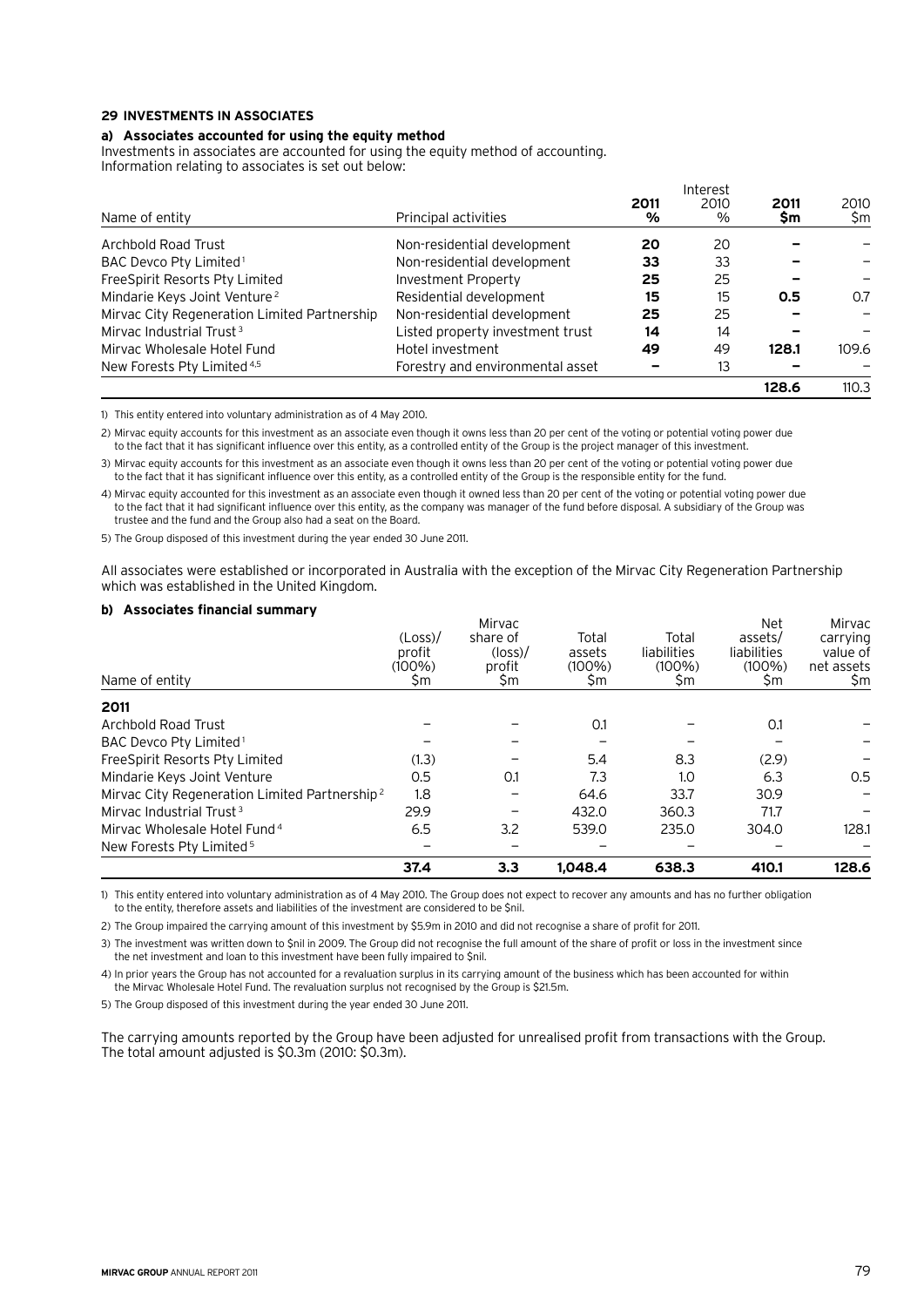**29 INVESTMENTS IN ASSOCIATES**

**a) Associates accounted for using the equity method**

Investments in associates are accounted for using the equity method of accounting.
Information relating to associates is set out below:

| Name of entity | Principal activities | Interest 2011 % | Interest 2010 % | 2011 $m | 2010 $m |
|---|---|---|---|---|---|
| Archbold Road Trust | Non-residential development | **20** | 20 | **–** | – |
| BAC Devco Pty Limited[1] | Non-residential development | **33** | 33 | **–** | – |
| FreeSpirit Resorts Pty Limited | Investment Property | **25** | 25 | **–** | – |
| Mindarie Keys Joint Venture[2] | Residential development | **15** | 15 | **0.5** | 0.7 |
| Mirvac City Regeneration Limited Partnership | Non-residential development | **25** | 25 | **–** | – |
| Mirvac Industrial Trust[3] | Listed property investment trust | **14** | 14 | **–** | – |
| Mirvac Wholesale Hotel Fund | Hotel investment | **49** | 49 | **128.1** | 109.6 |
| New Forests Pty Limited[4,5] | Forestry and environmental asset | **–** | 13 | **–** | – |
| | | | | **128.6** | 110.3 |

1) This entity entered into voluntary administration as of 4 May 2010.

2) Mirvac equity accounts for this investment as an associate even though it owns less than 20 per cent of the voting or potential voting power due to the fact that it has significant influence over this entity, as a controlled entity of the Group is the project manager of this investment.

3) Mirvac equity accounts for this investment as an associate even though it owns less than 20 per cent of the voting or potential voting power due to the fact that it has significant influence over this entity, as a controlled entity of the Group is the responsible entity for the fund.

4) Mirvac equity accounted for this investment as an associate even though it owned less than 20 per cent of the voting or potential voting power due to the fact that it had significant influence over this entity, as the company was manager of the fund before disposal. A subsidiary of the Group was trustee and the fund and the Group also had a seat on the Board.

5) The Group disposed of this investment during the year ended 30 June 2011.

All associates were established or incorporated in Australia with the exception of the Mirvac City Regeneration Partnership which was established in the United Kingdom.

**b) Associates financial summary**

| Name of entity | (Loss)/ profit (100%) $m | Mirvac share of (loss)/ profit $m | Total assets (100%) $m | Total liabilities (100%) $m | Net assets/ liabilities (100%) $m | Mirvac carrying value of net assets $m |
|---|---|---|---|---|---|---|
| **2011** | | | | | | |
| Archbold Road Trust | – | – | 0.1 | – | 0.1 | – |
| BAC Devco Pty Limited[1] | – | – | – | – | – | – |
| FreeSpirit Resorts Pty Limited | (1.3) | – | 5.4 | 8.3 | (2.9) | – |
| Mindarie Keys Joint Venture | 0.5 | 0.1 | 7.3 | 1.0 | 6.3 | 0.5 |
| Mirvac City Regeneration Limited Partnership[2] | 1.8 | – | 64.6 | 33.7 | 30.9 | – |
| Mirvac Industrial Trust[3] | 29.9 | – | 432.0 | 360.3 | 71.7 | – |
| Mirvac Wholesale Hotel Fund[4] | 6.5 | 3.2 | 539.0 | 235.0 | 304.0 | 128.1 |
| New Forests Pty Limited[5] | – | – | – | – | – | – |
| | **37.4** | **3.3** | **1,048.4** | **638.3** | **410.1** | **128.6** |

1) This entity entered into voluntary administration as of 4 May 2010. The Group does not expect to recover any amounts and has no further obligation to the entity, therefore assets and liabilities of the investment are considered to be $nil.

2) The Group impaired the carrying amount of this investment by $5.9m in 2010 and did not recognise a share of profit for 2011.

3) The investment was written down to $nil in 2009. The Group did not recognise the full amount of the share of profit or loss in the investment since the net investment and loan to this investment have been fully impaired to $nil.

4) In prior years the Group has not accounted for a revaluation surplus in its carrying amount of the business which has been accounted for within the Mirvac Wholesale Hotel Fund. The revaluation surplus not recognised by the Group is $21.5m.

5) The Group disposed of this investment during the year ended 30 June 2011.

The carrying amounts reported by the Group have been adjusted for unrealised profit from transactions with the Group. The total amount adjusted is $0.3m (2010: $0.3m).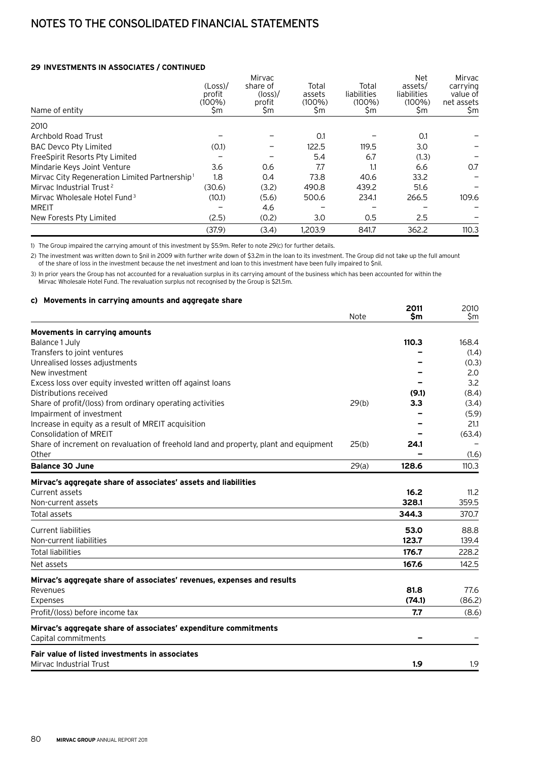# NOTES TO THE CONSOLIDATED FINANCIAL STATEMENTS

### 29 INVESTMENTS IN ASSOCIATES / CONTINUED

| Name of entity | (Loss)/ profit (100%) $m | Mirvac share of (loss)/ profit $m | Total assets (100%) $m | Total liabilities (100%) $m | Net assets/ liabilities (100%) $m | Mirvac carrying value of net assets $m |
|---|---|---|---|---|---|---|
| 2010 | | | | | | |
| Archbold Road Trust | – | – | 0.1 | – | 0.1 | – |
| BAC Devco Pty Limited | (0.1) | – | 122.5 | 119.5 | 3.0 | – |
| FreeSpirit Resorts Pty Limited | – | – | 5.4 | 6.7 | (1.3) | – |
| Mindarie Keys Joint Venture | 3.6 | 0.6 | 7.7 | 1.1 | 6.6 | 0.7 |
| Mirvac City Regeneration Limited Partnership[1] | 1.8 | 0.4 | 73.8 | 40.6 | 33.2 | – |
| Mirvac Industrial Trust[2] | (30.6) | (3.2) | 490.8 | 439.2 | 51.6 | – |
| Mirvac Wholesale Hotel Fund[3] | (10.1) | (5.6) | 500.6 | 234.1 | 266.5 | 109.6 |
| MREIT | – | 4.6 | – | – | – | – |
| New Forests Pty Limited | (2.5) | (0.2) | 3.0 | 0.5 | 2.5 | – |
| | (37.9) | (3.4) | 1,203.9 | 841.7 | 362.2 | 110.3 |

1) The Group impaired the carrying amount of this investment by $5.9m. Refer to note 29(c) for further details.

2) The investment was written down to $nil in 2009 with further write down of $3.2m in the loan to its investment. The Group did not take up the full amount of the share of loss in the investment because the net investment and loan to this investment have been fully impaired to $nil.

3) In prior years the Group has not accounted for a revaluation surplus in its carrying amount of the business which has been accounted for within the Mirvac Wholesale Hotel Fund. The revaluation surplus not recognised by the Group is $21.5m.

#### c) Movements in carrying amounts and aggregate share

| | Note | 2011 $m | 2010 $m |
|---|---|---|---|
| **Movements in carrying amounts** | | | |
| Balance 1 July | | **110.3** | 168.4 |
| Transfers to joint ventures | | **–** | (1.4) |
| Unrealised losses adjustments | | **–** | (0.3) |
| New investment | | **–** | 2.0 |
| Excess loss over equity invested written off against loans | | **–** | 3.2 |
| Distributions received | | **(9.1)** | (8.4) |
| Share of profit/(loss) from ordinary operating activities | 29(b) | **3.3** | (3.4) |
| Impairment of investment | | **–** | (5.9) |
| Increase in equity as a result of MREIT acquisition | | **–** | 21.1 |
| Consolidation of MREIT | | **–** | (63.4) |
| Share of increment on revaluation of freehold land and property, plant and equipment | 25(b) | **24.1** | – |
| Other | | **–** | (1.6) |
| **Balance 30 June** | 29(a) | **128.6** | 110.3 |
| **Mirvac's aggregate share of associates' assets and liabilities** | | | |
| Current assets | | **16.2** | 11.2 |
| Non-current assets | | **328.1** | 359.5 |
| Total assets | | **344.3** | 370.7 |
| Current liabilities | | **53.0** | 88.8 |
| Non-current liabilities | | **123.7** | 139.4 |
| Total liabilities | | **176.7** | 228.2 |
| Net assets | | **167.6** | 142.5 |
| **Mirvac's aggregate share of associates' revenues, expenses and results** | | | |
| Revenues | | **81.8** | 77.6 |
| Expenses | | **(74.1)** | (86.2) |
| Profit/(loss) before income tax | | **7.7** | (8.6) |
| **Mirvac's aggregate share of associates' expenditure commitments** | | | |
| Capital commitments | | **–** | – |
| **Fair value of listed investments in associates** | | | |
| Mirvac Industrial Trust | | **1.9** | 1.9 |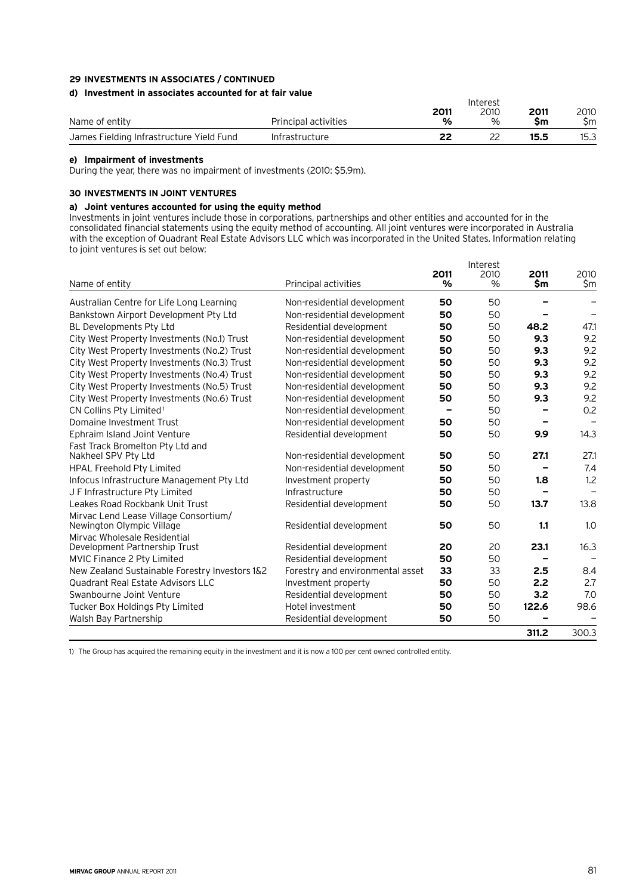## 29 INVESTMENTS IN ASSOCIATES / CONTINUED

### d) Investment in associates accounted for at fair value

| Name of entity | Principal activities | Interest 2011 % | 2010 % | 2011 $m | 2010 $m |
|---|---|---|---|---|---|
| James Fielding Infrastructure Yield Fund | Infrastructure | **22** | 22 | **15.5** | 15.3 |

### e) Impairment of investments

During the year, there was no impairment of investments (2010: $5.9m).

## 30 INVESTMENTS IN JOINT VENTURES

### a) Joint ventures accounted for using the equity method

Investments in joint ventures include those in corporations, partnerships and other entities and accounted for in the consolidated financial statements using the equity method of accounting. All joint ventures were incorporated in Australia with the exception of Quadrant Real Estate Advisors LLC which was incorporated in the United States. Information relating to joint ventures is set out below:

| Name of entity | Principal activities | Interest 2011 % | 2010 % | 2011 $m | 2010 $m |
|---|---|---|---|---|---|
| Australian Centre for Life Long Learning | Non-residential development | **50** | 50 | **–** | – |
| Bankstown Airport Development Pty Ltd | Non-residential development | **50** | 50 | **–** | – |
| BL Developments Pty Ltd | Residential development | **50** | 50 | **48.2** | 47.1 |
| City West Property Investments (No.1) Trust | Non-residential development | **50** | 50 | **9.3** | 9.2 |
| City West Property Investments (No.2) Trust | Non-residential development | **50** | 50 | **9.3** | 9.2 |
| City West Property Investments (No.3) Trust | Non-residential development | **50** | 50 | **9.3** | 9.2 |
| City West Property Investments (No.4) Trust | Non-residential development | **50** | 50 | **9.3** | 9.2 |
| City West Property Investments (No.5) Trust | Non-residential development | **50** | 50 | **9.3** | 9.2 |
| City West Property Investments (No.6) Trust | Non-residential development | **50** | 50 | **9.3** | 9.2 |
| CN Collins Pty Limited[1] | Non-residential development | **–** | 50 | **–** | 0.2 |
| Domaine Investment Trust | Non-residential development | **50** | 50 | **–** | – |
| Ephraim Island Joint Venture | Residential development | **50** | 50 | **9.9** | 14.3 |
| Fast Track Bromelton Pty Ltd and Nakheel SPV Pty Ltd | Non-residential development | **50** | 50 | **27.1** | 27.1 |
| HPAL Freehold Pty Limited | Non-residential development | **50** | 50 | **–** | 7.4 |
| Infocus Infrastructure Management Pty Ltd | Investment property | **50** | 50 | **1.8** | 1.2 |
| J F Infrastructure Pty Limited | Infrastructure | **50** | 50 | **–** | – |
| Leakes Road Rockbank Unit Trust | Residential development | **50** | 50 | **13.7** | 13.8 |
| Mirvac Lend Lease Village Consortium/ Newington Olympic Village | Residential development | **50** | 50 | **1.1** | 1.0 |
| Mirvac Wholesale Residential Development Partnership Trust | Residential development | **20** | 20 | **23.1** | 16.3 |
| MVIC Finance 2 Pty Limited | Residential development | **50** | 50 | **–** | – |
| New Zealand Sustainable Forestry Investors 1&2 | Forestry and environmental asset | **33** | 33 | **2.5** | 8.4 |
| Quadrant Real Estate Advisors LLC | Investment property | **50** | 50 | **2.2** | 2.7 |
| Swanbourne Joint Venture | Residential development | **50** | 50 | **3.2** | 7.0 |
| Tucker Box Holdings Pty Limited | Hotel investment | **50** | 50 | **122.6** | 98.6 |
| Walsh Bay Partnership | Residential development | **50** | 50 | **–** | – |
| | | | | **311.2** | 300.3 |

1) The Group has acquired the remaining equity in the investment and it is now a 100 per cent owned controlled entity.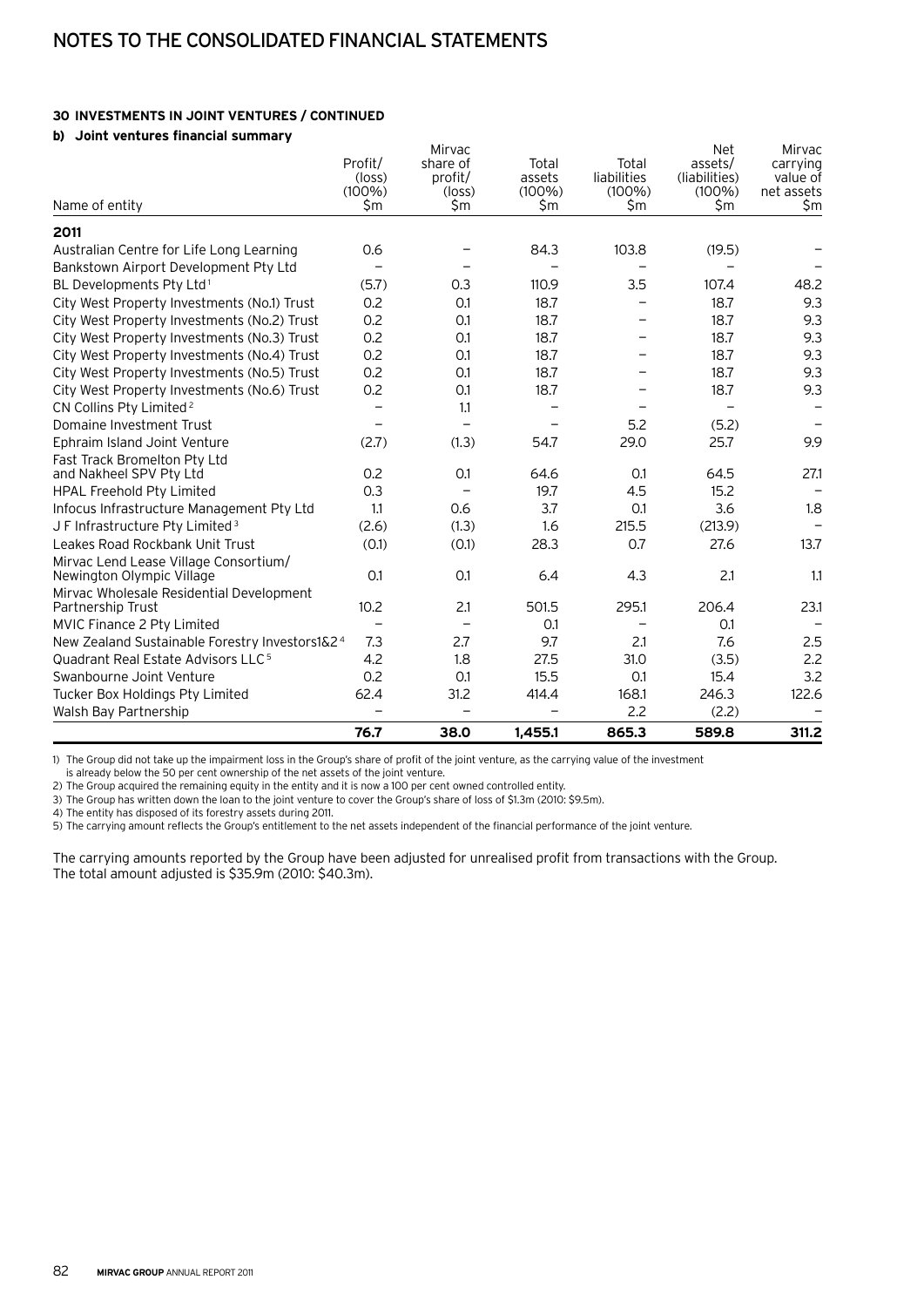# NOTES TO THE CONSOLIDATED FINANCIAL STATEMENTS

### 30 INVESTMENTS IN JOINT VENTURES / CONTINUED

#### b) Joint ventures financial summary

| Name of entity | Profit/ (loss) (100%) $m | Mirvac share of profit/ (loss) $m | Total assets (100%) $m | Total liabilities (100%) $m | Net assets/ (liabilities) (100%) $m | Mirvac carrying value of net assets $m |
|---|---|---|---|---|---|---|
| **2011** | | | | | | |
| Australian Centre for Life Long Learning | 0.6 | – | 84.3 | 103.8 | (19.5) | – |
| Bankstown Airport Development Pty Ltd | – | – | – | – | – | – |
| BL Developments Pty Ltd[1] | (5.7) | 0.3 | 110.9 | 3.5 | 107.4 | 48.2 |
| City West Property Investments (No.1) Trust | 0.2 | 0.1 | 18.7 | – | 18.7 | 9.3 |
| City West Property Investments (No.2) Trust | 0.2 | 0.1 | 18.7 | – | 18.7 | 9.3 |
| City West Property Investments (No.3) Trust | 0.2 | 0.1 | 18.7 | – | 18.7 | 9.3 |
| City West Property Investments (No.4) Trust | 0.2 | 0.1 | 18.7 | – | 18.7 | 9.3 |
| City West Property Investments (No.5) Trust | 0.2 | 0.1 | 18.7 | – | 18.7 | 9.3 |
| City West Property Investments (No.6) Trust | 0.2 | 0.1 | 18.7 | – | 18.7 | 9.3 |
| CN Collins Pty Limited[2] | – | 1.1 | – | – | – | – |
| Domaine Investment Trust | – | – | – | 5.2 | (5.2) | – |
| Ephraim Island Joint Venture | (2.7) | (1.3) | 54.7 | 29.0 | 25.7 | 9.9 |
| Fast Track Bromelton Pty Ltd and Nakheel SPV Pty Ltd | 0.2 | 0.1 | 64.6 | 0.1 | 64.5 | 27.1 |
| HPAL Freehold Pty Limited | 0.3 | – | 19.7 | 4.5 | 15.2 | – |
| Infocus Infrastructure Management Pty Ltd | 1.1 | 0.6 | 3.7 | 0.1 | 3.6 | 1.8 |
| J F Infrastructure Pty Limited[3] | (2.6) | (1.3) | 1.6 | 215.5 | (213.9) | – |
| Leakes Road Rockbank Unit Trust | (0.1) | (0.1) | 28.3 | 0.7 | 27.6 | 13.7 |
| Mirvac Lend Lease Village Consortium/ Newington Olympic Village | 0.1 | 0.1 | 6.4 | 4.3 | 2.1 | 1.1 |
| Mirvac Wholesale Residential Development Partnership Trust | 10.2 | 2.1 | 501.5 | 295.1 | 206.4 | 23.1 |
| MVIC Finance 2 Pty Limited | – | – | 0.1 | – | 0.1 | – |
| New Zealand Sustainable Forestry Investors1&2[4] | 7.3 | 2.7 | 9.7 | 2.1 | 7.6 | 2.5 |
| Quadrant Real Estate Advisors LLC[5] | 4.2 | 1.8 | 27.5 | 31.0 | (3.5) | 2.2 |
| Swanbourne Joint Venture | 0.2 | 0.1 | 15.5 | 0.1 | 15.4 | 3.2 |
| Tucker Box Holdings Pty Limited | 62.4 | 31.2 | 414.4 | 168.1 | 246.3 | 122.6 |
| Walsh Bay Partnership | – | – | – | 2.2 | (2.2) | – |
| | **76.7** | **38.0** | **1,455.1** | **865.3** | **589.8** | **311.2** |

1) The Group did not take up the impairment loss in the Group's share of profit of the joint venture, as the carrying value of the investment is already below the 50 per cent ownership of the net assets of the joint venture.
2) The Group acquired the remaining equity in the entity and it is now a 100 per cent owned controlled entity.
3) The Group has written down the loan to the joint venture to cover the Group's share of loss of $1.3m (2010: $9.5m).
4) The entity has disposed of its forestry assets during 2011.
5) The carrying amount reflects the Group's entitlement to the net assets independent of the financial performance of the joint venture.

The carrying amounts reported by the Group have been adjusted for unrealised profit from transactions with the Group. The total amount adjusted is $35.9m (2010: $40.3m).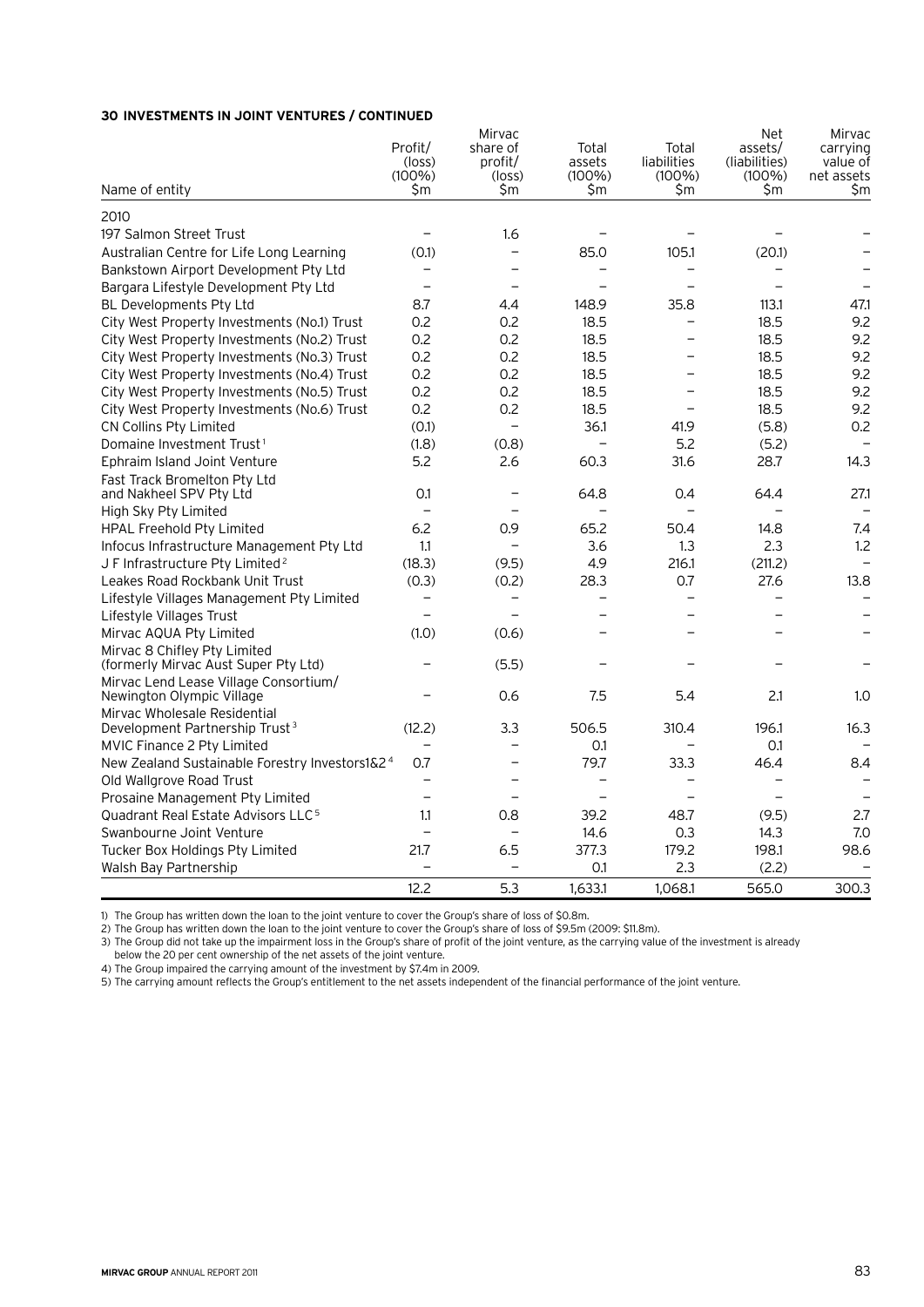**30 INVESTMENTS IN JOINT VENTURES / CONTINUED**

| Name of entity | Profit/ (loss) (100%) $m | Mirvac share of profit/ (loss) $m | Total assets (100%) $m | Total liabilities (100%) $m | Net assets/ (liabilities) (100%) $m | Mirvac carrying value of net assets $m |
|---|---|---|---|---|---|---|
| 2010 | | | | | | |
| 197 Salmon Street Trust | – | 1.6 | – | – | – | – |
| Australian Centre for Life Long Learning | (0.1) | – | 85.0 | 105.1 | (20.1) | – |
| Bankstown Airport Development Pty Ltd | – | – | – | – | – | – |
| Bargara Lifestyle Development Pty Ltd | – | – | – | – | – | – |
| BL Developments Pty Ltd | 8.7 | 4.4 | 148.9 | 35.8 | 113.1 | 47.1 |
| City West Property Investments (No.1) Trust | 0.2 | 0.2 | 18.5 | – | 18.5 | 9.2 |
| City West Property Investments (No.2) Trust | 0.2 | 0.2 | 18.5 | – | 18.5 | 9.2 |
| City West Property Investments (No.3) Trust | 0.2 | 0.2 | 18.5 | – | 18.5 | 9.2 |
| City West Property Investments (No.4) Trust | 0.2 | 0.2 | 18.5 | – | 18.5 | 9.2 |
| City West Property Investments (No.5) Trust | 0.2 | 0.2 | 18.5 | – | 18.5 | 9.2 |
| City West Property Investments (No.6) Trust | 0.2 | 0.2 | 18.5 | – | 18.5 | 9.2 |
| CN Collins Pty Limited | (0.1) | – | 36.1 | 41.9 | (5.8) | 0.2 |
| Domaine Investment Trust[1] | (1.8) | (0.8) | – | 5.2 | (5.2) | – |
| Ephraim Island Joint Venture | 5.2 | 2.6 | 60.3 | 31.6 | 28.7 | 14.3 |
| Fast Track Bromelton Pty Ltd and Nakheel SPV Pty Ltd | 0.1 | – | 64.8 | 0.4 | 64.4 | 27.1 |
| High Sky Pty Limited | – | – | – | – | – | – |
| HPAL Freehold Pty Limited | 6.2 | 0.9 | 65.2 | 50.4 | 14.8 | 7.4 |
| Infocus Infrastructure Management Pty Ltd | 1.1 | – | 3.6 | 1.3 | 2.3 | 1.2 |
| J F Infrastructure Pty Limited[2] | (18.3) | (9.5) | 4.9 | 216.1 | (211.2) | – |
| Leakes Road Rockbank Unit Trust | (0.3) | (0.2) | 28.3 | 0.7 | 27.6 | 13.8 |
| Lifestyle Villages Management Pty Limited | – | – | – | – | – | – |
| Lifestyle Villages Trust | – | – | – | – | – | – |
| Mirvac AQUA Pty Limited | (1.0) | (0.6) | – | – | – | – |
| Mirvac 8 Chifley Pty Limited (formerly Mirvac Aust Super Pty Ltd) | – | (5.5) | – | – | – | – |
| Mirvac Lend Lease Village Consortium/ Newington Olympic Village | – | 0.6 | 7.5 | 5.4 | 2.1 | 1.0 |
| Mirvac Wholesale Residential Development Partnership Trust[3] | (12.2) | 3.3 | 506.5 | 310.4 | 196.1 | 16.3 |
| MVIC Finance 2 Pty Limited | – | – | 0.1 | – | 0.1 | – |
| New Zealand Sustainable Forestry Investors1&2[4] | 0.7 | – | 79.7 | 33.3 | 46.4 | 8.4 |
| Old Wallgrove Road Trust | – | – | – | – | – | – |
| Prosaine Management Pty Limited | – | – | – | – | – | – |
| Quadrant Real Estate Advisors LLC[5] | 1.1 | 0.8 | 39.2 | 48.7 | (9.5) | 2.7 |
| Swanbourne Joint Venture | – | – | 14.6 | 0.3 | 14.3 | 7.0 |
| Tucker Box Holdings Pty Limited | 21.7 | 6.5 | 377.3 | 179.2 | 198.1 | 98.6 |
| Walsh Bay Partnership | – | – | 0.1 | 2.3 | (2.2) | – |
| | 12.2 | 5.3 | 1,633.1 | 1,068.1 | 565.0 | 300.3 |

1) The Group has written down the loan to the joint venture to cover the Group's share of loss of $0.8m.

2) The Group has written down the loan to the joint venture to cover the Group's share of loss of $9.5m (2009: $11.8m).

3) The Group did not take up the impairment loss in the Group's share of profit of the joint venture, as the carrying value of the investment is already below the 20 per cent ownership of the net assets of the joint venture.

4) The Group impaired the carrying amount of the investment by $7.4m in 2009.

5) The carrying amount reflects the Group's entitlement to the net assets independent of the financial performance of the joint venture.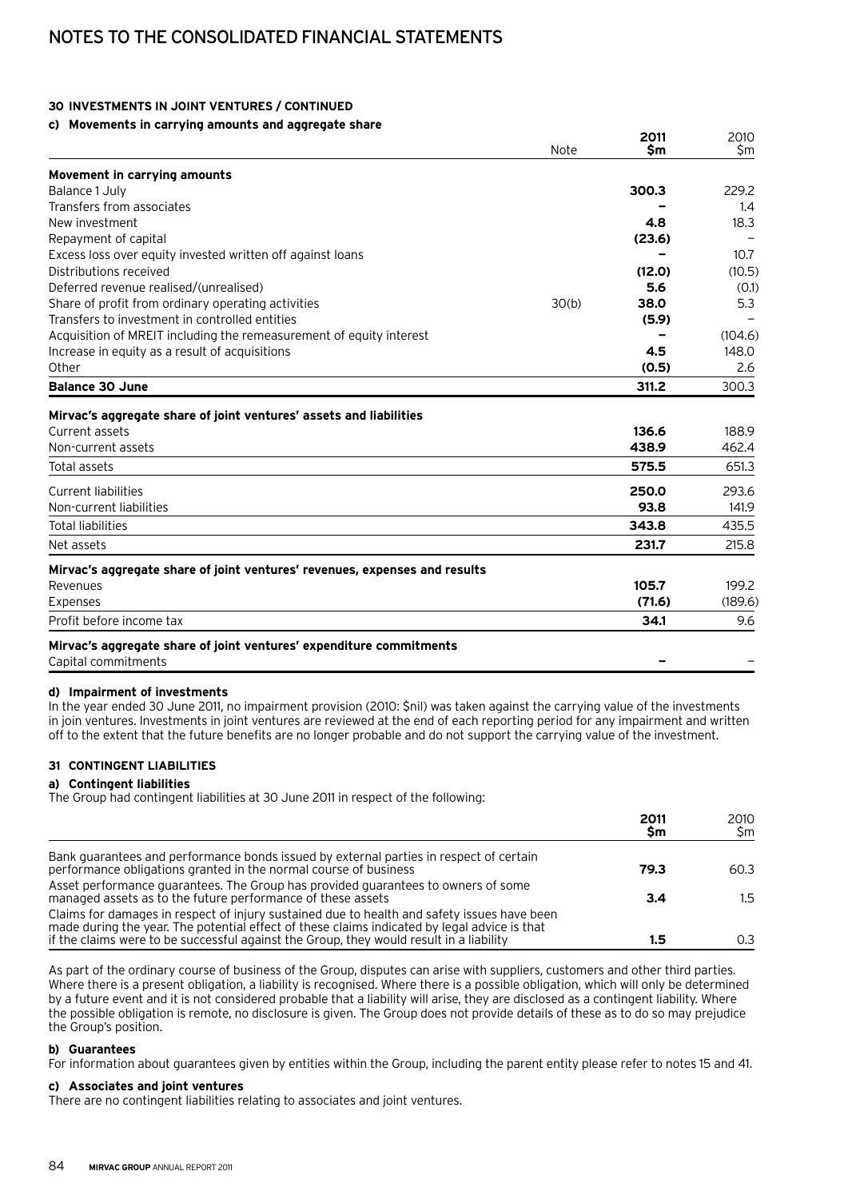# NOTES TO THE CONSOLIDATED FINANCIAL STATEMENTS

## 30 INVESTMENTS IN JOINT VENTURES / CONTINUED

### c) Movements in carrying amounts and aggregate share

| | Note | 2011 $m | 2010 $m |
|---|---|---|---|
| **Movement in carrying amounts** | | | |
| Balance 1 July | | **300.3** | 229.2 |
| Transfers from associates | | **–** | 1.4 |
| New investment | | **4.8** | 18.3 |
| Repayment of capital | | **(23.6)** | – |
| Excess loss over equity invested written off against loans | | **–** | 10.7 |
| Distributions received | | **(12.0)** | (10.5) |
| Deferred revenue realised/(unrealised) | | **5.6** | (0.1) |
| Share of profit from ordinary operating activities | 30(b) | **38.0** | 5.3 |
| Transfers to investment in controlled entities | | **(5.9)** | – |
| Acquisition of MREIT including the remeasurement of equity interest | | **–** | (104.6) |
| Increase in equity as a result of acquisitions | | **4.5** | 148.0 |
| Other | | **(0.5)** | 2.6 |
| **Balance 30 June** | | **311.2** | 300.3 |
| **Mirvac's aggregate share of joint ventures' assets and liabilities** | | | |
| Current assets | | **136.6** | 188.9 |
| Non-current assets | | **438.9** | 462.4 |
| Total assets | | **575.5** | 651.3 |
| Current liabilities | | **250.0** | 293.6 |
| Non-current liabilities | | **93.8** | 141.9 |
| Total liabilities | | **343.8** | 435.5 |
| Net assets | | **231.7** | 215.8 |
| **Mirvac's aggregate share of joint ventures' revenues, expenses and results** | | | |
| Revenues | | **105.7** | 199.2 |
| Expenses | | **(71.6)** | (189.6) |
| Profit before income tax | | **34.1** | 9.6 |
| **Mirvac's aggregate share of joint ventures' expenditure commitments** | | | |
| Capital commitments | | **–** | – |

### d) Impairment of investments

In the year ended 30 June 2011, no impairment provision (2010: $nil) was taken against the carrying value of the investments in join ventures. Investments in joint ventures are reviewed at the end of each reporting period for any impairment and written off to the extent that the future benefits are no longer probable and do not support the carrying value of the investment.

## 31 CONTINGENT LIABILITIES

### a) Contingent liabilities

The Group had contingent liabilities at 30 June 2011 in respect of the following:

| | 2011 $m | 2010 $m |
|---|---|---|
| Bank guarantees and performance bonds issued by external parties in respect of certain performance obligations granted in the normal course of business | **79.3** | 60.3 |
| Asset performance guarantees. The Group has provided guarantees to owners of some managed assets as to the future performance of these assets | **3.4** | 1.5 |
| Claims for damages in respect of injury sustained due to health and safety issues have been made during the year. The potential effect of these claims indicated by legal advice is that if the claims were to be successful against the Group, they would result in a liability | **1.5** | 0.3 |

As part of the ordinary course of business of the Group, disputes can arise with suppliers, customers and other third parties. Where there is a present obligation, a liability is recognised. Where there is a possible obligation, which will only be determined by a future event and it is not considered probable that a liability will arise, they are disclosed as a contingent liability. Where the possible obligation is remote, no disclosure is given. The Group does not provide details of these as to do so may prejudice the Group's position.

### b) Guarantees

For information about guarantees given by entities within the Group, including the parent entity please refer to notes 15 and 41.

### c) Associates and joint ventures

There are no contingent liabilities relating to associates and joint ventures.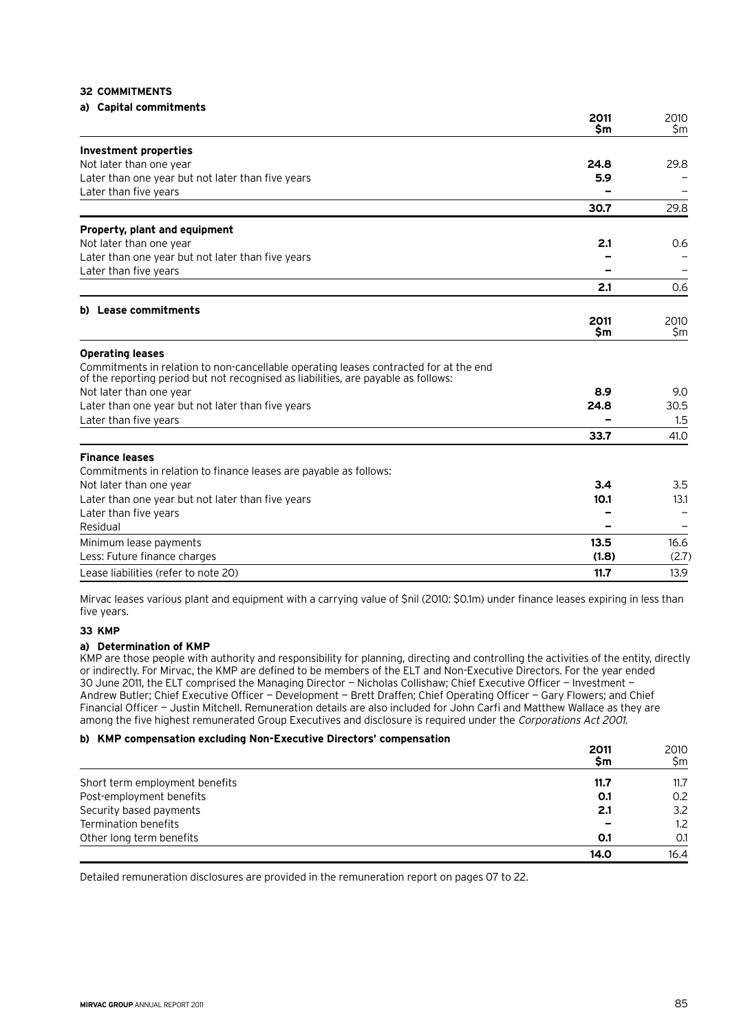## 32 COMMITMENTS

### a) Capital commitments

| | 2011 $m | 2010 $m |
|---|---|---|
| **Investment properties** | | |
| Not later than one year | **24.8** | 29.8 |
| Later than one year but not later than five years | **5.9** | – |
| Later than five years | **–** | – |
| | **30.7** | 29.8 |
| **Property, plant and equipment** | | |
| Not later than one year | **2.1** | 0.6 |
| Later than one year but not later than five years | **–** | – |
| Later than five years | **–** | – |
| | **2.1** | 0.6 |

### b) Lease commitments

| | 2011 $m | 2010 $m |
|---|---|---|
| **Operating leases** | | |
| Commitments in relation to non-cancellable operating leases contracted for at the end of the reporting period but not recognised as liabilities, are payable as follows: | | |
| Not later than one year | **8.9** | 9.0 |
| Later than one year but not later than five years | **24.8** | 30.5 |
| Later than five years | **–** | 1.5 |
| | **33.7** | 41.0 |
| **Finance leases** | | |
| Commitments in relation to finance leases are payable as follows: | | |
| Not later than one year | **3.4** | 3.5 |
| Later than one year but not later than five years | **10.1** | 13.1 |
| Later than five years | **–** | – |
| Residual | **–** | – |
| Minimum lease payments | **13.5** | 16.6 |
| Less: Future finance charges | **(1.8)** | (2.7) |
| Lease liabilities (refer to note 20) | **11.7** | 13.9 |

Mirvac leases various plant and equipment with a carrying value of $nil (2010: $0.1m) under finance leases expiring in less than five years.

## 33 KMP

### a) Determination of KMP

KMP are those people with authority and responsibility for planning, directing and controlling the activities of the entity, directly or indirectly. For Mirvac, the KMP are defined to be members of the ELT and Non-Executive Directors. For the year ended 30 June 2011, the ELT comprised the Managing Director — Nicholas Collishaw; Chief Executive Officer — Investment — Andrew Butler; Chief Executive Officer — Development — Brett Draffen; Chief Operating Officer — Gary Flowers; and Chief Financial Officer — Justin Mitchell. Remuneration details are also included for John Carfi and Matthew Wallace as they are among the five highest remunerated Group Executives and disclosure is required under the *Corporations Act 2001*.

### b) KMP compensation excluding Non-Executive Directors' compensation

| | 2011 $m | 2010 $m |
|---|---|---|
| Short term employment benefits | **11.7** | 11.7 |
| Post-employment benefits | **0.1** | 0.2 |
| Security based payments | **2.1** | 3.2 |
| Termination benefits | **–** | 1.2 |
| Other long term benefits | **0.1** | 0.1 |
| | **14.0** | 16.4 |

Detailed remuneration disclosures are provided in the remuneration report on pages 07 to 22.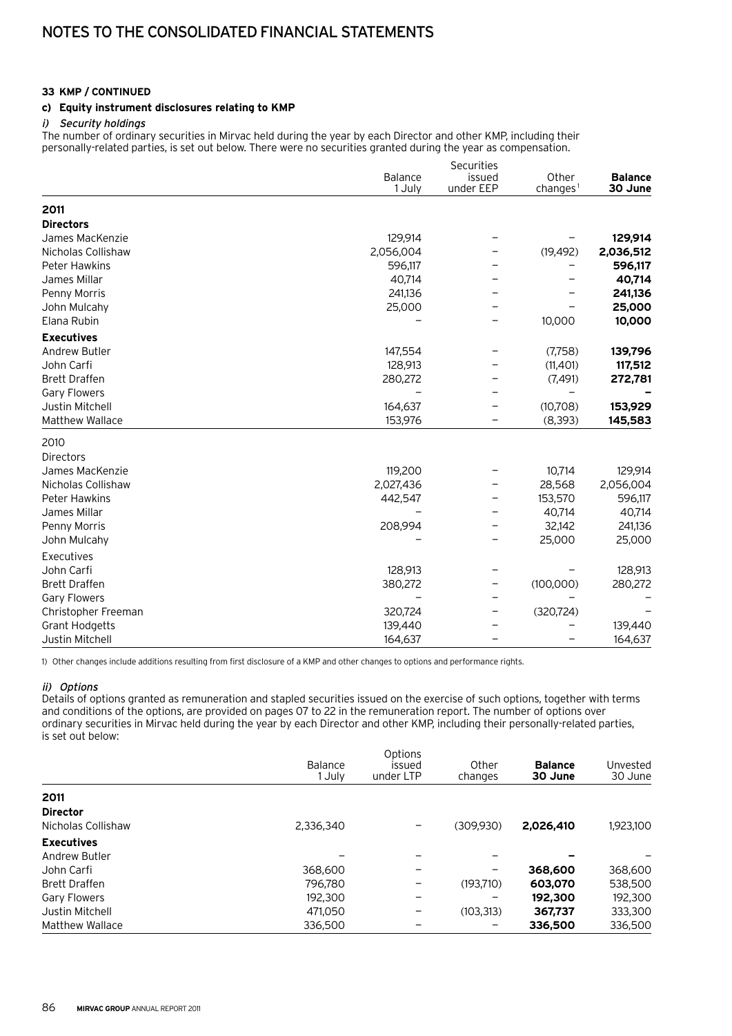# NOTES TO THE CONSOLIDATED FINANCIAL STATEMENTS

**33 KMP / CONTINUED**

**c) Equity instrument disclosures relating to KMP**

*i) Security holdings*

The number of ordinary securities in Mirvac held during the year by each Director and other KMP, including their personally-related parties, is set out below. There were no securities granted during the year as compensation.

| | Balance 1 July | Securities issued under EEP | Other changes[1] | **Balance 30 June** |
|---|---|---|---|---|
| **2011** | | | | |
| **Directors** | | | | |
| James MacKenzie | 129,914 | – | – | **129,914** |
| Nicholas Collishaw | 2,056,004 | – | (19,492) | **2,036,512** |
| Peter Hawkins | 596,117 | – | – | **596,117** |
| James Millar | 40,714 | – | – | **40,714** |
| Penny Morris | 241,136 | – | – | **241,136** |
| John Mulcahy | 25,000 | – | – | **25,000** |
| Elana Rubin | – | – | 10,000 | **10,000** |
| **Executives** | | | | |
| Andrew Butler | 147,554 | – | (7,758) | **139,796** |
| John Carfi | 128,913 | – | (11,401) | **117,512** |
| Brett Draffen | 280,272 | – | (7,491) | **272,781** |
| Gary Flowers | – | – | – | **–** |
| Justin Mitchell | 164,637 | – | (10,708) | **153,929** |
| Matthew Wallace | 153,976 | – | (8,393) | **145,583** |
| 2010 | | | | |
| Directors | | | | |
| James MacKenzie | 119,200 | – | 10,714 | 129,914 |
| Nicholas Collishaw | 2,027,436 | – | 28,568 | 2,056,004 |
| Peter Hawkins | 442,547 | – | 153,570 | 596,117 |
| James Millar | – | – | 40,714 | 40,714 |
| Penny Morris | 208,994 | – | 32,142 | 241,136 |
| John Mulcahy | – | – | 25,000 | 25,000 |
| Executives | | | | |
| John Carfi | 128,913 | – | – | 128,913 |
| Brett Draffen | 380,272 | – | (100,000) | 280,272 |
| Gary Flowers | – | – | – | – |
| Christopher Freeman | 320,724 | – | (320,724) | – |
| Grant Hodgetts | 139,440 | – | – | 139,440 |
| Justin Mitchell | 164,637 | – | – | 164,637 |

1) Other changes include additions resulting from first disclosure of a KMP and other changes to options and performance rights.

*ii) Options*

Details of options granted as remuneration and stapled securities issued on the exercise of such options, together with terms and conditions of the options, are provided on pages 07 to 22 in the remuneration report. The number of options over ordinary securities in Mirvac held during the year by each Director and other KMP, including their personally-related parties, is set out below:

| | Balance 1 July | Options issued under LTP | Other changes | **Balance 30 June** | Unvested 30 June |
|---|---|---|---|---|---|
| **2011** | | | | | |
| **Director** | | | | | |
| Nicholas Collishaw | 2,336,340 | – | (309,930) | **2,026,410** | 1,923,100 |
| **Executives** | | | | | |
| Andrew Butler | – | – | – | **–** | – |
| John Carfi | 368,600 | – | – | **368,600** | 368,600 |
| Brett Draffen | 796,780 | – | (193,710) | **603,070** | 538,500 |
| Gary Flowers | 192,300 | – | – | **192,300** | 192,300 |
| Justin Mitchell | 471,050 | – | (103,313) | **367,737** | 333,300 |
| Matthew Wallace | 336,500 | – | – | **336,500** | 336,500 |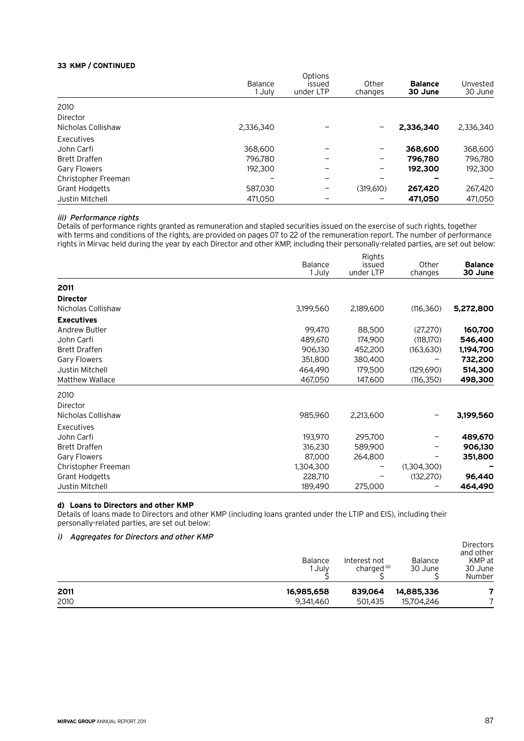**33 KMP / CONTINUED**

| | Balance 1 July | Options issued under LTP | Other changes | **Balance 30 June** | Unvested 30 June |
|---|---|---|---|---|---|
| 2010 | | | | | |
| Director | | | | | |
| Nicholas Collishaw | 2,336,340 | – | – | **2,336,340** | 2,336,340 |
| Executives | | | | | |
| John Carfi | 368,600 | – | – | **368,600** | 368,600 |
| Brett Draffen | 796,780 | – | – | **796,780** | 796,780 |
| Gary Flowers | 192,300 | – | – | **192,300** | 192,300 |
| Christopher Freeman | – | – | – | **–** | – |
| Grant Hodgetts | 587,030 | – | (319,610) | **267,420** | 267,420 |
| Justin Mitchell | 471,050 | – | – | **471,050** | 471,050 |

*iii) Performance rights*

Details of performance rights granted as remuneration and stapled securities issued on the exercise of such rights, together with terms and conditions of the rights, are provided on pages 07 to 22 of the remuneration report. The number of performance rights in Mirvac held during the year by each Director and other KMP, including their personally-related parties, are set out below:

| | Balance 1 July | Rights issued under LTP | Other changes | **Balance 30 June** |
|---|---|---|---|---|
| **2011** | | | | |
| **Director** | | | | |
| Nicholas Collishaw | 3,199,560 | 2,189,600 | (116,360) | **5,272,800** |
| **Executives** | | | | |
| Andrew Butler | 99,470 | 88,500 | (27,270) | **160,700** |
| John Carfi | 489,670 | 174,900 | (118,170) | **546,400** |
| Brett Draffen | 906,130 | 452,200 | (163,630) | **1,194,700** |
| Gary Flowers | 351,800 | 380,400 | – | **732,200** |
| Justin Mitchell | 464,490 | 179,500 | (129,690) | **514,300** |
| Matthew Wallace | 467,050 | 147,600 | (116,350) | **498,300** |
| 2010 | | | | |
| Director | | | | |
| Nicholas Collishaw | 985,960 | 2,213,600 | – | **3,199,560** |
| Executives | | | | |
| John Carfi | 193,970 | 295,700 | – | **489,670** |
| Brett Draffen | 316,230 | 589,900 | – | **906,130** |
| Gary Flowers | 87,000 | 264,800 | – | **351,800** |
| Christopher Freeman | 1,304,300 | – | (1,304,300) | **–** |
| Grant Hodgetts | 228,710 | – | (132,270) | **96,440** |
| Justin Mitchell | 189,490 | 275,000 | – | **464,490** |

**d) Loans to Directors and other KMP**

Details of loans made to Directors and other KMP (including loans granted under the LTIP and EIS), including their personally-related parties, are set out below:

*i) Aggregates for Directors and other KMP*

| | Balance 1 July $ | Interest not charged[(d)] $ | Balance 30 June $ | Directors and other KMP at 30 June Number |
|---|---|---|---|---|
| **2011** | **16,985,658** | **839,064** | **14,885,336** | **7** |
| 2010 | 9,341,460 | 501,435 | 15,704,246 | 7 |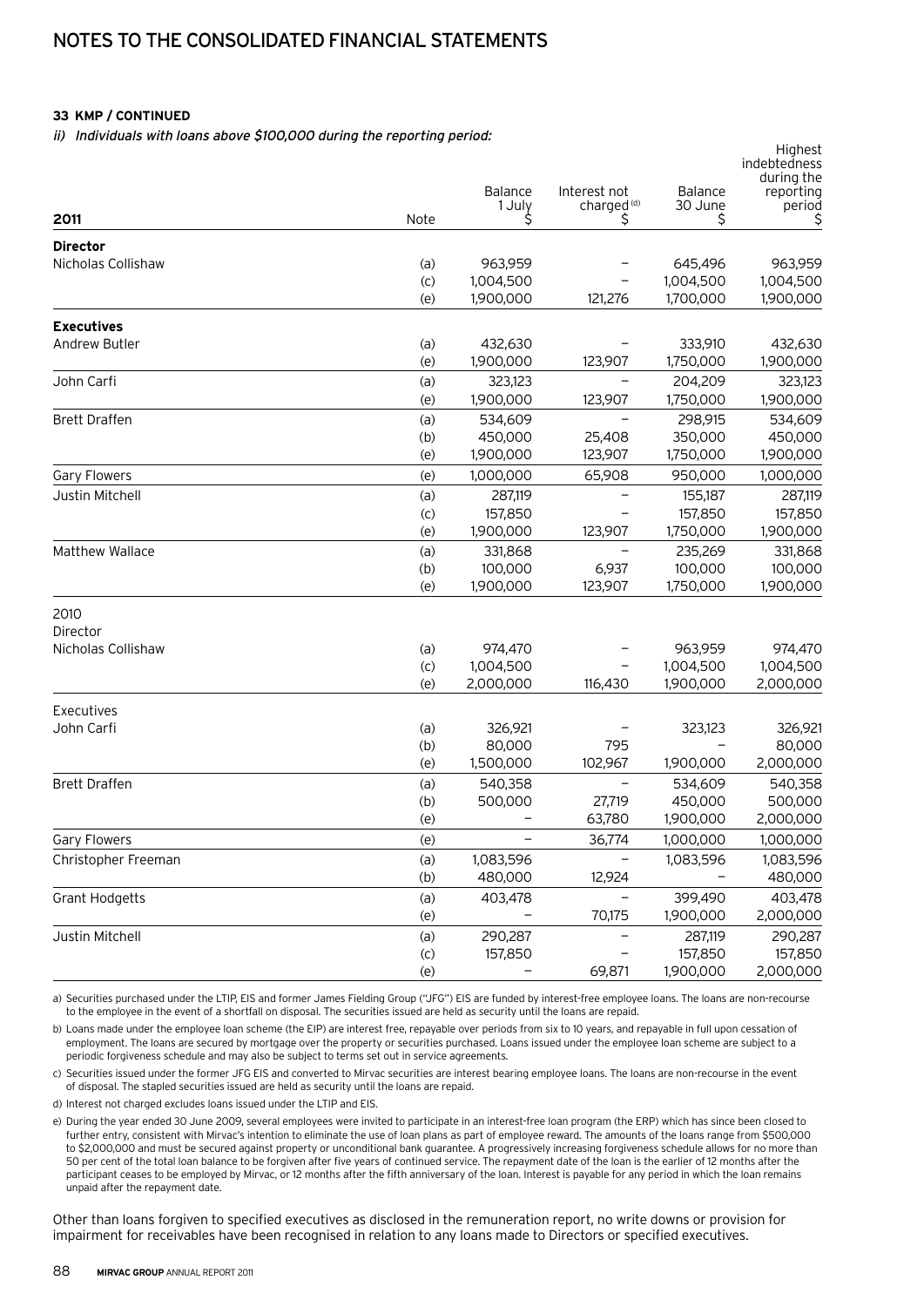# NOTES TO THE CONSOLIDATED FINANCIAL STATEMENTS

**33 KMP / CONTINUED**

*ii) Individuals with loans above $100,000 during the reporting period:*

| 2011 | Note | Balance 1 July $ | Interest not charged[(d)] $ | Balance 30 June $ | Highest indebtedness during the reporting period $ |
|---|---|---|---|---|---|
| **Director** | | | | | |
| Nicholas Collishaw | (a) | 963,959 | – | 645,496 | 963,959 |
| | (c) | 1,004,500 | – | 1,004,500 | 1,004,500 |
| | (e) | 1,900,000 | 121,276 | 1,700,000 | 1,900,000 |
| **Executives** | | | | | |
| Andrew Butler | (a) | 432,630 | – | 333,910 | 432,630 |
| | (e) | 1,900,000 | 123,907 | 1,750,000 | 1,900,000 |
| John Carfi | (a) | 323,123 | – | 204,209 | 323,123 |
| | (e) | 1,900,000 | 123,907 | 1,750,000 | 1,900,000 |
| Brett Draffen | (a) | 534,609 | – | 298,915 | 534,609 |
| | (b) | 450,000 | 25,408 | 350,000 | 450,000 |
| | (e) | 1,900,000 | 123,907 | 1,750,000 | 1,900,000 |
| Gary Flowers | (e) | 1,000,000 | 65,908 | 950,000 | 1,000,000 |
| Justin Mitchell | (a) | 287,119 | – | 155,187 | 287,119 |
| | (c) | 157,850 | – | 157,850 | 157,850 |
| | (e) | 1,900,000 | 123,907 | 1,750,000 | 1,900,000 |
| Matthew Wallace | (a) | 331,868 | – | 235,269 | 331,868 |
| | (b) | 100,000 | 6,937 | 100,000 | 100,000 |
| | (e) | 1,900,000 | 123,907 | 1,750,000 | 1,900,000 |
| 2010 | | | | | |
| Director | | | | | |
| Nicholas Collishaw | (a) | 974,470 | – | 963,959 | 974,470 |
| | (c) | 1,004,500 | – | 1,004,500 | 1,004,500 |
| | (e) | 2,000,000 | 116,430 | 1,900,000 | 2,000,000 |
| Executives | | | | | |
| John Carfi | (a) | 326,921 | – | 323,123 | 326,921 |
| | (b) | 80,000 | 795 | – | 80,000 |
| | (e) | 1,500,000 | 102,967 | 1,900,000 | 2,000,000 |
| Brett Draffen | (a) | 540,358 | – | 534,609 | 540,358 |
| | (b) | 500,000 | 27,719 | 450,000 | 500,000 |
| | (e) | – | 63,780 | 1,900,000 | 2,000,000 |
| Gary Flowers | (e) | – | 36,774 | 1,000,000 | 1,000,000 |
| Christopher Freeman | (a) | 1,083,596 | – | 1,083,596 | 1,083,596 |
| | (b) | 480,000 | 12,924 | – | 480,000 |
| Grant Hodgetts | (a) | 403,478 | – | 399,490 | 403,478 |
| | (e) | – | 70,175 | 1,900,000 | 2,000,000 |
| Justin Mitchell | (a) | 290,287 | – | 287,119 | 290,287 |
| | (c) | 157,850 | – | 157,850 | 157,850 |
| | (e) | – | 69,871 | 1,900,000 | 2,000,000 |

a) Securities purchased under the LTIP, EIS and former James Fielding Group ("JFG") EIS are funded by interest-free employee loans. The loans are non-recourse to the employee in the event of a shortfall on disposal. The securities issued are held as security until the loans are repaid.

b) Loans made under the employee loan scheme (the EIP) are interest free, repayable over periods from six to 10 years, and repayable in full upon cessation of employment. The loans are secured by mortgage over the property or securities purchased. Loans issued under the employee loan scheme are subject to a periodic forgiveness schedule and may also be subject to terms set out in service agreements.

c) Securities issued under the former JFG EIS and converted to Mirvac securities are interest bearing employee loans. The loans are non-recourse in the event of disposal. The stapled securities issued are held as security until the loans are repaid.

d) Interest not charged excludes loans issued under the LTIP and EIS.

e) During the year ended 30 June 2009, several employees were invited to participate in an interest-free loan program (the ERP) which has since been closed to further entry, consistent with Mirvac's intention to eliminate the use of loan plans as part of employee reward. The amounts of the loans range from $500,000 to $2,000,000 and must be secured against property or unconditional bank guarantee. A progressively increasing forgiveness schedule allows for no more than 50 per cent of the total loan balance to be forgiven after five years of continued service. The repayment date of the loan is the earlier of 12 months after the participant ceases to be employed by Mirvac, or 12 months after the fifth anniversary of the loan. Interest is payable for any period in which the loan remains unpaid after the repayment date.

Other than loans forgiven to specified executives as disclosed in the remuneration report, no write downs or provision for impairment for receivables have been recognised in relation to any loans made to Directors or specified executives.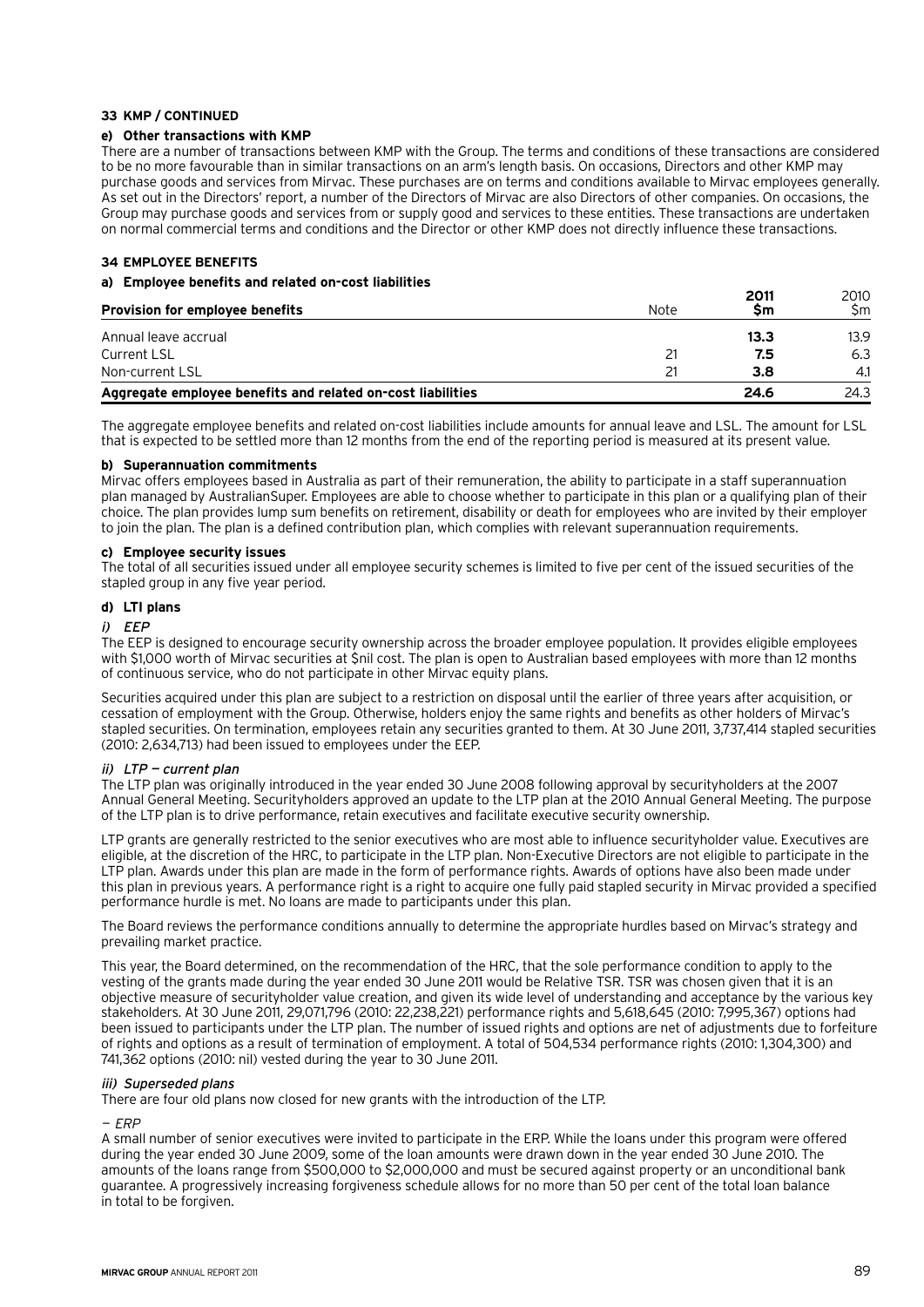**33 KMP / CONTINUED**

**e) Other transactions with KMP**

There are a number of transactions between KMP with the Group. The terms and conditions of these transactions are considered to be no more favourable than in similar transactions on an arm's length basis. On occasions, Directors and other KMP may purchase goods and services from Mirvac. These purchases are on terms and conditions available to Mirvac employees generally. As set out in the Directors' report, a number of the Directors of Mirvac are also Directors of other companies. On occasions, the Group may purchase goods and services from or supply good and services to these entities. These transactions are undertaken on normal commercial terms and conditions and the Director or other KMP does not directly influence these transactions.

**34 EMPLOYEE BENEFITS**

**a) Employee benefits and related on-cost liabilities**

| Provision for employee benefits | Note | 2011 $m | 2010 $m |
|---|---|---|---|
| Annual leave accrual | | **13.3** | 13.9 |
| Current LSL | 21 | **7.5** | 6.3 |
| Non-current LSL | 21 | **3.8** | 4.1 |
| **Aggregate employee benefits and related on-cost liabilities** | | **24.6** | 24.3 |

The aggregate employee benefits and related on-cost liabilities include amounts for annual leave and LSL. The amount for LSL that is expected to be settled more than 12 months from the end of the reporting period is measured at its present value.

**b) Superannuation commitments**

Mirvac offers employees based in Australia as part of their remuneration, the ability to participate in a staff superannuation plan managed by AustralianSuper. Employees are able to choose whether to participate in this plan or a qualifying plan of their choice. The plan provides lump sum benefits on retirement, disability or death for employees who are invited by their employer to join the plan. The plan is a defined contribution plan, which complies with relevant superannuation requirements.

**c) Employee security issues**

The total of all securities issued under all employee security schemes is limited to five per cent of the issued securities of the stapled group in any five year period.

**d) LTI plans**

*i) EEP*

The EEP is designed to encourage security ownership across the broader employee population. It provides eligible employees with $1,000 worth of Mirvac securities at $nil cost. The plan is open to Australian based employees with more than 12 months of continuous service, who do not participate in other Mirvac equity plans.

Securities acquired under this plan are subject to a restriction on disposal until the earlier of three years after acquisition, or cessation of employment with the Group. Otherwise, holders enjoy the same rights and benefits as other holders of Mirvac's stapled securities. On termination, employees retain any securities granted to them. At 30 June 2011, 3,737,414 stapled securities (2010: 2,634,713) had been issued to employees under the EEP.

*ii) LTP — current plan*

The LTP plan was originally introduced in the year ended 30 June 2008 following approval by securityholders at the 2007 Annual General Meeting. Securityholders approved an update to the LTP plan at the 2010 Annual General Meeting. The purpose of the LTP plan is to drive performance, retain executives and facilitate executive security ownership.

LTP grants are generally restricted to the senior executives who are most able to influence securityholder value. Executives are eligible, at the discretion of the HRC, to participate in the LTP plan. Non-Executive Directors are not eligible to participate in the LTP plan. Awards under this plan are made in the form of performance rights. Awards of options have also been made under this plan in previous years. A performance right is a right to acquire one fully paid stapled security in Mirvac provided a specified performance hurdle is met. No loans are made to participants under this plan.

The Board reviews the performance conditions annually to determine the appropriate hurdles based on Mirvac's strategy and prevailing market practice.

This year, the Board determined, on the recommendation of the HRC, that the sole performance condition to apply to the vesting of the grants made during the year ended 30 June 2011 would be Relative TSR. TSR was chosen given that it is an objective measure of securityholder value creation, and given its wide level of understanding and acceptance by the various key stakeholders. At 30 June 2011, 29,071,796 (2010: 22,238,221) performance rights and 5,618,645 (2010: 7,995,367) options had been issued to participants under the LTP plan. The number of issued rights and options are net of adjustments due to forfeiture of rights and options as a result of termination of employment. A total of 504,534 performance rights (2010: 1,304,300) and 741,362 options (2010: nil) vested during the year to 30 June 2011.

*iii) Superseded plans*

There are four old plans now closed for new grants with the introduction of the LTP.

*— ERP*

A small number of senior executives were invited to participate in the ERP. While the loans under this program were offered during the year ended 30 June 2009, some of the loan amounts were drawn down in the year ended 30 June 2010. The amounts of the loans range from $500,000 to $2,000,000 and must be secured against property or an unconditional bank guarantee. A progressively increasing forgiveness schedule allows for no more than 50 per cent of the total loan balance in total to be forgiven.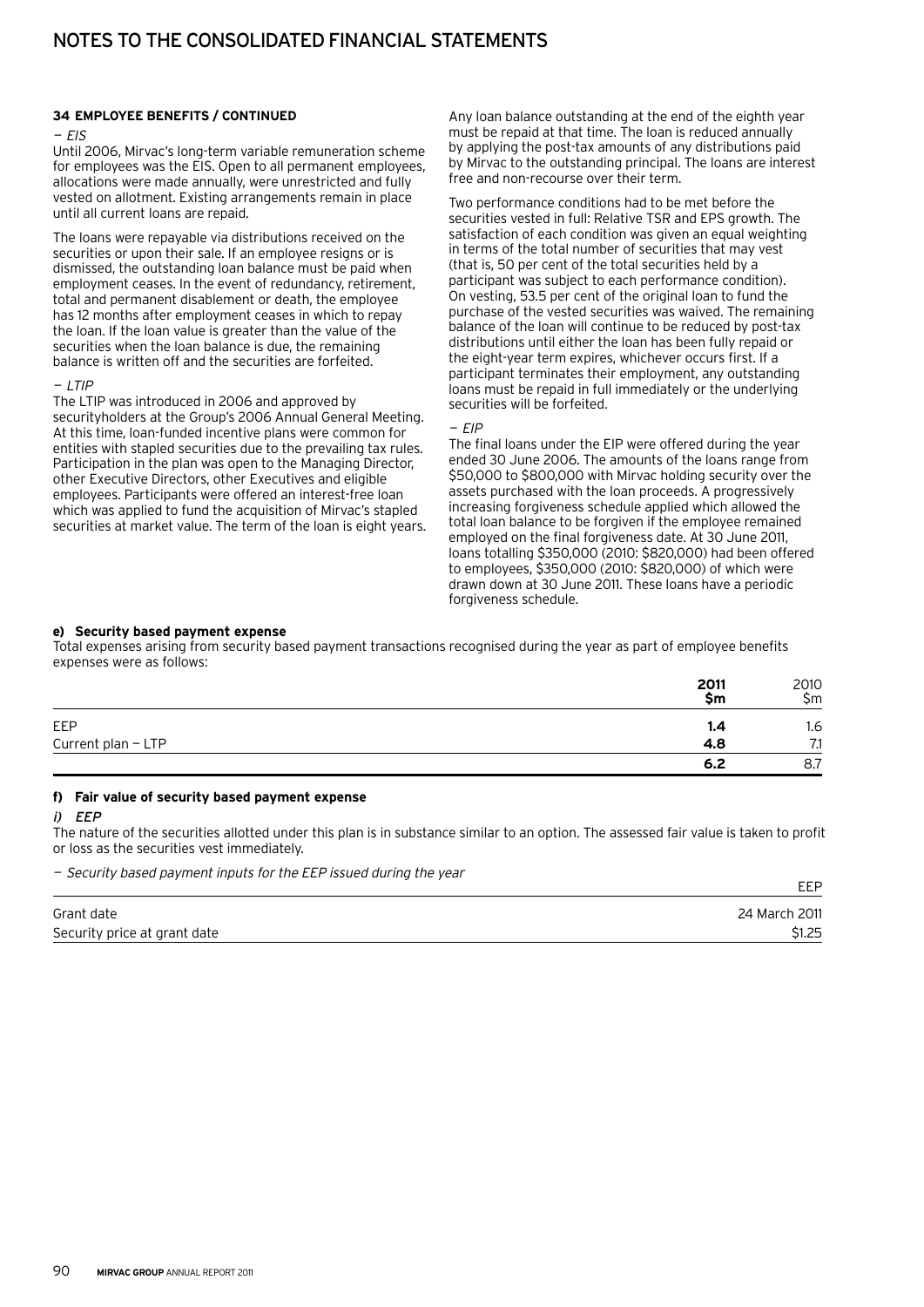### 34 EMPLOYEE BENEFITS / CONTINUED

*— EIS*

Until 2006, Mirvac's long-term variable remuneration scheme for employees was the EIS. Open to all permanent employees, allocations were made annually, were unrestricted and fully vested on allotment. Existing arrangements remain in place until all current loans are repaid.

The loans were repayable via distributions received on the securities or upon their sale. If an employee resigns or is dismissed, the outstanding loan balance must be paid when employment ceases. In the event of redundancy, retirement, total and permanent disablement or death, the employee has 12 months after employment ceases in which to repay the loan. If the loan value is greater than the value of the securities when the loan balance is due, the remaining balance is written off and the securities are forfeited.

*— LTIP*

The LTIP was introduced in 2006 and approved by securityholders at the Group's 2006 Annual General Meeting. At this time, loan-funded incentive plans were common for entities with stapled securities due to the prevailing tax rules. Participation in the plan was open to the Managing Director, other Executive Directors, other Executives and eligible employees. Participants were offered an interest-free loan which was applied to fund the acquisition of Mirvac's stapled securities at market value. The term of the loan is eight years. Any loan balance outstanding at the end of the eighth year must be repaid at that time. The loan is reduced annually by applying the post-tax amounts of any distributions paid by Mirvac to the outstanding principal. The loans are interest free and non-recourse over their term.

Two performance conditions had to be met before the securities vested in full: Relative TSR and EPS growth. The satisfaction of each condition was given an equal weighting in terms of the total number of securities that may vest (that is, 50 per cent of the total securities held by a participant was subject to each performance condition). On vesting, 53.5 per cent of the original loan to fund the purchase of the vested securities was waived. The remaining balance of the loan will continue to be reduced by post-tax distributions until either the loan has been fully repaid or the eight-year term expires, whichever occurs first. If a participant terminates their employment, any outstanding loans must be repaid in full immediately or the underlying securities will be forfeited.

*— EIP*

The final loans under the EIP were offered during the year ended 30 June 2006. The amounts of the loans range from $50,000 to $800,000 with Mirvac holding security over the assets purchased with the loan proceeds. A progressively increasing forgiveness schedule applied which allowed the total loan balance to be forgiven if the employee remained employed on the final forgiveness date. At 30 June 2011, loans totalling $350,000 (2010: $820,000) had been offered to employees, $350,000 (2010: $820,000) of which were drawn down at 30 June 2011. These loans have a periodic forgiveness schedule.

**e) Security based payment expense**

Total expenses arising from security based payment transactions recognised during the year as part of employee benefits expenses were as follows:

| | **2011 $m** | 2010 $m |
|---|---|---|
| EEP | **1.4** | 1.6 |
| Current plan — LTP | **4.8** | 7.1 |
| | **6.2** | 8.7 |

**f) Fair value of security based payment expense**

*i) EEP*

The nature of the securities allotted under this plan is in substance similar to an option. The assessed fair value is taken to profit or loss as the securities vest immediately.

*— Security based payment inputs for the EEP issued during the year*

| | EEP |
|---|---|
| Grant date | 24 March 2011 |
| Security price at grant date | $1.25 |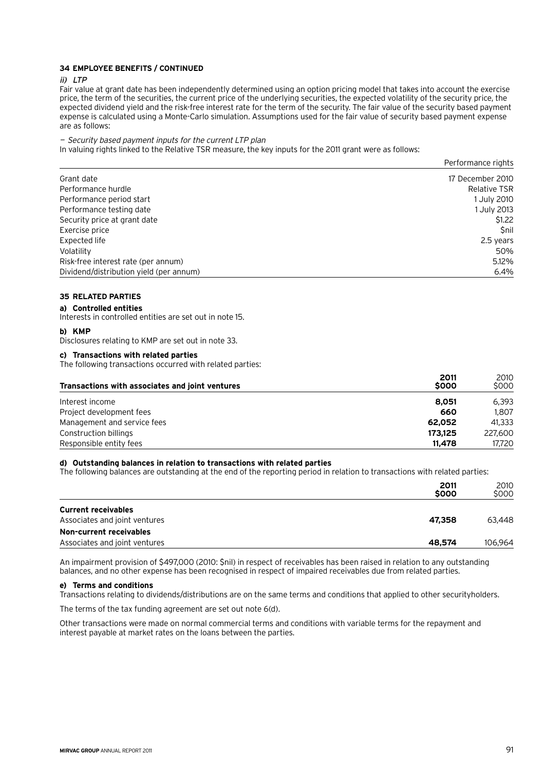**34 EMPLOYEE BENEFITS / CONTINUED**

*ii) LTP*

Fair value at grant date has been independently determined using an option pricing model that takes into account the exercise price, the term of the securities, the current price of the underlying securities, the expected volatility of the security price, the expected dividend yield and the risk-free interest rate for the term of the security. The fair value of the security based payment expense is calculated using a Monte-Carlo simulation. Assumptions used for the fair value of security based payment expense are as follows:

*— Security based payment inputs for the current LTP plan*

In valuing rights linked to the Relative TSR measure, the key inputs for the 2011 grant were as follows:

| | Performance rights |
|---|---|
| Grant date | 17 December 2010 |
| Performance hurdle | Relative TSR |
| Performance period start | 1 July 2010 |
| Performance testing date | 1 July 2013 |
| Security price at grant date | $1.22 |
| Exercise price | $nil |
| Expected life | 2.5 years |
| Volatility | 50% |
| Risk-free interest rate (per annum) | 5.12% |
| Dividend/distribution yield (per annum) | 6.4% |

**35 RELATED PARTIES**

**a) Controlled entities**

Interests in controlled entities are set out in note 15.

**b) KMP**

Disclosures relating to KMP are set out in note 33.

**c) Transactions with related parties**

The following transactions occurred with related parties:

| Transactions with associates and joint ventures | 2011 $000 | 2010 $000 |
|---|---|---|
| Interest income | **8,051** | 6,393 |
| Project development fees | **660** | 1,807 |
| Management and service fees | **62,052** | 41,333 |
| Construction billings | **173,125** | 227,600 |
| Responsible entity fees | **11,478** | 17,720 |

**d) Outstanding balances in relation to transactions with related parties**

The following balances are outstanding at the end of the reporting period in relation to transactions with related parties:

| | 2011 $000 | 2010 $000 |
|---|---|---|
| **Current receivables** | | |
| Associates and joint ventures | **47,358** | 63,448 |
| **Non-current receivables** | | |
| Associates and joint ventures | **48,574** | 106,964 |

An impairment provision of $497,000 (2010: $nil) in respect of receivables has been raised in relation to any outstanding balances, and no other expense has been recognised in respect of impaired receivables due from related parties.

**e) Terms and conditions**

Transactions relating to dividends/distributions are on the same terms and conditions that applied to other securityholders.

The terms of the tax funding agreement are set out note 6(d).

Other transactions were made on normal commercial terms and conditions with variable terms for the repayment and interest payable at market rates on the loans between the parties.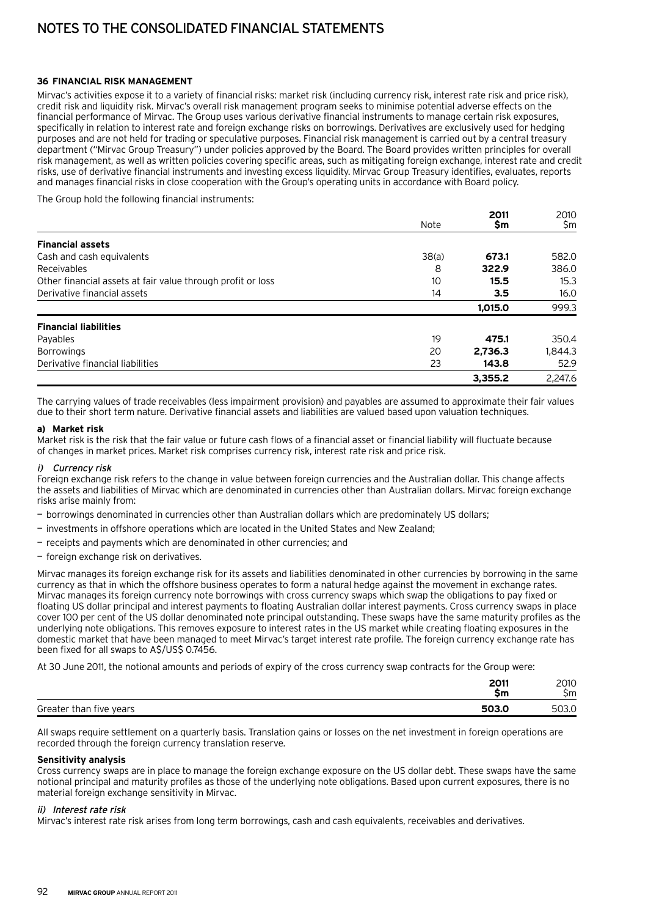# NOTES TO THE CONSOLIDATED FINANCIAL STATEMENTS

### 36 FINANCIAL RISK MANAGEMENT

Mirvac's activities expose it to a variety of financial risks: market risk (including currency risk, interest rate risk and price risk), credit risk and liquidity risk. Mirvac's overall risk management program seeks to minimise potential adverse effects on the financial performance of Mirvac. The Group uses various derivative financial instruments to manage certain risk exposures, specifically in relation to interest rate and foreign exchange risks on borrowings. Derivatives are exclusively used for hedging purposes and are not held for trading or speculative purposes. Financial risk management is carried out by a central treasury department ("Mirvac Group Treasury") under policies approved by the Board. The Board provides written principles for overall risk management, as well as written policies covering specific areas, such as mitigating foreign exchange, interest rate and credit risks, use of derivative financial instruments and investing excess liquidity. Mirvac Group Treasury identifies, evaluates, reports and manages financial risks in close cooperation with the Group's operating units in accordance with Board policy.

The Group hold the following financial instruments:

| | Note | 2011 $m | 2010 $m |
|---|---|---|---|
| **Financial assets** | | | |
| Cash and cash equivalents | 38(a) | **673.1** | 582.0 |
| Receivables | 8 | **322.9** | 386.0 |
| Other financial assets at fair value through profit or loss | 10 | **15.5** | 15.3 |
| Derivative financial assets | 14 | **3.5** | 16.0 |
| | | **1,015.0** | 999.3 |
| **Financial liabilities** | | | |
| Payables | 19 | **475.1** | 350.4 |
| Borrowings | 20 | **2,736.3** | 1,844.3 |
| Derivative financial liabilities | 23 | **143.8** | 52.9 |
| | | **3,355.2** | 2,247.6 |

The carrying values of trade receivables (less impairment provision) and payables are assumed to approximate their fair values due to their short term nature. Derivative financial assets and liabilities are valued based upon valuation techniques.

#### a) Market risk

Market risk is the risk that the fair value or future cash flows of a financial asset or financial liability will fluctuate because of changes in market prices. Market risk comprises currency risk, interest rate risk and price risk.

*i) Currency risk*

Foreign exchange risk refers to the change in value between foreign currencies and the Australian dollar. This change affects the assets and liabilities of Mirvac which are denominated in currencies other than Australian dollars. Mirvac foreign exchange risks arise mainly from:

- borrowings denominated in currencies other than Australian dollars which are predominately US dollars;
- investments in offshore operations which are located in the United States and New Zealand;
- receipts and payments which are denominated in other currencies; and
- foreign exchange risk on derivatives.

Mirvac manages its foreign exchange risk for its assets and liabilities denominated in other currencies by borrowing in the same currency as that in which the offshore business operates to form a natural hedge against the movement in exchange rates. Mirvac manages its foreign currency note borrowings with cross currency swaps which swap the obligations to pay fixed or floating US dollar principal and interest payments to floating Australian dollar interest payments. Cross currency swaps in place cover 100 per cent of the US dollar denominated note principal outstanding. These swaps have the same maturity profiles as the underlying note obligations. This removes exposure to interest rates in the US market while creating floating exposures in the domestic market that have been managed to meet Mirvac's target interest rate profile. The foreign currency exchange rate has been fixed for all swaps to A$/US$ 0.7456.

At 30 June 2011, the notional amounts and periods of expiry of the cross currency swap contracts for the Group were:

| | 2011 $m | 2010 $m |
|---|---|---|
| Greater than five years | **503.0** | 503.0 |

All swaps require settlement on a quarterly basis. Translation gains or losses on the net investment in foreign operations are recorded through the foreign currency translation reserve.

**Sensitivity analysis**

Cross currency swaps are in place to manage the foreign exchange exposure on the US dollar debt. These swaps have the same notional principal and maturity profiles as those of the underlying note obligations. Based upon current exposures, there is no material foreign exchange sensitivity in Mirvac.

*ii) Interest rate risk*

Mirvac's interest rate risk arises from long term borrowings, cash and cash equivalents, receivables and derivatives.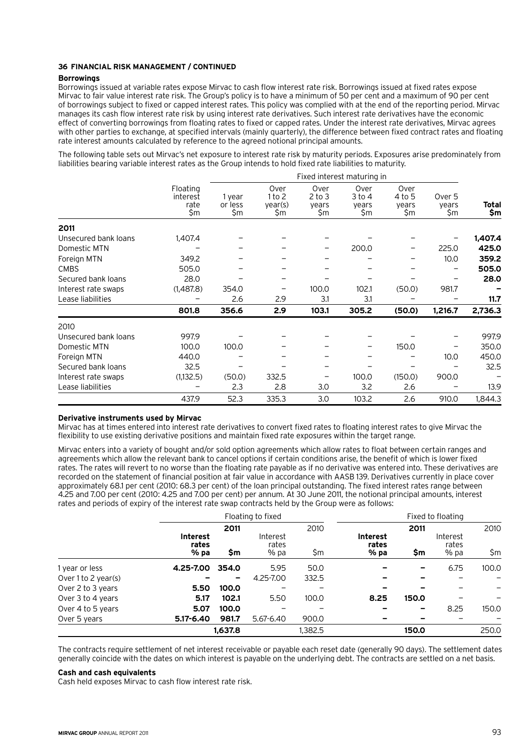**36 FINANCIAL RISK MANAGEMENT / CONTINUED**

**Borrowings**

Borrowings issued at variable rates expose Mirvac to cash flow interest rate risk. Borrowings issued at fixed rates expose Mirvac to fair value interest rate risk. The Group's policy is to have a minimum of 50 per cent and a maximum of 90 per cent of borrowings subject to fixed or capped interest rates. This policy was complied with at the end of the reporting period. Mirvac manages its cash flow interest rate risk by using interest rate derivatives. Such interest rate derivatives have the economic effect of converting borrowings from floating rates to fixed or capped rates. Under the interest rate derivatives, Mirvac agrees with other parties to exchange, at specified intervals (mainly quarterly), the difference between fixed contract rates and floating rate interest amounts calculated by reference to the agreed notional principal amounts.

The following table sets out Mirvac's net exposure to interest rate risk by maturity periods. Exposures arise predominately from liabilities bearing variable interest rates as the Group intends to hold fixed rate liabilities to maturity.

| | | Fixed interest maturing in | | | | | | |
|---|---|---|---|---|---|---|---|---|
| | Floating interest rate $m | 1 year or less $m | Over 1 to 2 year(s) $m | Over 2 to 3 years $m | Over 3 to 4 years $m | Over 4 to 5 years $m | Over 5 years $m | **Total $m** |
| **2011** | | | | | | | | |
| Unsecured bank loans | 1,407.4 | – | – | – | – | – | – | **1,407.4** |
| Domestic MTN | – | – | – | – | 200.0 | – | 225.0 | **425.0** |
| Foreign MTN | 349.2 | – | – | – | – | – | 10.0 | **359.2** |
| CMBS | 505.0 | – | – | – | – | – | – | **505.0** |
| Secured bank loans | 28.0 | – | – | – | – | – | – | **28.0** |
| Interest rate swaps | (1,487.8) | 354.0 | – | 100.0 | 102.1 | (50.0) | 981.7 | **–** |
| Lease liabilities | – | 2.6 | 2.9 | 3.1 | 3.1 | – | – | **11.7** |
| | **801.8** | **356.6** | **2.9** | **103.1** | **305.2** | **(50.0)** | **1,216.7** | **2,736.3** |
| 2010 | | | | | | | | |
| Unsecured bank loans | 997.9 | – | – | – | – | – | – | 997.9 |
| Domestic MTN | 100.0 | 100.0 | – | – | – | 150.0 | – | 350.0 |
| Foreign MTN | 440.0 | – | – | – | – | – | 10.0 | 450.0 |
| Secured bank loans | 32.5 | – | – | – | – | – | – | 32.5 |
| Interest rate swaps | (1,132.5) | (50.0) | 332.5 | – | 100.0 | (150.0) | 900.0 | – |
| Lease liabilities | – | 2.3 | 2.8 | 3.0 | 3.2 | 2.6 | – | 13.9 |
| | 437.9 | 52.3 | 335.3 | 3.0 | 103.2 | 2.6 | 910.0 | 1,844.3 |

**Derivative instruments used by Mirvac**

Mirvac has at times entered into interest rate derivatives to convert fixed rates to floating interest rates to give Mirvac the flexibility to use existing derivative positions and maintain fixed rate exposures within the target range.

Mirvac enters into a variety of bought and/or sold option agreements which allow rates to float between certain ranges and agreements which allow the relevant bank to cancel options if certain conditions arise, the benefit of which is lower fixed rates. The rates will revert to no worse than the floating rate payable as if no derivative was entered into. These derivatives are recorded on the statement of financial position at fair value in accordance with AASB 139. Derivatives currently in place cover approximately 68.1 per cent (2010: 68.3 per cent) of the loan principal outstanding. The fixed interest rates range between 4.25 and 7.00 per cent (2010: 4.25 and 7.00 per cent) per annum. At 30 June 2011, the notional principal amounts, interest rates and periods of expiry of the interest rate swap contracts held by the Group were as follows:

| | Floating to fixed | | | | Fixed to floating | | | |
|---|---|---|---|---|---|---|---|---|
| | **2011** | | 2010 | | **2011** | | 2010 | |
| | **Interest rates % pa** | **$m** | Interest rates % pa | $m | **Interest rates % pa** | **$m** | Interest rates % pa | $m |
| 1 year or less | **4.25-7.00** | **354.0** | 5.95 | 50.0 | **–** | **–** | 6.75 | 100.0 |
| Over 1 to 2 year(s) | **–** | **–** | 4.25-7.00 | 332.5 | **–** | **–** | – | – |
| Over 2 to 3 years | **5.50** | **100.0** | – | – | **–** | **–** | – | – |
| Over 3 to 4 years | **5.17** | **102.1** | 5.50 | 100.0 | **8.25** | **150.0** | – | – |
| Over 4 to 5 years | **5.07** | **100.0** | – | – | **–** | **–** | 8.25 | 150.0 |
| Over 5 years | **5.17-6.40** | **981.7** | 5.67-6.40 | 900.0 | **–** | **–** | – | – |
| | | **1,637.8** | | 1,382.5 | | **150.0** | | 250.0 |

The contracts require settlement of net interest receivable or payable each reset date (generally 90 days). The settlement dates generally coincide with the dates on which interest is payable on the underlying debt. The contracts are settled on a net basis.

**Cash and cash equivalents**

Cash held exposes Mirvac to cash flow interest rate risk.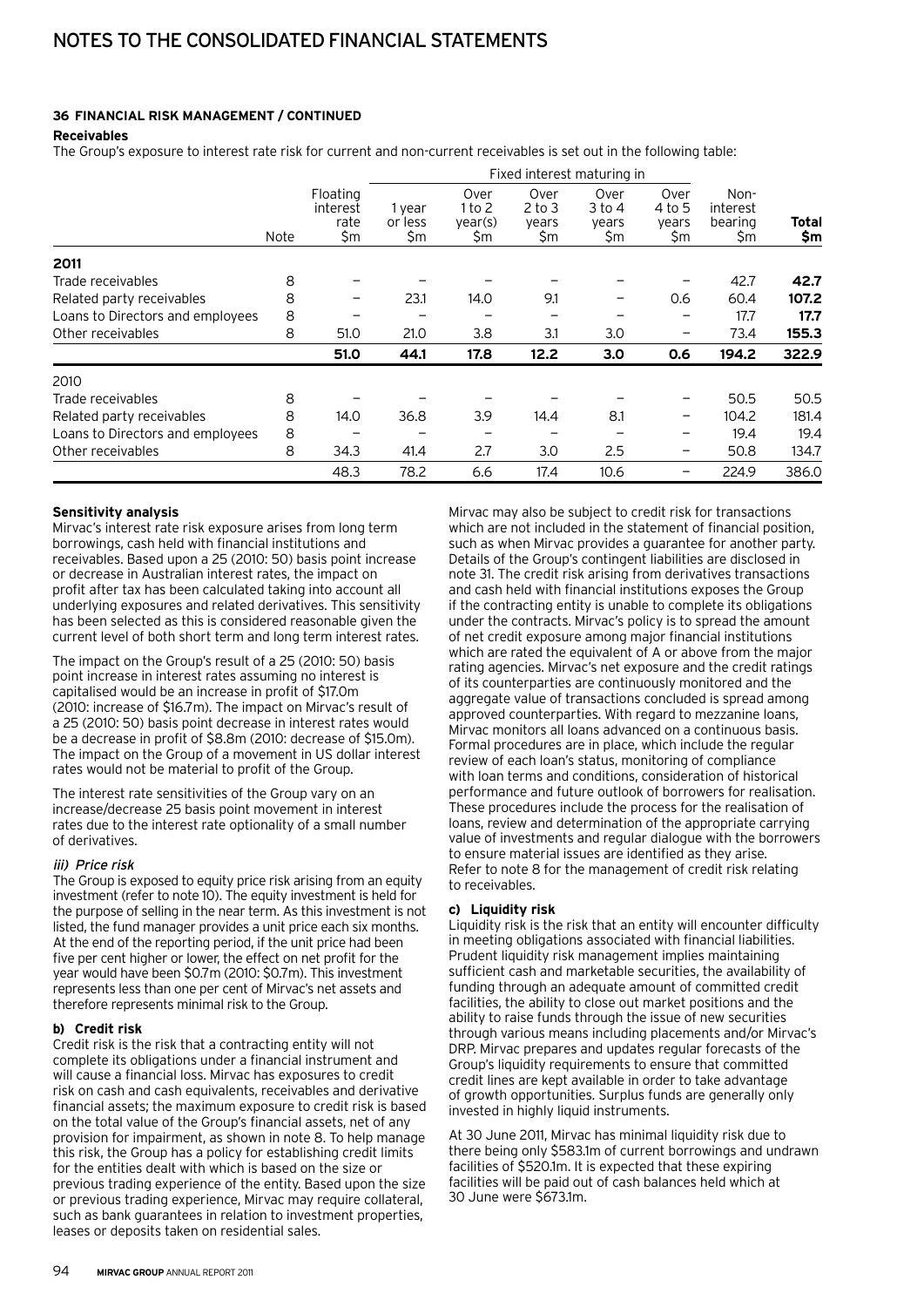### 36 FINANCIAL RISK MANAGEMENT / CONTINUED

**Receivables**

The Group's exposure to interest rate risk for current and non-current receivables is set out in the following table:

| | | | Fixed interest maturing in | | | | | | |
|---|---|---|---|---|---|---|---|---|---|
| | Note | Floating interest rate $m | 1 year or less $m | Over 1 to 2 year(s) $m | Over 2 to 3 years $m | Over 3 to 4 years $m | Over 4 to 5 years $m | Non-interest bearing $m | **Total $m** |
| **2011** | | | | | | | | | |
| Trade receivables | 8 | – | – | – | – | – | – | 42.7 | **42.7** |
| Related party receivables | 8 | – | 23.1 | 14.0 | 9.1 | – | 0.6 | 60.4 | **107.2** |
| Loans to Directors and employees | 8 | – | – | – | – | – | – | 17.7 | **17.7** |
| Other receivables | 8 | 51.0 | 21.0 | 3.8 | 3.1 | 3.0 | – | 73.4 | **155.3** |
| | | **51.0** | **44.1** | **17.8** | **12.2** | **3.0** | **0.6** | **194.2** | **322.9** |
| 2010 | | | | | | | | | |
| Trade receivables | 8 | – | – | – | – | – | – | 50.5 | 50.5 |
| Related party receivables | 8 | 14.0 | 36.8 | 3.9 | 14.4 | 8.1 | – | 104.2 | 181.4 |
| Loans to Directors and employees | 8 | – | – | – | – | – | – | 19.4 | 19.4 |
| Other receivables | 8 | 34.3 | 41.4 | 2.7 | 3.0 | 2.5 | – | 50.8 | 134.7 |
| | | 48.3 | 78.2 | 6.6 | 17.4 | 10.6 | – | 224.9 | 386.0 |

**Sensitivity analysis**

Mirvac's interest rate risk exposure arises from long term borrowings, cash held with financial institutions and receivables. Based upon a 25 (2010: 50) basis point increase or decrease in Australian interest rates, the impact on profit after tax has been calculated taking into account all underlying exposures and related derivatives. This sensitivity has been selected as this is considered reasonable given the current level of both short term and long term interest rates.

The impact on the Group's result of a 25 (2010: 50) basis point increase in interest rates assuming no interest is capitalised would be an increase in profit of $17.0m (2010: increase of $16.7m). The impact on Mirvac's result of a 25 (2010: 50) basis point decrease in interest rates would be a decrease in profit of $8.8m (2010: decrease of $15.0m). The impact on the Group of a movement in US dollar interest rates would not be material to profit of the Group.

The interest rate sensitivities of the Group vary on an increase/decrease 25 basis point movement in interest rates due to the interest rate optionality of a small number of derivatives.

*iii) Price risk*

The Group is exposed to equity price risk arising from an equity investment (refer to note 10). The equity investment is held for the purpose of selling in the near term. As this investment is not listed, the fund manager provides a unit price each six months. At the end of the reporting period, if the unit price had been five per cent higher or lower, the effect on net profit for the year would have been $0.7m (2010: $0.7m). This investment represents less than one per cent of Mirvac's net assets and therefore represents minimal risk to the Group.

**b) Credit risk**

Credit risk is the risk that a contracting entity will not complete its obligations under a financial instrument and will cause a financial loss. Mirvac has exposures to credit risk on cash and cash equivalents, receivables and derivative financial assets; the maximum exposure to credit risk is based on the total value of the Group's financial assets, net of any provision for impairment, as shown in note 8. To help manage this risk, the Group has a policy for establishing credit limits for the entities dealt with which is based on the size or previous trading experience of the entity. Based upon the size or previous trading experience, Mirvac may require collateral, such as bank guarantees in relation to investment properties, leases or deposits taken on residential sales.

Mirvac may also be subject to credit risk for transactions which are not included in the statement of financial position, such as when Mirvac provides a guarantee for another party. Details of the Group's contingent liabilities are disclosed in note 31. The credit risk arising from derivatives transactions and cash held with financial institutions exposes the Group if the contracting entity is unable to complete its obligations under the contracts. Mirvac's policy is to spread the amount of net credit exposure among major financial institutions which are rated the equivalent of A or above from the major rating agencies. Mirvac's net exposure and the credit ratings of its counterparties are continuously monitored and the aggregate value of transactions concluded is spread among approved counterparties. With regard to mezzanine loans, Mirvac monitors all loans advanced on a continuous basis. Formal procedures are in place, which include the regular review of each loan's status, monitoring of compliance with loan terms and conditions, consideration of historical performance and future outlook of borrowers for realisation. These procedures include the process for the realisation of loans, review and determination of the appropriate carrying value of investments and regular dialogue with the borrowers to ensure material issues are identified as they arise. Refer to note 8 for the management of credit risk relating to receivables.

**c) Liquidity risk**

Liquidity risk is the risk that an entity will encounter difficulty in meeting obligations associated with financial liabilities. Prudent liquidity risk management implies maintaining sufficient cash and marketable securities, the availability of funding through an adequate amount of committed credit facilities, the ability to close out market positions and the ability to raise funds through the issue of new securities through various means including placements and/or Mirvac's DRP. Mirvac prepares and updates regular forecasts of the Group's liquidity requirements to ensure that committed credit lines are kept available in order to take advantage of growth opportunities. Surplus funds are generally only invested in highly liquid instruments.

At 30 June 2011, Mirvac has minimal liquidity risk due to there being only $583.1m of current borrowings and undrawn facilities of $520.1m. It is expected that these expiring facilities will be paid out of cash balances held which at 30 June were $673.1m.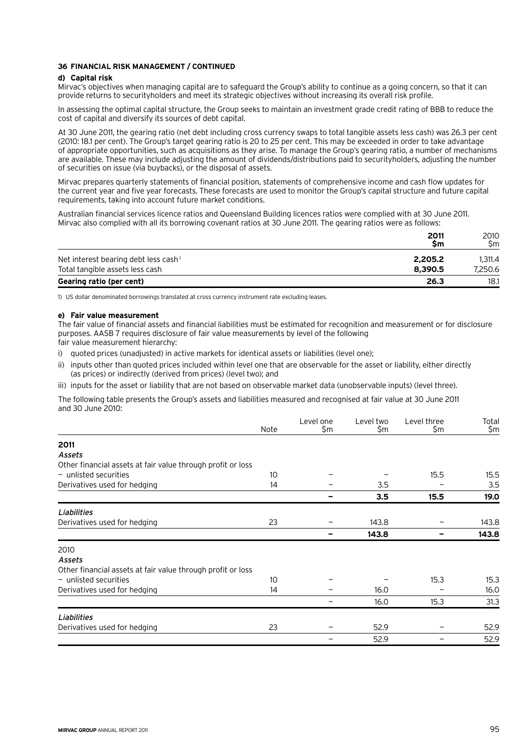### 36 FINANCIAL RISK MANAGEMENT / CONTINUED

#### d) Capital risk

Mirvac's objectives when managing capital are to safeguard the Group's ability to continue as a going concern, so that it can provide returns to securityholders and meet its strategic objectives without increasing its overall risk profile.

In assessing the optimal capital structure, the Group seeks to maintain an investment grade credit rating of BBB to reduce the cost of capital and diversify its sources of debt capital.

At 30 June 2011, the gearing ratio (net debt including cross currency swaps to total tangible assets less cash) was 26.3 per cent (2010: 18.1 per cent). The Group's target gearing ratio is 20 to 25 per cent. This may be exceeded in order to take advantage of appropriate opportunities, such as acquisitions as they arise. To manage the Group's gearing ratio, a number of mechanisms are available. These may include adjusting the amount of dividends/distributions paid to securityholders, adjusting the number of securities on issue (via buybacks), or the disposal of assets.

Mirvac prepares quarterly statements of financial position, statements of comprehensive income and cash flow updates for the current year and five year forecasts. These forecasts are used to monitor the Group's capital structure and future capital requirements, taking into account future market conditions.

Australian financial services licence ratios and Queensland Building licences ratios were complied with at 30 June 2011. Mirvac also complied with all its borrowing covenant ratios at 30 June 2011. The gearing ratios were as follows:

| | **2011 $m** | 2010 $m |
|---|---|---|
| Net interest bearing debt less cash[1] | **2,205.2** | 1,311.4 |
| Total tangible assets less cash | **8,390.5** | 7,250.6 |
| **Gearing ratio (per cent)** | **26.3** | 18.1 |

1) US dollar denominated borrowings translated at cross currency instrument rate excluding leases.

#### e) Fair value measurement

The fair value of financial assets and financial liabilities must be estimated for recognition and measurement or for disclosure purposes. AASB 7 requires disclosure of fair value measurements by level of the following fair value measurement hierarchy:

i) quoted prices (unadjusted) in active markets for identical assets or liabilities (level one);

ii) inputs other than quoted prices included within level one that are observable for the asset or liability, either directly (as prices) or indirectly (derived from prices) (level two); and

iii) inputs for the asset or liability that are not based on observable market data (unobservable inputs) (level three).

The following table presents the Group's assets and liabilities measured and recognised at fair value at 30 June 2011 and 30 June 2010:

| | Note | Level one $m | Level two $m | Level three $m | Total $m |
|---|---|---|---|---|---|
| **2011** | | | | | |
| *Assets* | | | | | |
| Other financial assets at fair value through profit or loss | | | | | |
| – unlisted securities | 10 | – | – | 15.5 | 15.5 |
| Derivatives used for hedging | 14 | – | 3.5 | – | 3.5 |
| | | **–** | **3.5** | **15.5** | **19.0** |
| *Liabilities* | | | | | |
| Derivatives used for hedging | 23 | – | 143.8 | – | 143.8 |
| | | **–** | **143.8** | **–** | **143.8** |
| 2010 | | | | | |
| *Assets* | | | | | |
| Other financial assets at fair value through profit or loss | | | | | |
| – unlisted securities | 10 | – | – | 15.3 | 15.3 |
| Derivatives used for hedging | 14 | – | 16.0 | – | 16.0 |
| | | – | 16.0 | 15.3 | 31.3 |
| *Liabilities* | | | | | |
| Derivatives used for hedging | 23 | – | 52.9 | – | 52.9 |
| | | – | 52.9 | – | 52.9 |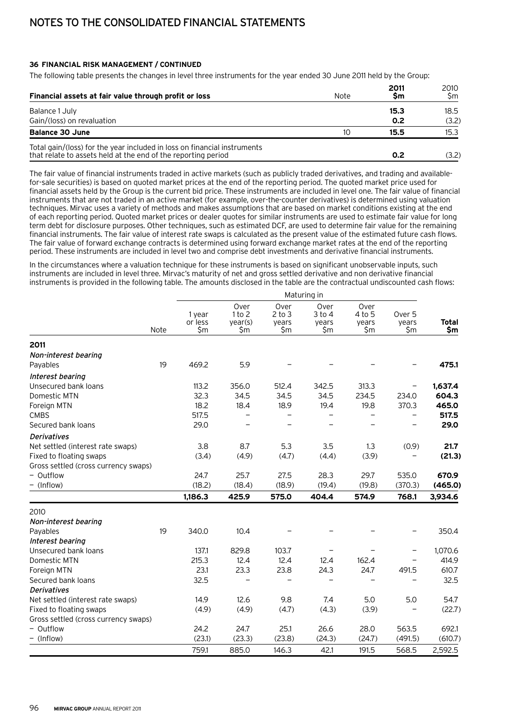# NOTES TO THE CONSOLIDATED FINANCIAL STATEMENTS

### 36 FINANCIAL RISK MANAGEMENT / CONTINUED

The following table presents the changes in level three instruments for the year ended 30 June 2011 held by the Group:

| Financial assets at fair value through profit or loss | Note | 2011 $m | 2010 $m |
|---|---|---|---|
| Balance 1 July | | **15.3** | 18.5 |
| Gain/(loss) on revaluation | | **0.2** | (3.2) |
| **Balance 30 June** | 10 | **15.5** | 15.3 |
| Total gain/(loss) for the year included in loss on financial instruments that relate to assets held at the end of the reporting period | | **0.2** | (3.2) |

The fair value of financial instruments traded in active markets (such as publicly traded derivatives, and trading and available-for-sale securities) is based on quoted market prices at the end of the reporting period. The quoted market price used for financial assets held by the Group is the current bid price. These instruments are included in level one. The fair value of financial instruments that are not traded in an active market (for example, over-the-counter derivatives) is determined using valuation techniques. Mirvac uses a variety of methods and makes assumptions that are based on market conditions existing at the end of each reporting period. Quoted market prices or dealer quotes for similar instruments are used to estimate fair value for long term debt for disclosure purposes. Other techniques, such as estimated DCF, are used to determine fair value for the remaining financial instruments. The fair value of interest rate swaps is calculated as the present value of the estimated future cash flows. The fair value of forward exchange contracts is determined using forward exchange market rates at the end of the reporting period. These instruments are included in level two and comprise debt investments and derivative financial instruments.

In the circumstances where a valuation technique for these instruments is based on significant unobservable inputs, such instruments are included in level three. Mirvac's maturity of net and gross settled derivative and non derivative financial instruments is provided in the following table. The amounts disclosed in the table are the contractual undiscounted cash flows:

| | Note | Maturing in | | | | | | |
|---|---|---|---|---|---|---|---|---|
| | | 1 year or less $m | Over 1 to 2 year(s) $m | Over 2 to 3 years $m | Over 3 to 4 years $m | Over 4 to 5 years $m | Over 5 years $m | **Total $m** |
| **2011** | | | | | | | | |
| *Non-interest bearing* | | | | | | | | |
| Payables | 19 | 469.2 | 5.9 | – | – | – | – | **475.1** |
| *Interest bearing* | | | | | | | | |
| Unsecured bank loans | | 113.2 | 356.0 | 512.4 | 342.5 | 313.3 | – | **1,637.4** |
| Domestic MTN | | 32.3 | 34.5 | 34.5 | 34.5 | 234.5 | 234.0 | **604.3** |
| Foreign MTN | | 18.2 | 18.4 | 18.9 | 19.4 | 19.8 | 370.3 | **465.0** |
| CMBS | | 517.5 | – | – | – | – | – | **517.5** |
| Secured bank loans | | 29.0 | – | – | – | – | – | **29.0** |
| *Derivatives* | | | | | | | | |
| Net settled (interest rate swaps) | | 3.8 | 8.7 | 5.3 | 3.5 | 1.3 | (0.9) | **21.7** |
| Fixed to floating swaps | | (3.4) | (4.9) | (4.7) | (4.4) | (3.9) | – | **(21.3)** |
| Gross settled (cross currency swaps) | | | | | | | | |
| – Outflow | | 24.7 | 25.7 | 27.5 | 28.3 | 29.7 | 535.0 | **670.9** |
| – (Inflow) | | (18.2) | (18.4) | (18.9) | (19.4) | (19.8) | (370.3) | **(465.0)** |
| | | **1,186.3** | **425.9** | **575.0** | **404.4** | **574.9** | **768.1** | **3,934.6** |
| 2010 | | | | | | | | |
| *Non-interest bearing* | | | | | | | | |
| Payables | 19 | 340.0 | 10.4 | – | – | – | – | 350.4 |
| *Interest bearing* | | | | | | | | |
| Unsecured bank loans | | 137.1 | 829.8 | 103.7 | – | – | – | 1,070.6 |
| Domestic MTN | | 215.3 | 12.4 | 12.4 | 12.4 | 162.4 | – | 414.9 |
| Foreign MTN | | 23.1 | 23.3 | 23.8 | 24.3 | 24.7 | 491.5 | 610.7 |
| Secured bank loans | | 32.5 | – | – | – | – | – | 32.5 |
| *Derivatives* | | | | | | | | |
| Net settled (interest rate swaps) | | 14.9 | 12.6 | 9.8 | 7.4 | 5.0 | 5.0 | 54.7 |
| Fixed to floating swaps | | (4.9) | (4.9) | (4.7) | (4.3) | (3.9) | – | (22.7) |
| Gross settled (cross currency swaps) | | | | | | | | |
| – Outflow | | 24.2 | 24.7 | 25.1 | 26.6 | 28.0 | 563.5 | 692.1 |
| – (Inflow) | | (23.1) | (23.3) | (23.8) | (24.3) | (24.7) | (491.5) | (610.7) |
| | | 759.1 | 885.0 | 146.3 | 42.1 | 191.5 | 568.5 | 2,592.5 |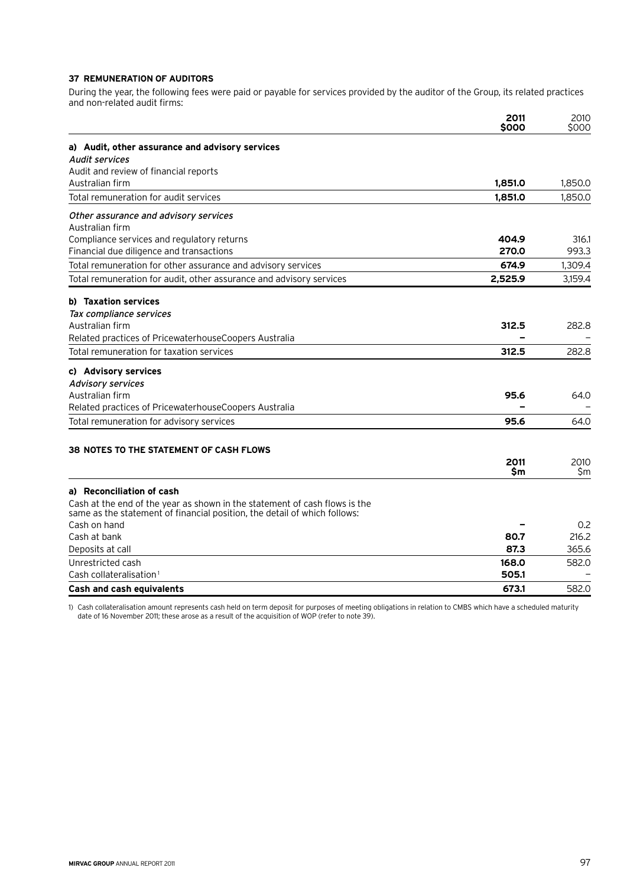## 37 REMUNERATION OF AUDITORS

During the year, the following fees were paid or payable for services provided by the auditor of the Group, its related practices and non-related audit firms:

| | 2011 $000 | 2010 $000 |
|---|---|---|
| **a) Audit, other assurance and advisory services** | | |
| *Audit services* | | |
| Audit and review of financial reports | | |
| Australian firm | **1,851.0** | 1,850.0 |
| Total remuneration for audit services | **1,851.0** | 1,850.0 |
| *Other assurance and advisory services* | | |
| Australian firm | | |
| Compliance services and regulatory returns | **404.9** | 316.1 |
| Financial due diligence and transactions | **270.0** | 993.3 |
| Total remuneration for other assurance and advisory services | **674.9** | 1,309.4 |
| Total remuneration for audit, other assurance and advisory services | **2,525.9** | 3,159.4 |
| **b) Taxation services** | | |
| *Tax compliance services* | | |
| Australian firm | **312.5** | 282.8 |
| Related practices of PricewaterhouseCoopers Australia | **–** | – |
| Total remuneration for taxation services | **312.5** | 282.8 |
| **c) Advisory services** | | |
| *Advisory services* | | |
| Australian firm | **95.6** | 64.0 |
| Related practices of PricewaterhouseCoopers Australia | **–** | – |
| Total remuneration for advisory services | **95.6** | 64.0 |

## 38 NOTES TO THE STATEMENT OF CASH FLOWS

| | 2011 $m | 2010 $m |
|---|---|---|
| **a) Reconciliation of cash** | | |
| Cash at the end of the year as shown in the statement of cash flows is the same as the statement of financial position, the detail of which follows: | | |
| Cash on hand | **–** | 0.2 |
| Cash at bank | **80.7** | 216.2 |
| Deposits at call | **87.3** | 365.6 |
| Unrestricted cash | **168.0** | 582.0 |
| Cash collateralisation[1] | **505.1** | – |
| **Cash and cash equivalents** | **673.1** | 582.0 |

1) Cash collateralisation amount represents cash held on term deposit for purposes of meeting obligations in relation to CMBS which have a scheduled maturity date of 16 November 2011; these arose as a result of the acquisition of WOP (refer to note 39).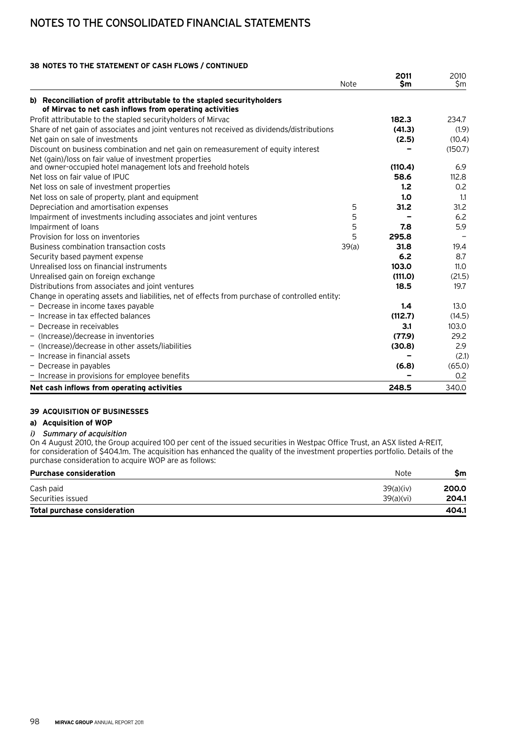# NOTES TO THE CONSOLIDATED FINANCIAL STATEMENTS

### 38 NOTES TO THE STATEMENT OF CASH FLOWS / CONTINUED

| | Note | 2011 $m | 2010 $m |
|---|---|---|---|
| **b) Reconciliation of profit attributable to the stapled securityholders of Mirvac to net cash inflows from operating activities** | | | |
| Profit attributable to the stapled securityholders of Mirvac | | **182.3** | 234.7 |
| Share of net gain of associates and joint ventures not received as dividends/distributions | | **(41.3)** | (1.9) |
| Net gain on sale of investments | | **(2.5)** | (10.4) |
| Discount on business combination and net gain on remeasurement of equity interest | | **–** | (150.7) |
| Net (gain)/loss on fair value of investment properties and owner-occupied hotel management lots and freehold hotels | | **(110.4)** | 6.9 |
| Net loss on fair value of IPUC | | **58.6** | 112.8 |
| Net loss on sale of investment properties | | **1.2** | 0.2 |
| Net loss on sale of property, plant and equipment | | **1.0** | 1.1 |
| Depreciation and amortisation expenses | 5 | **31.2** | 31.2 |
| Impairment of investments including associates and joint ventures | 5 | **–** | 6.2 |
| Impairment of loans | 5 | **7.8** | 5.9 |
| Provision for loss on inventories | 5 | **295.8** | – |
| Business combination transaction costs | 39(a) | **31.8** | 19.4 |
| Security based payment expense | | **6.2** | 8.7 |
| Unrealised loss on financial instruments | | **103.0** | 11.0 |
| Unrealised gain on foreign exchange | | **(111.0)** | (21.5) |
| Distributions from associates and joint ventures | | **18.5** | 19.7 |
| Change in operating assets and liabilities, net of effects from purchase of controlled entity: | | | |
| – Decrease in income taxes payable | | **1.4** | 13.0 |
| – Increase in tax effected balances | | **(112.7)** | (14.5) |
| – Decrease in receivables | | **3.1** | 103.0 |
| – (Increase)/decrease in inventories | | **(77.9)** | 29.2 |
| – (Increase)/decrease in other assets/liabilities | | **(30.8)** | 2.9 |
| – Increase in financial assets | | **–** | (2.1) |
| – Decrease in payables | | **(6.8)** | (65.0) |
| – Increase in provisions for employee benefits | | **–** | 0.2 |
| **Net cash inflows from operating activities** | | **248.5** | 340.0 |

### 39 ACQUISITION OF BUSINESSES

#### a) Acquisition of WOP

*i) Summary of acquisition*

On 4 August 2010, the Group acquired 100 per cent of the issued securities in Westpac Office Trust, an ASX listed A-REIT, for consideration of $404.1m. The acquisition has enhanced the quality of the investment properties portfolio. Details of the purchase consideration to acquire WOP are as follows:

| **Purchase consideration** | Note | $m |
|---|---|---|
| Cash paid | 39(a)(iv) | **200.0** |
| Securities issued | 39(a)(vi) | **204.1** |
| **Total purchase consideration** | | **404.1** |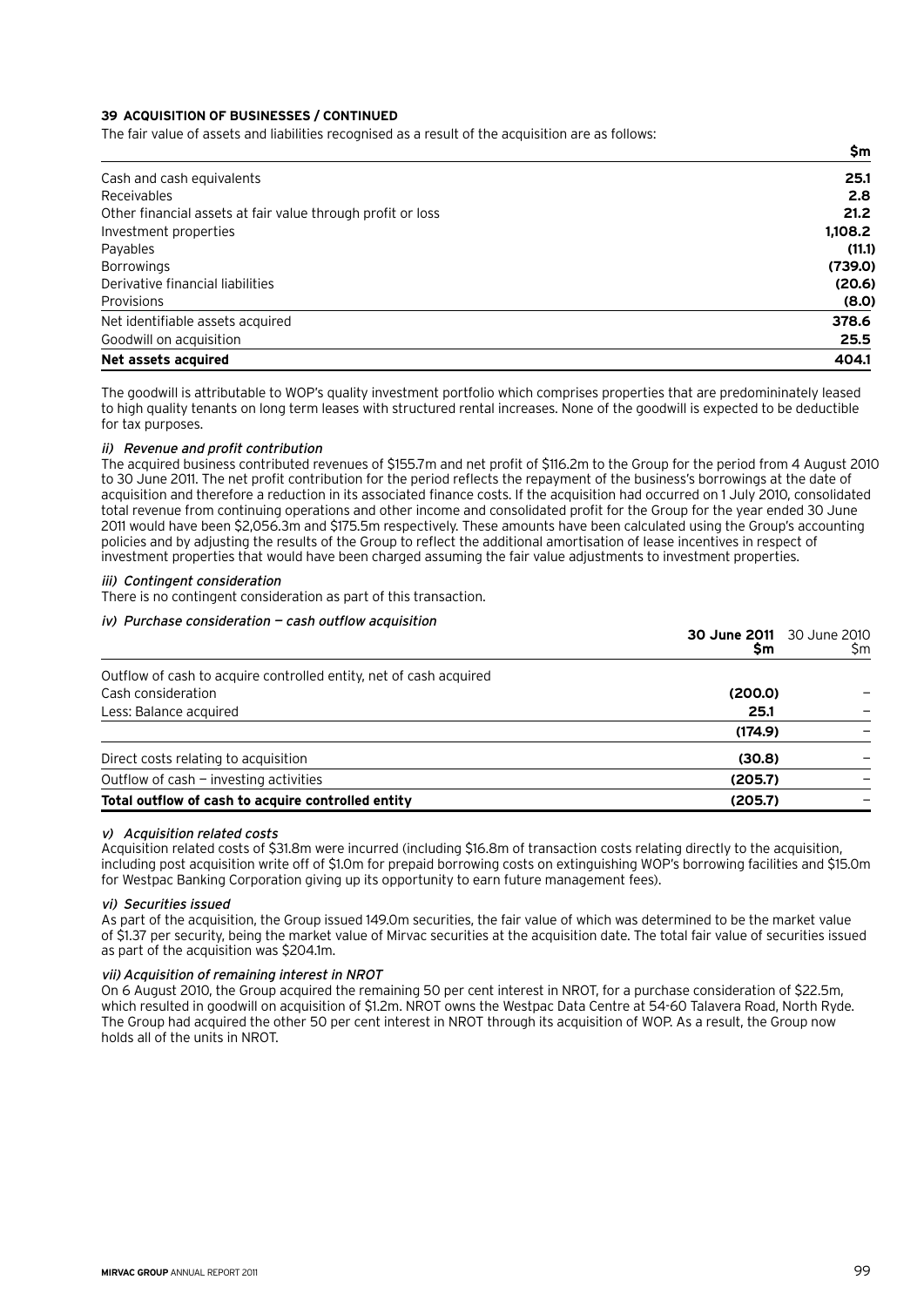**39 ACQUISITION OF BUSINESSES / CONTINUED**

The fair value of assets and liabilities recognised as a result of the acquisition are as follows:

| | $m |
|---|---|
| Cash and cash equivalents | **25.1** |
| Receivables | **2.8** |
| Other financial assets at fair value through profit or loss | **21.2** |
| Investment properties | **1,108.2** |
| Payables | **(11.1)** |
| Borrowings | **(739.0)** |
| Derivative financial liabilities | **(20.6)** |
| Provisions | **(8.0)** |
| Net identifiable assets acquired | **378.6** |
| Goodwill on acquisition | **25.5** |
| **Net assets acquired** | **404.1** |

The goodwill is attributable to WOP's quality investment portfolio which comprises properties that are predomininately leased to high quality tenants on long term leases with structured rental increases. None of the goodwill is expected to be deductible for tax purposes.

*ii) Revenue and profit contribution*

The acquired business contributed revenues of $155.7m and net profit of $116.2m to the Group for the period from 4 August 2010 to 30 June 2011. The net profit contribution for the period reflects the repayment of the business's borrowings at the date of acquisition and therefore a reduction in its associated finance costs. If the acquisition had occurred on 1 July 2010, consolidated total revenue from continuing operations and other income and consolidated profit for the Group for the year ended 30 June 2011 would have been $2,056.3m and $175.5m respectively. These amounts have been calculated using the Group's accounting policies and by adjusting the results of the Group to reflect the additional amortisation of lease incentives in respect of investment properties that would have been charged assuming the fair value adjustments to investment properties.

*iii) Contingent consideration*

There is no contingent consideration as part of this transaction.

*iv) Purchase consideration — cash outflow acquisition*

| | **30 June 2011 $m** | 30 June 2010 $m |
|---|---|---|
| Outflow of cash to acquire controlled entity, net of cash acquired | | |
| Cash consideration | **(200.0)** | – |
| Less: Balance acquired | **25.1** | – |
| | **(174.9)** | – |
| Direct costs relating to acquisition | **(30.8)** | – |
| Outflow of cash — investing activities | **(205.7)** | – |
| **Total outflow of cash to acquire controlled entity** | **(205.7)** | – |

*v) Acquisition related costs*

Acquisition related costs of $31.8m were incurred (including $16.8m of transaction costs relating directly to the acquisition, including post acquisition write off of $1.0m for prepaid borrowing costs on extinguishing WOP's borrowing facilities and $15.0m for Westpac Banking Corporation giving up its opportunity to earn future management fees).

*vi) Securities issued*

As part of the acquisition, the Group issued 149.0m securities, the fair value of which was determined to be the market value of $1.37 per security, being the market value of Mirvac securities at the acquisition date. The total fair value of securities issued as part of the acquisition was $204.1m.

*vii) Acquisition of remaining interest in NROT*

On 6 August 2010, the Group acquired the remaining 50 per cent interest in NROT, for a purchase consideration of $22.5m, which resulted in goodwill on acquisition of $1.2m. NROT owns the Westpac Data Centre at 54-60 Talavera Road, North Ryde. The Group had acquired the other 50 per cent interest in NROT through its acquisition of WOP. As a result, the Group now holds all of the units in NROT.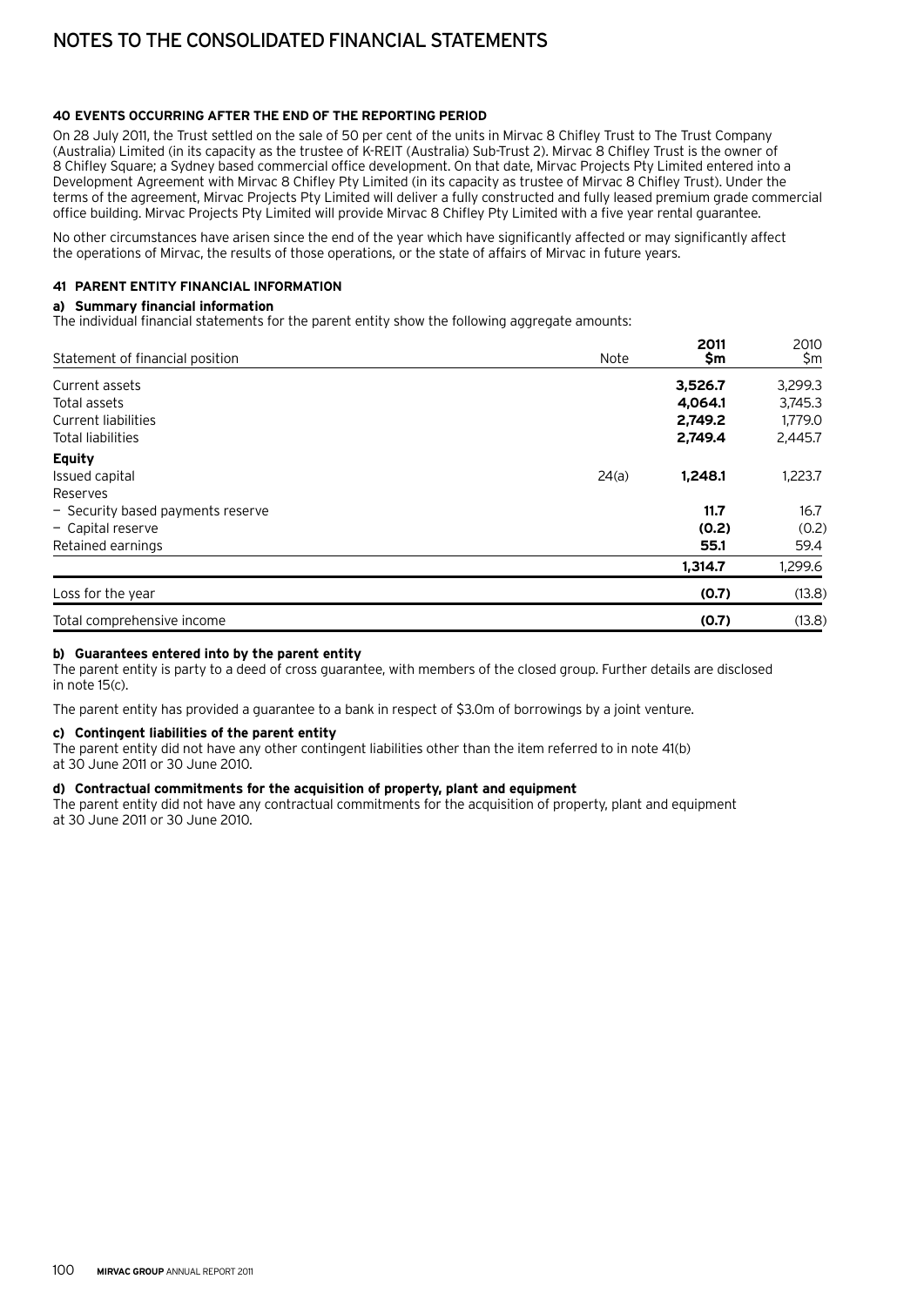# NOTES TO THE CONSOLIDATED FINANCIAL STATEMENTS

### 40 EVENTS OCCURRING AFTER THE END OF THE REPORTING PERIOD

On 28 July 2011, the Trust settled on the sale of 50 per cent of the units in Mirvac 8 Chifley Trust to The Trust Company (Australia) Limited (in its capacity as the trustee of K-REIT (Australia) Sub-Trust 2). Mirvac 8 Chifley Trust is the owner of 8 Chifley Square; a Sydney based commercial office development. On that date, Mirvac Projects Pty Limited entered into a Development Agreement with Mirvac 8 Chifley Pty Limited (in its capacity as trustee of Mirvac 8 Chifley Trust). Under the terms of the agreement, Mirvac Projects Pty Limited will deliver a fully constructed and fully leased premium grade commercial office building. Mirvac Projects Pty Limited will provide Mirvac 8 Chifley Pty Limited with a five year rental guarantee.

No other circumstances have arisen since the end of the year which have significantly affected or may significantly affect the operations of Mirvac, the results of those operations, or the state of affairs of Mirvac in future years.

### 41 PARENT ENTITY FINANCIAL INFORMATION

#### a) Summary financial information

The individual financial statements for the parent entity show the following aggregate amounts:

| Statement of financial position | Note | 2011 $m | 2010 $m |
|---|---|---|---|
| Current assets | | **3,526.7** | 3,299.3 |
| Total assets | | **4,064.1** | 3,745.3 |
| Current liabilities | | **2,749.2** | 1,779.0 |
| Total liabilities | | **2,749.4** | 2,445.7 |
| **Equity** | | | |
| Issued capital | 24(a) | **1,248.1** | 1,223.7 |
| Reserves | | | |
| – Security based payments reserve | | **11.7** | 16.7 |
| – Capital reserve | | **(0.2)** | (0.2) |
| Retained earnings | | **55.1** | 59.4 |
| | | **1,314.7** | 1,299.6 |
| Loss for the year | | **(0.7)** | (13.8) |
| Total comprehensive income | | **(0.7)** | (13.8) |

#### b) Guarantees entered into by the parent entity

The parent entity is party to a deed of cross guarantee, with members of the closed group. Further details are disclosed in note 15(c).

The parent entity has provided a guarantee to a bank in respect of $3.0m of borrowings by a joint venture.

#### c) Contingent liabilities of the parent entity

The parent entity did not have any other contingent liabilities other than the item referred to in note 41(b) at 30 June 2011 or 30 June 2010.

#### d) Contractual commitments for the acquisition of property, plant and equipment

The parent entity did not have any contractual commitments for the acquisition of property, plant and equipment at 30 June 2011 or 30 June 2010.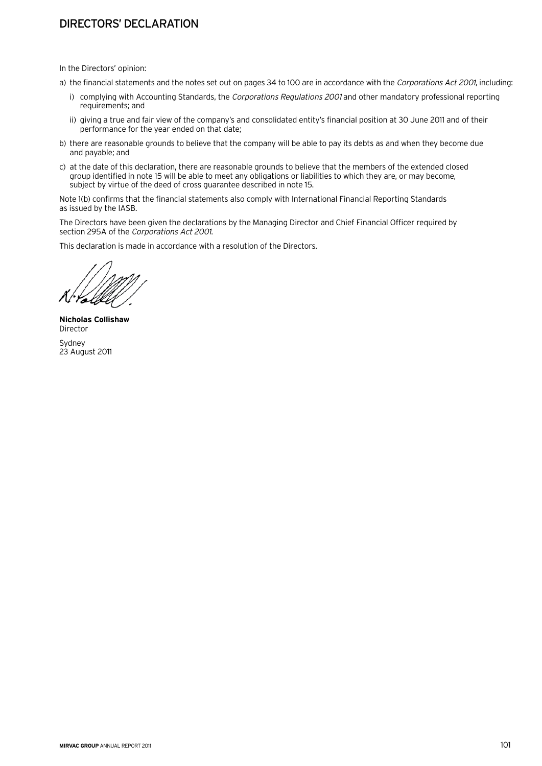# DIRECTORS' DECLARATION

In the Directors' opinion:

a) the financial statements and the notes set out on pages 34 to 100 are in accordance with the *Corporations Act 2001*, including:

   i) complying with Accounting Standards, the *Corporations Regulations 2001* and other mandatory professional reporting requirements; and

   ii) giving a true and fair view of the company's and consolidated entity's financial position at 30 June 2011 and of their performance for the year ended on that date;

b) there are reasonable grounds to believe that the company will be able to pay its debts as and when they become due and payable; and

c) at the date of this declaration, there are reasonable grounds to believe that the members of the extended closed group identified in note 15 will be able to meet any obligations or liabilities to which they are, or may become, subject by virtue of the deed of cross guarantee described in note 15.

Note 1(b) confirms that the financial statements also comply with International Financial Reporting Standards as issued by the IASB.

The Directors have been given the declarations by the Managing Director and Chief Financial Officer required by section 295A of the *Corporations Act 2001*.

This declaration is made in accordance with a resolution of the Directors.

**Nicholas Collishaw**
Director

Sydney
23 August 2011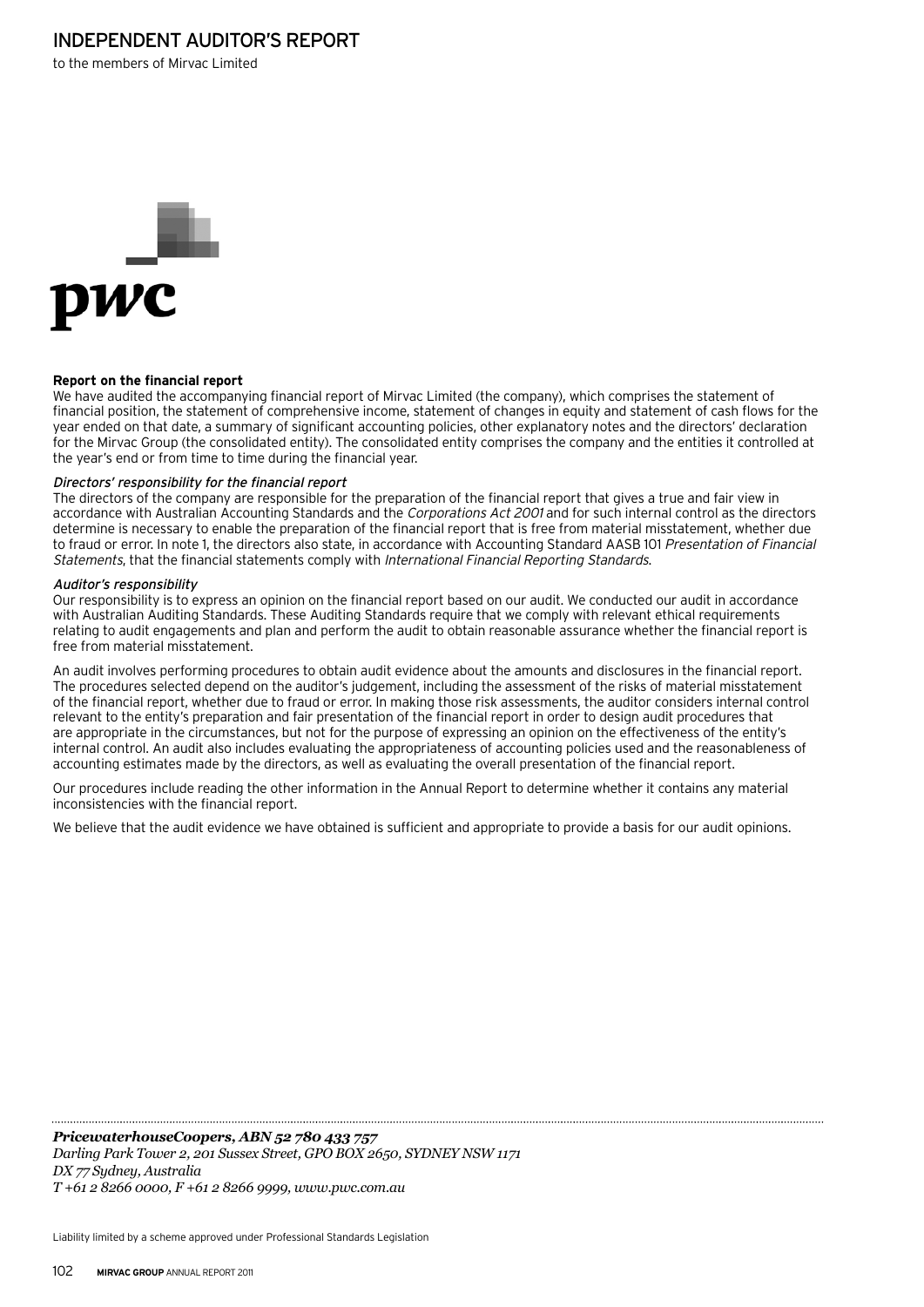# INDEPENDENT AUDITOR'S REPORT

to the members of Mirvac Limited

**Report on the financial report**

We have audited the accompanying financial report of Mirvac Limited (the company), which comprises the statement of financial position, the statement of comprehensive income, statement of changes in equity and statement of cash flows for the year ended on that date, a summary of significant accounting policies, other explanatory notes and the directors' declaration for the Mirvac Group (the consolidated entity). The consolidated entity comprises the company and the entities it controlled at the year's end or from time to time during the financial year.

*Directors' responsibility for the financial report*

The directors of the company are responsible for the preparation of the financial report that gives a true and fair view in accordance with Australian Accounting Standards and the *Corporations Act 2001* and for such internal control as the directors determine is necessary to enable the preparation of the financial report that is free from material misstatement, whether due to fraud or error. In note 1, the directors also state, in accordance with Accounting Standard AASB 101 *Presentation of Financial Statements*, that the financial statements comply with *International Financial Reporting Standards*.

*Auditor's responsibility*

Our responsibility is to express an opinion on the financial report based on our audit. We conducted our audit in accordance with Australian Auditing Standards. These Auditing Standards require that we comply with relevant ethical requirements relating to audit engagements and plan and perform the audit to obtain reasonable assurance whether the financial report is free from material misstatement.

An audit involves performing procedures to obtain audit evidence about the amounts and disclosures in the financial report. The procedures selected depend on the auditor's judgement, including the assessment of the risks of material misstatement of the financial report, whether due to fraud or error. In making those risk assessments, the auditor considers internal control relevant to the entity's preparation and fair presentation of the financial report in order to design audit procedures that are appropriate in the circumstances, but not for the purpose of expressing an opinion on the effectiveness of the entity's internal control. An audit also includes evaluating the appropriateness of accounting policies used and the reasonableness of accounting estimates made by the directors, as well as evaluating the overall presentation of the financial report.

Our procedures include reading the other information in the Annual Report to determine whether it contains any material inconsistencies with the financial report.

We believe that the audit evidence we have obtained is sufficient and appropriate to provide a basis for our audit opinions.

***PricewaterhouseCoopers, ABN 52 780 433 757***
*Darling Park Tower 2, 201 Sussex Street, GPO BOX 2650, SYDNEY NSW 1171*
*DX 77 Sydney, Australia*
*T +61 2 8266 0000, F +61 2 8266 9999, www.pwc.com.au*

Liability limited by a scheme approved under Professional Standards Legislation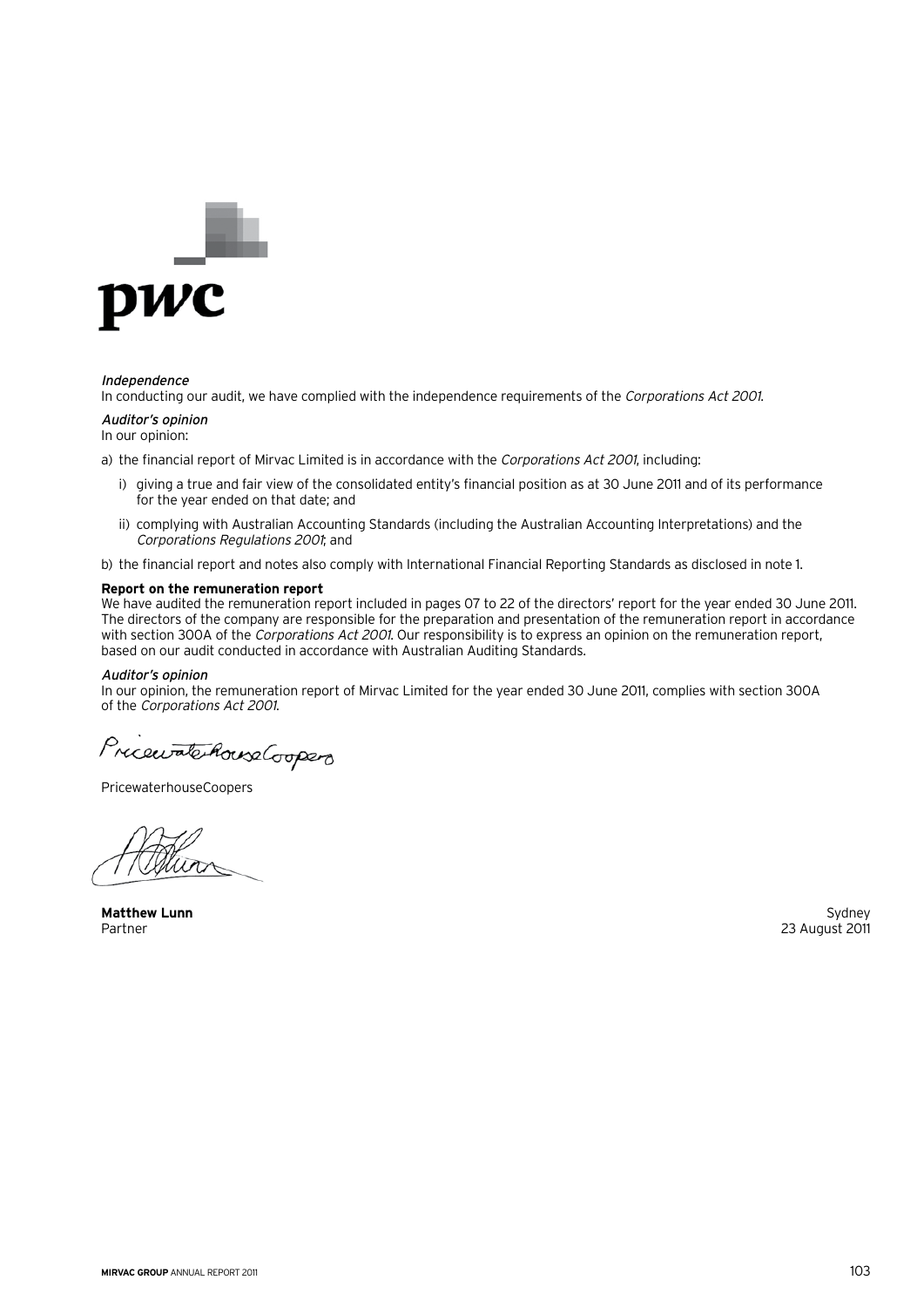*Independence*

In conducting our audit, we have complied with the independence requirements of the *Corporations Act 2001*.

*Auditor's opinion*

In our opinion:

a) the financial report of Mirvac Limited is in accordance with the *Corporations Act 2001*, including:

   i) giving a true and fair view of the consolidated entity's financial position as at 30 June 2011 and of its performance for the year ended on that date; and

   ii) complying with Australian Accounting Standards (including the Australian Accounting Interpretations) and the *Corporations Regulations 2001*; and

b) the financial report and notes also comply with International Financial Reporting Standards as disclosed in note 1.

**Report on the remuneration report**

We have audited the remuneration report included in pages 07 to 22 of the directors' report for the year ended 30 June 2011. The directors of the company are responsible for the preparation and presentation of the remuneration report in accordance with section 300A of the *Corporations Act 2001*. Our responsibility is to express an opinion on the remuneration report, based on our audit conducted in accordance with Australian Auditing Standards.

*Auditor's opinion*

In our opinion, the remuneration report of Mirvac Limited for the year ended 30 June 2011, complies with section 300A of the *Corporations Act 2001*.

PricewaterhouseCoopers

**Matthew Lunn**
Partner

Sydney
23 August 2011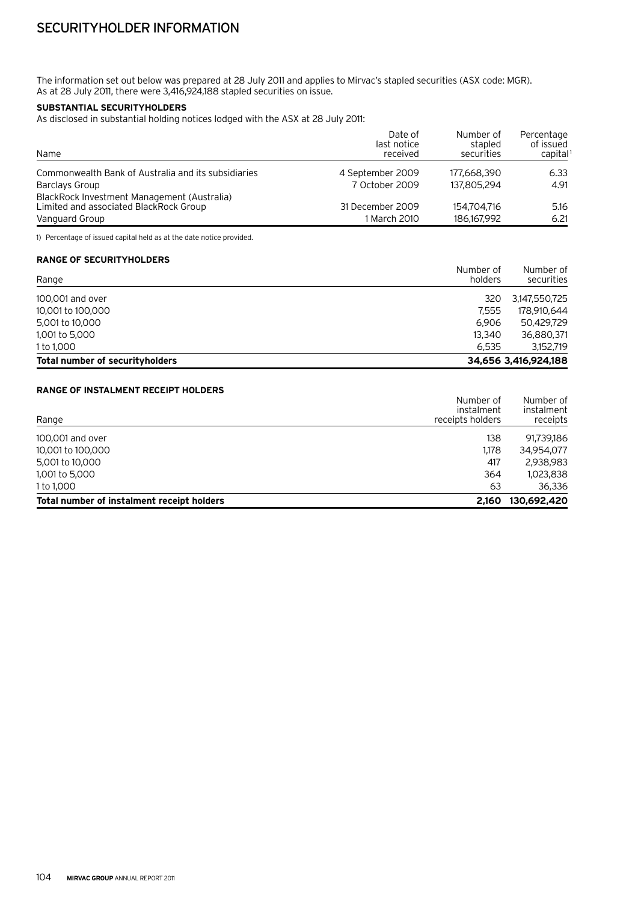# SECURITYHOLDER INFORMATION

The information set out below was prepared at 28 July 2011 and applies to Mirvac's stapled securities (ASX code: MGR). As at 28 July 2011, there were 3,416,924,188 stapled securities on issue.

**SUBSTANTIAL SECURITYHOLDERS**

As disclosed in substantial holding notices lodged with the ASX at 28 July 2011:

| Name | Date of last notice received | Number of stapled securities | Percentage of issued capital[1] |
|---|---|---|---|
| Commonwealth Bank of Australia and its subsidiaries | 4 September 2009 | 177,668,390 | 6.33 |
| Barclays Group | 7 October 2009 | 137,805,294 | 4.91 |
| BlackRock Investment Management (Australia) Limited and associated BlackRock Group | 31 December 2009 | 154,704,716 | 5.16 |
| Vanguard Group | 1 March 2010 | 186,167,992 | 6.21 |

1) Percentage of issued capital held as at the date notice provided.

**RANGE OF SECURITYHOLDERS**

| Range | Number of holders | Number of securities |
|---|---|---|
| 100,001 and over | 320 | 3,147,550,725 |
| 10,001 to 100,000 | 7,555 | 178,910,644 |
| 5,001 to 10,000 | 6,906 | 50,429,729 |
| 1,001 to 5,000 | 13,340 | 36,880,371 |
| 1 to 1,000 | 6,535 | 3,152,719 |
| **Total number of securityholders** | **34,656** | **3,416,924,188** |

**RANGE OF INSTALMENT RECEIPT HOLDERS**

| Range | Number of instalment receipts holders | Number of instalment receipts |
|---|---|---|
| 100,001 and over | 138 | 91,739,186 |
| 10,001 to 100,000 | 1,178 | 34,954,077 |
| 5,001 to 10,000 | 417 | 2,938,983 |
| 1,001 to 5,000 | 364 | 1,023,838 |
| 1 to 1,000 | 63 | 36,336 |
| **Total number of instalment receipt holders** | **2,160** | **130,692,420** |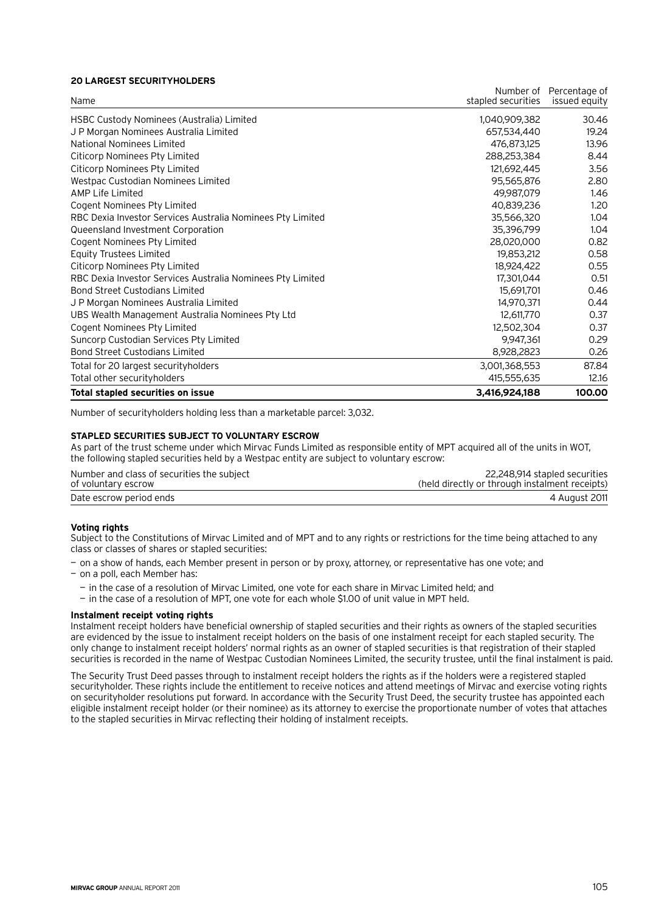**20 LARGEST SECURITYHOLDERS**

| Name | Number of stapled securities | Percentage of issued equity |
|---|---|---|
| HSBC Custody Nominees (Australia) Limited | 1,040,909,382 | 30.46 |
| J P Morgan Nominees Australia Limited | 657,534,440 | 19.24 |
| National Nominees Limited | 476,873,125 | 13.96 |
| Citicorp Nominees Pty Limited | 288,253,384 | 8.44 |
| Citicorp Nominees Pty Limited | 121,692,445 | 3.56 |
| Westpac Custodian Nominees Limited | 95,565,876 | 2.80 |
| AMP Life Limited | 49,987,079 | 1.46 |
| Cogent Nominees Pty Limited | 40,839,236 | 1.20 |
| RBC Dexia Investor Services Australia Nominees Pty Limited | 35,566,320 | 1.04 |
| Queensland Investment Corporation | 35,396,799 | 1.04 |
| Cogent Nominees Pty Limited | 28,020,000 | 0.82 |
| Equity Trustees Limited | 19,853,212 | 0.58 |
| Citicorp Nominees Pty Limited | 18,924,422 | 0.55 |
| RBC Dexia Investor Services Australia Nominees Pty Limited | 17,301,044 | 0.51 |
| Bond Street Custodians Limited | 15,691,701 | 0.46 |
| J P Morgan Nominees Australia Limited | 14,970,371 | 0.44 |
| UBS Wealth Management Australia Nominees Pty Ltd | 12,611,770 | 0.37 |
| Cogent Nominees Pty Limited | 12,502,304 | 0.37 |
| Suncorp Custodian Services Pty Limited | 9,947,361 | 0.29 |
| Bond Street Custodians Limited | 8,928,2823 | 0.26 |
| Total for 20 largest securityholders | 3,001,368,553 | 87.84 |
| Total other securityholders | 415,555,635 | 12.16 |
| **Total stapled securities on issue** | **3,416,924,188** | **100.00** |

Number of securityholders holding less than a marketable parcel: 3,032.

**STAPLED SECURITIES SUBJECT TO VOLUNTARY ESCROW**

As part of the trust scheme under which Mirvac Funds Limited as responsible entity of MPT acquired all of the units in WOT, the following stapled securities held by a Westpac entity are subject to voluntary escrow:

| | |
|---|---|
| Number and class of securities the subject of voluntary escrow | 22,248,914 stapled securities (held directly or through instalment receipts) |
| Date escrow period ends | 4 August 2011 |

**Voting rights**

Subject to the Constitutions of Mirvac Limited and of MPT and to any rights or restrictions for the time being attached to any class or classes of shares or stapled securities:

- on a show of hands, each Member present in person or by proxy, attorney, or representative has one vote; and
- on a poll, each Member has:
  - in the case of a resolution of Mirvac Limited, one vote for each share in Mirvac Limited held; and
  - in the case of a resolution of MPT, one vote for each whole $1.00 of unit value in MPT held.

**Instalment receipt voting rights**

Instalment receipt holders have beneficial ownership of stapled securities and their rights as owners of the stapled securities are evidenced by the issue to instalment receipt holders on the basis of one instalment receipt for each stapled security. The only change to instalment receipt holders' normal rights as an owner of stapled securities is that registration of their stapled securities is recorded in the name of Westpac Custodian Nominees Limited, the security trustee, until the final instalment is paid.

The Security Trust Deed passes through to instalment receipt holders the rights as if the holders were a registered stapled securityholder. These rights include the entitlement to receive notices and attend meetings of Mirvac and exercise voting rights on securityholder resolutions put forward. In accordance with the Security Trust Deed, the security trustee has appointed each eligible instalment receipt holder (or their nominee) as its attorney to exercise the proportionate number of votes that attaches to the stapled securities in Mirvac reflecting their holding of instalment receipts.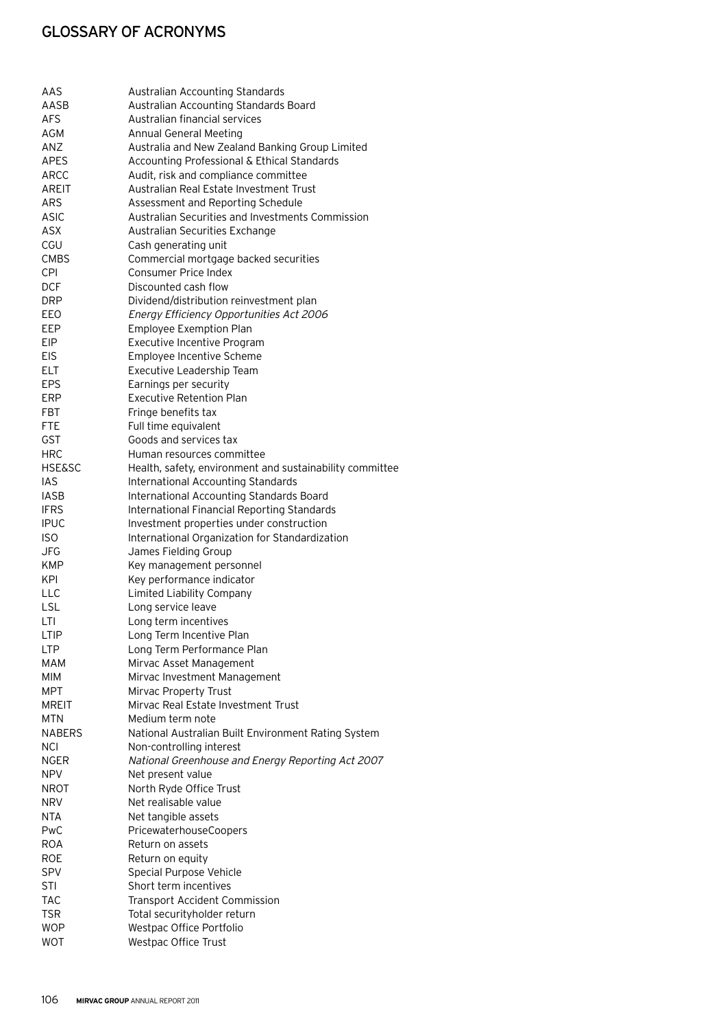# GLOSSARY OF ACRONYMS

| | |
|---|---|
| AAS | Australian Accounting Standards |
| AASB | Australian Accounting Standards Board |
| AFS | Australian financial services |
| AGM | Annual General Meeting |
| ANZ | Australia and New Zealand Banking Group Limited |
| APES | Accounting Professional & Ethical Standards |
| ARCC | Audit, risk and compliance committee |
| AREIT | Australian Real Estate Investment Trust |
| ARS | Assessment and Reporting Schedule |
| ASIC | Australian Securities and Investments Commission |
| ASX | Australian Securities Exchange |
| CGU | Cash generating unit |
| CMBS | Commercial mortgage backed securities |
| CPI | Consumer Price Index |
| DCF | Discounted cash flow |
| DRP | Dividend/distribution reinvestment plan |
| EEO | *Energy Efficiency Opportunities Act 2006* |
| EEP | Employee Exemption Plan |
| EIP | Executive Incentive Program |
| EIS | Employee Incentive Scheme |
| ELT | Executive Leadership Team |
| EPS | Earnings per security |
| ERP | Executive Retention Plan |
| FBT | Fringe benefits tax |
| FTE | Full time equivalent |
| GST | Goods and services tax |
| HRC | Human resources committee |
| HSE&SC | Health, safety, environment and sustainability committee |
| IAS | International Accounting Standards |
| IASB | International Accounting Standards Board |
| IFRS | International Financial Reporting Standards |
| IPUC | Investment properties under construction |
| ISO | International Organization for Standardization |
| JFG | James Fielding Group |
| KMP | Key management personnel |
| KPI | Key performance indicator |
| LLC | Limited Liability Company |
| LSL | Long service leave |
| LTI | Long term incentives |
| LTIP | Long Term Incentive Plan |
| LTP | Long Term Performance Plan |
| MAM | Mirvac Asset Management |
| MIM | Mirvac Investment Management |
| MPT | Mirvac Property Trust |
| MREIT | Mirvac Real Estate Investment Trust |
| MTN | Medium term note |
| NABERS | National Australian Built Environment Rating System |
| NCI | Non-controlling interest |
| NGER | *National Greenhouse and Energy Reporting Act 2007* |
| NPV | Net present value |
| NROT | North Ryde Office Trust |
| NRV | Net realisable value |
| NTA | Net tangible assets |
| PwC | PricewaterhouseCoopers |
| ROA | Return on assets |
| ROE | Return on equity |
| SPV | Special Purpose Vehicle |
| STI | Short term incentives |
| TAC | Transport Accident Commission |
| TSR | Total securityholder return |
| WOP | Westpac Office Portfolio |
| WOT | Westpac Office Trust |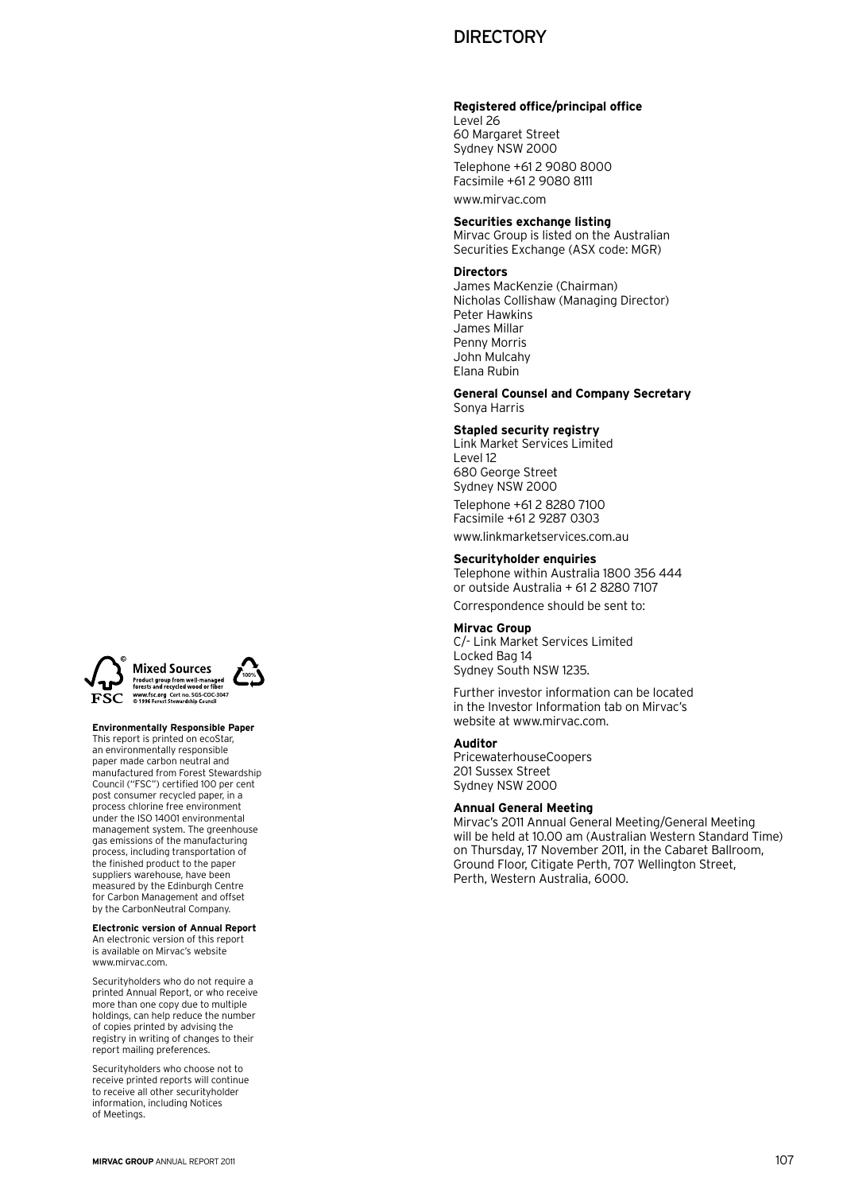# DIRECTORY

**Registered office/principal office**
Level 26
60 Margaret Street
Sydney NSW 2000

Telephone +61 2 9080 8000
Facsimile +61 2 9080 8111

www.mirvac.com

**Securities exchange listing**
Mirvac Group is listed on the Australian Securities Exchange (ASX code: MGR)

**Directors**
James MacKenzie (Chairman)
Nicholas Collishaw (Managing Director)
Peter Hawkins
James Millar
Penny Morris
John Mulcahy
Elana Rubin

**General Counsel and Company Secretary**
Sonya Harris

**Stapled security registry**
Link Market Services Limited
Level 12
680 George Street
Sydney NSW 2000

Telephone +61 2 8280 7100
Facsimile +61 2 9287 0303

www.linkmarketservices.com.au

**Securityholder enquiries**
Telephone within Australia 1800 356 444
or outside Australia + 61 2 8280 7107

Correspondence should be sent to:

**Mirvac Group**
C/- Link Market Services Limited
Locked Bag 14
Sydney South NSW 1235.

Further investor information can be located in the Investor Information tab on Mirvac's website at www.mirvac.com.

**Auditor**
PricewaterhouseCoopers
201 Sussex Street
Sydney NSW 2000

**Annual General Meeting**
Mirvac's 2011 Annual General Meeting/General Meeting will be held at 10.00 am (Australian Western Standard Time) on Thursday, 17 November 2011, in the Cabaret Ballroom, Ground Floor, Citigate Perth, 707 Wellington Street, Perth, Western Australia, 6000.

Mixed Sources
Product group from well-managed forests and recycled wood or fiber
www.fsc.org Cert no. SGS-COC-3047
© 1996 Forest Stewardship Council
FSC
100%

**Environmentally Responsible Paper**
This report is printed on ecoStar, an environmentally responsible paper made carbon neutral and manufactured from Forest Stewardship Council ("FSC") certified 100 per cent post consumer recycled paper, in a process chlorine free environment under the ISO 14001 environmental management system. The greenhouse gas emissions of the manufacturing process, including transportation of the finished product to the paper suppliers warehouse, have been measured by the Edinburgh Centre for Carbon Management and offset by the CarbonNeutral Company.

**Electronic version of Annual Report**
An electronic version of this report is available on Mirvac's website www.mirvac.com.

Securityholders who do not require a printed Annual Report, or who receive more than one copy due to multiple holdings, can help reduce the number of copies printed by advising the registry in writing of changes to their report mailing preferences.

Securityholders who choose not to receive printed reports will continue to receive all other securityholder information, including Notices of Meetings.